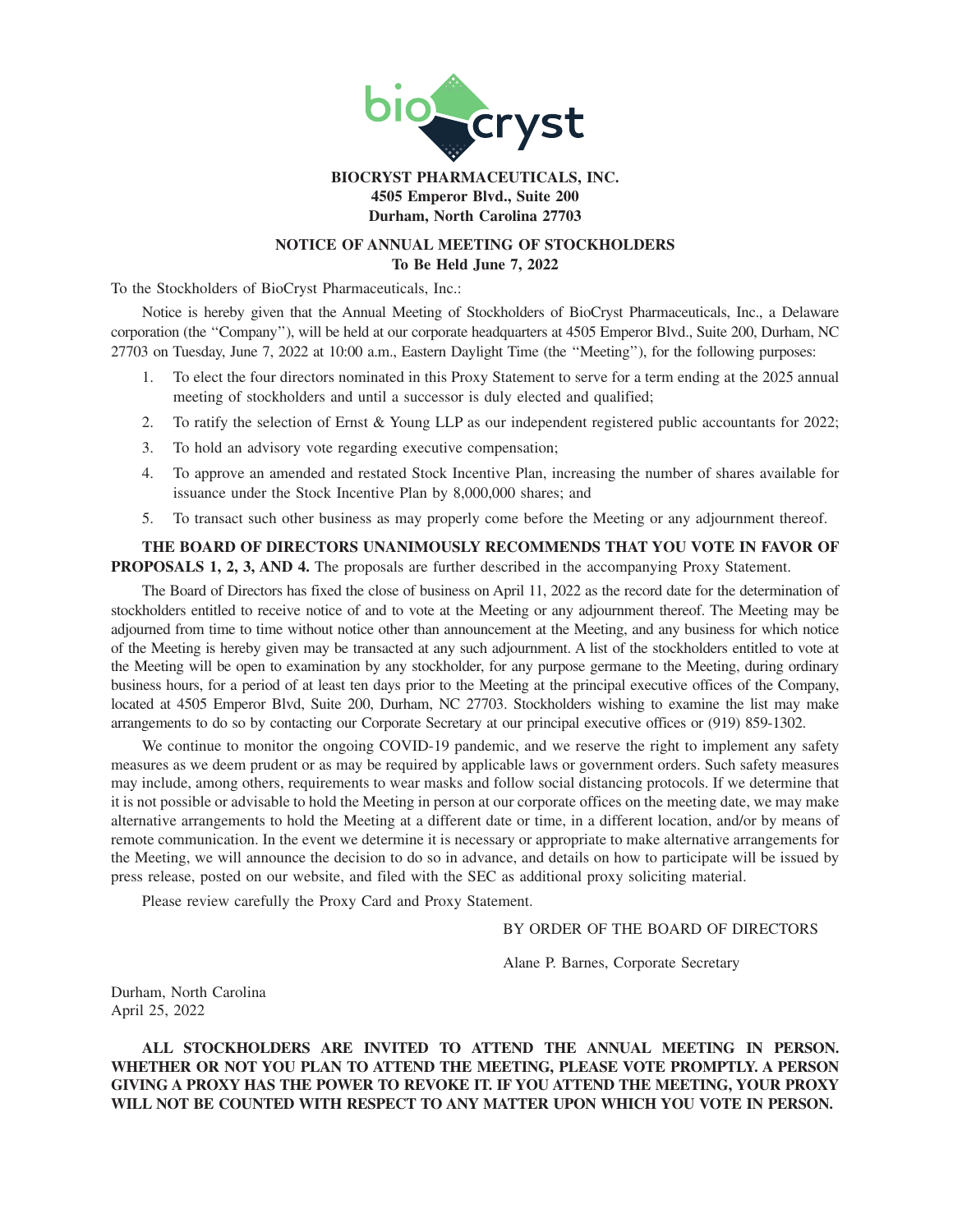**BIOCRYST PHARMACEUTICALS, INC.**
**4505 Emperor Blvd., Suite 200**
**Durham, North Carolina 27703**

**NOTICE OF ANNUAL MEETING OF STOCKHOLDERS**
**To Be Held June 7, 2022**

To the Stockholders of BioCryst Pharmaceuticals, Inc.:

Notice is hereby given that the Annual Meeting of Stockholders of BioCryst Pharmaceuticals, Inc., a Delaware corporation (the "Company"), will be held at our corporate headquarters at 4505 Emperor Blvd., Suite 200, Durham, NC 27703 on Tuesday, June 7, 2022 at 10:00 a.m., Eastern Daylight Time (the "Meeting"), for the following purposes:

1. To elect the four directors nominated in this Proxy Statement to serve for a term ending at the 2025 annual meeting of stockholders and until a successor is duly elected and qualified;
2. To ratify the selection of Ernst & Young LLP as our independent registered public accountants for 2022;
3. To hold an advisory vote regarding executive compensation;
4. To approve an amended and restated Stock Incentive Plan, increasing the number of shares available for issuance under the Stock Incentive Plan by 8,000,000 shares; and
5. To transact such other business as may properly come before the Meeting or any adjournment thereof.

**THE BOARD OF DIRECTORS UNANIMOUSLY RECOMMENDS THAT YOU VOTE IN FAVOR OF PROPOSALS 1, 2, 3, AND 4.** The proposals are further described in the accompanying Proxy Statement.

The Board of Directors has fixed the close of business on April 11, 2022 as the record date for the determination of stockholders entitled to receive notice of and to vote at the Meeting or any adjournment thereof. The Meeting may be adjourned from time to time without notice other than announcement at the Meeting, and any business for which notice of the Meeting is hereby given may be transacted at any such adjournment. A list of the stockholders entitled to vote at the Meeting will be open to examination by any stockholder, for any purpose germane to the Meeting, during ordinary business hours, for a period of at least ten days prior to the Meeting at the principal executive offices of the Company, located at 4505 Emperor Blvd, Suite 200, Durham, NC 27703. Stockholders wishing to examine the list may make arrangements to do so by contacting our Corporate Secretary at our principal executive offices or (919) 859-1302.

We continue to monitor the ongoing COVID-19 pandemic, and we reserve the right to implement any safety measures as we deem prudent or as may be required by applicable laws or government orders. Such safety measures may include, among others, requirements to wear masks and follow social distancing protocols. If we determine that it is not possible or advisable to hold the Meeting in person at our corporate offices on the meeting date, we may make alternative arrangements to hold the Meeting at a different date or time, in a different location, and/or by means of remote communication. In the event we determine it is necessary or appropriate to make alternative arrangements for the Meeting, we will announce the decision to do so in advance, and details on how to participate will be issued by press release, posted on our website, and filed with the SEC as additional proxy soliciting material.

Please review carefully the Proxy Card and Proxy Statement.

BY ORDER OF THE BOARD OF DIRECTORS

Alane P. Barnes, Corporate Secretary

Durham, North Carolina
April 25, 2022

**ALL STOCKHOLDERS ARE INVITED TO ATTEND THE ANNUAL MEETING IN PERSON. WHETHER OR NOT YOU PLAN TO ATTEND THE MEETING, PLEASE VOTE PROMPTLY. A PERSON GIVING A PROXY HAS THE POWER TO REVOKE IT. IF YOU ATTEND THE MEETING, YOUR PROXY WILL NOT BE COUNTED WITH RESPECT TO ANY MATTER UPON WHICH YOU VOTE IN PERSON.**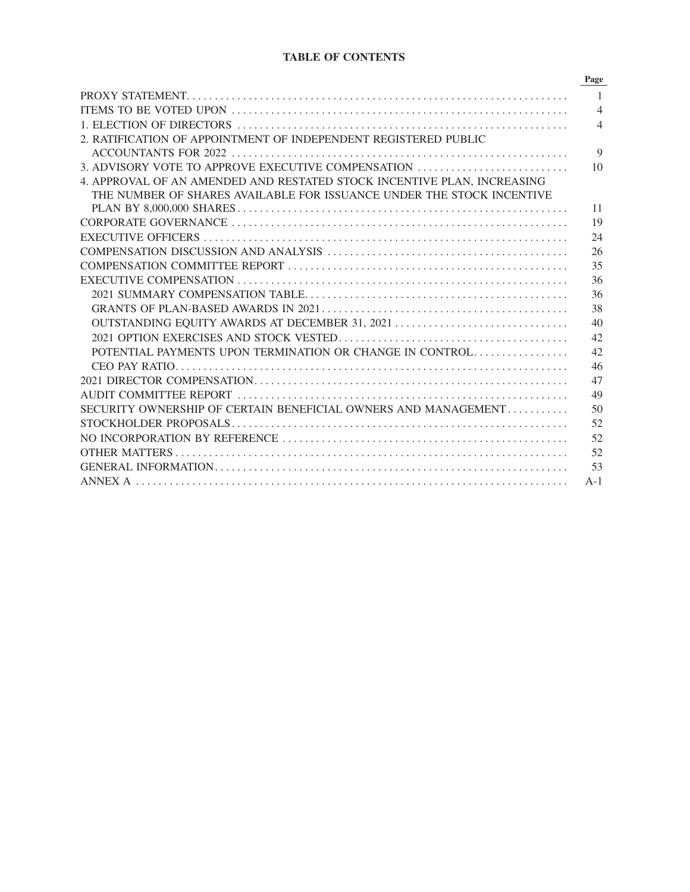# TABLE OF CONTENTS

| | Page |
|---|---|
| PROXY STATEMENT | 1 |
| ITEMS TO BE VOTED UPON | 4 |
| 1. ELECTION OF DIRECTORS | 4 |
| 2. RATIFICATION OF APPOINTMENT OF INDEPENDENT REGISTERED PUBLIC ACCOUNTANTS FOR 2022 | 9 |
| 3. ADVISORY VOTE TO APPROVE EXECUTIVE COMPENSATION | 10 |
| 4. APPROVAL OF AN AMENDED AND RESTATED STOCK INCENTIVE PLAN, INCREASING THE NUMBER OF SHARES AVAILABLE FOR ISSUANCE UNDER THE STOCK INCENTIVE PLAN BY 8,000,000 SHARES | 11 |
| CORPORATE GOVERNANCE | 19 |
| EXECUTIVE OFFICERS | 24 |
| COMPENSATION DISCUSSION AND ANALYSIS | 26 |
| COMPENSATION COMMITTEE REPORT | 35 |
| EXECUTIVE COMPENSATION | 36 |
| 2021 SUMMARY COMPENSATION TABLE | 36 |
| GRANTS OF PLAN-BASED AWARDS IN 2021 | 38 |
| OUTSTANDING EQUITY AWARDS AT DECEMBER 31, 2021 | 40 |
| 2021 OPTION EXERCISES AND STOCK VESTED | 42 |
| POTENTIAL PAYMENTS UPON TERMINATION OR CHANGE IN CONTROL | 42 |
| CEO PAY RATIO | 46 |
| 2021 DIRECTOR COMPENSATION | 47 |
| AUDIT COMMITTEE REPORT | 49 |
| SECURITY OWNERSHIP OF CERTAIN BENEFICIAL OWNERS AND MANAGEMENT | 50 |
| STOCKHOLDER PROPOSALS | 52 |
| NO INCORPORATION BY REFERENCE | 52 |
| OTHER MATTERS | 52 |
| GENERAL INFORMATION | 53 |
| ANNEX A | A-1 |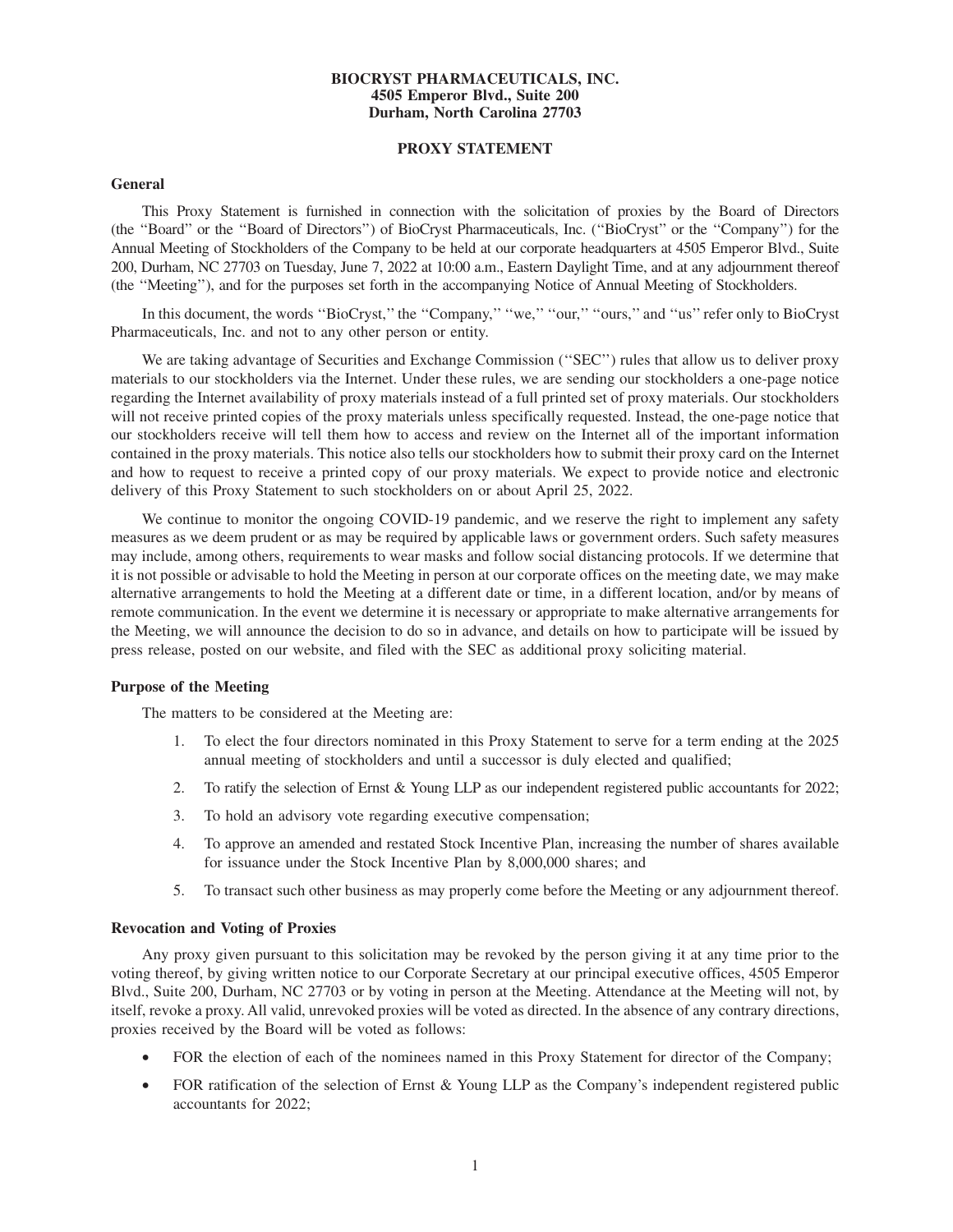**BIOCRYST PHARMACEUTICALS, INC.**
**4505 Emperor Blvd., Suite 200**
**Durham, North Carolina 27703**

**PROXY STATEMENT**

### General

This Proxy Statement is furnished in connection with the solicitation of proxies by the Board of Directors (the "Board" or the "Board of Directors") of BioCryst Pharmaceuticals, Inc. ("BioCryst" or the "Company") for the Annual Meeting of Stockholders of the Company to be held at our corporate headquarters at 4505 Emperor Blvd., Suite 200, Durham, NC 27703 on Tuesday, June 7, 2022 at 10:00 a.m., Eastern Daylight Time, and at any adjournment thereof (the "Meeting"), and for the purposes set forth in the accompanying Notice of Annual Meeting of Stockholders.

In this document, the words "BioCryst," the "Company," "we," "our," "ours," and "us" refer only to BioCryst Pharmaceuticals, Inc. and not to any other person or entity.

We are taking advantage of Securities and Exchange Commission ("SEC") rules that allow us to deliver proxy materials to our stockholders via the Internet. Under these rules, we are sending our stockholders a one-page notice regarding the Internet availability of proxy materials instead of a full printed set of proxy materials. Our stockholders will not receive printed copies of the proxy materials unless specifically requested. Instead, the one-page notice that our stockholders receive will tell them how to access and review on the Internet all of the important information contained in the proxy materials. This notice also tells our stockholders how to submit their proxy card on the Internet and how to request to receive a printed copy of our proxy materials. We expect to provide notice and electronic delivery of this Proxy Statement to such stockholders on or about April 25, 2022.

We continue to monitor the ongoing COVID-19 pandemic, and we reserve the right to implement any safety measures as we deem prudent or as may be required by applicable laws or government orders. Such safety measures may include, among others, requirements to wear masks and follow social distancing protocols. If we determine that it is not possible or advisable to hold the Meeting in person at our corporate offices on the meeting date, we may make alternative arrangements to hold the Meeting at a different date or time, in a different location, and/or by means of remote communication. In the event we determine it is necessary or appropriate to make alternative arrangements for the Meeting, we will announce the decision to do so in advance, and details on how to participate will be issued by press release, posted on our website, and filed with the SEC as additional proxy soliciting material.

### Purpose of the Meeting

The matters to be considered at the Meeting are:

1. To elect the four directors nominated in this Proxy Statement to serve for a term ending at the 2025 annual meeting of stockholders and until a successor is duly elected and qualified;
2. To ratify the selection of Ernst & Young LLP as our independent registered public accountants for 2022;
3. To hold an advisory vote regarding executive compensation;
4. To approve an amended and restated Stock Incentive Plan, increasing the number of shares available for issuance under the Stock Incentive Plan by 8,000,000 shares; and
5. To transact such other business as may properly come before the Meeting or any adjournment thereof.

### Revocation and Voting of Proxies

Any proxy given pursuant to this solicitation may be revoked by the person giving it at any time prior to the voting thereof, by giving written notice to our Corporate Secretary at our principal executive offices, 4505 Emperor Blvd., Suite 200, Durham, NC 27703 or by voting in person at the Meeting. Attendance at the Meeting will not, by itself, revoke a proxy. All valid, unrevoked proxies will be voted as directed. In the absence of any contrary directions, proxies received by the Board will be voted as follows:

- FOR the election of each of the nominees named in this Proxy Statement for director of the Company;
- FOR ratification of the selection of Ernst & Young LLP as the Company's independent registered public accountants for 2022;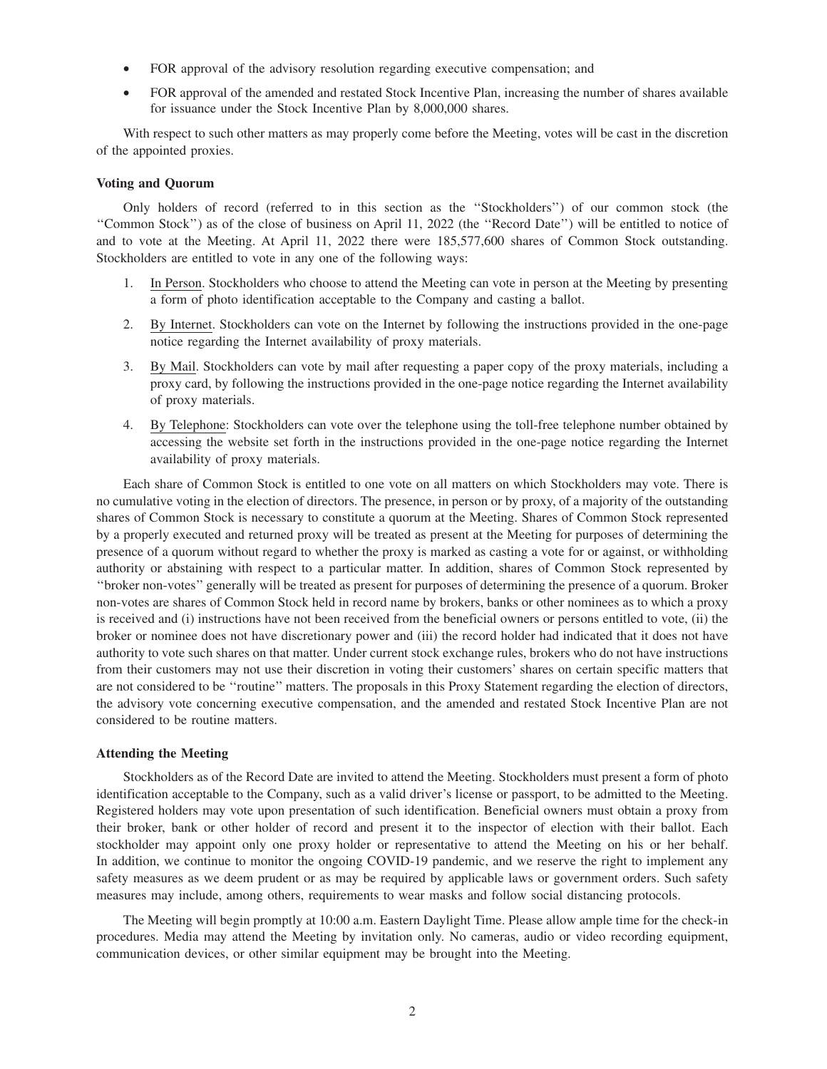- FOR approval of the advisory resolution regarding executive compensation; and
- FOR approval of the amended and restated Stock Incentive Plan, increasing the number of shares available for issuance under the Stock Incentive Plan by 8,000,000 shares.

With respect to such other matters as may properly come before the Meeting, votes will be cast in the discretion of the appointed proxies.

**Voting and Quorum**

Only holders of record (referred to in this section as the ''Stockholders'') of our common stock (the ''Common Stock'') as of the close of business on April 11, 2022 (the ''Record Date'') will be entitled to notice of and to vote at the Meeting. At April 11, 2022 there were 185,577,600 shares of Common Stock outstanding. Stockholders are entitled to vote in any one of the following ways:

1. In Person. Stockholders who choose to attend the Meeting can vote in person at the Meeting by presenting a form of photo identification acceptable to the Company and casting a ballot.
2. By Internet. Stockholders can vote on the Internet by following the instructions provided in the one-page notice regarding the Internet availability of proxy materials.
3. By Mail. Stockholders can vote by mail after requesting a paper copy of the proxy materials, including a proxy card, by following the instructions provided in the one-page notice regarding the Internet availability of proxy materials.
4. By Telephone: Stockholders can vote over the telephone using the toll-free telephone number obtained by accessing the website set forth in the instructions provided in the one-page notice regarding the Internet availability of proxy materials.

Each share of Common Stock is entitled to one vote on all matters on which Stockholders may vote. There is no cumulative voting in the election of directors. The presence, in person or by proxy, of a majority of the outstanding shares of Common Stock is necessary to constitute a quorum at the Meeting. Shares of Common Stock represented by a properly executed and returned proxy will be treated as present at the Meeting for purposes of determining the presence of a quorum without regard to whether the proxy is marked as casting a vote for or against, or withholding authority or abstaining with respect to a particular matter. In addition, shares of Common Stock represented by ''broker non-votes'' generally will be treated as present for purposes of determining the presence of a quorum. Broker non-votes are shares of Common Stock held in record name by brokers, banks or other nominees as to which a proxy is received and (i) instructions have not been received from the beneficial owners or persons entitled to vote, (ii) the broker or nominee does not have discretionary power and (iii) the record holder had indicated that it does not have authority to vote such shares on that matter. Under current stock exchange rules, brokers who do not have instructions from their customers may not use their discretion in voting their customers' shares on certain specific matters that are not considered to be ''routine'' matters. The proposals in this Proxy Statement regarding the election of directors, the advisory vote concerning executive compensation, and the amended and restated Stock Incentive Plan are not considered to be routine matters.

**Attending the Meeting**

Stockholders as of the Record Date are invited to attend the Meeting. Stockholders must present a form of photo identification acceptable to the Company, such as a valid driver's license or passport, to be admitted to the Meeting. Registered holders may vote upon presentation of such identification. Beneficial owners must obtain a proxy from their broker, bank or other holder of record and present it to the inspector of election with their ballot. Each stockholder may appoint only one proxy holder or representative to attend the Meeting on his or her behalf. In addition, we continue to monitor the ongoing COVID-19 pandemic, and we reserve the right to implement any safety measures as we deem prudent or as may be required by applicable laws or government orders. Such safety measures may include, among others, requirements to wear masks and follow social distancing protocols.

The Meeting will begin promptly at 10:00 a.m. Eastern Daylight Time. Please allow ample time for the check-in procedures. Media may attend the Meeting by invitation only. No cameras, audio or video recording equipment, communication devices, or other similar equipment may be brought into the Meeting.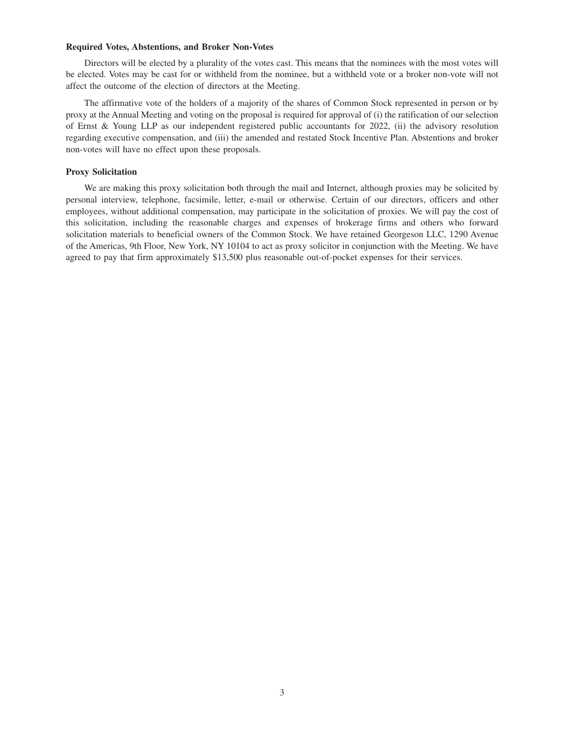**Required Votes, Abstentions, and Broker Non-Votes**

Directors will be elected by a plurality of the votes cast. This means that the nominees with the most votes will be elected. Votes may be cast for or withheld from the nominee, but a withheld vote or a broker non-vote will not affect the outcome of the election of directors at the Meeting.

The affirmative vote of the holders of a majority of the shares of Common Stock represented in person or by proxy at the Annual Meeting and voting on the proposal is required for approval of (i) the ratification of our selection of Ernst & Young LLP as our independent registered public accountants for 2022, (ii) the advisory resolution regarding executive compensation, and (iii) the amended and restated Stock Incentive Plan. Abstentions and broker non-votes will have no effect upon these proposals.

**Proxy Solicitation**

We are making this proxy solicitation both through the mail and Internet, although proxies may be solicited by personal interview, telephone, facsimile, letter, e-mail or otherwise. Certain of our directors, officers and other employees, without additional compensation, may participate in the solicitation of proxies. We will pay the cost of this solicitation, including the reasonable charges and expenses of brokerage firms and others who forward solicitation materials to beneficial owners of the Common Stock. We have retained Georgeson LLC, 1290 Avenue of the Americas, 9th Floor, New York, NY 10104 to act as proxy solicitor in conjunction with the Meeting. We have agreed to pay that firm approximately $13,500 plus reasonable out-of-pocket expenses for their services.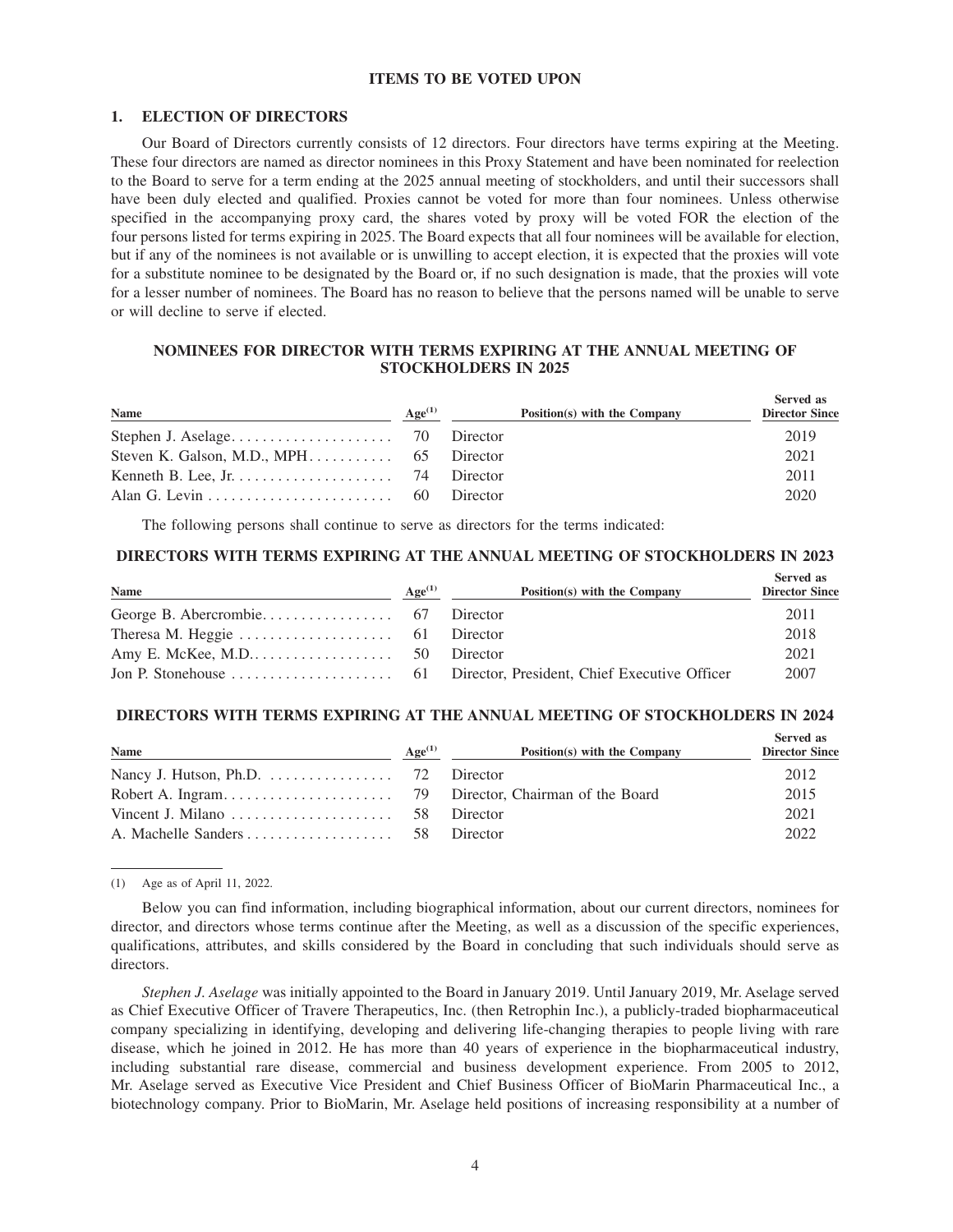# ITEMS TO BE VOTED UPON

## 1. ELECTION OF DIRECTORS

Our Board of Directors currently consists of 12 directors. Four directors have terms expiring at the Meeting. These four directors are named as director nominees in this Proxy Statement and have been nominated for reelection to the Board to serve for a term ending at the 2025 annual meeting of stockholders, and until their successors shall have been duly elected and qualified. Proxies cannot be voted for more than four nominees. Unless otherwise specified in the accompanying proxy card, the shares voted by proxy will be voted FOR the election of the four persons listed for terms expiring in 2025. The Board expects that all four nominees will be available for election, but if any of the nominees is not available or is unwilling to accept election, it is expected that the proxies will vote for a substitute nominee to be designated by the Board or, if no such designation is made, that the proxies will vote for a lesser number of nominees. The Board has no reason to believe that the persons named will be unable to serve or will decline to serve if elected.

### NOMINEES FOR DIRECTOR WITH TERMS EXPIRING AT THE ANNUAL MEETING OF STOCKHOLDERS IN 2025

| Name | Age[(1)] | Position(s) with the Company | Served as Director Since |
|---|---|---|---|
| Stephen J. Aselage | 70 | Director | 2019 |
| Steven K. Galson, M.D., MPH | 65 | Director | 2021 |
| Kenneth B. Lee, Jr. | 74 | Director | 2011 |
| Alan G. Levin | 60 | Director | 2020 |

The following persons shall continue to serve as directors for the terms indicated:

### DIRECTORS WITH TERMS EXPIRING AT THE ANNUAL MEETING OF STOCKHOLDERS IN 2023

| Name | Age[(1)] | Position(s) with the Company | Served as Director Since |
|---|---|---|---|
| George B. Abercrombie | 67 | Director | 2011 |
| Theresa M. Heggie | 61 | Director | 2018 |
| Amy E. McKee, M.D. | 50 | Director | 2021 |
| Jon P. Stonehouse | 61 | Director, President, Chief Executive Officer | 2007 |

### DIRECTORS WITH TERMS EXPIRING AT THE ANNUAL MEETING OF STOCKHOLDERS IN 2024

| Name | Age[(1)] | Position(s) with the Company | Served as Director Since |
|---|---|---|---|
| Nancy J. Hutson, Ph.D. | 72 | Director | 2012 |
| Robert A. Ingram | 79 | Director, Chairman of the Board | 2015 |
| Vincent J. Milano | 58 | Director | 2021 |
| A. Machelle Sanders | 58 | Director | 2022 |

(1) Age as of April 11, 2022.

Below you can find information, including biographical information, about our current directors, nominees for director, and directors whose terms continue after the Meeting, as well as a discussion of the specific experiences, qualifications, attributes, and skills considered by the Board in concluding that such individuals should serve as directors.

*Stephen J. Aselage* was initially appointed to the Board in January 2019. Until January 2019, Mr. Aselage served as Chief Executive Officer of Travere Therapeutics, Inc. (then Retrophin Inc.), a publicly-traded biopharmaceutical company specializing in identifying, developing and delivering life-changing therapies to people living with rare disease, which he joined in 2012. He has more than 40 years of experience in the biopharmaceutical industry, including substantial rare disease, commercial and business development experience. From 2005 to 2012, Mr. Aselage served as Executive Vice President and Chief Business Officer of BioMarin Pharmaceutical Inc., a biotechnology company. Prior to BioMarin, Mr. Aselage held positions of increasing responsibility at a number of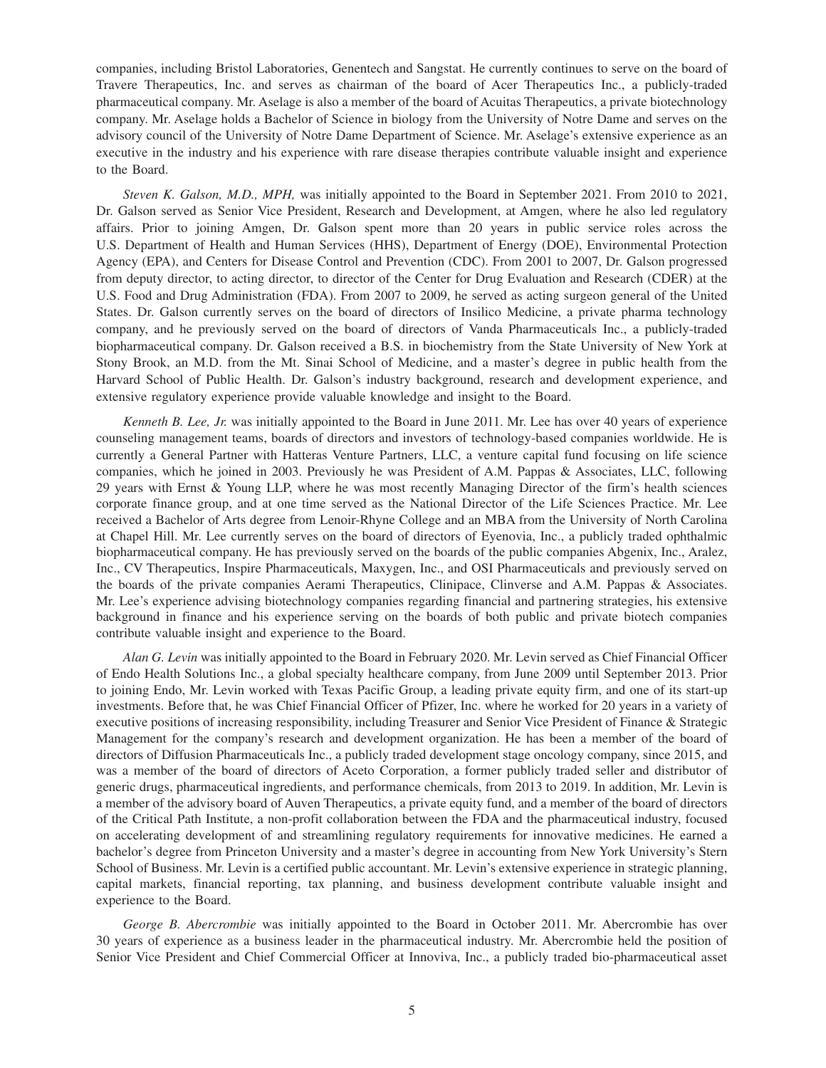companies, including Bristol Laboratories, Genentech and Sangstat. He currently continues to serve on the board of Travere Therapeutics, Inc. and serves as chairman of the board of Acer Therapeutics Inc., a publicly-traded pharmaceutical company. Mr. Aselage is also a member of the board of Acuitas Therapeutics, a private biotechnology company. Mr. Aselage holds a Bachelor of Science in biology from the University of Notre Dame and serves on the advisory council of the University of Notre Dame Department of Science. Mr. Aselage's extensive experience as an executive in the industry and his experience with rare disease therapies contribute valuable insight and experience to the Board.

*Steven K. Galson, M.D., MPH,* was initially appointed to the Board in September 2021. From 2010 to 2021, Dr. Galson served as Senior Vice President, Research and Development, at Amgen, where he also led regulatory affairs. Prior to joining Amgen, Dr. Galson spent more than 20 years in public service roles across the U.S. Department of Health and Human Services (HHS), Department of Energy (DOE), Environmental Protection Agency (EPA), and Centers for Disease Control and Prevention (CDC). From 2001 to 2007, Dr. Galson progressed from deputy director, to acting director, to director of the Center for Drug Evaluation and Research (CDER) at the U.S. Food and Drug Administration (FDA). From 2007 to 2009, he served as acting surgeon general of the United States. Dr. Galson currently serves on the board of directors of Insilico Medicine, a private pharma technology company, and he previously served on the board of directors of Vanda Pharmaceuticals Inc., a publicly-traded biopharmaceutical company. Dr. Galson received a B.S. in biochemistry from the State University of New York at Stony Brook, an M.D. from the Mt. Sinai School of Medicine, and a master's degree in public health from the Harvard School of Public Health. Dr. Galson's industry background, research and development experience, and extensive regulatory experience provide valuable knowledge and insight to the Board.

*Kenneth B. Lee, Jr.* was initially appointed to the Board in June 2011. Mr. Lee has over 40 years of experience counseling management teams, boards of directors and investors of technology-based companies worldwide. He is currently a General Partner with Hatteras Venture Partners, LLC, a venture capital fund focusing on life science companies, which he joined in 2003. Previously he was President of A.M. Pappas & Associates, LLC, following 29 years with Ernst & Young LLP, where he was most recently Managing Director of the firm's health sciences corporate finance group, and at one time served as the National Director of the Life Sciences Practice. Mr. Lee received a Bachelor of Arts degree from Lenoir-Rhyne College and an MBA from the University of North Carolina at Chapel Hill. Mr. Lee currently serves on the board of directors of Eyenovia, Inc., a publicly traded ophthalmic biopharmaceutical company. He has previously served on the boards of the public companies Abgenix, Inc., Aralez, Inc., CV Therapeutics, Inspire Pharmaceuticals, Maxygen, Inc., and OSI Pharmaceuticals and previously served on the boards of the private companies Aerami Therapeutics, Clinipace, Clinverse and A.M. Pappas & Associates. Mr. Lee's experience advising biotechnology companies regarding financial and partnering strategies, his extensive background in finance and his experience serving on the boards of both public and private biotech companies contribute valuable insight and experience to the Board.

*Alan G. Levin* was initially appointed to the Board in February 2020. Mr. Levin served as Chief Financial Officer of Endo Health Solutions Inc., a global specialty healthcare company, from June 2009 until September 2013. Prior to joining Endo, Mr. Levin worked with Texas Pacific Group, a leading private equity firm, and one of its start-up investments. Before that, he was Chief Financial Officer of Pfizer, Inc. where he worked for 20 years in a variety of executive positions of increasing responsibility, including Treasurer and Senior Vice President of Finance & Strategic Management for the company's research and development organization. He has been a member of the board of directors of Diffusion Pharmaceuticals Inc., a publicly traded development stage oncology company, since 2015, and was a member of the board of directors of Aceto Corporation, a former publicly traded seller and distributor of generic drugs, pharmaceutical ingredients, and performance chemicals, from 2013 to 2019. In addition, Mr. Levin is a member of the advisory board of Auven Therapeutics, a private equity fund, and a member of the board of directors of the Critical Path Institute, a non-profit collaboration between the FDA and the pharmaceutical industry, focused on accelerating development of and streamlining regulatory requirements for innovative medicines. He earned a bachelor's degree from Princeton University and a master's degree in accounting from New York University's Stern School of Business. Mr. Levin is a certified public accountant. Mr. Levin's extensive experience in strategic planning, capital markets, financial reporting, tax planning, and business development contribute valuable insight and experience to the Board.

*George B. Abercrombie* was initially appointed to the Board in October 2011. Mr. Abercrombie has over 30 years of experience as a business leader in the pharmaceutical industry. Mr. Abercrombie held the position of Senior Vice President and Chief Commercial Officer at Innoviva, Inc., a publicly traded bio-pharmaceutical asset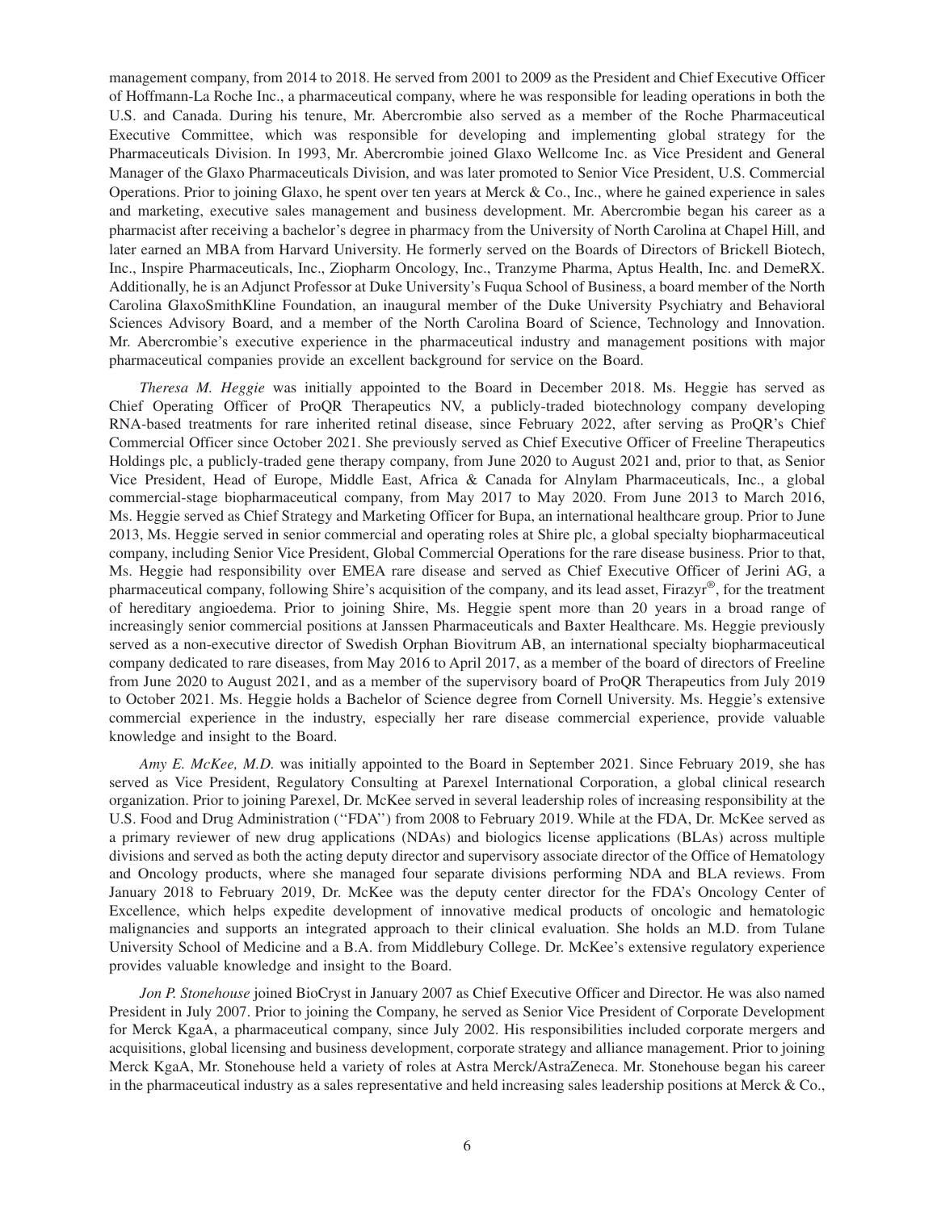management company, from 2014 to 2018. He served from 2001 to 2009 as the President and Chief Executive Officer of Hoffmann-La Roche Inc., a pharmaceutical company, where he was responsible for leading operations in both the U.S. and Canada. During his tenure, Mr. Abercrombie also served as a member of the Roche Pharmaceutical Executive Committee, which was responsible for developing and implementing global strategy for the Pharmaceuticals Division. In 1993, Mr. Abercrombie joined Glaxo Wellcome Inc. as Vice President and General Manager of the Glaxo Pharmaceuticals Division, and was later promoted to Senior Vice President, U.S. Commercial Operations. Prior to joining Glaxo, he spent over ten years at Merck & Co., Inc., where he gained experience in sales and marketing, executive sales management and business development. Mr. Abercrombie began his career as a pharmacist after receiving a bachelor's degree in pharmacy from the University of North Carolina at Chapel Hill, and later earned an MBA from Harvard University. He formerly served on the Boards of Directors of Brickell Biotech, Inc., Inspire Pharmaceuticals, Inc., Ziopharm Oncology, Inc., Tranzyme Pharma, Aptus Health, Inc. and DemeRX. Additionally, he is an Adjunct Professor at Duke University's Fuqua School of Business, a board member of the North Carolina GlaxoSmithKline Foundation, an inaugural member of the Duke University Psychiatry and Behavioral Sciences Advisory Board, and a member of the North Carolina Board of Science, Technology and Innovation. Mr. Abercrombie's executive experience in the pharmaceutical industry and management positions with major pharmaceutical companies provide an excellent background for service on the Board.

*Theresa M. Heggie* was initially appointed to the Board in December 2018. Ms. Heggie has served as Chief Operating Officer of ProQR Therapeutics NV, a publicly-traded biotechnology company developing RNA-based treatments for rare inherited retinal disease, since February 2022, after serving as ProQR's Chief Commercial Officer since October 2021. She previously served as Chief Executive Officer of Freeline Therapeutics Holdings plc, a publicly-traded gene therapy company, from June 2020 to August 2021 and, prior to that, as Senior Vice President, Head of Europe, Middle East, Africa & Canada for Alnylam Pharmaceuticals, Inc., a global commercial-stage biopharmaceutical company, from May 2017 to May 2020. From June 2013 to March 2016, Ms. Heggie served as Chief Strategy and Marketing Officer for Bupa, an international healthcare group. Prior to June 2013, Ms. Heggie served in senior commercial and operating roles at Shire plc, a global specialty biopharmaceutical company, including Senior Vice President, Global Commercial Operations for the rare disease business. Prior to that, Ms. Heggie had responsibility over EMEA rare disease and served as Chief Executive Officer of Jerini AG, a pharmaceutical company, following Shire's acquisition of the company, and its lead asset, Firazyr®, for the treatment of hereditary angioedema. Prior to joining Shire, Ms. Heggie spent more than 20 years in a broad range of increasingly senior commercial positions at Janssen Pharmaceuticals and Baxter Healthcare. Ms. Heggie previously served as a non-executive director of Swedish Orphan Biovitrum AB, an international specialty biopharmaceutical company dedicated to rare diseases, from May 2016 to April 2017, as a member of the board of directors of Freeline from June 2020 to August 2021, and as a member of the supervisory board of ProQR Therapeutics from July 2019 to October 2021. Ms. Heggie holds a Bachelor of Science degree from Cornell University. Ms. Heggie's extensive commercial experience in the industry, especially her rare disease commercial experience, provide valuable knowledge and insight to the Board.

*Amy E. McKee, M.D.* was initially appointed to the Board in September 2021. Since February 2019, she has served as Vice President, Regulatory Consulting at Parexel International Corporation, a global clinical research organization. Prior to joining Parexel, Dr. McKee served in several leadership roles of increasing responsibility at the U.S. Food and Drug Administration (''FDA'') from 2008 to February 2019. While at the FDA, Dr. McKee served as a primary reviewer of new drug applications (NDAs) and biologics license applications (BLAs) across multiple divisions and served as both the acting deputy director and supervisory associate director of the Office of Hematology and Oncology products, where she managed four separate divisions performing NDA and BLA reviews. From January 2018 to February 2019, Dr. McKee was the deputy center director for the FDA's Oncology Center of Excellence, which helps expedite development of innovative medical products of oncologic and hematologic malignancies and supports an integrated approach to their clinical evaluation. She holds an M.D. from Tulane University School of Medicine and a B.A. from Middlebury College. Dr. McKee's extensive regulatory experience provides valuable knowledge and insight to the Board.

*Jon P. Stonehouse* joined BioCryst in January 2007 as Chief Executive Officer and Director. He was also named President in July 2007. Prior to joining the Company, he served as Senior Vice President of Corporate Development for Merck KgaA, a pharmaceutical company, since July 2002. His responsibilities included corporate mergers and acquisitions, global licensing and business development, corporate strategy and alliance management. Prior to joining Merck KgaA, Mr. Stonehouse held a variety of roles at Astra Merck/AstraZeneca. Mr. Stonehouse began his career in the pharmaceutical industry as a sales representative and held increasing sales leadership positions at Merck & Co.,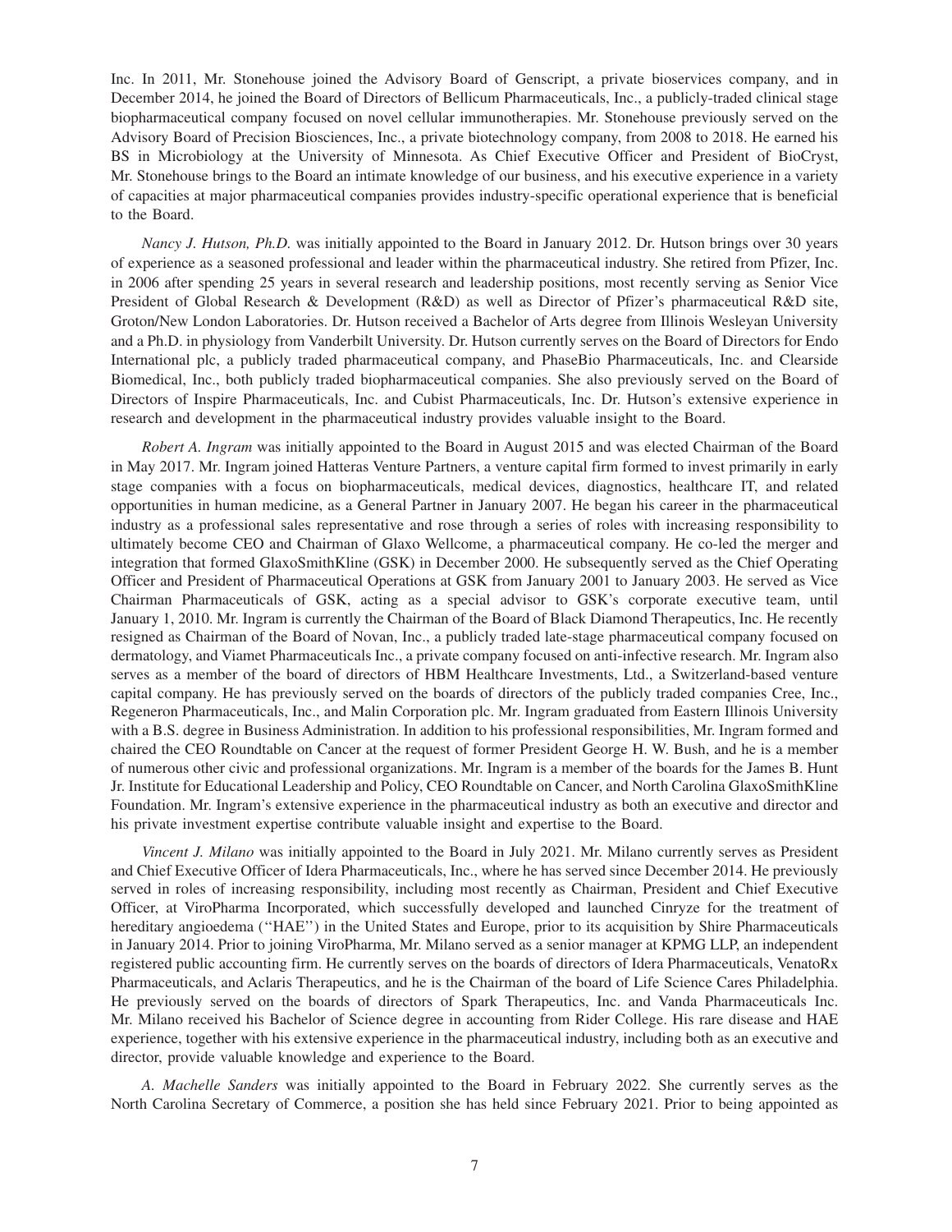Inc. In 2011, Mr. Stonehouse joined the Advisory Board of Genscript, a private bioservices company, and in December 2014, he joined the Board of Directors of Bellicum Pharmaceuticals, Inc., a publicly-traded clinical stage biopharmaceutical company focused on novel cellular immunotherapies. Mr. Stonehouse previously served on the Advisory Board of Precision Biosciences, Inc., a private biotechnology company, from 2008 to 2018. He earned his BS in Microbiology at the University of Minnesota. As Chief Executive Officer and President of BioCryst, Mr. Stonehouse brings to the Board an intimate knowledge of our business, and his executive experience in a variety of capacities at major pharmaceutical companies provides industry-specific operational experience that is beneficial to the Board.

*Nancy J. Hutson, Ph.D.* was initially appointed to the Board in January 2012. Dr. Hutson brings over 30 years of experience as a seasoned professional and leader within the pharmaceutical industry. She retired from Pfizer, Inc. in 2006 after spending 25 years in several research and leadership positions, most recently serving as Senior Vice President of Global Research & Development (R&D) as well as Director of Pfizer's pharmaceutical R&D site, Groton/New London Laboratories. Dr. Hutson received a Bachelor of Arts degree from Illinois Wesleyan University and a Ph.D. in physiology from Vanderbilt University. Dr. Hutson currently serves on the Board of Directors for Endo International plc, a publicly traded pharmaceutical company, and PhaseBio Pharmaceuticals, Inc. and Clearside Biomedical, Inc., both publicly traded biopharmaceutical companies. She also previously served on the Board of Directors of Inspire Pharmaceuticals, Inc. and Cubist Pharmaceuticals, Inc. Dr. Hutson's extensive experience in research and development in the pharmaceutical industry provides valuable insight to the Board.

*Robert A. Ingram* was initially appointed to the Board in August 2015 and was elected Chairman of the Board in May 2017. Mr. Ingram joined Hatteras Venture Partners, a venture capital firm formed to invest primarily in early stage companies with a focus on biopharmaceuticals, medical devices, diagnostics, healthcare IT, and related opportunities in human medicine, as a General Partner in January 2007. He began his career in the pharmaceutical industry as a professional sales representative and rose through a series of roles with increasing responsibility to ultimately become CEO and Chairman of Glaxo Wellcome, a pharmaceutical company. He co-led the merger and integration that formed GlaxoSmithKline (GSK) in December 2000. He subsequently served as the Chief Operating Officer and President of Pharmaceutical Operations at GSK from January 2001 to January 2003. He served as Vice Chairman Pharmaceuticals of GSK, acting as a special advisor to GSK's corporate executive team, until January 1, 2010. Mr. Ingram is currently the Chairman of the Board of Black Diamond Therapeutics, Inc. He recently resigned as Chairman of the Board of Novan, Inc., a publicly traded late-stage pharmaceutical company focused on dermatology, and Viamet Pharmaceuticals Inc., a private company focused on anti-infective research. Mr. Ingram also serves as a member of the board of directors of HBM Healthcare Investments, Ltd., a Switzerland-based venture capital company. He has previously served on the boards of directors of the publicly traded companies Cree, Inc., Regeneron Pharmaceuticals, Inc., and Malin Corporation plc. Mr. Ingram graduated from Eastern Illinois University with a B.S. degree in Business Administration. In addition to his professional responsibilities, Mr. Ingram formed and chaired the CEO Roundtable on Cancer at the request of former President George H. W. Bush, and he is a member of numerous other civic and professional organizations. Mr. Ingram is a member of the boards for the James B. Hunt Jr. Institute for Educational Leadership and Policy, CEO Roundtable on Cancer, and North Carolina GlaxoSmithKline Foundation. Mr. Ingram's extensive experience in the pharmaceutical industry as both an executive and director and his private investment expertise contribute valuable insight and expertise to the Board.

*Vincent J. Milano* was initially appointed to the Board in July 2021. Mr. Milano currently serves as President and Chief Executive Officer of Idera Pharmaceuticals, Inc., where he has served since December 2014. He previously served in roles of increasing responsibility, including most recently as Chairman, President and Chief Executive Officer, at ViroPharma Incorporated, which successfully developed and launched Cinryze for the treatment of hereditary angioedema (''HAE'') in the United States and Europe, prior to its acquisition by Shire Pharmaceuticals in January 2014. Prior to joining ViroPharma, Mr. Milano served as a senior manager at KPMG LLP, an independent registered public accounting firm. He currently serves on the boards of directors of Idera Pharmaceuticals, VenatoRx Pharmaceuticals, and Aclaris Therapeutics, and he is the Chairman of the board of Life Science Cares Philadelphia. He previously served on the boards of directors of Spark Therapeutics, Inc. and Vanda Pharmaceuticals Inc. Mr. Milano received his Bachelor of Science degree in accounting from Rider College. His rare disease and HAE experience, together with his extensive experience in the pharmaceutical industry, including both as an executive and director, provide valuable knowledge and experience to the Board.

*A. Machelle Sanders* was initially appointed to the Board in February 2022. She currently serves as the North Carolina Secretary of Commerce, a position she has held since February 2021. Prior to being appointed as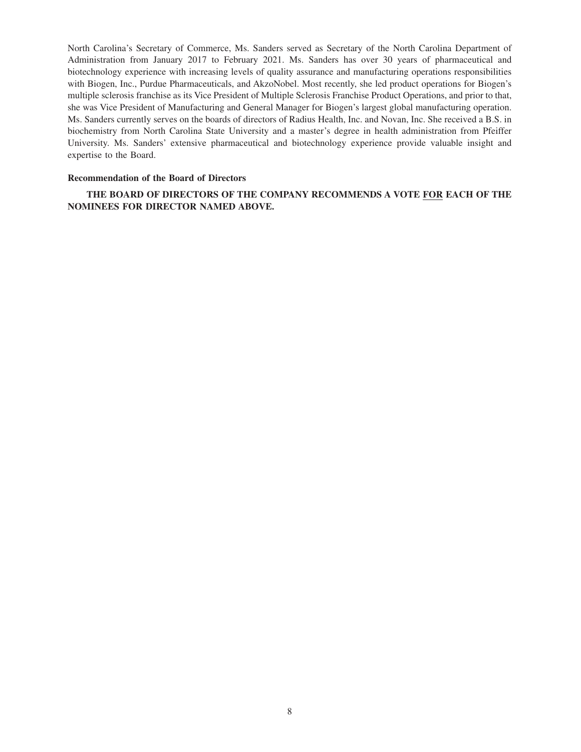North Carolina's Secretary of Commerce, Ms. Sanders served as Secretary of the North Carolina Department of Administration from January 2017 to February 2021. Ms. Sanders has over 30 years of pharmaceutical and biotechnology experience with increasing levels of quality assurance and manufacturing operations responsibilities with Biogen, Inc., Purdue Pharmaceuticals, and AkzoNobel. Most recently, she led product operations for Biogen's multiple sclerosis franchise as its Vice President of Multiple Sclerosis Franchise Product Operations, and prior to that, she was Vice President of Manufacturing and General Manager for Biogen's largest global manufacturing operation. Ms. Sanders currently serves on the boards of directors of Radius Health, Inc. and Novan, Inc. She received a B.S. in biochemistry from North Carolina State University and a master's degree in health administration from Pfeiffer University. Ms. Sanders' extensive pharmaceutical and biotechnology experience provide valuable insight and expertise to the Board.

**Recommendation of the Board of Directors**

**THE BOARD OF DIRECTORS OF THE COMPANY RECOMMENDS A VOTE FOR EACH OF THE NOMINEES FOR DIRECTOR NAMED ABOVE.**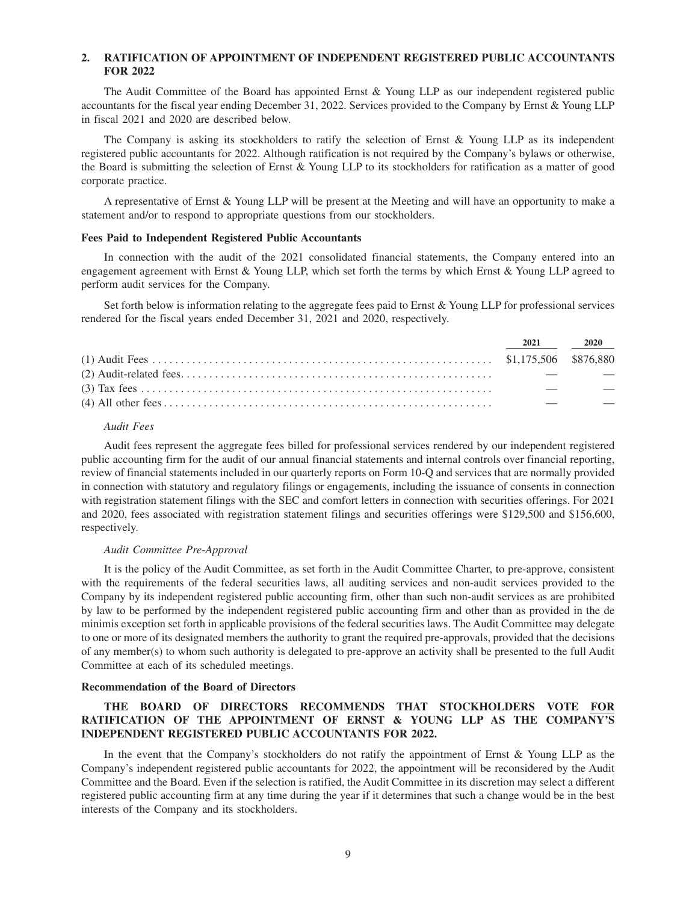## 2. RATIFICATION OF APPOINTMENT OF INDEPENDENT REGISTERED PUBLIC ACCOUNTANTS FOR 2022

The Audit Committee of the Board has appointed Ernst & Young LLP as our independent registered public accountants for the fiscal year ending December 31, 2022. Services provided to the Company by Ernst & Young LLP in fiscal 2021 and 2020 are described below.

The Company is asking its stockholders to ratify the selection of Ernst & Young LLP as its independent registered public accountants for 2022. Although ratification is not required by the Company's bylaws or otherwise, the Board is submitting the selection of Ernst & Young LLP to its stockholders for ratification as a matter of good corporate practice.

A representative of Ernst & Young LLP will be present at the Meeting and will have an opportunity to make a statement and/or to respond to appropriate questions from our stockholders.

### Fees Paid to Independent Registered Public Accountants

In connection with the audit of the 2021 consolidated financial statements, the Company entered into an engagement agreement with Ernst & Young LLP, which set forth the terms by which Ernst & Young LLP agreed to perform audit services for the Company.

Set forth below is information relating to the aggregate fees paid to Ernst & Young LLP for professional services rendered for the fiscal years ended December 31, 2021 and 2020, respectively.

| | 2021 | 2020 |
|---|---|---|
| (1) Audit Fees | $1,175,506 | $876,880 |
| (2) Audit-related fees | — | — |
| (3) Tax fees | — | — |
| (4) All other fees | — | — |

*Audit Fees*

Audit fees represent the aggregate fees billed for professional services rendered by our independent registered public accounting firm for the audit of our annual financial statements and internal controls over financial reporting, review of financial statements included in our quarterly reports on Form 10-Q and services that are normally provided in connection with statutory and regulatory filings or engagements, including the issuance of consents in connection with registration statement filings with the SEC and comfort letters in connection with securities offerings. For 2021 and 2020, fees associated with registration statement filings and securities offerings were $129,500 and $156,600, respectively.

*Audit Committee Pre-Approval*

It is the policy of the Audit Committee, as set forth in the Audit Committee Charter, to pre-approve, consistent with the requirements of the federal securities laws, all auditing services and non-audit services provided to the Company by its independent registered public accounting firm, other than such non-audit services as are prohibited by law to be performed by the independent registered public accounting firm and other than as provided in the de minimis exception set forth in applicable provisions of the federal securities laws. The Audit Committee may delegate to one or more of its designated members the authority to grant the required pre-approvals, provided that the decisions of any member(s) to whom such authority is delegated to pre-approve an activity shall be presented to the full Audit Committee at each of its scheduled meetings.

### Recommendation of the Board of Directors

**THE BOARD OF DIRECTORS RECOMMENDS THAT STOCKHOLDERS VOTE FOR RATIFICATION OF THE APPOINTMENT OF ERNST & YOUNG LLP AS THE COMPANY'S INDEPENDENT REGISTERED PUBLIC ACCOUNTANTS FOR 2022.**

In the event that the Company's stockholders do not ratify the appointment of Ernst & Young LLP as the Company's independent registered public accountants for 2022, the appointment will be reconsidered by the Audit Committee and the Board. Even if the selection is ratified, the Audit Committee in its discretion may select a different registered public accounting firm at any time during the year if it determines that such a change would be in the best interests of the Company and its stockholders.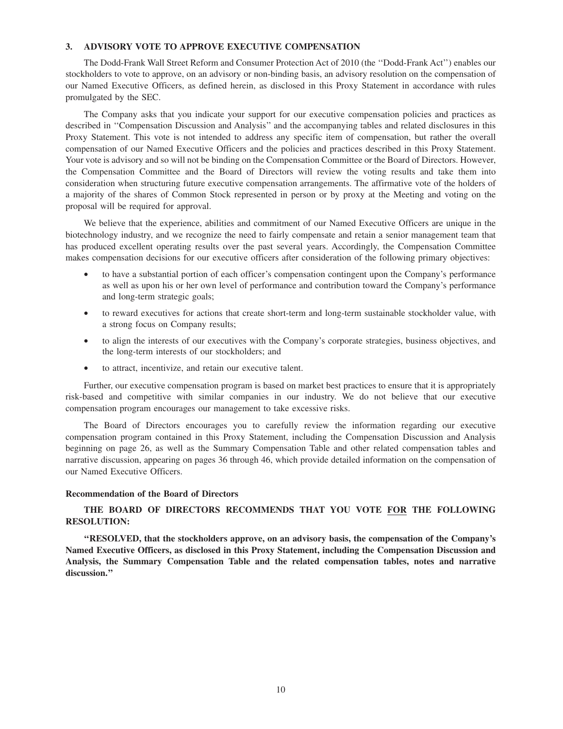### 3. ADVISORY VOTE TO APPROVE EXECUTIVE COMPENSATION

The Dodd-Frank Wall Street Reform and Consumer Protection Act of 2010 (the ''Dodd-Frank Act'') enables our stockholders to vote to approve, on an advisory or non-binding basis, an advisory resolution on the compensation of our Named Executive Officers, as defined herein, as disclosed in this Proxy Statement in accordance with rules promulgated by the SEC.

The Company asks that you indicate your support for our executive compensation policies and practices as described in ''Compensation Discussion and Analysis'' and the accompanying tables and related disclosures in this Proxy Statement. This vote is not intended to address any specific item of compensation, but rather the overall compensation of our Named Executive Officers and the policies and practices described in this Proxy Statement. Your vote is advisory and so will not be binding on the Compensation Committee or the Board of Directors. However, the Compensation Committee and the Board of Directors will review the voting results and take them into consideration when structuring future executive compensation arrangements. The affirmative vote of the holders of a majority of the shares of Common Stock represented in person or by proxy at the Meeting and voting on the proposal will be required for approval.

We believe that the experience, abilities and commitment of our Named Executive Officers are unique in the biotechnology industry, and we recognize the need to fairly compensate and retain a senior management team that has produced excellent operating results over the past several years. Accordingly, the Compensation Committee makes compensation decisions for our executive officers after consideration of the following primary objectives:

- to have a substantial portion of each officer's compensation contingent upon the Company's performance as well as upon his or her own level of performance and contribution toward the Company's performance and long-term strategic goals;
- to reward executives for actions that create short-term and long-term sustainable stockholder value, with a strong focus on Company results;
- to align the interests of our executives with the Company's corporate strategies, business objectives, and the long-term interests of our stockholders; and
- to attract, incentivize, and retain our executive talent.

Further, our executive compensation program is based on market best practices to ensure that it is appropriately risk-based and competitive with similar companies in our industry. We do not believe that our executive compensation program encourages our management to take excessive risks.

The Board of Directors encourages you to carefully review the information regarding our executive compensation program contained in this Proxy Statement, including the Compensation Discussion and Analysis beginning on page 26, as well as the Summary Compensation Table and other related compensation tables and narrative discussion, appearing on pages 36 through 46, which provide detailed information on the compensation of our Named Executive Officers.

#### Recommendation of the Board of Directors

**THE BOARD OF DIRECTORS RECOMMENDS THAT YOU VOTE FOR THE FOLLOWING RESOLUTION:**

**"RESOLVED, that the stockholders approve, on an advisory basis, the compensation of the Company's Named Executive Officers, as disclosed in this Proxy Statement, including the Compensation Discussion and Analysis, the Summary Compensation Table and the related compensation tables, notes and narrative discussion."**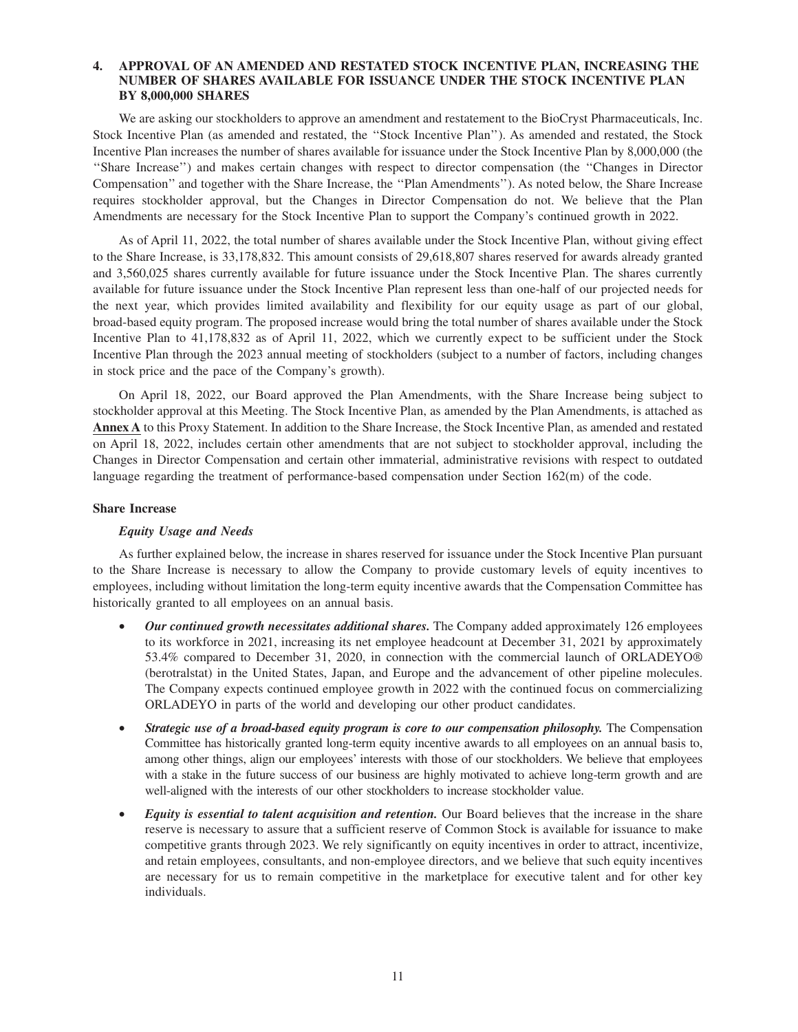## 4. APPROVAL OF AN AMENDED AND RESTATED STOCK INCENTIVE PLAN, INCREASING THE NUMBER OF SHARES AVAILABLE FOR ISSUANCE UNDER THE STOCK INCENTIVE PLAN BY 8,000,000 SHARES

We are asking our stockholders to approve an amendment and restatement to the BioCryst Pharmaceuticals, Inc. Stock Incentive Plan (as amended and restated, the ''Stock Incentive Plan''). As amended and restated, the Stock Incentive Plan increases the number of shares available for issuance under the Stock Incentive Plan by 8,000,000 (the ''Share Increase'') and makes certain changes with respect to director compensation (the ''Changes in Director Compensation'' and together with the Share Increase, the ''Plan Amendments''). As noted below, the Share Increase requires stockholder approval, but the Changes in Director Compensation do not. We believe that the Plan Amendments are necessary for the Stock Incentive Plan to support the Company's continued growth in 2022.

As of April 11, 2022, the total number of shares available under the Stock Incentive Plan, without giving effect to the Share Increase, is 33,178,832. This amount consists of 29,618,807 shares reserved for awards already granted and 3,560,025 shares currently available for future issuance under the Stock Incentive Plan. The shares currently available for future issuance under the Stock Incentive Plan represent less than one-half of our projected needs for the next year, which provides limited availability and flexibility for our equity usage as part of our global, broad-based equity program. The proposed increase would bring the total number of shares available under the Stock Incentive Plan to 41,178,832 as of April 11, 2022, which we currently expect to be sufficient under the Stock Incentive Plan through the 2023 annual meeting of stockholders (subject to a number of factors, including changes in stock price and the pace of the Company's growth).

On April 18, 2022, our Board approved the Plan Amendments, with the Share Increase being subject to stockholder approval at this Meeting. The Stock Incentive Plan, as amended by the Plan Amendments, is attached as **Annex A** to this Proxy Statement. In addition to the Share Increase, the Stock Incentive Plan, as amended and restated on April 18, 2022, includes certain other amendments that are not subject to stockholder approval, including the Changes in Director Compensation and certain other immaterial, administrative revisions with respect to outdated language regarding the treatment of performance-based compensation under Section 162(m) of the code.

### Share Increase

#### *Equity Usage and Needs*

As further explained below, the increase in shares reserved for issuance under the Stock Incentive Plan pursuant to the Share Increase is necessary to allow the Company to provide customary levels of equity incentives to employees, including without limitation the long-term equity incentive awards that the Compensation Committee has historically granted to all employees on an annual basis.

- ***Our continued growth necessitates additional shares.*** The Company added approximately 126 employees to its workforce in 2021, increasing its net employee headcount at December 31, 2021 by approximately 53.4% compared to December 31, 2020, in connection with the commercial launch of ORLADEYO® (berotralstat) in the United States, Japan, and Europe and the advancement of other pipeline molecules. The Company expects continued employee growth in 2022 with the continued focus on commercializing ORLADEYO in parts of the world and developing our other product candidates.
- ***Strategic use of a broad-based equity program is core to our compensation philosophy.*** The Compensation Committee has historically granted long-term equity incentive awards to all employees on an annual basis to, among other things, align our employees' interests with those of our stockholders. We believe that employees with a stake in the future success of our business are highly motivated to achieve long-term growth and are well-aligned with the interests of our other stockholders to increase stockholder value.
- ***Equity is essential to talent acquisition and retention.*** Our Board believes that the increase in the share reserve is necessary to assure that a sufficient reserve of Common Stock is available for issuance to make competitive grants through 2023. We rely significantly on equity incentives in order to attract, incentivize, and retain employees, consultants, and non-employee directors, and we believe that such equity incentives are necessary for us to remain competitive in the marketplace for executive talent and for other key individuals.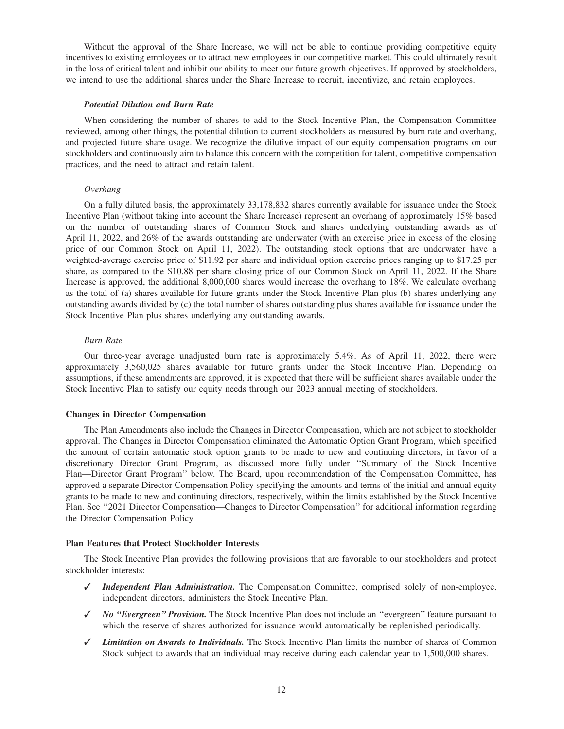Without the approval of the Share Increase, we will not be able to continue providing competitive equity incentives to existing employees or to attract new employees in our competitive market. This could ultimately result in the loss of critical talent and inhibit our ability to meet our future growth objectives. If approved by stockholders, we intend to use the additional shares under the Share Increase to recruit, incentivize, and retain employees.

***Potential Dilution and Burn Rate***

When considering the number of shares to add to the Stock Incentive Plan, the Compensation Committee reviewed, among other things, the potential dilution to current stockholders as measured by burn rate and overhang, and projected future share usage. We recognize the dilutive impact of our equity compensation programs on our stockholders and continuously aim to balance this concern with the competition for talent, competitive compensation practices, and the need to attract and retain talent.

*Overhang*

On a fully diluted basis, the approximately 33,178,832 shares currently available for issuance under the Stock Incentive Plan (without taking into account the Share Increase) represent an overhang of approximately 15% based on the number of outstanding shares of Common Stock and shares underlying outstanding awards as of April 11, 2022, and 26% of the awards outstanding are underwater (with an exercise price in excess of the closing price of our Common Stock on April 11, 2022). The outstanding stock options that are underwater have a weighted-average exercise price of $11.92 per share and individual option exercise prices ranging up to $17.25 per share, as compared to the $10.88 per share closing price of our Common Stock on April 11, 2022. If the Share Increase is approved, the additional 8,000,000 shares would increase the overhang to 18%. We calculate overhang as the total of (a) shares available for future grants under the Stock Incentive Plan plus (b) shares underlying any outstanding awards divided by (c) the total number of shares outstanding plus shares available for issuance under the Stock Incentive Plan plus shares underlying any outstanding awards.

*Burn Rate*

Our three-year average unadjusted burn rate is approximately 5.4%. As of April 11, 2022, there were approximately 3,560,025 shares available for future grants under the Stock Incentive Plan. Depending on assumptions, if these amendments are approved, it is expected that there will be sufficient shares available under the Stock Incentive Plan to satisfy our equity needs through our 2023 annual meeting of stockholders.

**Changes in Director Compensation**

The Plan Amendments also include the Changes in Director Compensation, which are not subject to stockholder approval. The Changes in Director Compensation eliminated the Automatic Option Grant Program, which specified the amount of certain automatic stock option grants to be made to new and continuing directors, in favor of a discretionary Director Grant Program, as discussed more fully under ''Summary of the Stock Incentive Plan—Director Grant Program'' below. The Board, upon recommendation of the Compensation Committee, has approved a separate Director Compensation Policy specifying the amounts and terms of the initial and annual equity grants to be made to new and continuing directors, respectively, within the limits established by the Stock Incentive Plan. See ''2021 Director Compensation—Changes to Director Compensation'' for additional information regarding the Director Compensation Policy.

**Plan Features that Protect Stockholder Interests**

The Stock Incentive Plan provides the following provisions that are favorable to our stockholders and protect stockholder interests:

- ✓ ***Independent Plan Administration.*** The Compensation Committee, comprised solely of non-employee, independent directors, administers the Stock Incentive Plan.
- ✓ ***No "Evergreen" Provision.*** The Stock Incentive Plan does not include an ''evergreen'' feature pursuant to which the reserve of shares authorized for issuance would automatically be replenished periodically.
- ✓ ***Limitation on Awards to Individuals.*** The Stock Incentive Plan limits the number of shares of Common Stock subject to awards that an individual may receive during each calendar year to 1,500,000 shares.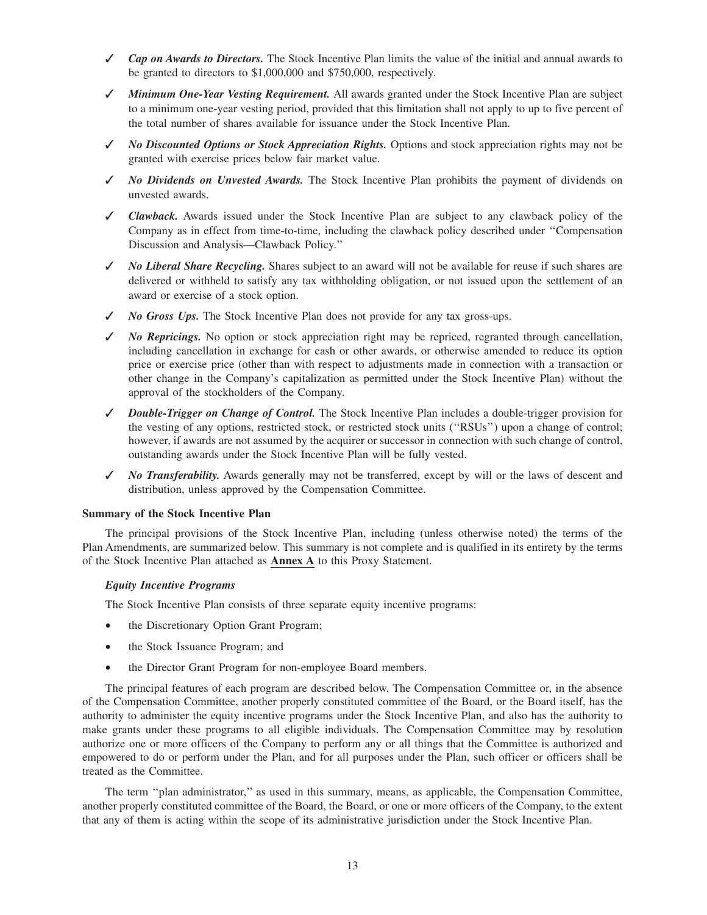- ✓ ***Cap on Awards to Directors.*** The Stock Incentive Plan limits the value of the initial and annual awards to be granted to directors to $1,000,000 and $750,000, respectively.
- ✓ ***Minimum One-Year Vesting Requirement.*** All awards granted under the Stock Incentive Plan are subject to a minimum one-year vesting period, provided that this limitation shall not apply to up to five percent of the total number of shares available for issuance under the Stock Incentive Plan.
- ✓ ***No Discounted Options or Stock Appreciation Rights.*** Options and stock appreciation rights may not be granted with exercise prices below fair market value.
- ✓ ***No Dividends on Unvested Awards.*** The Stock Incentive Plan prohibits the payment of dividends on unvested awards.
- ✓ ***Clawback.*** Awards issued under the Stock Incentive Plan are subject to any clawback policy of the Company as in effect from time-to-time, including the clawback policy described under ''Compensation Discussion and Analysis—Clawback Policy.''
- ✓ ***No Liberal Share Recycling.*** Shares subject to an award will not be available for reuse if such shares are delivered or withheld to satisfy any tax withholding obligation, or not issued upon the settlement of an award or exercise of a stock option.
- ✓ ***No Gross Ups.*** The Stock Incentive Plan does not provide for any tax gross-ups.
- ✓ ***No Repricings.*** No option or stock appreciation right may be repriced, regranted through cancellation, including cancellation in exchange for cash or other awards, or otherwise amended to reduce its option price or exercise price (other than with respect to adjustments made in connection with a transaction or other change in the Company's capitalization as permitted under the Stock Incentive Plan) without the approval of the stockholders of the Company.
- ✓ ***Double-Trigger on Change of Control.*** The Stock Incentive Plan includes a double-trigger provision for the vesting of any options, restricted stock, or restricted stock units (''RSUs'') upon a change of control; however, if awards are not assumed by the acquirer or successor in connection with such change of control, outstanding awards under the Stock Incentive Plan will be fully vested.
- ✓ ***No Transferability.*** Awards generally may not be transferred, except by will or the laws of descent and distribution, unless approved by the Compensation Committee.

**Summary of the Stock Incentive Plan**

The principal provisions of the Stock Incentive Plan, including (unless otherwise noted) the terms of the Plan Amendments, are summarized below. This summary is not complete and is qualified in its entirety by the terms of the Stock Incentive Plan attached as **Annex A** to this Proxy Statement.

***Equity Incentive Programs***

The Stock Incentive Plan consists of three separate equity incentive programs:

- the Discretionary Option Grant Program;
- the Stock Issuance Program; and
- the Director Grant Program for non-employee Board members.

The principal features of each program are described below. The Compensation Committee or, in the absence of the Compensation Committee, another properly constituted committee of the Board, or the Board itself, has the authority to administer the equity incentive programs under the Stock Incentive Plan, and also has the authority to make grants under these programs to all eligible individuals. The Compensation Committee may by resolution authorize one or more officers of the Company to perform any or all things that the Committee is authorized and empowered to do or perform under the Plan, and for all purposes under the Plan, such officer or officers shall be treated as the Committee.

The term ''plan administrator,'' as used in this summary, means, as applicable, the Compensation Committee, another properly constituted committee of the Board, the Board, or one or more officers of the Company, to the extent that any of them is acting within the scope of its administrative jurisdiction under the Stock Incentive Plan.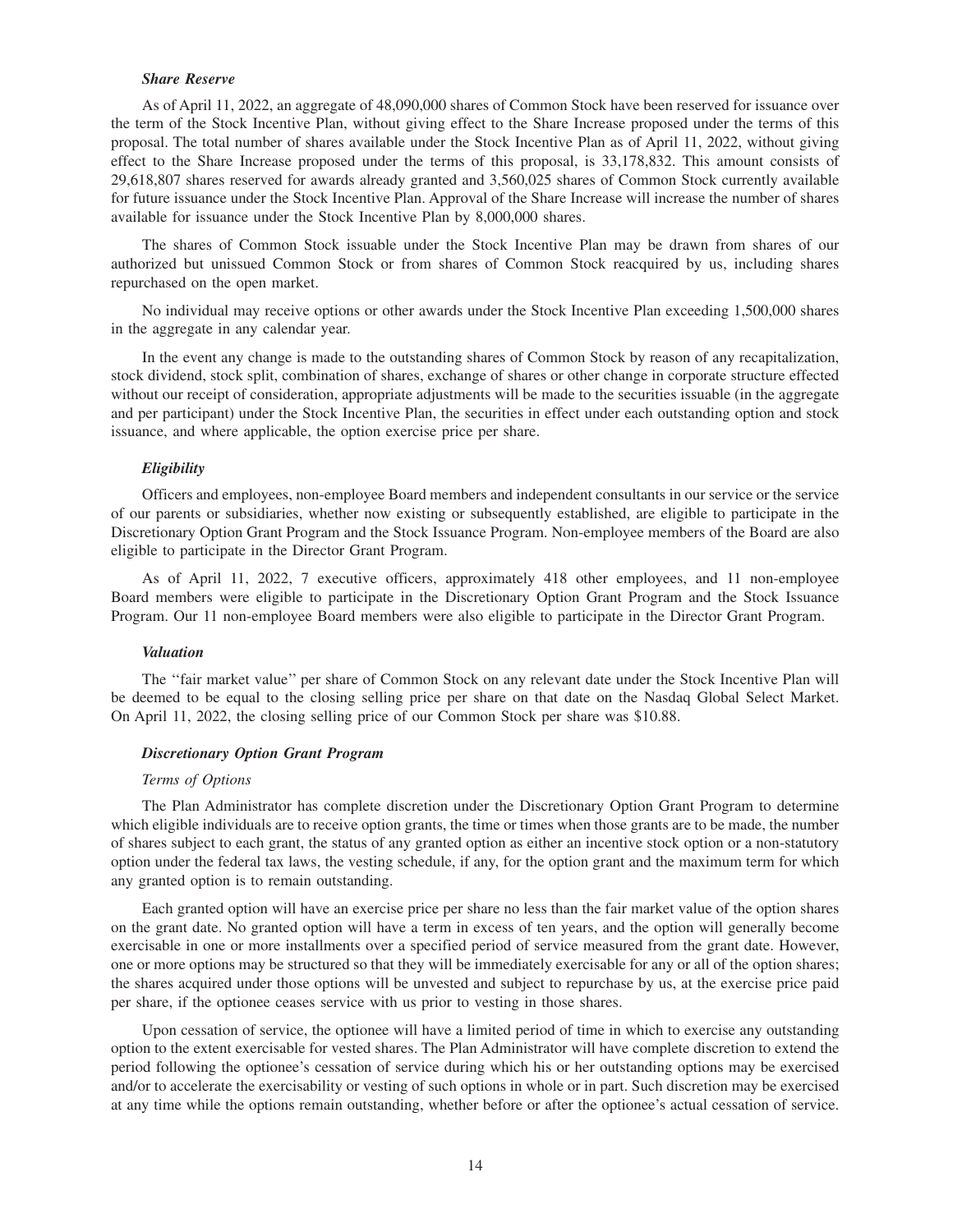***Share Reserve***

As of April 11, 2022, an aggregate of 48,090,000 shares of Common Stock have been reserved for issuance over the term of the Stock Incentive Plan, without giving effect to the Share Increase proposed under the terms of this proposal. The total number of shares available under the Stock Incentive Plan as of April 11, 2022, without giving effect to the Share Increase proposed under the terms of this proposal, is 33,178,832. This amount consists of 29,618,807 shares reserved for awards already granted and 3,560,025 shares of Common Stock currently available for future issuance under the Stock Incentive Plan. Approval of the Share Increase will increase the number of shares available for issuance under the Stock Incentive Plan by 8,000,000 shares.

The shares of Common Stock issuable under the Stock Incentive Plan may be drawn from shares of our authorized but unissued Common Stock or from shares of Common Stock reacquired by us, including shares repurchased on the open market.

No individual may receive options or other awards under the Stock Incentive Plan exceeding 1,500,000 shares in the aggregate in any calendar year.

In the event any change is made to the outstanding shares of Common Stock by reason of any recapitalization, stock dividend, stock split, combination of shares, exchange of shares or other change in corporate structure effected without our receipt of consideration, appropriate adjustments will be made to the securities issuable (in the aggregate and per participant) under the Stock Incentive Plan, the securities in effect under each outstanding option and stock issuance, and where applicable, the option exercise price per share.

***Eligibility***

Officers and employees, non-employee Board members and independent consultants in our service or the service of our parents or subsidiaries, whether now existing or subsequently established, are eligible to participate in the Discretionary Option Grant Program and the Stock Issuance Program. Non-employee members of the Board are also eligible to participate in the Director Grant Program.

As of April 11, 2022, 7 executive officers, approximately 418 other employees, and 11 non-employee Board members were eligible to participate in the Discretionary Option Grant Program and the Stock Issuance Program. Our 11 non-employee Board members were also eligible to participate in the Director Grant Program.

***Valuation***

The ''fair market value'' per share of Common Stock on any relevant date under the Stock Incentive Plan will be deemed to be equal to the closing selling price per share on that date on the Nasdaq Global Select Market. On April 11, 2022, the closing selling price of our Common Stock per share was $10.88.

***Discretionary Option Grant Program***

*Terms of Options*

The Plan Administrator has complete discretion under the Discretionary Option Grant Program to determine which eligible individuals are to receive option grants, the time or times when those grants are to be made, the number of shares subject to each grant, the status of any granted option as either an incentive stock option or a non-statutory option under the federal tax laws, the vesting schedule, if any, for the option grant and the maximum term for which any granted option is to remain outstanding.

Each granted option will have an exercise price per share no less than the fair market value of the option shares on the grant date. No granted option will have a term in excess of ten years, and the option will generally become exercisable in one or more installments over a specified period of service measured from the grant date. However, one or more options may be structured so that they will be immediately exercisable for any or all of the option shares; the shares acquired under those options will be unvested and subject to repurchase by us, at the exercise price paid per share, if the optionee ceases service with us prior to vesting in those shares.

Upon cessation of service, the optionee will have a limited period of time in which to exercise any outstanding option to the extent exercisable for vested shares. The Plan Administrator will have complete discretion to extend the period following the optionee's cessation of service during which his or her outstanding options may be exercised and/or to accelerate the exercisability or vesting of such options in whole or in part. Such discretion may be exercised at any time while the options remain outstanding, whether before or after the optionee's actual cessation of service.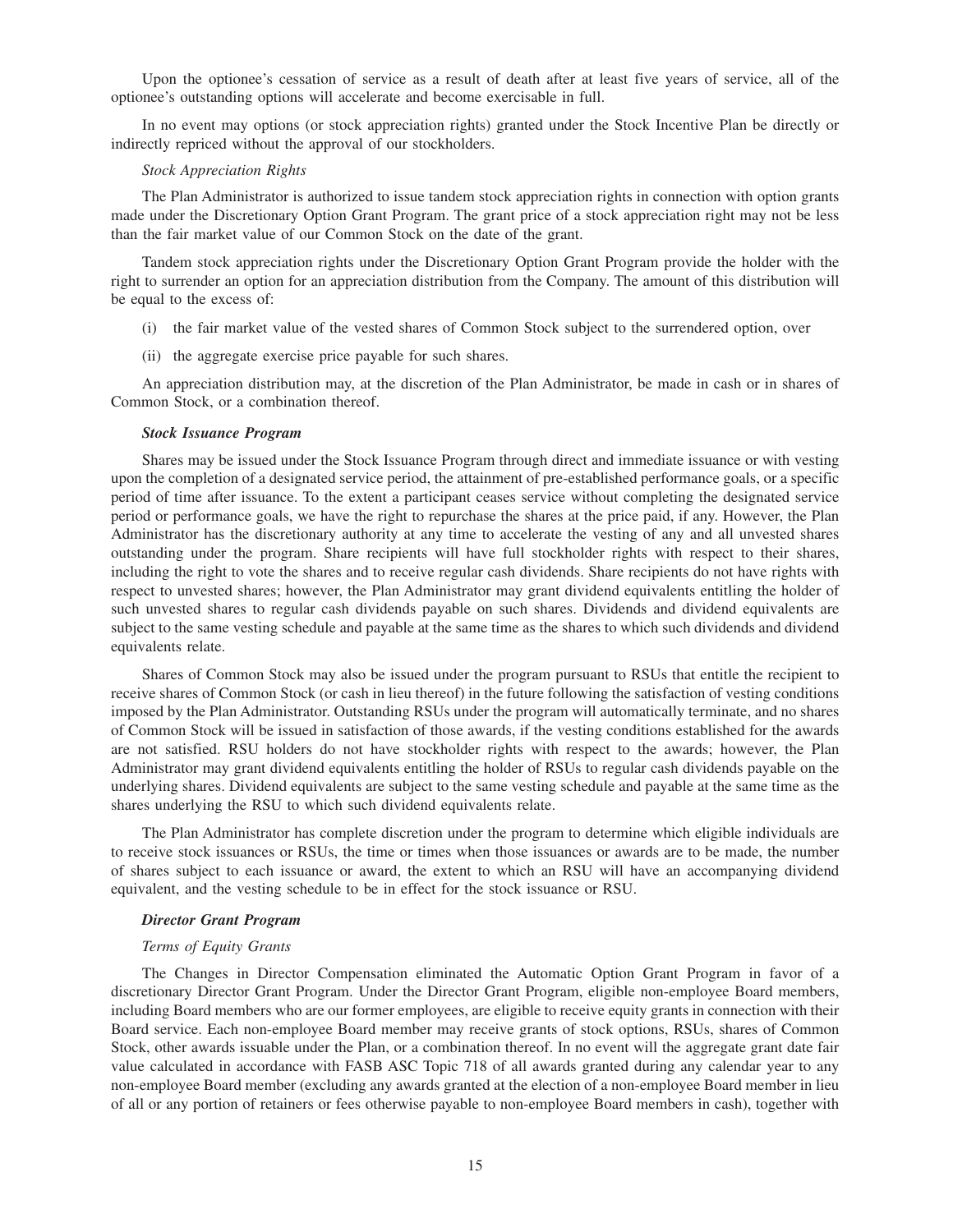Upon the optionee's cessation of service as a result of death after at least five years of service, all of the optionee's outstanding options will accelerate and become exercisable in full.

In no event may options (or stock appreciation rights) granted under the Stock Incentive Plan be directly or indirectly repriced without the approval of our stockholders.

*Stock Appreciation Rights*

The Plan Administrator is authorized to issue tandem stock appreciation rights in connection with option grants made under the Discretionary Option Grant Program. The grant price of a stock appreciation right may not be less than the fair market value of our Common Stock on the date of the grant.

Tandem stock appreciation rights under the Discretionary Option Grant Program provide the holder with the right to surrender an option for an appreciation distribution from the Company. The amount of this distribution will be equal to the excess of:

(i) the fair market value of the vested shares of Common Stock subject to the surrendered option, over

(ii) the aggregate exercise price payable for such shares.

An appreciation distribution may, at the discretion of the Plan Administrator, be made in cash or in shares of Common Stock, or a combination thereof.

***Stock Issuance Program***

Shares may be issued under the Stock Issuance Program through direct and immediate issuance or with vesting upon the completion of a designated service period, the attainment of pre-established performance goals, or a specific period of time after issuance. To the extent a participant ceases service without completing the designated service period or performance goals, we have the right to repurchase the shares at the price paid, if any. However, the Plan Administrator has the discretionary authority at any time to accelerate the vesting of any and all unvested shares outstanding under the program. Share recipients will have full stockholder rights with respect to their shares, including the right to vote the shares and to receive regular cash dividends. Share recipients do not have rights with respect to unvested shares; however, the Plan Administrator may grant dividend equivalents entitling the holder of such unvested shares to regular cash dividends payable on such shares. Dividends and dividend equivalents are subject to the same vesting schedule and payable at the same time as the shares to which such dividends and dividend equivalents relate.

Shares of Common Stock may also be issued under the program pursuant to RSUs that entitle the recipient to receive shares of Common Stock (or cash in lieu thereof) in the future following the satisfaction of vesting conditions imposed by the Plan Administrator. Outstanding RSUs under the program will automatically terminate, and no shares of Common Stock will be issued in satisfaction of those awards, if the vesting conditions established for the awards are not satisfied. RSU holders do not have stockholder rights with respect to the awards; however, the Plan Administrator may grant dividend equivalents entitling the holder of RSUs to regular cash dividends payable on the underlying shares. Dividend equivalents are subject to the same vesting schedule and payable at the same time as the shares underlying the RSU to which such dividend equivalents relate.

The Plan Administrator has complete discretion under the program to determine which eligible individuals are to receive stock issuances or RSUs, the time or times when those issuances or awards are to be made, the number of shares subject to each issuance or award, the extent to which an RSU will have an accompanying dividend equivalent, and the vesting schedule to be in effect for the stock issuance or RSU.

***Director Grant Program***

*Terms of Equity Grants*

The Changes in Director Compensation eliminated the Automatic Option Grant Program in favor of a discretionary Director Grant Program. Under the Director Grant Program, eligible non-employee Board members, including Board members who are our former employees, are eligible to receive equity grants in connection with their Board service. Each non-employee Board member may receive grants of stock options, RSUs, shares of Common Stock, other awards issuable under the Plan, or a combination thereof. In no event will the aggregate grant date fair value calculated in accordance with FASB ASC Topic 718 of all awards granted during any calendar year to any non-employee Board member (excluding any awards granted at the election of a non-employee Board member in lieu of all or any portion of retainers or fees otherwise payable to non-employee Board members in cash), together with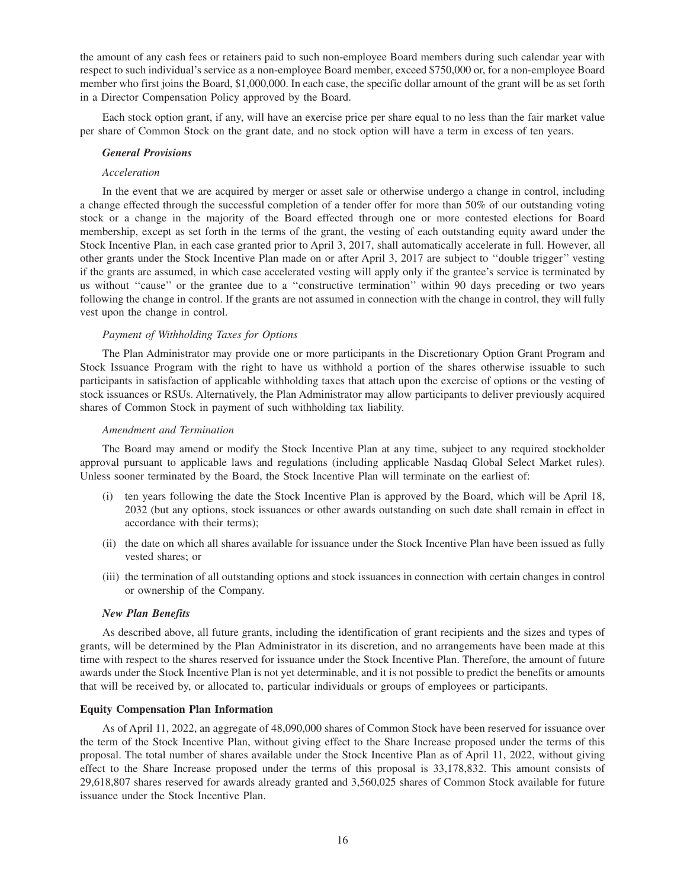the amount of any cash fees or retainers paid to such non-employee Board members during such calendar year with respect to such individual's service as a non-employee Board member, exceed $750,000 or, for a non-employee Board member who first joins the Board, $1,000,000. In each case, the specific dollar amount of the grant will be as set forth in a Director Compensation Policy approved by the Board.

Each stock option grant, if any, will have an exercise price per share equal to no less than the fair market value per share of Common Stock on the grant date, and no stock option will have a term in excess of ten years.

***General Provisions***

*Acceleration*

In the event that we are acquired by merger or asset sale or otherwise undergo a change in control, including a change effected through the successful completion of a tender offer for more than 50% of our outstanding voting stock or a change in the majority of the Board effected through one or more contested elections for Board membership, except as set forth in the terms of the grant, the vesting of each outstanding equity award under the Stock Incentive Plan, in each case granted prior to April 3, 2017, shall automatically accelerate in full. However, all other grants under the Stock Incentive Plan made on or after April 3, 2017 are subject to ''double trigger'' vesting if the grants are assumed, in which case accelerated vesting will apply only if the grantee's service is terminated by us without ''cause'' or the grantee due to a ''constructive termination'' within 90 days preceding or two years following the change in control. If the grants are not assumed in connection with the change in control, they will fully vest upon the change in control.

*Payment of Withholding Taxes for Options*

The Plan Administrator may provide one or more participants in the Discretionary Option Grant Program and Stock Issuance Program with the right to have us withhold a portion of the shares otherwise issuable to such participants in satisfaction of applicable withholding taxes that attach upon the exercise of options or the vesting of stock issuances or RSUs. Alternatively, the Plan Administrator may allow participants to deliver previously acquired shares of Common Stock in payment of such withholding tax liability.

*Amendment and Termination*

The Board may amend or modify the Stock Incentive Plan at any time, subject to any required stockholder approval pursuant to applicable laws and regulations (including applicable Nasdaq Global Select Market rules). Unless sooner terminated by the Board, the Stock Incentive Plan will terminate on the earliest of:

(i) ten years following the date the Stock Incentive Plan is approved by the Board, which will be April 18, 2032 (but any options, stock issuances or other awards outstanding on such date shall remain in effect in accordance with their terms);

(ii) the date on which all shares available for issuance under the Stock Incentive Plan have been issued as fully vested shares; or

(iii) the termination of all outstanding options and stock issuances in connection with certain changes in control or ownership of the Company.

***New Plan Benefits***

As described above, all future grants, including the identification of grant recipients and the sizes and types of grants, will be determined by the Plan Administrator in its discretion, and no arrangements have been made at this time with respect to the shares reserved for issuance under the Stock Incentive Plan. Therefore, the amount of future awards under the Stock Incentive Plan is not yet determinable, and it is not possible to predict the benefits or amounts that will be received by, or allocated to, particular individuals or groups of employees or participants.

**Equity Compensation Plan Information**

As of April 11, 2022, an aggregate of 48,090,000 shares of Common Stock have been reserved for issuance over the term of the Stock Incentive Plan, without giving effect to the Share Increase proposed under the terms of this proposal. The total number of shares available under the Stock Incentive Plan as of April 11, 2022, without giving effect to the Share Increase proposed under the terms of this proposal is 33,178,832. This amount consists of 29,618,807 shares reserved for awards already granted and 3,560,025 shares of Common Stock available for future issuance under the Stock Incentive Plan.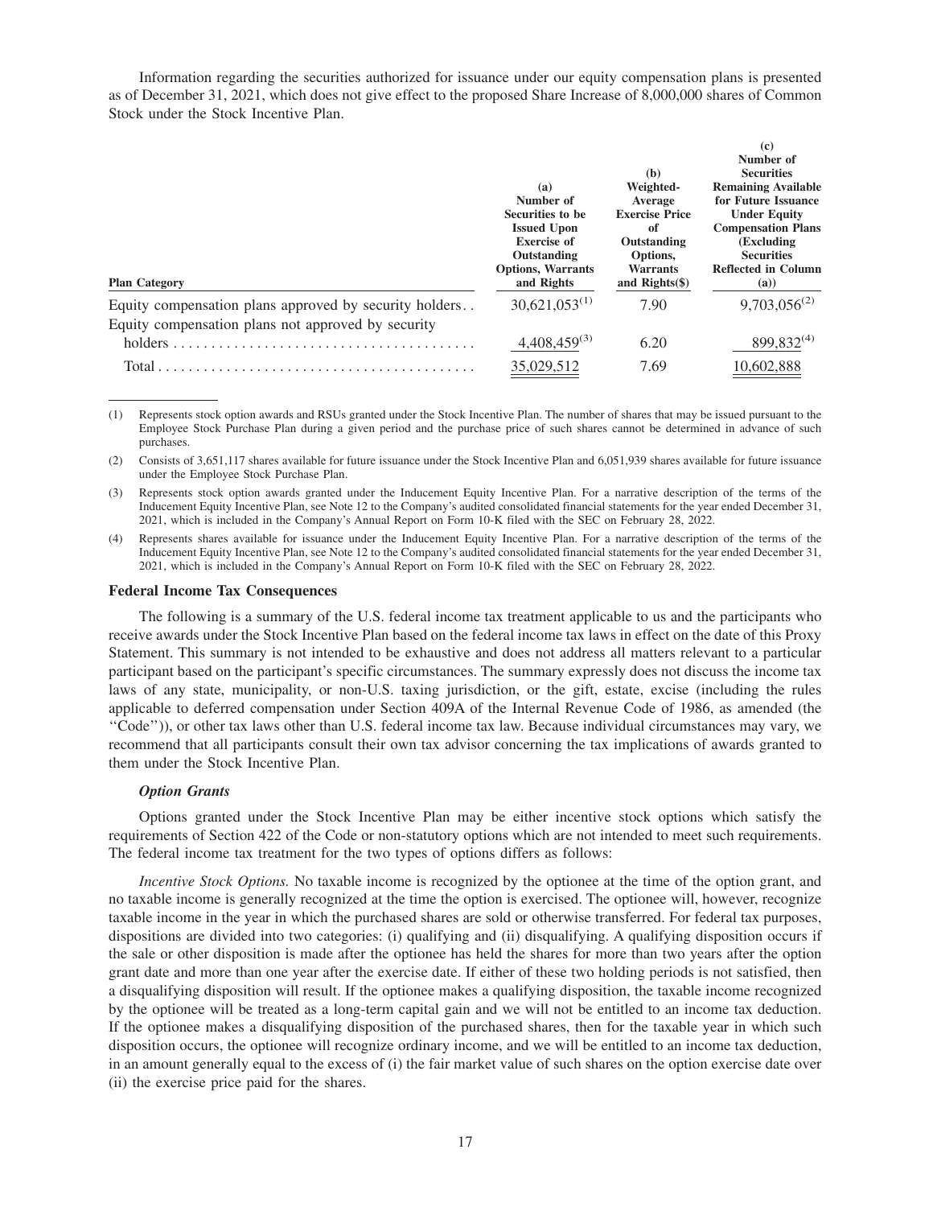Information regarding the securities authorized for issuance under our equity compensation plans is presented as of December 31, 2021, which does not give effect to the proposed Share Increase of 8,000,000 shares of Common Stock under the Stock Incentive Plan.

| Plan Category | (a) Number of Securities to be Issued Upon Exercise of Outstanding Options, Warrants and Rights | (b) Weighted-Average Exercise Price of Outstanding Options, Warrants and Rights($) | (c) Number of Securities Remaining Available for Future Issuance Under Equity Compensation Plans (Excluding Securities Reflected in Column (a)) |
|---|---|---|---|
| Equity compensation plans approved by security holders | 30,621,053[(1)] | 7.90 | 9,703,056[(2)] |
| Equity compensation plans not approved by security holders | 4,408,459[(3)] | 6.20 | 899,832[(4)] |
| Total | 35,029,512 | 7.69 | 10,602,888 |

(1) Represents stock option awards and RSUs granted under the Stock Incentive Plan. The number of shares that may be issued pursuant to the Employee Stock Purchase Plan during a given period and the purchase price of such shares cannot be determined in advance of such purchases.

(2) Consists of 3,651,117 shares available for future issuance under the Stock Incentive Plan and 6,051,939 shares available for future issuance under the Employee Stock Purchase Plan.

(3) Represents stock option awards granted under the Inducement Equity Incentive Plan. For a narrative description of the terms of the Inducement Equity Incentive Plan, see Note 12 to the Company's audited consolidated financial statements for the year ended December 31, 2021, which is included in the Company's Annual Report on Form 10-K filed with the SEC on February 28, 2022.

(4) Represents shares available for issuance under the Inducement Equity Incentive Plan. For a narrative description of the terms of the Inducement Equity Incentive Plan, see Note 12 to the Company's audited consolidated financial statements for the year ended December 31, 2021, which is included in the Company's Annual Report on Form 10-K filed with the SEC on February 28, 2022.

**Federal Income Tax Consequences**

The following is a summary of the U.S. federal income tax treatment applicable to us and the participants who receive awards under the Stock Incentive Plan based on the federal income tax laws in effect on the date of this Proxy Statement. This summary is not intended to be exhaustive and does not address all matters relevant to a particular participant based on the participant's specific circumstances. The summary expressly does not discuss the income tax laws of any state, municipality, or non-U.S. taxing jurisdiction, or the gift, estate, excise (including the rules applicable to deferred compensation under Section 409A of the Internal Revenue Code of 1986, as amended (the "Code")), or other tax laws other than U.S. federal income tax law. Because individual circumstances may vary, we recommend that all participants consult their own tax advisor concerning the tax implications of awards granted to them under the Stock Incentive Plan.

***Option Grants***

Options granted under the Stock Incentive Plan may be either incentive stock options which satisfy the requirements of Section 422 of the Code or non-statutory options which are not intended to meet such requirements. The federal income tax treatment for the two types of options differs as follows:

*Incentive Stock Options.* No taxable income is recognized by the optionee at the time of the option grant, and no taxable income is generally recognized at the time the option is exercised. The optionee will, however, recognize taxable income in the year in which the purchased shares are sold or otherwise transferred. For federal tax purposes, dispositions are divided into two categories: (i) qualifying and (ii) disqualifying. A qualifying disposition occurs if the sale or other disposition is made after the optionee has held the shares for more than two years after the option grant date and more than one year after the exercise date. If either of these two holding periods is not satisfied, then a disqualifying disposition will result. If the optionee makes a qualifying disposition, the taxable income recognized by the optionee will be treated as a long-term capital gain and we will not be entitled to an income tax deduction. If the optionee makes a disqualifying disposition of the purchased shares, then for the taxable year in which such disposition occurs, the optionee will recognize ordinary income, and we will be entitled to an income tax deduction, in an amount generally equal to the excess of (i) the fair market value of such shares on the option exercise date over (ii) the exercise price paid for the shares.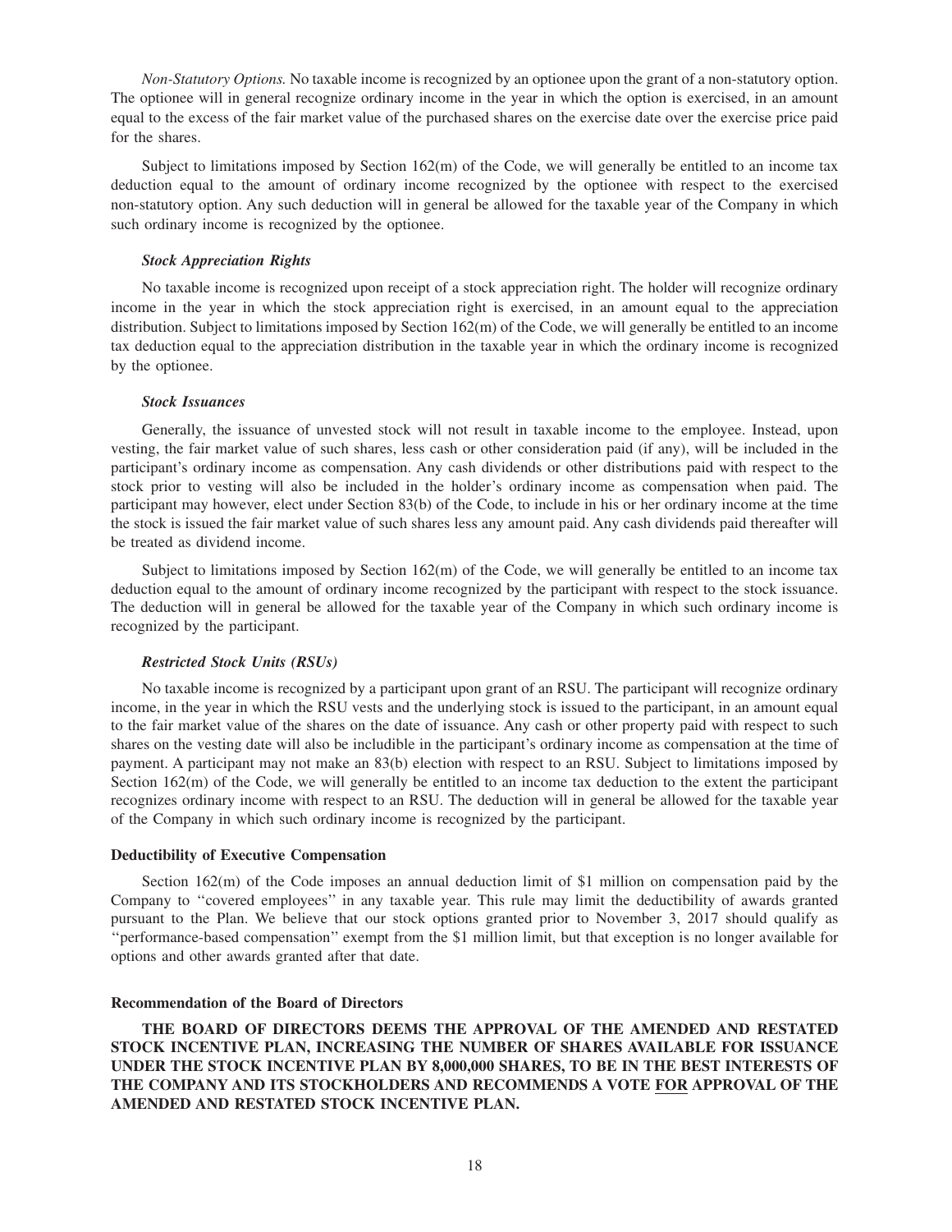*Non-Statutory Options.* No taxable income is recognized by an optionee upon the grant of a non-statutory option. The optionee will in general recognize ordinary income in the year in which the option is exercised, in an amount equal to the excess of the fair market value of the purchased shares on the exercise date over the exercise price paid for the shares.

Subject to limitations imposed by Section 162(m) of the Code, we will generally be entitled to an income tax deduction equal to the amount of ordinary income recognized by the optionee with respect to the exercised non-statutory option. Any such deduction will in general be allowed for the taxable year of the Company in which such ordinary income is recognized by the optionee.

***Stock Appreciation Rights***

No taxable income is recognized upon receipt of a stock appreciation right. The holder will recognize ordinary income in the year in which the stock appreciation right is exercised, in an amount equal to the appreciation distribution. Subject to limitations imposed by Section 162(m) of the Code, we will generally be entitled to an income tax deduction equal to the appreciation distribution in the taxable year in which the ordinary income is recognized by the optionee.

***Stock Issuances***

Generally, the issuance of unvested stock will not result in taxable income to the employee. Instead, upon vesting, the fair market value of such shares, less cash or other consideration paid (if any), will be included in the participant's ordinary income as compensation. Any cash dividends or other distributions paid with respect to the stock prior to vesting will also be included in the holder's ordinary income as compensation when paid. The participant may however, elect under Section 83(b) of the Code, to include in his or her ordinary income at the time the stock is issued the fair market value of such shares less any amount paid. Any cash dividends paid thereafter will be treated as dividend income.

Subject to limitations imposed by Section 162(m) of the Code, we will generally be entitled to an income tax deduction equal to the amount of ordinary income recognized by the participant with respect to the stock issuance. The deduction will in general be allowed for the taxable year of the Company in which such ordinary income is recognized by the participant.

***Restricted Stock Units (RSUs)***

No taxable income is recognized by a participant upon grant of an RSU. The participant will recognize ordinary income, in the year in which the RSU vests and the underlying stock is issued to the participant, in an amount equal to the fair market value of the shares on the date of issuance. Any cash or other property paid with respect to such shares on the vesting date will also be includible in the participant's ordinary income as compensation at the time of payment. A participant may not make an 83(b) election with respect to an RSU. Subject to limitations imposed by Section 162(m) of the Code, we will generally be entitled to an income tax deduction to the extent the participant recognizes ordinary income with respect to an RSU. The deduction will in general be allowed for the taxable year of the Company in which such ordinary income is recognized by the participant.

**Deductibility of Executive Compensation**

Section 162(m) of the Code imposes an annual deduction limit of $1 million on compensation paid by the Company to ''covered employees'' in any taxable year. This rule may limit the deductibility of awards granted pursuant to the Plan. We believe that our stock options granted prior to November 3, 2017 should qualify as ''performance-based compensation'' exempt from the $1 million limit, but that exception is no longer available for options and other awards granted after that date.

**Recommendation of the Board of Directors**

**THE BOARD OF DIRECTORS DEEMS THE APPROVAL OF THE AMENDED AND RESTATED STOCK INCENTIVE PLAN, INCREASING THE NUMBER OF SHARES AVAILABLE FOR ISSUANCE UNDER THE STOCK INCENTIVE PLAN BY 8,000,000 SHARES, TO BE IN THE BEST INTERESTS OF THE COMPANY AND ITS STOCKHOLDERS AND RECOMMENDS A VOTE FOR APPROVAL OF THE AMENDED AND RESTATED STOCK INCENTIVE PLAN.**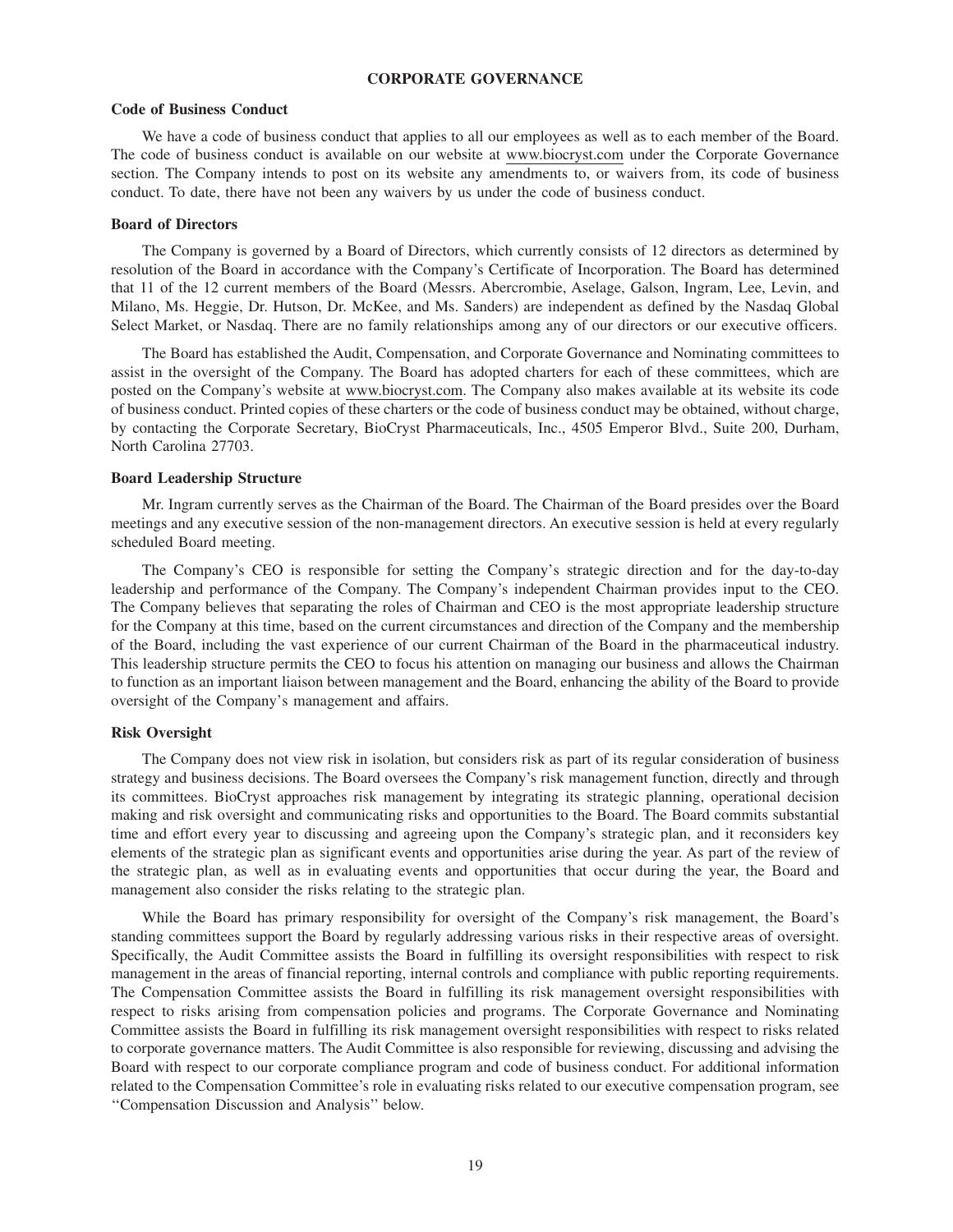# CORPORATE GOVERNANCE

## Code of Business Conduct

We have a code of business conduct that applies to all our employees as well as to each member of the Board. The code of business conduct is available on our website at www.biocryst.com under the Corporate Governance section. The Company intends to post on its website any amendments to, or waivers from, its code of business conduct. To date, there have not been any waivers by us under the code of business conduct.

## Board of Directors

The Company is governed by a Board of Directors, which currently consists of 12 directors as determined by resolution of the Board in accordance with the Company's Certificate of Incorporation. The Board has determined that 11 of the 12 current members of the Board (Messrs. Abercrombie, Aselage, Galson, Ingram, Lee, Levin, and Milano, Ms. Heggie, Dr. Hutson, Dr. McKee, and Ms. Sanders) are independent as defined by the Nasdaq Global Select Market, or Nasdaq. There are no family relationships among any of our directors or our executive officers.

The Board has established the Audit, Compensation, and Corporate Governance and Nominating committees to assist in the oversight of the Company. The Board has adopted charters for each of these committees, which are posted on the Company's website at www.biocryst.com. The Company also makes available at its website its code of business conduct. Printed copies of these charters or the code of business conduct may be obtained, without charge, by contacting the Corporate Secretary, BioCryst Pharmaceuticals, Inc., 4505 Emperor Blvd., Suite 200, Durham, North Carolina 27703.

## Board Leadership Structure

Mr. Ingram currently serves as the Chairman of the Board. The Chairman of the Board presides over the Board meetings and any executive session of the non-management directors. An executive session is held at every regularly scheduled Board meeting.

The Company's CEO is responsible for setting the Company's strategic direction and for the day-to-day leadership and performance of the Company. The Company's independent Chairman provides input to the CEO. The Company believes that separating the roles of Chairman and CEO is the most appropriate leadership structure for the Company at this time, based on the current circumstances and direction of the Company and the membership of the Board, including the vast experience of our current Chairman of the Board in the pharmaceutical industry. This leadership structure permits the CEO to focus his attention on managing our business and allows the Chairman to function as an important liaison between management and the Board, enhancing the ability of the Board to provide oversight of the Company's management and affairs.

## Risk Oversight

The Company does not view risk in isolation, but considers risk as part of its regular consideration of business strategy and business decisions. The Board oversees the Company's risk management function, directly and through its committees. BioCryst approaches risk management by integrating its strategic planning, operational decision making and risk oversight and communicating risks and opportunities to the Board. The Board commits substantial time and effort every year to discussing and agreeing upon the Company's strategic plan, and it reconsiders key elements of the strategic plan as significant events and opportunities arise during the year. As part of the review of the strategic plan, as well as in evaluating events and opportunities that occur during the year, the Board and management also consider the risks relating to the strategic plan.

While the Board has primary responsibility for oversight of the Company's risk management, the Board's standing committees support the Board by regularly addressing various risks in their respective areas of oversight. Specifically, the Audit Committee assists the Board in fulfilling its oversight responsibilities with respect to risk management in the areas of financial reporting, internal controls and compliance with public reporting requirements. The Compensation Committee assists the Board in fulfilling its risk management oversight responsibilities with respect to risks arising from compensation policies and programs. The Corporate Governance and Nominating Committee assists the Board in fulfilling its risk management oversight responsibilities with respect to risks related to corporate governance matters. The Audit Committee is also responsible for reviewing, discussing and advising the Board with respect to our corporate compliance program and code of business conduct. For additional information related to the Compensation Committee's role in evaluating risks related to our executive compensation program, see "Compensation Discussion and Analysis" below.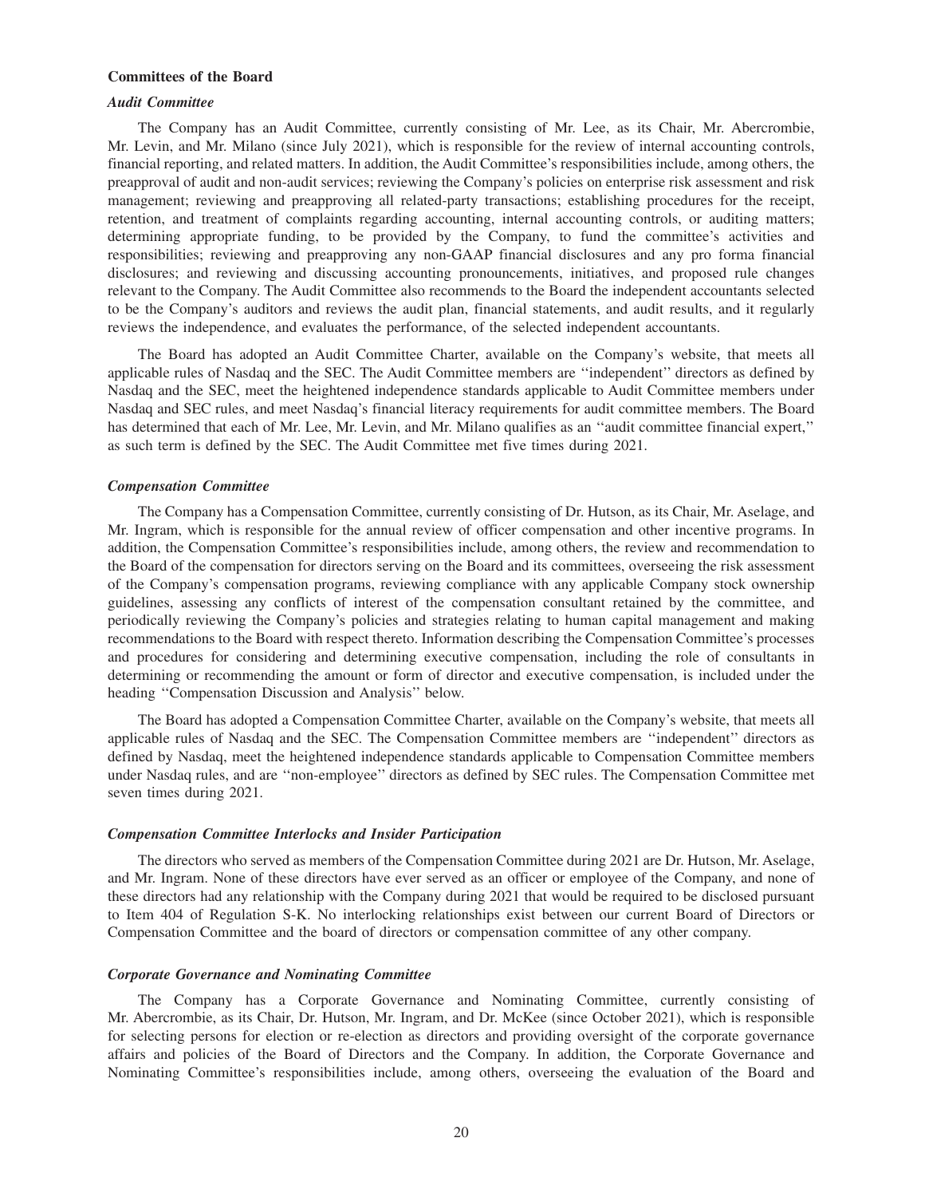## Committees of the Board

### *Audit Committee*

The Company has an Audit Committee, currently consisting of Mr. Lee, as its Chair, Mr. Abercrombie, Mr. Levin, and Mr. Milano (since July 2021), which is responsible for the review of internal accounting controls, financial reporting, and related matters. In addition, the Audit Committee's responsibilities include, among others, the preapproval of audit and non-audit services; reviewing the Company's policies on enterprise risk assessment and risk management; reviewing and preapproving all related-party transactions; establishing procedures for the receipt, retention, and treatment of complaints regarding accounting, internal accounting controls, or auditing matters; determining appropriate funding, to be provided by the Company, to fund the committee's activities and responsibilities; reviewing and preapproving any non-GAAP financial disclosures and any pro forma financial disclosures; and reviewing and discussing accounting pronouncements, initiatives, and proposed rule changes relevant to the Company. The Audit Committee also recommends to the Board the independent accountants selected to be the Company's auditors and reviews the audit plan, financial statements, and audit results, and it regularly reviews the independence, and evaluates the performance, of the selected independent accountants.

The Board has adopted an Audit Committee Charter, available on the Company's website, that meets all applicable rules of Nasdaq and the SEC. The Audit Committee members are ''independent'' directors as defined by Nasdaq and the SEC, meet the heightened independence standards applicable to Audit Committee members under Nasdaq and SEC rules, and meet Nasdaq's financial literacy requirements for audit committee members. The Board has determined that each of Mr. Lee, Mr. Levin, and Mr. Milano qualifies as an ''audit committee financial expert,'' as such term is defined by the SEC. The Audit Committee met five times during 2021.

### *Compensation Committee*

The Company has a Compensation Committee, currently consisting of Dr. Hutson, as its Chair, Mr. Aselage, and Mr. Ingram, which is responsible for the annual review of officer compensation and other incentive programs. In addition, the Compensation Committee's responsibilities include, among others, the review and recommendation to the Board of the compensation for directors serving on the Board and its committees, overseeing the risk assessment of the Company's compensation programs, reviewing compliance with any applicable Company stock ownership guidelines, assessing any conflicts of interest of the compensation consultant retained by the committee, and periodically reviewing the Company's policies and strategies relating to human capital management and making recommendations to the Board with respect thereto. Information describing the Compensation Committee's processes and procedures for considering and determining executive compensation, including the role of consultants in determining or recommending the amount or form of director and executive compensation, is included under the heading ''Compensation Discussion and Analysis'' below.

The Board has adopted a Compensation Committee Charter, available on the Company's website, that meets all applicable rules of Nasdaq and the SEC. The Compensation Committee members are ''independent'' directors as defined by Nasdaq, meet the heightened independence standards applicable to Compensation Committee members under Nasdaq rules, and are ''non-employee'' directors as defined by SEC rules. The Compensation Committee met seven times during 2021.

### *Compensation Committee Interlocks and Insider Participation*

The directors who served as members of the Compensation Committee during 2021 are Dr. Hutson, Mr. Aselage, and Mr. Ingram. None of these directors have ever served as an officer or employee of the Company, and none of these directors had any relationship with the Company during 2021 that would be required to be disclosed pursuant to Item 404 of Regulation S-K. No interlocking relationships exist between our current Board of Directors or Compensation Committee and the board of directors or compensation committee of any other company.

### *Corporate Governance and Nominating Committee*

The Company has a Corporate Governance and Nominating Committee, currently consisting of Mr. Abercrombie, as its Chair, Dr. Hutson, Mr. Ingram, and Dr. McKee (since October 2021), which is responsible for selecting persons for election or re-election as directors and providing oversight of the corporate governance affairs and policies of the Board of Directors and the Company. In addition, the Corporate Governance and Nominating Committee's responsibilities include, among others, overseeing the evaluation of the Board and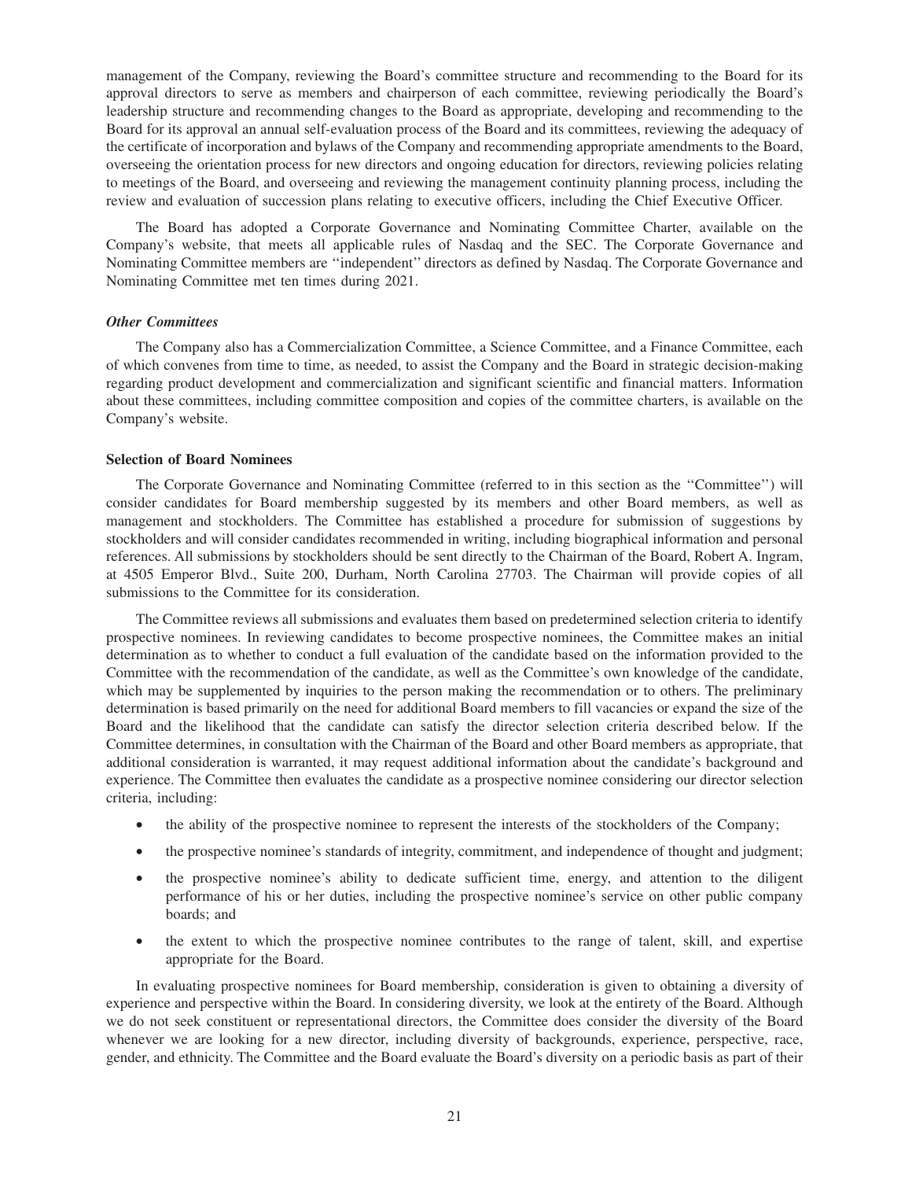management of the Company, reviewing the Board's committee structure and recommending to the Board for its approval directors to serve as members and chairperson of each committee, reviewing periodically the Board's leadership structure and recommending changes to the Board as appropriate, developing and recommending to the Board for its approval an annual self-evaluation process of the Board and its committees, reviewing the adequacy of the certificate of incorporation and bylaws of the Company and recommending appropriate amendments to the Board, overseeing the orientation process for new directors and ongoing education for directors, reviewing policies relating to meetings of the Board, and overseeing and reviewing the management continuity planning process, including the review and evaluation of succession plans relating to executive officers, including the Chief Executive Officer.

The Board has adopted a Corporate Governance and Nominating Committee Charter, available on the Company's website, that meets all applicable rules of Nasdaq and the SEC. The Corporate Governance and Nominating Committee members are ''independent'' directors as defined by Nasdaq. The Corporate Governance and Nominating Committee met ten times during 2021.

***Other Committees***

The Company also has a Commercialization Committee, a Science Committee, and a Finance Committee, each of which convenes from time to time, as needed, to assist the Company and the Board in strategic decision-making regarding product development and commercialization and significant scientific and financial matters. Information about these committees, including committee composition and copies of the committee charters, is available on the Company's website.

**Selection of Board Nominees**

The Corporate Governance and Nominating Committee (referred to in this section as the ''Committee'') will consider candidates for Board membership suggested by its members and other Board members, as well as management and stockholders. The Committee has established a procedure for submission of suggestions by stockholders and will consider candidates recommended in writing, including biographical information and personal references. All submissions by stockholders should be sent directly to the Chairman of the Board, Robert A. Ingram, at 4505 Emperor Blvd., Suite 200, Durham, North Carolina 27703. The Chairman will provide copies of all submissions to the Committee for its consideration.

The Committee reviews all submissions and evaluates them based on predetermined selection criteria to identify prospective nominees. In reviewing candidates to become prospective nominees, the Committee makes an initial determination as to whether to conduct a full evaluation of the candidate based on the information provided to the Committee with the recommendation of the candidate, as well as the Committee's own knowledge of the candidate, which may be supplemented by inquiries to the person making the recommendation or to others. The preliminary determination is based primarily on the need for additional Board members to fill vacancies or expand the size of the Board and the likelihood that the candidate can satisfy the director selection criteria described below. If the Committee determines, in consultation with the Chairman of the Board and other Board members as appropriate, that additional consideration is warranted, it may request additional information about the candidate's background and experience. The Committee then evaluates the candidate as a prospective nominee considering our director selection criteria, including:

- the ability of the prospective nominee to represent the interests of the stockholders of the Company;
- the prospective nominee's standards of integrity, commitment, and independence of thought and judgment;
- the prospective nominee's ability to dedicate sufficient time, energy, and attention to the diligent performance of his or her duties, including the prospective nominee's service on other public company boards; and
- the extent to which the prospective nominee contributes to the range of talent, skill, and expertise appropriate for the Board.

In evaluating prospective nominees for Board membership, consideration is given to obtaining a diversity of experience and perspective within the Board. In considering diversity, we look at the entirety of the Board. Although we do not seek constituent or representational directors, the Committee does consider the diversity of the Board whenever we are looking for a new director, including diversity of backgrounds, experience, perspective, race, gender, and ethnicity. The Committee and the Board evaluate the Board's diversity on a periodic basis as part of their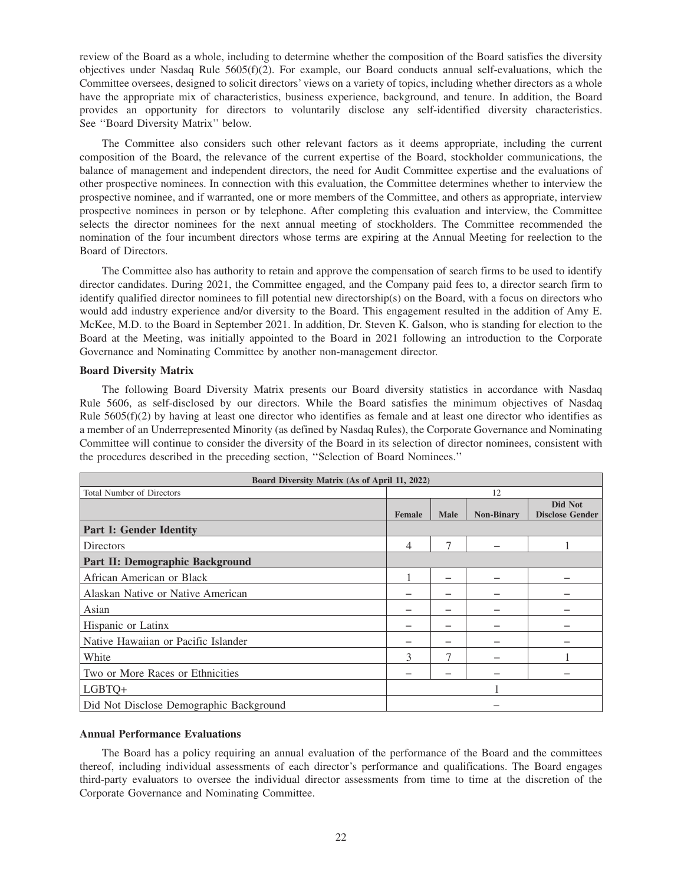review of the Board as a whole, including to determine whether the composition of the Board satisfies the diversity objectives under Nasdaq Rule 5605(f)(2). For example, our Board conducts annual self-evaluations, which the Committee oversees, designed to solicit directors' views on a variety of topics, including whether directors as a whole have the appropriate mix of characteristics, business experience, background, and tenure. In addition, the Board provides an opportunity for directors to voluntarily disclose any self-identified diversity characteristics. See ''Board Diversity Matrix'' below.

The Committee also considers such other relevant factors as it deems appropriate, including the current composition of the Board, the relevance of the current expertise of the Board, stockholder communications, the balance of management and independent directors, the need for Audit Committee expertise and the evaluations of other prospective nominees. In connection with this evaluation, the Committee determines whether to interview the prospective nominee, and if warranted, one or more members of the Committee, and others as appropriate, interview prospective nominees in person or by telephone. After completing this evaluation and interview, the Committee selects the director nominees for the next annual meeting of stockholders. The Committee recommended the nomination of the four incumbent directors whose terms are expiring at the Annual Meeting for reelection to the Board of Directors.

The Committee also has authority to retain and approve the compensation of search firms to be used to identify director candidates. During 2021, the Committee engaged, and the Company paid fees to, a director search firm to identify qualified director nominees to fill potential new directorship(s) on the Board, with a focus on directors who would add industry experience and/or diversity to the Board. This engagement resulted in the addition of Amy E. McKee, M.D. to the Board in September 2021. In addition, Dr. Steven K. Galson, who is standing for election to the Board at the Meeting, was initially appointed to the Board in 2021 following an introduction to the Corporate Governance and Nominating Committee by another non-management director.

**Board Diversity Matrix**

The following Board Diversity Matrix presents our Board diversity statistics in accordance with Nasdaq Rule 5606, as self-disclosed by our directors. While the Board satisfies the minimum objectives of Nasdaq Rule 5605(f)(2) by having at least one director who identifies as female and at least one director who identifies as a member of an Underrepresented Minority (as defined by Nasdaq Rules), the Corporate Governance and Nominating Committee will continue to consider the diversity of the Board in its selection of director nominees, consistent with the procedures described in the preceding section, ''Selection of Board Nominees.''

| Board Diversity Matrix (As of April 11, 2022) | | | | |
|---|---|---|---|---|
| Total Number of Directors | 12 | | | |
| | **Female** | **Male** | **Non-Binary** | **Did Not Disclose Gender** |
| **Part I: Gender Identity** | | | | |
| Directors | 4 | 7 | – | 1 |
| **Part II: Demographic Background** | | | | |
| African American or Black | 1 | – | – | – |
| Alaskan Native or Native American | – | – | – | – |
| Asian | – | – | – | – |
| Hispanic or Latinx | – | – | – | – |
| Native Hawaiian or Pacific Islander | – | – | – | – |
| White | 3 | 7 | – | 1 |
| Two or More Races or Ethnicities | – | – | – | – |
| LGBTQ+ | 1 | | | |
| Did Not Disclose Demographic Background | – | | | |

**Annual Performance Evaluations**

The Board has a policy requiring an annual evaluation of the performance of the Board and the committees thereof, including individual assessments of each director's performance and qualifications. The Board engages third-party evaluators to oversee the individual director assessments from time to time at the discretion of the Corporate Governance and Nominating Committee.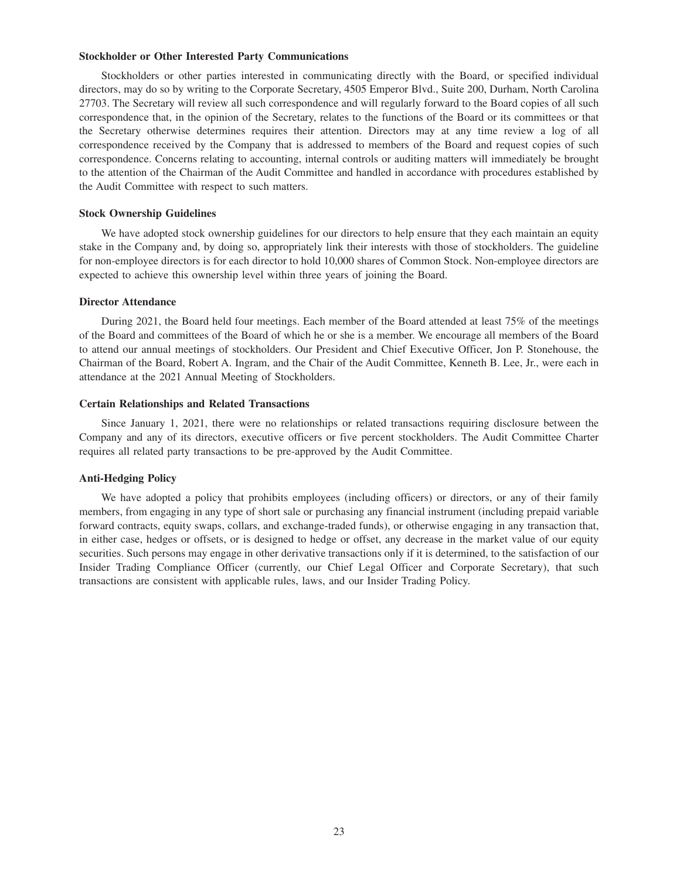**Stockholder or Other Interested Party Communications**

Stockholders or other parties interested in communicating directly with the Board, or specified individual directors, may do so by writing to the Corporate Secretary, 4505 Emperor Blvd., Suite 200, Durham, North Carolina 27703. The Secretary will review all such correspondence and will regularly forward to the Board copies of all such correspondence that, in the opinion of the Secretary, relates to the functions of the Board or its committees or that the Secretary otherwise determines requires their attention. Directors may at any time review a log of all correspondence received by the Company that is addressed to members of the Board and request copies of such correspondence. Concerns relating to accounting, internal controls or auditing matters will immediately be brought to the attention of the Chairman of the Audit Committee and handled in accordance with procedures established by the Audit Committee with respect to such matters.

**Stock Ownership Guidelines**

We have adopted stock ownership guidelines for our directors to help ensure that they each maintain an equity stake in the Company and, by doing so, appropriately link their interests with those of stockholders. The guideline for non-employee directors is for each director to hold 10,000 shares of Common Stock. Non-employee directors are expected to achieve this ownership level within three years of joining the Board.

**Director Attendance**

During 2021, the Board held four meetings. Each member of the Board attended at least 75% of the meetings of the Board and committees of the Board of which he or she is a member. We encourage all members of the Board to attend our annual meetings of stockholders. Our President and Chief Executive Officer, Jon P. Stonehouse, the Chairman of the Board, Robert A. Ingram, and the Chair of the Audit Committee, Kenneth B. Lee, Jr., were each in attendance at the 2021 Annual Meeting of Stockholders.

**Certain Relationships and Related Transactions**

Since January 1, 2021, there were no relationships or related transactions requiring disclosure between the Company and any of its directors, executive officers or five percent stockholders. The Audit Committee Charter requires all related party transactions to be pre-approved by the Audit Committee.

**Anti-Hedging Policy**

We have adopted a policy that prohibits employees (including officers) or directors, or any of their family members, from engaging in any type of short sale or purchasing any financial instrument (including prepaid variable forward contracts, equity swaps, collars, and exchange-traded funds), or otherwise engaging in any transaction that, in either case, hedges or offsets, or is designed to hedge or offset, any decrease in the market value of our equity securities. Such persons may engage in other derivative transactions only if it is determined, to the satisfaction of our Insider Trading Compliance Officer (currently, our Chief Legal Officer and Corporate Secretary), that such transactions are consistent with applicable rules, laws, and our Insider Trading Policy.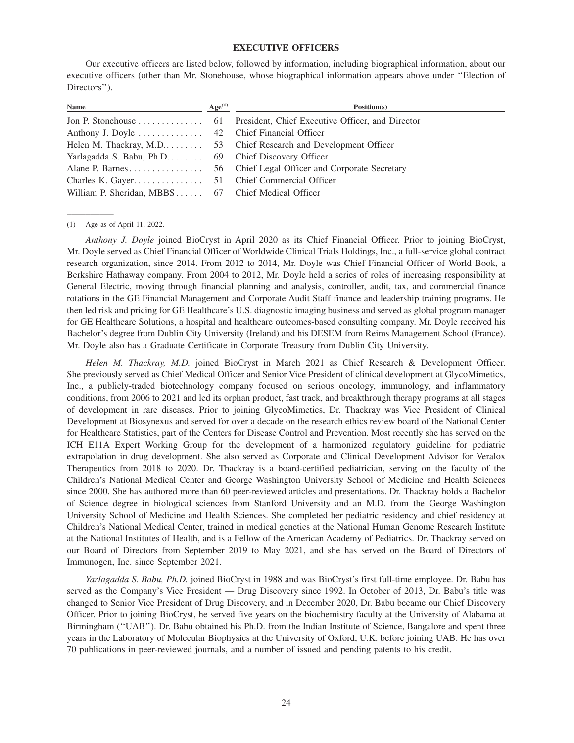## EXECUTIVE OFFICERS

Our executive officers are listed below, followed by information, including biographical information, about our executive officers (other than Mr. Stonehouse, whose biographical information appears above under ''Election of Directors'').

| Name | Age(1) | Position(s) |
|---|---|---|
| Jon P. Stonehouse | 61 | President, Chief Executive Officer, and Director |
| Anthony J. Doyle | 42 | Chief Financial Officer |
| Helen M. Thackray, M.D. | 53 | Chief Research and Development Officer |
| Yarlagadda S. Babu, Ph.D. | 69 | Chief Discovery Officer |
| Alane P. Barnes | 56 | Chief Legal Officer and Corporate Secretary |
| Charles K. Gayer | 51 | Chief Commercial Officer |
| William P. Sheridan, MBBS | 67 | Chief Medical Officer |

(1) Age as of April 11, 2022.

*Anthony J. Doyle* joined BioCryst in April 2020 as its Chief Financial Officer. Prior to joining BioCryst, Mr. Doyle served as Chief Financial Officer of Worldwide Clinical Trials Holdings, Inc., a full-service global contract research organization, since 2014. From 2012 to 2014, Mr. Doyle was Chief Financial Officer of World Book, a Berkshire Hathaway company. From 2004 to 2012, Mr. Doyle held a series of roles of increasing responsibility at General Electric, moving through financial planning and analysis, controller, audit, tax, and commercial finance rotations in the GE Financial Management and Corporate Audit Staff finance and leadership training programs. He then led risk and pricing for GE Healthcare's U.S. diagnostic imaging business and served as global program manager for GE Healthcare Solutions, a hospital and healthcare outcomes-based consulting company. Mr. Doyle received his Bachelor's degree from Dublin City University (Ireland) and his DESEM from Reims Management School (France). Mr. Doyle also has a Graduate Certificate in Corporate Treasury from Dublin City University.

*Helen M. Thackray, M.D.* joined BioCryst in March 2021 as Chief Research & Development Officer. She previously served as Chief Medical Officer and Senior Vice President of clinical development at GlycoMimetics, Inc., a publicly-traded biotechnology company focused on serious oncology, immunology, and inflammatory conditions, from 2006 to 2021 and led its orphan product, fast track, and breakthrough therapy programs at all stages of development in rare diseases. Prior to joining GlycoMimetics, Dr. Thackray was Vice President of Clinical Development at Biosynexus and served for over a decade on the research ethics review board of the National Center for Healthcare Statistics, part of the Centers for Disease Control and Prevention. Most recently she has served on the ICH E11A Expert Working Group for the development of a harmonized regulatory guideline for pediatric extrapolation in drug development. She also served as Corporate and Clinical Development Advisor for Veralox Therapeutics from 2018 to 2020. Dr. Thackray is a board-certified pediatrician, serving on the faculty of the Children's National Medical Center and George Washington University School of Medicine and Health Sciences since 2000. She has authored more than 60 peer-reviewed articles and presentations. Dr. Thackray holds a Bachelor of Science degree in biological sciences from Stanford University and an M.D. from the George Washington University School of Medicine and Health Sciences. She completed her pediatric residency and chief residency at Children's National Medical Center, trained in medical genetics at the National Human Genome Research Institute at the National Institutes of Health, and is a Fellow of the American Academy of Pediatrics. Dr. Thackray served on our Board of Directors from September 2019 to May 2021, and she has served on the Board of Directors of Immunogen, Inc. since September 2021.

*Yarlagadda S. Babu, Ph.D.* joined BioCryst in 1988 and was BioCryst's first full-time employee. Dr. Babu has served as the Company's Vice President — Drug Discovery since 1992. In October of 2013, Dr. Babu's title was changed to Senior Vice President of Drug Discovery, and in December 2020, Dr. Babu became our Chief Discovery Officer. Prior to joining BioCryst, he served five years on the biochemistry faculty at the University of Alabama at Birmingham (''UAB''). Dr. Babu obtained his Ph.D. from the Indian Institute of Science, Bangalore and spent three years in the Laboratory of Molecular Biophysics at the University of Oxford, U.K. before joining UAB. He has over 70 publications in peer-reviewed journals, and a number of issued and pending patents to his credit.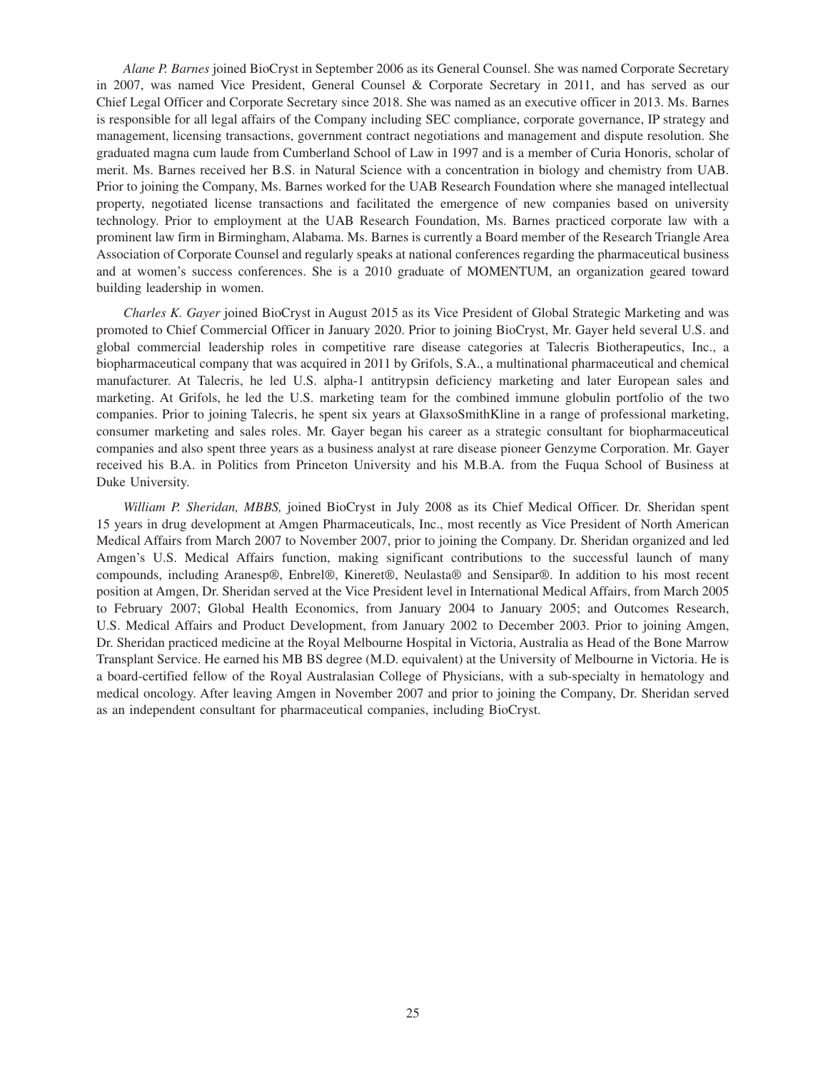*Alane P. Barnes* joined BioCryst in September 2006 as its General Counsel. She was named Corporate Secretary in 2007, was named Vice President, General Counsel & Corporate Secretary in 2011, and has served as our Chief Legal Officer and Corporate Secretary since 2018. She was named as an executive officer in 2013. Ms. Barnes is responsible for all legal affairs of the Company including SEC compliance, corporate governance, IP strategy and management, licensing transactions, government contract negotiations and management and dispute resolution. She graduated magna cum laude from Cumberland School of Law in 1997 and is a member of Curia Honoris, scholar of merit. Ms. Barnes received her B.S. in Natural Science with a concentration in biology and chemistry from UAB. Prior to joining the Company, Ms. Barnes worked for the UAB Research Foundation where she managed intellectual property, negotiated license transactions and facilitated the emergence of new companies based on university technology. Prior to employment at the UAB Research Foundation, Ms. Barnes practiced corporate law with a prominent law firm in Birmingham, Alabama. Ms. Barnes is currently a Board member of the Research Triangle Area Association of Corporate Counsel and regularly speaks at national conferences regarding the pharmaceutical business and at women's success conferences. She is a 2010 graduate of MOMENTUM, an organization geared toward building leadership in women.

*Charles K. Gayer* joined BioCryst in August 2015 as its Vice President of Global Strategic Marketing and was promoted to Chief Commercial Officer in January 2020. Prior to joining BioCryst, Mr. Gayer held several U.S. and global commercial leadership roles in competitive rare disease categories at Talecris Biotherapeutics, Inc., a biopharmaceutical company that was acquired in 2011 by Grifols, S.A., a multinational pharmaceutical and chemical manufacturer. At Talecris, he led U.S. alpha-1 antitrypsin deficiency marketing and later European sales and marketing. At Grifols, he led the U.S. marketing team for the combined immune globulin portfolio of the two companies. Prior to joining Talecris, he spent six years at GlaxsoSmithKline in a range of professional marketing, consumer marketing and sales roles. Mr. Gayer began his career as a strategic consultant for biopharmaceutical companies and also spent three years as a business analyst at rare disease pioneer Genzyme Corporation. Mr. Gayer received his B.A. in Politics from Princeton University and his M.B.A. from the Fuqua School of Business at Duke University.

*William P. Sheridan, MBBS,* joined BioCryst in July 2008 as its Chief Medical Officer. Dr. Sheridan spent 15 years in drug development at Amgen Pharmaceuticals, Inc., most recently as Vice President of North American Medical Affairs from March 2007 to November 2007, prior to joining the Company. Dr. Sheridan organized and led Amgen's U.S. Medical Affairs function, making significant contributions to the successful launch of many compounds, including Aranesp®, Enbrel®, Kineret®, Neulasta® and Sensipar®. In addition to his most recent position at Amgen, Dr. Sheridan served at the Vice President level in International Medical Affairs, from March 2005 to February 2007; Global Health Economics, from January 2004 to January 2005; and Outcomes Research, U.S. Medical Affairs and Product Development, from January 2002 to December 2003. Prior to joining Amgen, Dr. Sheridan practiced medicine at the Royal Melbourne Hospital in Victoria, Australia as Head of the Bone Marrow Transplant Service. He earned his MB BS degree (M.D. equivalent) at the University of Melbourne in Victoria. He is a board-certified fellow of the Royal Australasian College of Physicians, with a sub-specialty in hematology and medical oncology. After leaving Amgen in November 2007 and prior to joining the Company, Dr. Sheridan served as an independent consultant for pharmaceutical companies, including BioCryst.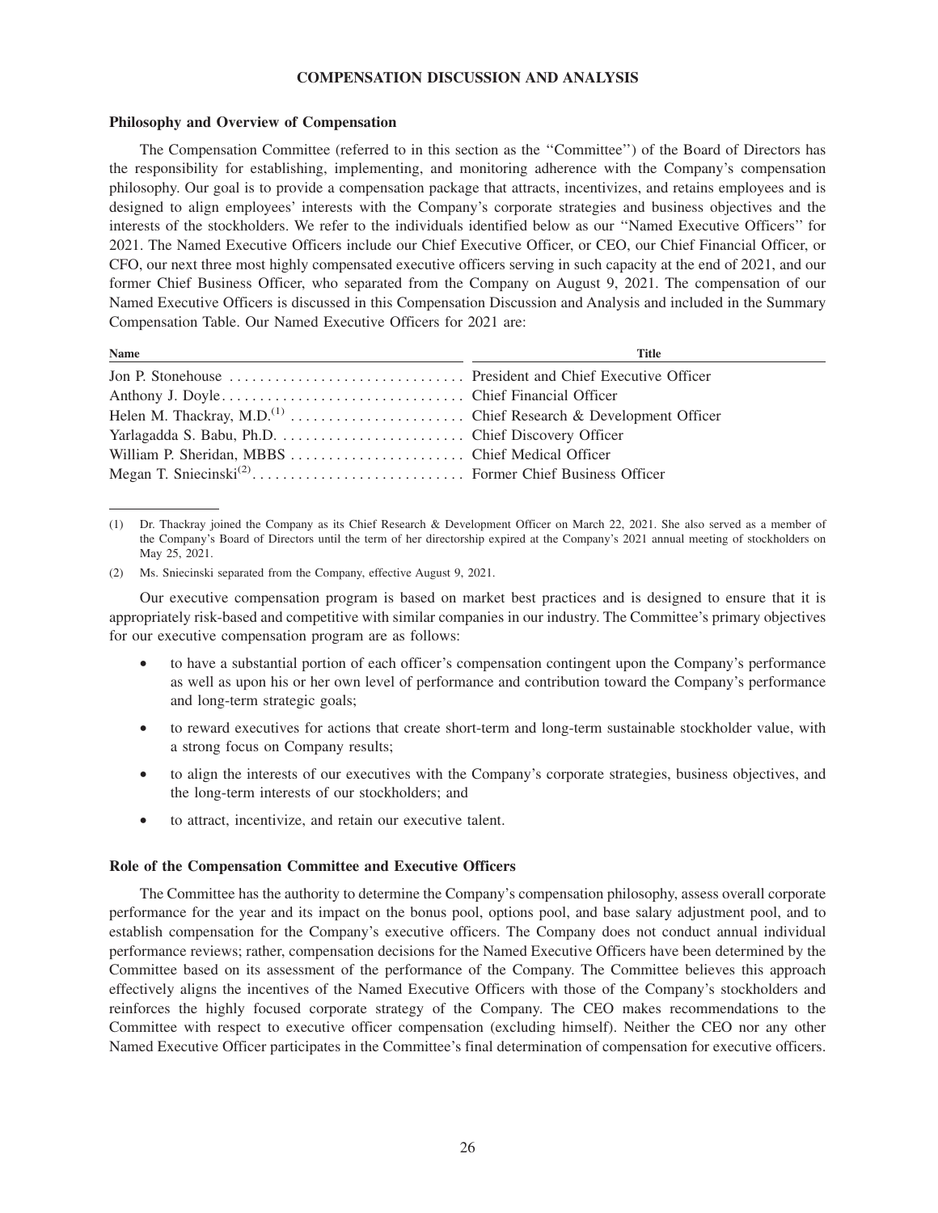# COMPENSATION DISCUSSION AND ANALYSIS

### Philosophy and Overview of Compensation

The Compensation Committee (referred to in this section as the "Committee") of the Board of Directors has the responsibility for establishing, implementing, and monitoring adherence with the Company's compensation philosophy. Our goal is to provide a compensation package that attracts, incentivizes, and retains employees and is designed to align employees' interests with the Company's corporate strategies and business objectives and the interests of the stockholders. We refer to the individuals identified below as our "Named Executive Officers" for 2021. The Named Executive Officers include our Chief Executive Officer, or CEO, our Chief Financial Officer, or CFO, our next three most highly compensated executive officers serving in such capacity at the end of 2021, and our former Chief Business Officer, who separated from the Company on August 9, 2021. The compensation of our Named Executive Officers is discussed in this Compensation Discussion and Analysis and included in the Summary Compensation Table. Our Named Executive Officers for 2021 are:

| Name | Title |
|---|---|
| Jon P. Stonehouse | President and Chief Executive Officer |
| Anthony J. Doyle | Chief Financial Officer |
| Helen M. Thackray, M.D.[1] | Chief Research & Development Officer |
| Yarlagadda S. Babu, Ph.D. | Chief Discovery Officer |
| William P. Sheridan, MBBS | Chief Medical Officer |
| Megan T. Sniecinski[2] | Former Chief Business Officer |

(1) Dr. Thackray joined the Company as its Chief Research & Development Officer on March 22, 2021. She also served as a member of the Company's Board of Directors until the term of her directorship expired at the Company's 2021 annual meeting of stockholders on May 25, 2021.

(2) Ms. Sniecinski separated from the Company, effective August 9, 2021.

Our executive compensation program is based on market best practices and is designed to ensure that it is appropriately risk-based and competitive with similar companies in our industry. The Committee's primary objectives for our executive compensation program are as follows:

- to have a substantial portion of each officer's compensation contingent upon the Company's performance as well as upon his or her own level of performance and contribution toward the Company's performance and long-term strategic goals;
- to reward executives for actions that create short-term and long-term sustainable stockholder value, with a strong focus on Company results;
- to align the interests of our executives with the Company's corporate strategies, business objectives, and the long-term interests of our stockholders; and
- to attract, incentivize, and retain our executive talent.

### Role of the Compensation Committee and Executive Officers

The Committee has the authority to determine the Company's compensation philosophy, assess overall corporate performance for the year and its impact on the bonus pool, options pool, and base salary adjustment pool, and to establish compensation for the Company's executive officers. The Company does not conduct annual individual performance reviews; rather, compensation decisions for the Named Executive Officers have been determined by the Committee based on its assessment of the performance of the Company. The Committee believes this approach effectively aligns the incentives of the Named Executive Officers with those of the Company's stockholders and reinforces the highly focused corporate strategy of the Company. The CEO makes recommendations to the Committee with respect to executive officer compensation (excluding himself). Neither the CEO nor any other Named Executive Officer participates in the Committee's final determination of compensation for executive officers.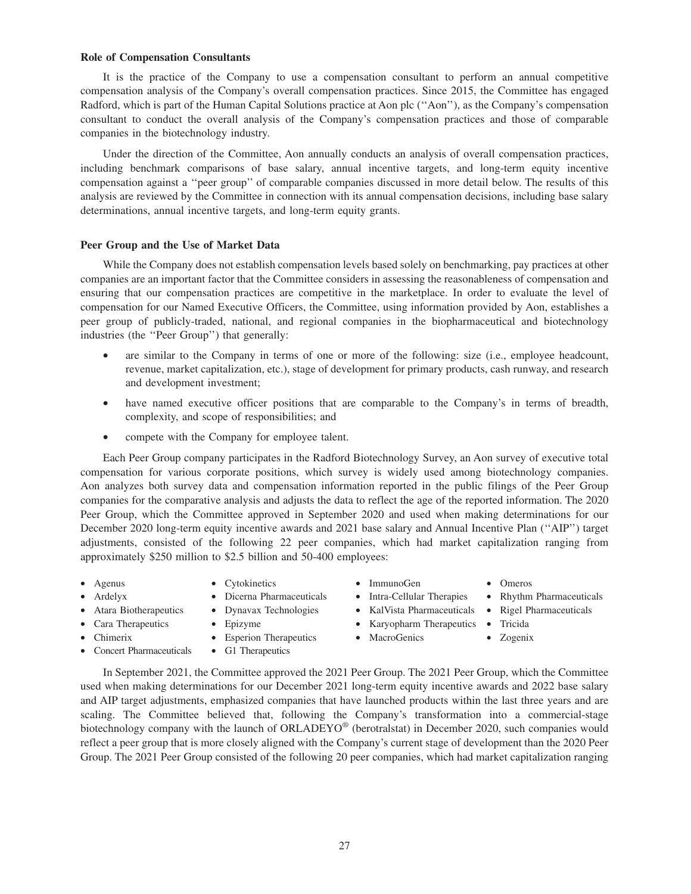**Role of Compensation Consultants**

It is the practice of the Company to use a compensation consultant to perform an annual competitive compensation analysis of the Company's overall compensation practices. Since 2015, the Committee has engaged Radford, which is part of the Human Capital Solutions practice at Aon plc (''Aon''), as the Company's compensation consultant to conduct the overall analysis of the Company's compensation practices and those of comparable companies in the biotechnology industry.

Under the direction of the Committee, Aon annually conducts an analysis of overall compensation practices, including benchmark comparisons of base salary, annual incentive targets, and long-term equity incentive compensation against a ''peer group'' of comparable companies discussed in more detail below. The results of this analysis are reviewed by the Committee in connection with its annual compensation decisions, including base salary determinations, annual incentive targets, and long-term equity grants.

**Peer Group and the Use of Market Data**

While the Company does not establish compensation levels based solely on benchmarking, pay practices at other companies are an important factor that the Committee considers in assessing the reasonableness of compensation and ensuring that our compensation practices are competitive in the marketplace. In order to evaluate the level of compensation for our Named Executive Officers, the Committee, using information provided by Aon, establishes a peer group of publicly-traded, national, and regional companies in the biopharmaceutical and biotechnology industries (the ''Peer Group'') that generally:

- are similar to the Company in terms of one or more of the following: size (i.e., employee headcount, revenue, market capitalization, etc.), stage of development for primary products, cash runway, and research and development investment;
- have named executive officer positions that are comparable to the Company's in terms of breadth, complexity, and scope of responsibilities; and
- compete with the Company for employee talent.

Each Peer Group company participates in the Radford Biotechnology Survey, an Aon survey of executive total compensation for various corporate positions, which survey is widely used among biotechnology companies. Aon analyzes both survey data and compensation information reported in the public filings of the Peer Group companies for the comparative analysis and adjusts the data to reflect the age of the reported information. The 2020 Peer Group, which the Committee approved in September 2020 and used when making determinations for our December 2020 long-term equity incentive awards and 2021 base salary and Annual Incentive Plan (''AIP'') target adjustments, consisted of the following 22 peer companies, which had market capitalization ranging from approximately $250 million to $2.5 billion and 50-400 employees:

- Agenus
- Ardelyx
- Atara Biotherapeutics
- Cara Therapeutics
- Chimerix
- Concert Pharmaceuticals
- Cytokinetics
- Dicerna Pharmaceuticals
- Dynavax Technologies
- Epizyme
- Esperion Therapeutics
- G1 Therapeutics
- ImmunoGen
- Intra-Cellular Therapies
- KalVista Pharmaceuticals
- Karyopharm Therapeutics
- MacroGenics
- Omeros
- Rhythm Pharmaceuticals
- Rigel Pharmaceuticals
- Tricida
- Zogenix

In September 2021, the Committee approved the 2021 Peer Group. The 2021 Peer Group, which the Committee used when making determinations for our December 2021 long-term equity incentive awards and 2022 base salary and AIP target adjustments, emphasized companies that have launched products within the last three years and are scaling. The Committee believed that, following the Company's transformation into a commercial-stage biotechnology company with the launch of ORLADEYO® (berotralstat) in December 2020, such companies would reflect a peer group that is more closely aligned with the Company's current stage of development than the 2020 Peer Group. The 2021 Peer Group consisted of the following 20 peer companies, which had market capitalization ranging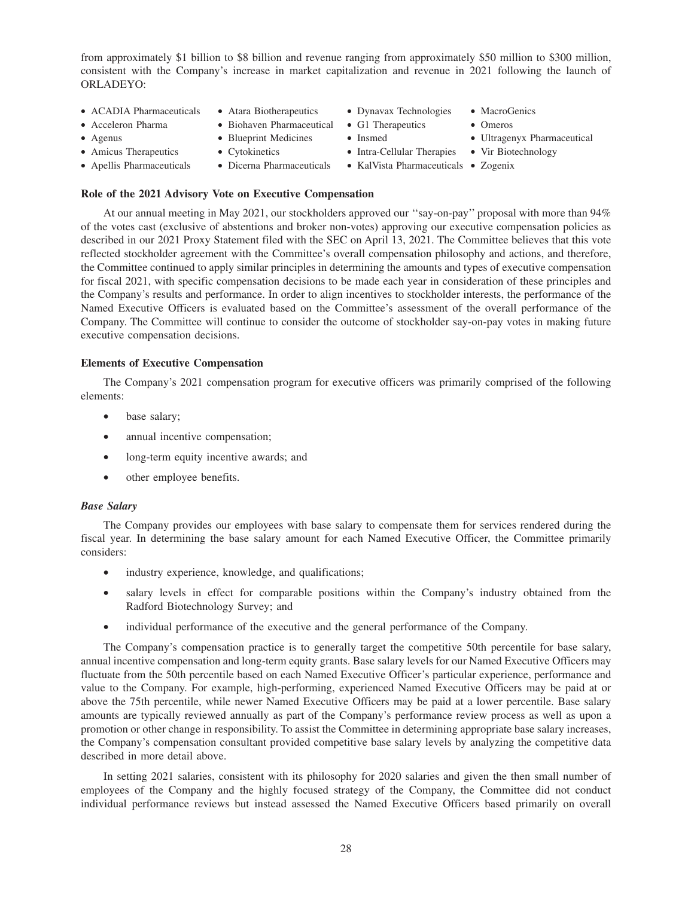from approximately $1 billion to $8 billion and revenue ranging from approximately $50 million to $300 million, consistent with the Company's increase in market capitalization and revenue in 2021 following the launch of ORLADEYO:

- ACADIA Pharmaceuticals
- Acceleron Pharma
- Agenus
- Amicus Therapeutics
- Apellis Pharmaceuticals
- Atara Biotherapeutics
- Biohaven Pharmaceutical
- Blueprint Medicines
- Cytokinetics
- Dicerna Pharmaceuticals
- Dynavax Technologies
- G1 Therapeutics
- Insmed
- Intra-Cellular Therapies
- KalVista Pharmaceuticals
- MacroGenics
- Omeros
- Ultragenyx Pharmaceutical
- Vir Biotechnology
- Zogenix

**Role of the 2021 Advisory Vote on Executive Compensation**

At our annual meeting in May 2021, our stockholders approved our ''say-on-pay'' proposal with more than 94% of the votes cast (exclusive of abstentions and broker non-votes) approving our executive compensation policies as described in our 2021 Proxy Statement filed with the SEC on April 13, 2021. The Committee believes that this vote reflected stockholder agreement with the Committee's overall compensation philosophy and actions, and therefore, the Committee continued to apply similar principles in determining the amounts and types of executive compensation for fiscal 2021, with specific compensation decisions to be made each year in consideration of these principles and the Company's results and performance. In order to align incentives to stockholder interests, the performance of the Named Executive Officers is evaluated based on the Committee's assessment of the overall performance of the Company. The Committee will continue to consider the outcome of stockholder say-on-pay votes in making future executive compensation decisions.

**Elements of Executive Compensation**

The Company's 2021 compensation program for executive officers was primarily comprised of the following elements:

- base salary;
- annual incentive compensation;
- long-term equity incentive awards; and
- other employee benefits.

***Base Salary***

The Company provides our employees with base salary to compensate them for services rendered during the fiscal year. In determining the base salary amount for each Named Executive Officer, the Committee primarily considers:

- industry experience, knowledge, and qualifications;
- salary levels in effect for comparable positions within the Company's industry obtained from the Radford Biotechnology Survey; and
- individual performance of the executive and the general performance of the Company.

The Company's compensation practice is to generally target the competitive 50th percentile for base salary, annual incentive compensation and long-term equity grants. Base salary levels for our Named Executive Officers may fluctuate from the 50th percentile based on each Named Executive Officer's particular experience, performance and value to the Company. For example, high-performing, experienced Named Executive Officers may be paid at or above the 75th percentile, while newer Named Executive Officers may be paid at a lower percentile. Base salary amounts are typically reviewed annually as part of the Company's performance review process as well as upon a promotion or other change in responsibility. To assist the Committee in determining appropriate base salary increases, the Company's compensation consultant provided competitive base salary levels by analyzing the competitive data described in more detail above.

In setting 2021 salaries, consistent with its philosophy for 2020 salaries and given the then small number of employees of the Company and the highly focused strategy of the Company, the Committee did not conduct individual performance reviews but instead assessed the Named Executive Officers based primarily on overall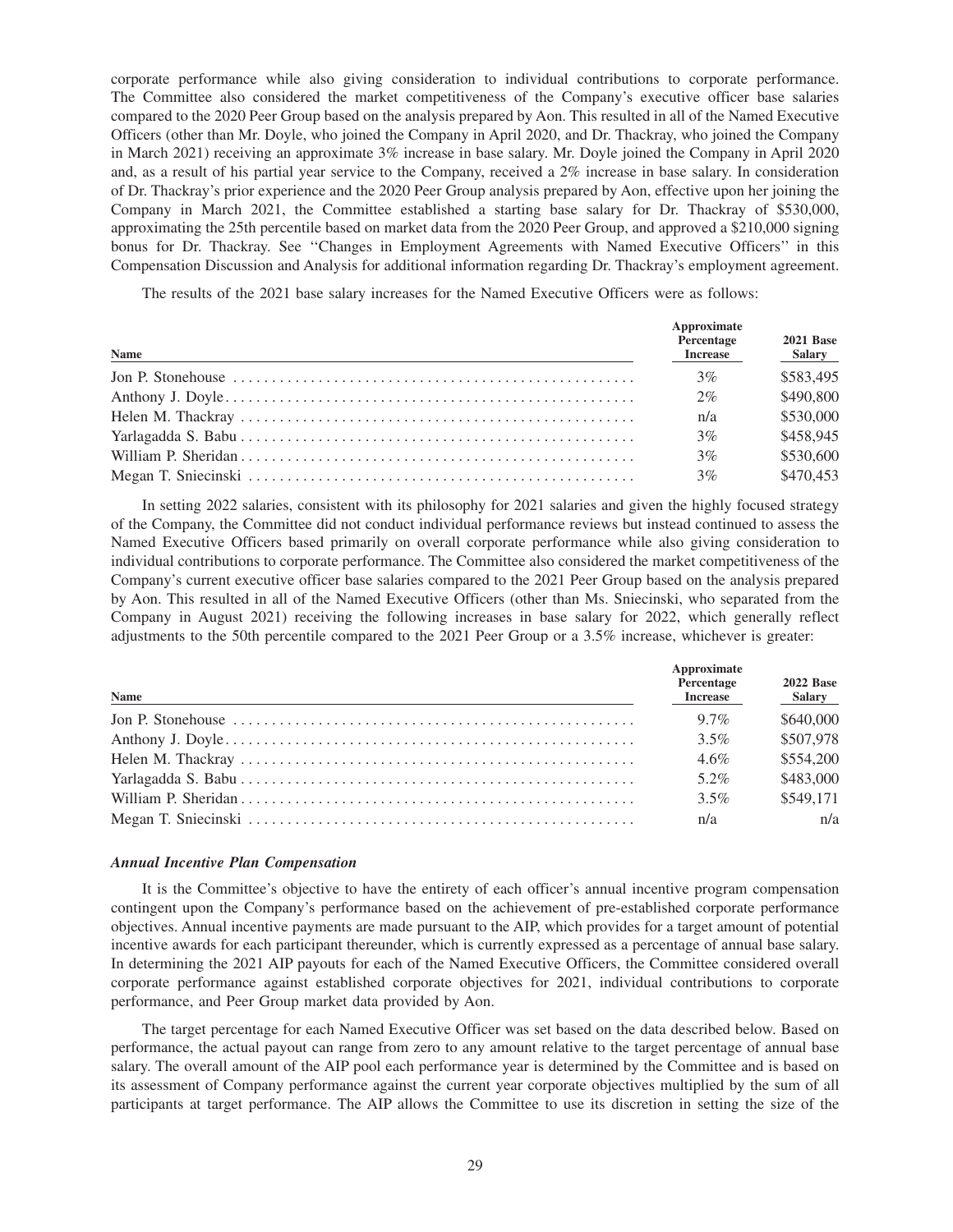corporate performance while also giving consideration to individual contributions to corporate performance. The Committee also considered the market competitiveness of the Company's executive officer base salaries compared to the 2020 Peer Group based on the analysis prepared by Aon. This resulted in all of the Named Executive Officers (other than Mr. Doyle, who joined the Company in April 2020, and Dr. Thackray, who joined the Company in March 2021) receiving an approximate 3% increase in base salary. Mr. Doyle joined the Company in April 2020 and, as a result of his partial year service to the Company, received a 2% increase in base salary. In consideration of Dr. Thackray's prior experience and the 2020 Peer Group analysis prepared by Aon, effective upon her joining the Company in March 2021, the Committee established a starting base salary for Dr. Thackray of \$530,000, approximating the 25th percentile based on market data from the 2020 Peer Group, and approved a \$210,000 signing bonus for Dr. Thackray. See "Changes in Employment Agreements with Named Executive Officers" in this Compensation Discussion and Analysis for additional information regarding Dr. Thackray's employment agreement.

The results of the 2021 base salary increases for the Named Executive Officers were as follows:

| Name | Approximate Percentage Increase | 2021 Base Salary |
|---|---|---|
| Jon P. Stonehouse | 3% | \$583,495 |
| Anthony J. Doyle | 2% | \$490,800 |
| Helen M. Thackray | n/a | \$530,000 |
| Yarlagadda S. Babu | 3% | \$458,945 |
| William P. Sheridan | 3% | \$530,600 |
| Megan T. Sniecinski | 3% | \$470,453 |

In setting 2022 salaries, consistent with its philosophy for 2021 salaries and given the highly focused strategy of the Company, the Committee did not conduct individual performance reviews but instead continued to assess the Named Executive Officers based primarily on overall corporate performance while also giving consideration to individual contributions to corporate performance. The Committee also considered the market competitiveness of the Company's current executive officer base salaries compared to the 2021 Peer Group based on the analysis prepared by Aon. This resulted in all of the Named Executive Officers (other than Ms. Sniecinski, who separated from the Company in August 2021) receiving the following increases in base salary for 2022, which generally reflect adjustments to the 50th percentile compared to the 2021 Peer Group or a 3.5% increase, whichever is greater:

| Name | Approximate Percentage Increase | 2022 Base Salary |
|---|---|---|
| Jon P. Stonehouse | 9.7% | \$640,000 |
| Anthony J. Doyle | 3.5% | \$507,978 |
| Helen M. Thackray | 4.6% | \$554,200 |
| Yarlagadda S. Babu | 5.2% | \$483,000 |
| William P. Sheridan | 3.5% | \$549,171 |
| Megan T. Sniecinski | n/a | n/a |

***Annual Incentive Plan Compensation***

It is the Committee's objective to have the entirety of each officer's annual incentive program compensation contingent upon the Company's performance based on the achievement of pre-established corporate performance objectives. Annual incentive payments are made pursuant to the AIP, which provides for a target amount of potential incentive awards for each participant thereunder, which is currently expressed as a percentage of annual base salary. In determining the 2021 AIP payouts for each of the Named Executive Officers, the Committee considered overall corporate performance against established corporate objectives for 2021, individual contributions to corporate performance, and Peer Group market data provided by Aon.

The target percentage for each Named Executive Officer was set based on the data described below. Based on performance, the actual payout can range from zero to any amount relative to the target percentage of annual base salary. The overall amount of the AIP pool each performance year is determined by the Committee and is based on its assessment of Company performance against the current year corporate objectives multiplied by the sum of all participants at target performance. The AIP allows the Committee to use its discretion in setting the size of the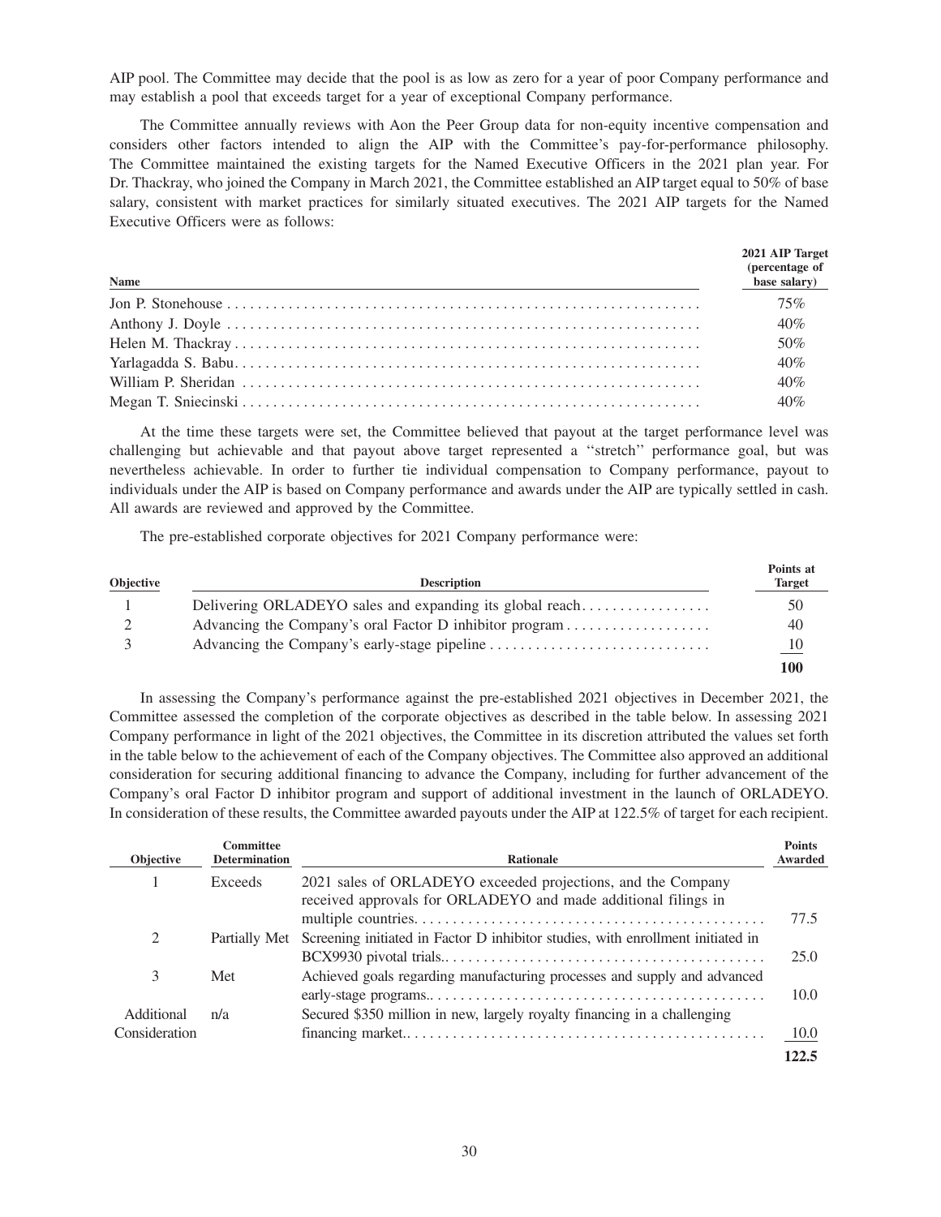AIP pool. The Committee may decide that the pool is as low as zero for a year of poor Company performance and may establish a pool that exceeds target for a year of exceptional Company performance.

The Committee annually reviews with Aon the Peer Group data for non-equity incentive compensation and considers other factors intended to align the AIP with the Committee's pay-for-performance philosophy. The Committee maintained the existing targets for the Named Executive Officers in the 2021 plan year. For Dr. Thackray, who joined the Company in March 2021, the Committee established an AIP target equal to 50% of base salary, consistent with market practices for similarly situated executives. The 2021 AIP targets for the Named Executive Officers were as follows:

| Name | 2021 AIP Target (percentage of base salary) |
|---|---|
| Jon P. Stonehouse | 75% |
| Anthony J. Doyle | 40% |
| Helen M. Thackray | 50% |
| Yarlagadda S. Babu | 40% |
| William P. Sheridan | 40% |
| Megan T. Sniecinski | 40% |

At the time these targets were set, the Committee believed that payout at the target performance level was challenging but achievable and that payout above target represented a "stretch" performance goal, but was nevertheless achievable. In order to further tie individual compensation to Company performance, payout to individuals under the AIP is based on Company performance and awards under the AIP are typically settled in cash. All awards are reviewed and approved by the Committee.

The pre-established corporate objectives for 2021 Company performance were:

| Objective | Description | Points at Target |
|---|---|---|
| 1 | Delivering ORLADEYO sales and expanding its global reach | 50 |
| 2 | Advancing the Company's oral Factor D inhibitor program | 40 |
| 3 | Advancing the Company's early-stage pipeline | 10 |
| | | **100** |

In assessing the Company's performance against the pre-established 2021 objectives in December 2021, the Committee assessed the completion of the corporate objectives as described in the table below. In assessing 2021 Company performance in light of the 2021 objectives, the Committee in its discretion attributed the values set forth in the table below to the achievement of each of the Company objectives. The Committee also approved an additional consideration for securing additional financing to advance the Company, including for further advancement of the Company's oral Factor D inhibitor program and support of additional investment in the launch of ORLADEYO. In consideration of these results, the Committee awarded payouts under the AIP at 122.5% of target for each recipient.

| Objective | Committee Determination | Rationale | Points Awarded |
|---|---|---|---|
| 1 | Exceeds | 2021 sales of ORLADEYO exceeded projections, and the Company received approvals for ORLADEYO and made additional filings in multiple countries. | 77.5 |
| 2 | Partially Met | Screening initiated in Factor D inhibitor studies, with enrollment initiated in BCX9930 pivotal trials.. | 25.0 |
| 3 | Met | Achieved goals regarding manufacturing processes and supply and advanced early-stage programs.. | 10.0 |
| Additional Consideration | n/a | Secured $350 million in new, largely royalty financing in a challenging financing market.. | 10.0 |
| | | | **122.5** |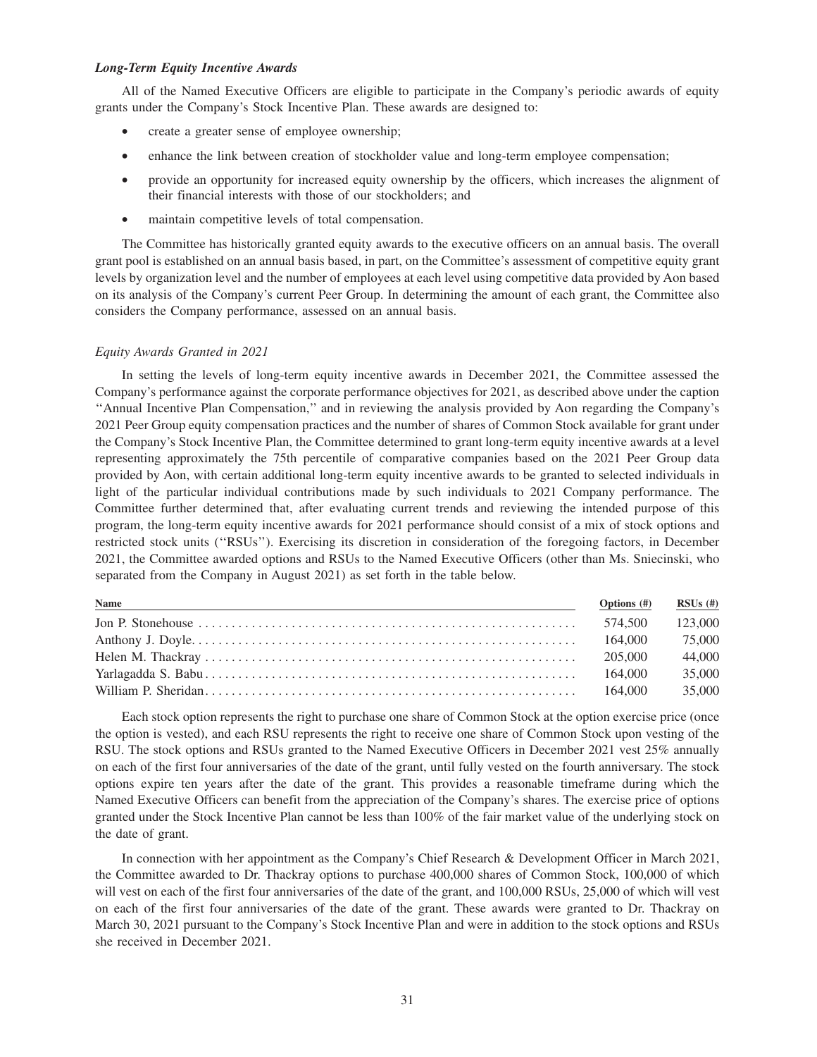### *Long-Term Equity Incentive Awards*

All of the Named Executive Officers are eligible to participate in the Company's periodic awards of equity grants under the Company's Stock Incentive Plan. These awards are designed to:

- create a greater sense of employee ownership;
- enhance the link between creation of stockholder value and long-term employee compensation;
- provide an opportunity for increased equity ownership by the officers, which increases the alignment of their financial interests with those of our stockholders; and
- maintain competitive levels of total compensation.

The Committee has historically granted equity awards to the executive officers on an annual basis. The overall grant pool is established on an annual basis based, in part, on the Committee's assessment of competitive equity grant levels by organization level and the number of employees at each level using competitive data provided by Aon based on its analysis of the Company's current Peer Group. In determining the amount of each grant, the Committee also considers the Company performance, assessed on an annual basis.

*Equity Awards Granted in 2021*

In setting the levels of long-term equity incentive awards in December 2021, the Committee assessed the Company's performance against the corporate performance objectives for 2021, as described above under the caption ''Annual Incentive Plan Compensation,'' and in reviewing the analysis provided by Aon regarding the Company's 2021 Peer Group equity compensation practices and the number of shares of Common Stock available for grant under the Company's Stock Incentive Plan, the Committee determined to grant long-term equity incentive awards at a level representing approximately the 75th percentile of comparative companies based on the 2021 Peer Group data provided by Aon, with certain additional long-term equity incentive awards to be granted to selected individuals in light of the particular individual contributions made by such individuals to 2021 Company performance. The Committee further determined that, after evaluating current trends and reviewing the intended purpose of this program, the long-term equity incentive awards for 2021 performance should consist of a mix of stock options and restricted stock units (''RSUs''). Exercising its discretion in consideration of the foregoing factors, in December 2021, the Committee awarded options and RSUs to the Named Executive Officers (other than Ms. Sniecinski, who separated from the Company in August 2021) as set forth in the table below.

| Name | Options (#) | RSUs (#) |
|---|---|---|
| Jon P. Stonehouse | 574,500 | 123,000 |
| Anthony J. Doyle | 164,000 | 75,000 |
| Helen M. Thackray | 205,000 | 44,000 |
| Yarlagadda S. Babu | 164,000 | 35,000 |
| William P. Sheridan | 164,000 | 35,000 |

Each stock option represents the right to purchase one share of Common Stock at the option exercise price (once the option is vested), and each RSU represents the right to receive one share of Common Stock upon vesting of the RSU. The stock options and RSUs granted to the Named Executive Officers in December 2021 vest 25% annually on each of the first four anniversaries of the date of the grant, until fully vested on the fourth anniversary. The stock options expire ten years after the date of the grant. This provides a reasonable timeframe during which the Named Executive Officers can benefit from the appreciation of the Company's shares. The exercise price of options granted under the Stock Incentive Plan cannot be less than 100% of the fair market value of the underlying stock on the date of grant.

In connection with her appointment as the Company's Chief Research & Development Officer in March 2021, the Committee awarded to Dr. Thackray options to purchase 400,000 shares of Common Stock, 100,000 of which will vest on each of the first four anniversaries of the date of the grant, and 100,000 RSUs, 25,000 of which will vest on each of the first four anniversaries of the date of the grant. These awards were granted to Dr. Thackray on March 30, 2021 pursuant to the Company's Stock Incentive Plan and were in addition to the stock options and RSUs she received in December 2021.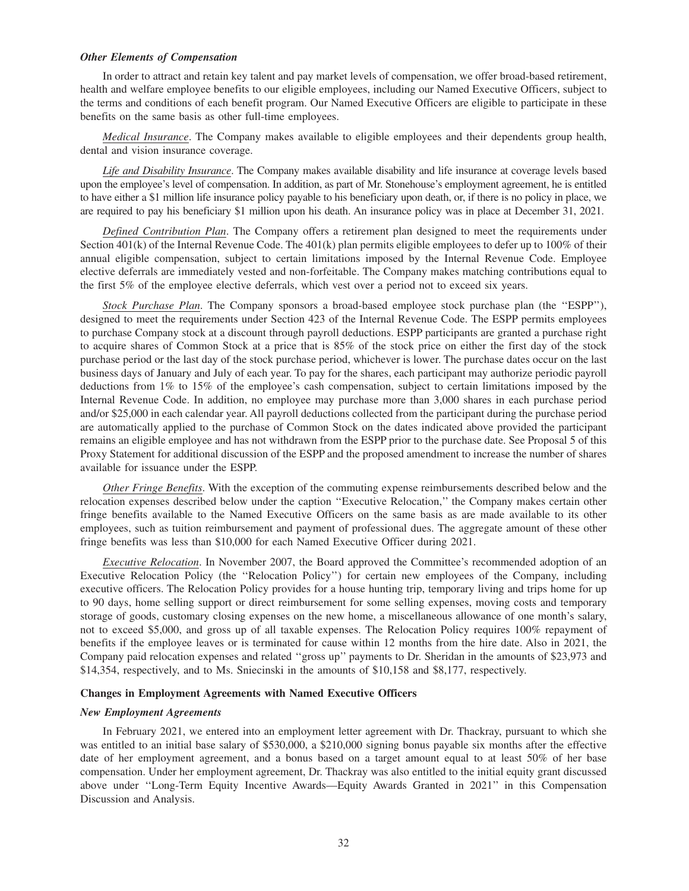### *Other Elements of Compensation*

In order to attract and retain key talent and pay market levels of compensation, we offer broad-based retirement, health and welfare employee benefits to our eligible employees, including our Named Executive Officers, subject to the terms and conditions of each benefit program. Our Named Executive Officers are eligible to participate in these benefits on the same basis as other full-time employees.

*Medical Insurance*. The Company makes available to eligible employees and their dependents group health, dental and vision insurance coverage.

*Life and Disability Insurance*. The Company makes available disability and life insurance at coverage levels based upon the employee's level of compensation. In addition, as part of Mr. Stonehouse's employment agreement, he is entitled to have either a $1 million life insurance policy payable to his beneficiary upon death, or, if there is no policy in place, we are required to pay his beneficiary $1 million upon his death. An insurance policy was in place at December 31, 2021.

*Defined Contribution Plan*. The Company offers a retirement plan designed to meet the requirements under Section 401(k) of the Internal Revenue Code. The 401(k) plan permits eligible employees to defer up to 100% of their annual eligible compensation, subject to certain limitations imposed by the Internal Revenue Code. Employee elective deferrals are immediately vested and non-forfeitable. The Company makes matching contributions equal to the first 5% of the employee elective deferrals, which vest over a period not to exceed six years.

*Stock Purchase Plan*. The Company sponsors a broad-based employee stock purchase plan (the ''ESPP''), designed to meet the requirements under Section 423 of the Internal Revenue Code. The ESPP permits employees to purchase Company stock at a discount through payroll deductions. ESPP participants are granted a purchase right to acquire shares of Common Stock at a price that is 85% of the stock price on either the first day of the stock purchase period or the last day of the stock purchase period, whichever is lower. The purchase dates occur on the last business days of January and July of each year. To pay for the shares, each participant may authorize periodic payroll deductions from 1% to 15% of the employee's cash compensation, subject to certain limitations imposed by the Internal Revenue Code. In addition, no employee may purchase more than 3,000 shares in each purchase period and/or $25,000 in each calendar year. All payroll deductions collected from the participant during the purchase period are automatically applied to the purchase of Common Stock on the dates indicated above provided the participant remains an eligible employee and has not withdrawn from the ESPP prior to the purchase date. See Proposal 5 of this Proxy Statement for additional discussion of the ESPP and the proposed amendment to increase the number of shares available for issuance under the ESPP.

*Other Fringe Benefits*. With the exception of the commuting expense reimbursements described below and the relocation expenses described below under the caption ''Executive Relocation,'' the Company makes certain other fringe benefits available to the Named Executive Officers on the same basis as are made available to its other employees, such as tuition reimbursement and payment of professional dues. The aggregate amount of these other fringe benefits was less than $10,000 for each Named Executive Officer during 2021.

*Executive Relocation*. In November 2007, the Board approved the Committee's recommended adoption of an Executive Relocation Policy (the ''Relocation Policy'') for certain new employees of the Company, including executive officers. The Relocation Policy provides for a house hunting trip, temporary living and trips home for up to 90 days, home selling support or direct reimbursement for some selling expenses, moving costs and temporary storage of goods, customary closing expenses on the new home, a miscellaneous allowance of one month's salary, not to exceed $5,000, and gross up of all taxable expenses. The Relocation Policy requires 100% repayment of benefits if the employee leaves or is terminated for cause within 12 months from the hire date. Also in 2021, the Company paid relocation expenses and related ''gross up'' payments to Dr. Sheridan in the amounts of $23,973 and $14,354, respectively, and to Ms. Sniecinski in the amounts of $10,158 and $8,177, respectively.

### Changes in Employment Agreements with Named Executive Officers

#### *New Employment Agreements*

In February 2021, we entered into an employment letter agreement with Dr. Thackray, pursuant to which she was entitled to an initial base salary of $530,000, a $210,000 signing bonus payable six months after the effective date of her employment agreement, and a bonus based on a target amount equal to at least 50% of her base compensation. Under her employment agreement, Dr. Thackray was also entitled to the initial equity grant discussed above under ''Long-Term Equity Incentive Awards—Equity Awards Granted in 2021'' in this Compensation Discussion and Analysis.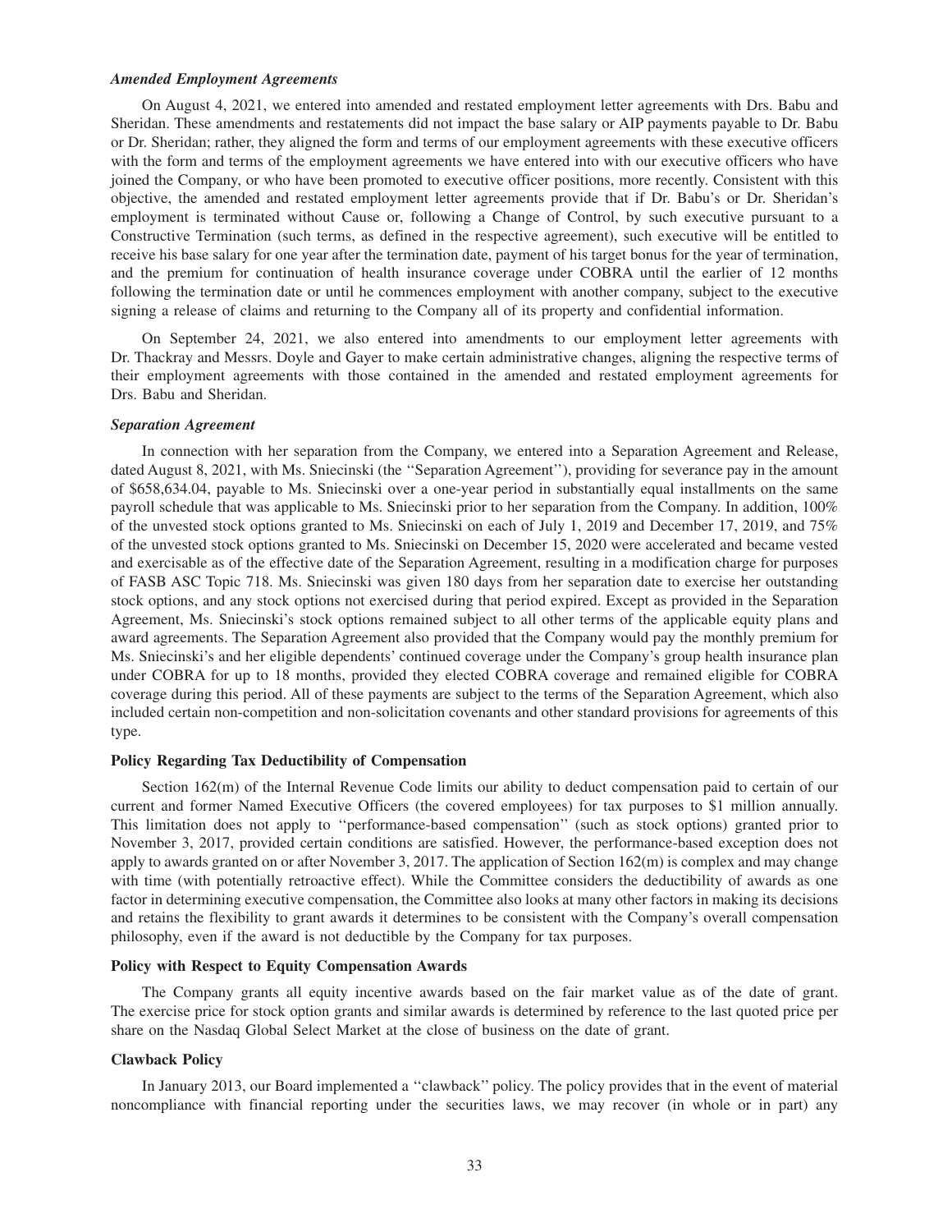***Amended Employment Agreements***

On August 4, 2021, we entered into amended and restated employment letter agreements with Drs. Babu and Sheridan. These amendments and restatements did not impact the base salary or AIP payments payable to Dr. Babu or Dr. Sheridan; rather, they aligned the form and terms of our employment agreements with these executive officers with the form and terms of the employment agreements we have entered into with our executive officers who have joined the Company, or who have been promoted to executive officer positions, more recently. Consistent with this objective, the amended and restated employment letter agreements provide that if Dr. Babu's or Dr. Sheridan's employment is terminated without Cause or, following a Change of Control, by such executive pursuant to a Constructive Termination (such terms, as defined in the respective agreement), such executive will be entitled to receive his base salary for one year after the termination date, payment of his target bonus for the year of termination, and the premium for continuation of health insurance coverage under COBRA until the earlier of 12 months following the termination date or until he commences employment with another company, subject to the executive signing a release of claims and returning to the Company all of its property and confidential information.

On September 24, 2021, we also entered into amendments to our employment letter agreements with Dr. Thackray and Messrs. Doyle and Gayer to make certain administrative changes, aligning the respective terms of their employment agreements with those contained in the amended and restated employment agreements for Drs. Babu and Sheridan.

***Separation Agreement***

In connection with her separation from the Company, we entered into a Separation Agreement and Release, dated August 8, 2021, with Ms. Sniecinski (the ''Separation Agreement''), providing for severance pay in the amount of $658,634.04, payable to Ms. Sniecinski over a one-year period in substantially equal installments on the same payroll schedule that was applicable to Ms. Sniecinski prior to her separation from the Company. In addition, 100% of the unvested stock options granted to Ms. Sniecinski on each of July 1, 2019 and December 17, 2019, and 75% of the unvested stock options granted to Ms. Sniecinski on December 15, 2020 were accelerated and became vested and exercisable as of the effective date of the Separation Agreement, resulting in a modification charge for purposes of FASB ASC Topic 718. Ms. Sniecinski was given 180 days from her separation date to exercise her outstanding stock options, and any stock options not exercised during that period expired. Except as provided in the Separation Agreement, Ms. Sniecinski's stock options remained subject to all other terms of the applicable equity plans and award agreements. The Separation Agreement also provided that the Company would pay the monthly premium for Ms. Sniecinski's and her eligible dependents' continued coverage under the Company's group health insurance plan under COBRA for up to 18 months, provided they elected COBRA coverage and remained eligible for COBRA coverage during this period. All of these payments are subject to the terms of the Separation Agreement, which also included certain non-competition and non-solicitation covenants and other standard provisions for agreements of this type.

**Policy Regarding Tax Deductibility of Compensation**

Section 162(m) of the Internal Revenue Code limits our ability to deduct compensation paid to certain of our current and former Named Executive Officers (the covered employees) for tax purposes to $1 million annually. This limitation does not apply to ''performance-based compensation'' (such as stock options) granted prior to November 3, 2017, provided certain conditions are satisfied. However, the performance-based exception does not apply to awards granted on or after November 3, 2017. The application of Section 162(m) is complex and may change with time (with potentially retroactive effect). While the Committee considers the deductibility of awards as one factor in determining executive compensation, the Committee also looks at many other factors in making its decisions and retains the flexibility to grant awards it determines to be consistent with the Company's overall compensation philosophy, even if the award is not deductible by the Company for tax purposes.

**Policy with Respect to Equity Compensation Awards**

The Company grants all equity incentive awards based on the fair market value as of the date of grant. The exercise price for stock option grants and similar awards is determined by reference to the last quoted price per share on the Nasdaq Global Select Market at the close of business on the date of grant.

**Clawback Policy**

In January 2013, our Board implemented a ''clawback'' policy. The policy provides that in the event of material noncompliance with financial reporting under the securities laws, we may recover (in whole or in part) any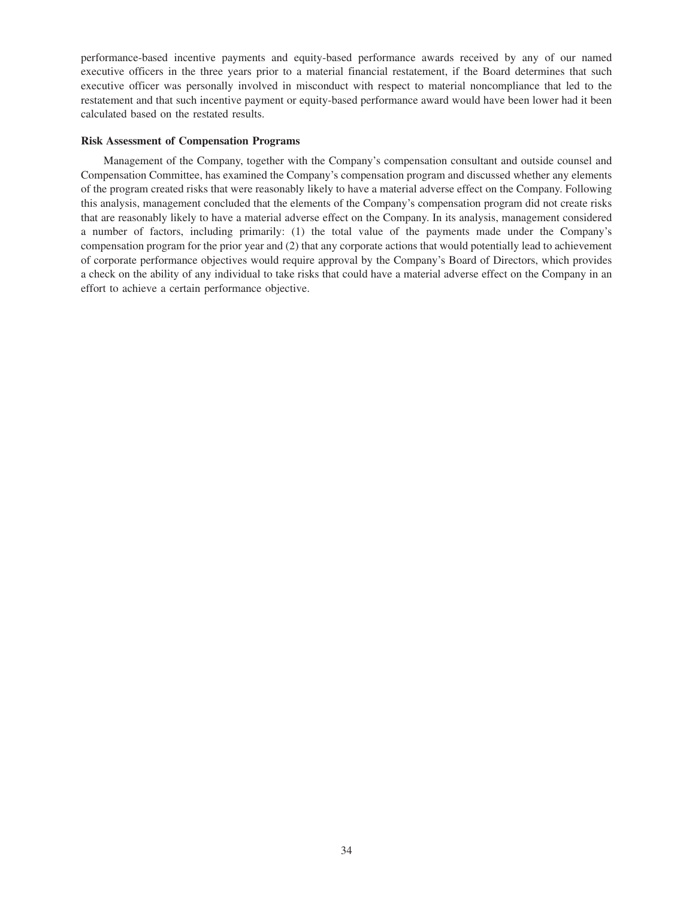performance-based incentive payments and equity-based performance awards received by any of our named executive officers in the three years prior to a material financial restatement, if the Board determines that such executive officer was personally involved in misconduct with respect to material noncompliance that led to the restatement and that such incentive payment or equity-based performance award would have been lower had it been calculated based on the restated results.

**Risk Assessment of Compensation Programs**

Management of the Company, together with the Company's compensation consultant and outside counsel and Compensation Committee, has examined the Company's compensation program and discussed whether any elements of the program created risks that were reasonably likely to have a material adverse effect on the Company. Following this analysis, management concluded that the elements of the Company's compensation program did not create risks that are reasonably likely to have a material adverse effect on the Company. In its analysis, management considered a number of factors, including primarily: (1) the total value of the payments made under the Company's compensation program for the prior year and (2) that any corporate actions that would potentially lead to achievement of corporate performance objectives would require approval by the Company's Board of Directors, which provides a check on the ability of any individual to take risks that could have a material adverse effect on the Company in an effort to achieve a certain performance objective.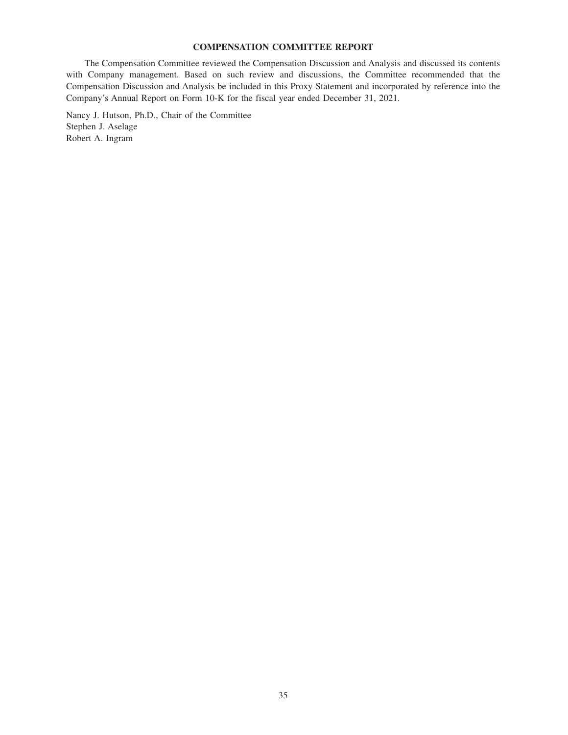## COMPENSATION COMMITTEE REPORT

The Compensation Committee reviewed the Compensation Discussion and Analysis and discussed its contents with Company management. Based on such review and discussions, the Committee recommended that the Compensation Discussion and Analysis be included in this Proxy Statement and incorporated by reference into the Company's Annual Report on Form 10-K for the fiscal year ended December 31, 2021.

Nancy J. Hutson, Ph.D., Chair of the Committee
Stephen J. Aselage
Robert A. Ingram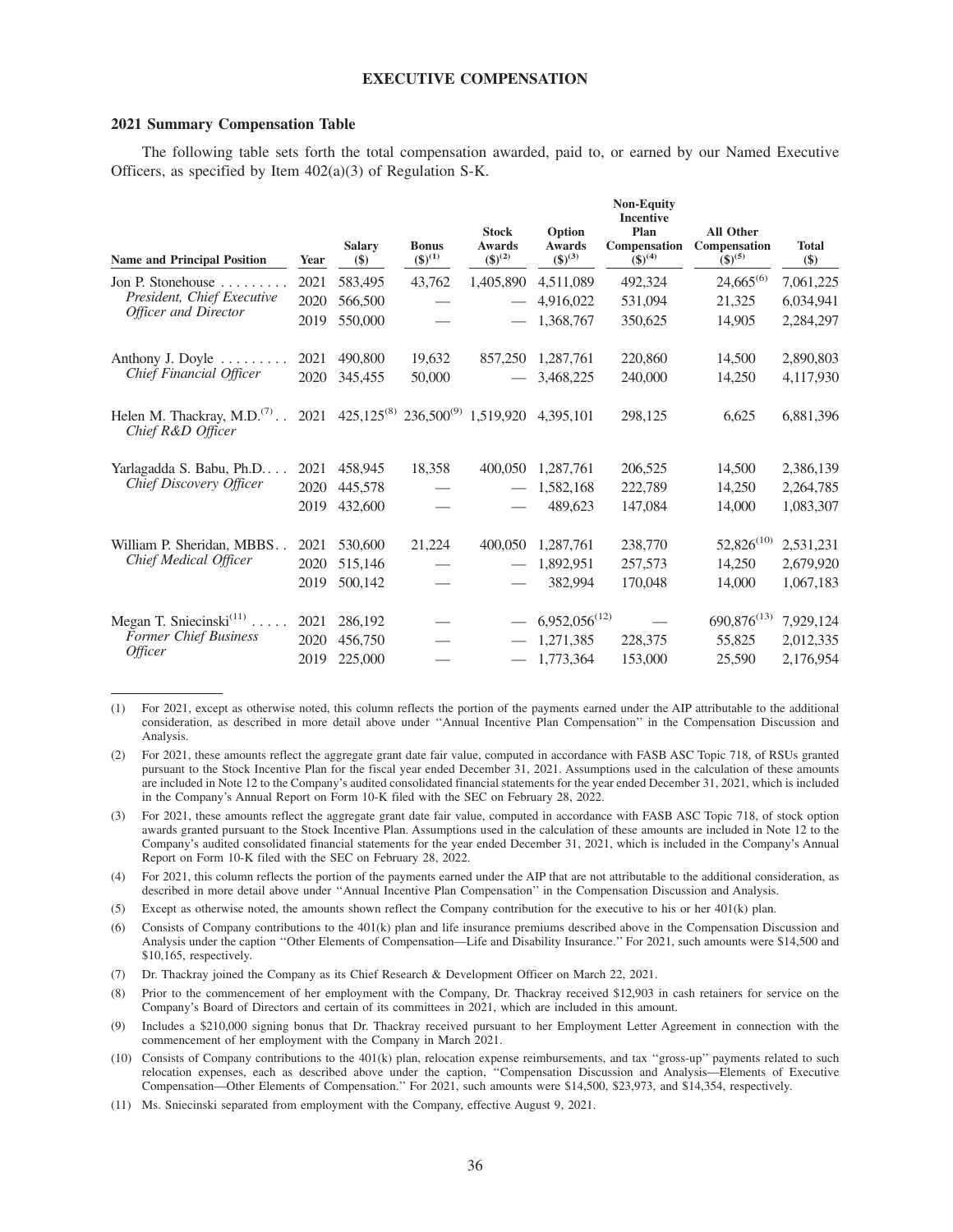## EXECUTIVE COMPENSATION

### 2021 Summary Compensation Table

The following table sets forth the total compensation awarded, paid to, or earned by our Named Executive Officers, as specified by Item 402(a)(3) of Regulation S-K.

| Name and Principal Position | Year | Salary ($) | Bonus ($)[(1)] | Stock Awards ($)[(2)] | Option Awards ($)[(3)] | Non-Equity Incentive Plan Compensation ($)[(4)] | All Other Compensation ($)[(5)] | Total ($) |
|---|---|---|---|---|---|---|---|---|
| Jon P. Stonehouse *President, Chief Executive Officer and Director* | 2021 | 583,495 | 43,762 | 1,405,890 | 4,511,089 | 492,324 | 24,665[(6)] | 7,061,225 |
| | 2020 | 566,500 | — | — | 4,916,022 | 531,094 | 21,325 | 6,034,941 |
| | 2019 | 550,000 | — | — | 1,368,767 | 350,625 | 14,905 | 2,284,297 |
| Anthony J. Doyle *Chief Financial Officer* | 2021 | 490,800 | 19,632 | 857,250 | 1,287,761 | 220,860 | 14,500 | 2,890,803 |
| | 2020 | 345,455 | 50,000 | — | 3,468,225 | 240,000 | 14,250 | 4,117,930 |
| Helen M. Thackray, M.D.[(7)] *Chief R&D Officer* | 2021 | 425,125[(8)] | 236,500[(9)] | 1,519,920 | 4,395,101 | 298,125 | 6,625 | 6,881,396 |
| Yarlagadda S. Babu, Ph.D. *Chief Discovery Officer* | 2021 | 458,945 | 18,358 | 400,050 | 1,287,761 | 206,525 | 14,500 | 2,386,139 |
| | 2020 | 445,578 | — | — | 1,582,168 | 222,789 | 14,250 | 2,264,785 |
| | 2019 | 432,600 | — | — | 489,623 | 147,084 | 14,000 | 1,083,307 |
| William P. Sheridan, MBBS *Chief Medical Officer* | 2021 | 530,600 | 21,224 | 400,050 | 1,287,761 | 238,770 | 52,826[(10)] | 2,531,231 |
| | 2020 | 515,146 | — | — | 1,892,951 | 257,573 | 14,250 | 2,679,920 |
| | 2019 | 500,142 | — | — | 382,994 | 170,048 | 14,000 | 1,067,183 |
| Megan T. Sniecinski[(11)] *Former Chief Business Officer* | 2021 | 286,192 | — | — | 6,952,056[(12)] | — | 690,876[(13)] | 7,929,124 |
| | 2020 | 456,750 | — | — | 1,271,385 | 228,375 | 55,825 | 2,012,335 |
| | 2019 | 225,000 | — | — | 1,773,364 | 153,000 | 25,590 | 2,176,954 |

(1) For 2021, except as otherwise noted, this column reflects the portion of the payments earned under the AIP attributable to the additional consideration, as described in more detail above under "Annual Incentive Plan Compensation" in the Compensation Discussion and Analysis.

(2) For 2021, these amounts reflect the aggregate grant date fair value, computed in accordance with FASB ASC Topic 718, of RSUs granted pursuant to the Stock Incentive Plan for the fiscal year ended December 31, 2021. Assumptions used in the calculation of these amounts are included in Note 12 to the Company's audited consolidated financial statements for the year ended December 31, 2021, which is included in the Company's Annual Report on Form 10-K filed with the SEC on February 28, 2022.

(3) For 2021, these amounts reflect the aggregate grant date fair value, computed in accordance with FASB ASC Topic 718, of stock option awards granted pursuant to the Stock Incentive Plan. Assumptions used in the calculation of these amounts are included in Note 12 to the Company's audited consolidated financial statements for the year ended December 31, 2021, which is included in the Company's Annual Report on Form 10-K filed with the SEC on February 28, 2022.

(4) For 2021, this column reflects the portion of the payments earned under the AIP that are not attributable to the additional consideration, as described in more detail above under "Annual Incentive Plan Compensation" in the Compensation Discussion and Analysis.

(5) Except as otherwise noted, the amounts shown reflect the Company contribution for the executive to his or her 401(k) plan.

(6) Consists of Company contributions to the 401(k) plan and life insurance premiums described above in the Compensation Discussion and Analysis under the caption "Other Elements of Compensation—Life and Disability Insurance." For 2021, such amounts were $14,500 and $10,165, respectively.

(7) Dr. Thackray joined the Company as its Chief Research & Development Officer on March 22, 2021.

(8) Prior to the commencement of her employment with the Company, Dr. Thackray received $12,903 in cash retainers for service on the Company's Board of Directors and certain of its committees in 2021, which are included in this amount.

(9) Includes a $210,000 signing bonus that Dr. Thackray received pursuant to her Employment Letter Agreement in connection with the commencement of her employment with the Company in March 2021.

(10) Consists of Company contributions to the 401(k) plan, relocation expense reimbursements, and tax "gross-up" payments related to such relocation expenses, each as described above under the caption, "Compensation Discussion and Analysis—Elements of Executive Compensation—Other Elements of Compensation." For 2021, such amounts were $14,500, $23,973, and $14,354, respectively.

(11) Ms. Sniecinski separated from employment with the Company, effective August 9, 2021.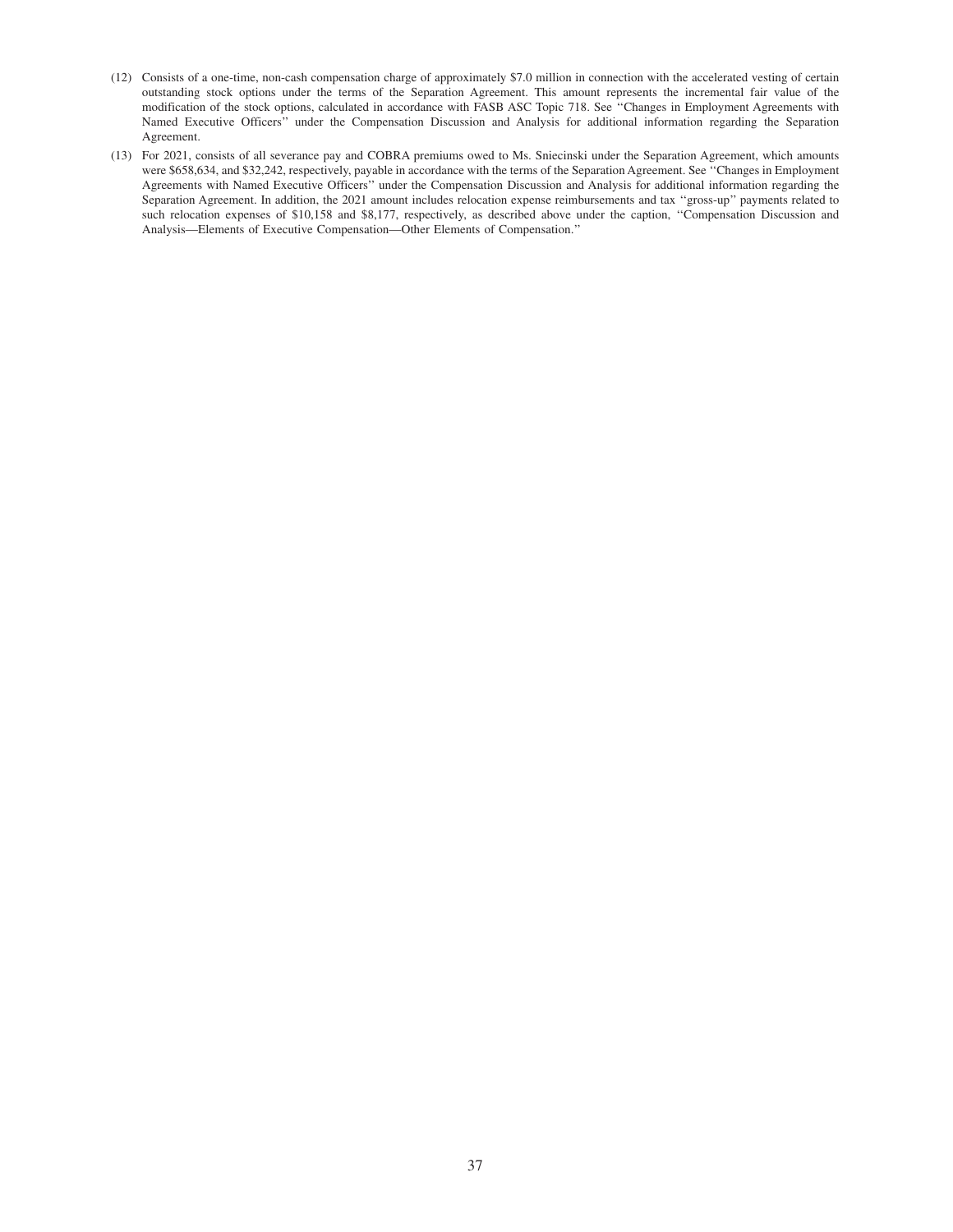(12) Consists of a one-time, non-cash compensation charge of approximately $7.0 million in connection with the accelerated vesting of certain outstanding stock options under the terms of the Separation Agreement. This amount represents the incremental fair value of the modification of the stock options, calculated in accordance with FASB ASC Topic 718. See ''Changes in Employment Agreements with Named Executive Officers'' under the Compensation Discussion and Analysis for additional information regarding the Separation Agreement.

(13) For 2021, consists of all severance pay and COBRA premiums owed to Ms. Sniecinski under the Separation Agreement, which amounts were $658,634, and $32,242, respectively, payable in accordance with the terms of the Separation Agreement. See ''Changes in Employment Agreements with Named Executive Officers'' under the Compensation Discussion and Analysis for additional information regarding the Separation Agreement. In addition, the 2021 amount includes relocation expense reimbursements and tax ''gross-up'' payments related to such relocation expenses of $10,158 and $8,177, respectively, as described above under the caption, ''Compensation Discussion and Analysis—Elements of Executive Compensation—Other Elements of Compensation.''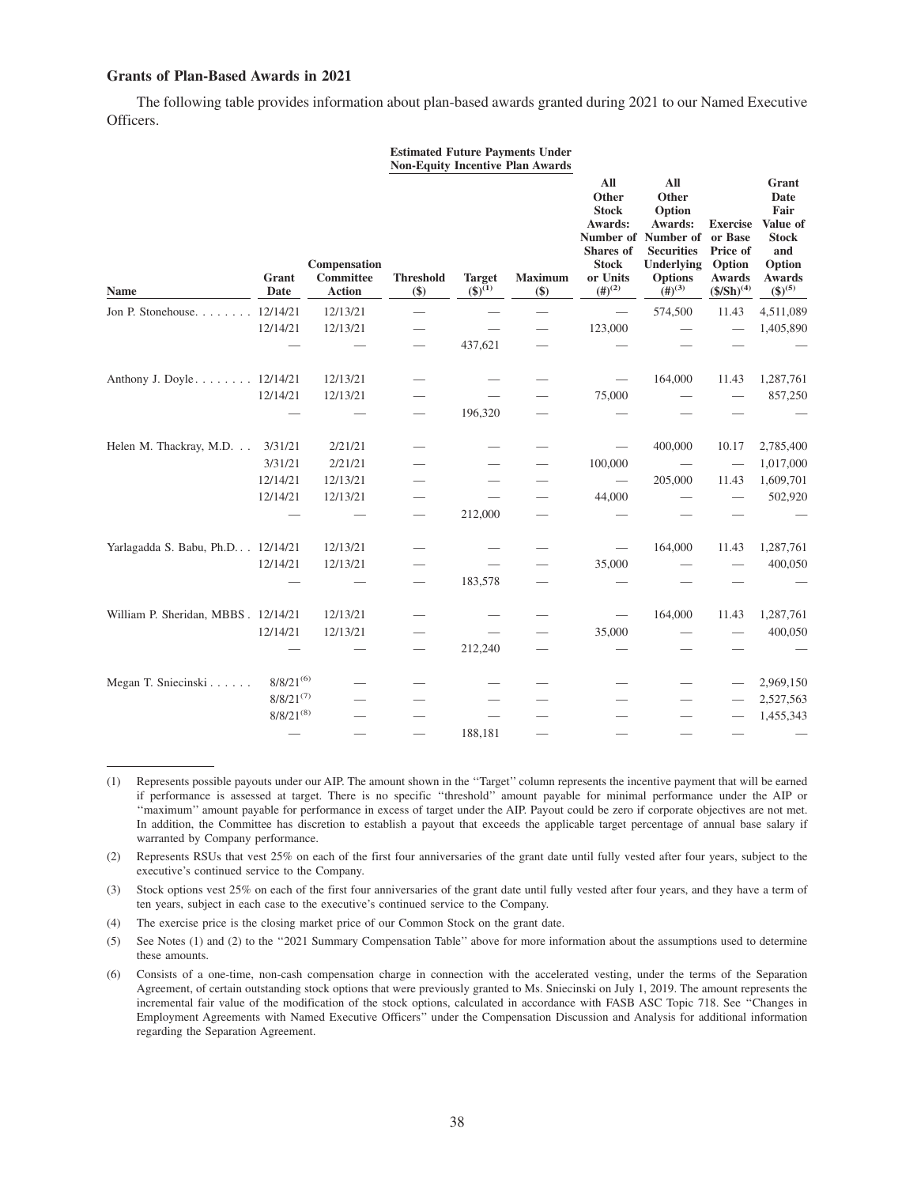### Grants of Plan-Based Awards in 2021

The following table provides information about plan-based awards granted during 2021 to our Named Executive Officers.

| Name | Grant Date | Compensation Committee Action | Estimated Future Payments Under Non-Equity Incentive Plan Awards Threshold ($) | Target ($)(1) | Maximum ($) | All Other Stock Awards: Number of Shares of Stock or Units (#)(2) | All Other Option Awards: Number of Securities Underlying Options (#)(3) | Exercise or Base Price of Option Awards ($/Sh)(4) | Grant Date Fair Value of Stock and Option Awards ($)(5) |
|---|---|---|---|---|---|---|---|---|---|
| Jon P. Stonehouse | 12/14/21 | 12/13/21 | — | — | — | — | 574,500 | 11.43 | 4,511,089 |
| | 12/14/21 | 12/13/21 | — | — | — | 123,000 | — | — | 1,405,890 |
| | — | — | — | 437,621 | — | — | — | — | — |
| Anthony J. Doyle | 12/14/21 | 12/13/21 | — | — | — | — | 164,000 | 11.43 | 1,287,761 |
| | 12/14/21 | 12/13/21 | — | — | — | 75,000 | — | — | 857,250 |
| | — | — | — | 196,320 | — | — | — | — | — |
| Helen M. Thackray, M.D. | 3/31/21 | 2/21/21 | — | — | — | — | 400,000 | 10.17 | 2,785,400 |
| | 3/31/21 | 2/21/21 | — | — | — | 100,000 | — | — | 1,017,000 |
| | 12/14/21 | 12/13/21 | — | — | — | — | 205,000 | 11.43 | 1,609,701 |
| | 12/14/21 | 12/13/21 | — | — | — | 44,000 | — | — | 502,920 |
| | — | — | — | 212,000 | — | — | — | — | — |
| Yarlagadda S. Babu, Ph.D. | 12/14/21 | 12/13/21 | — | — | — | — | 164,000 | 11.43 | 1,287,761 |
| | 12/14/21 | 12/13/21 | — | — | — | 35,000 | — | — | 400,050 |
| | — | — | — | 183,578 | — | — | — | — | — |
| William P. Sheridan, MBBS | 12/14/21 | 12/13/21 | — | — | — | — | 164,000 | 11.43 | 1,287,761 |
| | 12/14/21 | 12/13/21 | — | — | — | 35,000 | — | — | 400,050 |
| | — | — | — | 212,240 | — | — | — | — | — |
| Megan T. Sniecinski | 8/8/21(6) | — | — | — | — | — | — | — | 2,969,150 |
| | 8/8/21(7) | — | — | — | — | — | — | — | 2,527,563 |
| | 8/8/21(8) | — | — | — | — | — | — | — | 1,455,343 |
| | — | — | — | 188,181 | — | — | — | — | — |

(1) Represents possible payouts under our AIP. The amount shown in the "Target" column represents the incentive payment that will be earned if performance is assessed at target. There is no specific "threshold" amount payable for minimal performance under the AIP or "maximum" amount payable for performance in excess of target under the AIP. Payout could be zero if corporate objectives are not met. In addition, the Committee has discretion to establish a payout that exceeds the applicable target percentage of annual base salary if warranted by Company performance.

(2) Represents RSUs that vest 25% on each of the first four anniversaries of the grant date until fully vested after four years, subject to the executive's continued service to the Company.

(3) Stock options vest 25% on each of the first four anniversaries of the grant date until fully vested after four years, and they have a term of ten years, subject in each case to the executive's continued service to the Company.

(4) The exercise price is the closing market price of our Common Stock on the grant date.

(5) See Notes (1) and (2) to the "2021 Summary Compensation Table" above for more information about the assumptions used to determine these amounts.

(6) Consists of a one-time, non-cash compensation charge in connection with the accelerated vesting, under the terms of the Separation Agreement, of certain outstanding stock options that were previously granted to Ms. Sniecinski on July 1, 2019. The amount represents the incremental fair value of the modification of the stock options, calculated in accordance with FASB ASC Topic 718. See "Changes in Employment Agreements with Named Executive Officers" under the Compensation Discussion and Analysis for additional information regarding the Separation Agreement.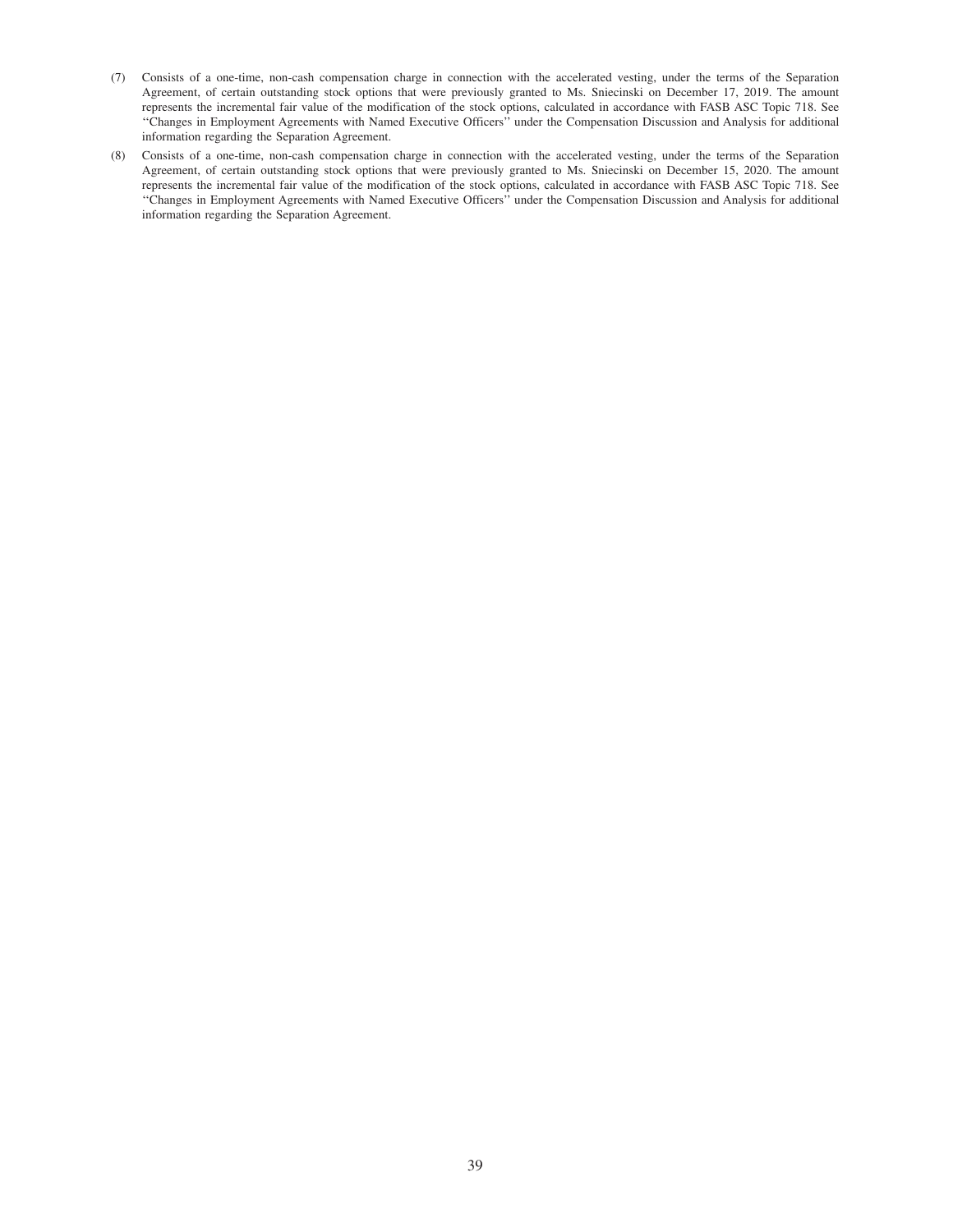(7) Consists of a one-time, non-cash compensation charge in connection with the accelerated vesting, under the terms of the Separation Agreement, of certain outstanding stock options that were previously granted to Ms. Sniecinski on December 17, 2019. The amount represents the incremental fair value of the modification of the stock options, calculated in accordance with FASB ASC Topic 718. See "Changes in Employment Agreements with Named Executive Officers" under the Compensation Discussion and Analysis for additional information regarding the Separation Agreement.

(8) Consists of a one-time, non-cash compensation charge in connection with the accelerated vesting, under the terms of the Separation Agreement, of certain outstanding stock options that were previously granted to Ms. Sniecinski on December 15, 2020. The amount represents the incremental fair value of the modification of the stock options, calculated in accordance with FASB ASC Topic 718. See "Changes in Employment Agreements with Named Executive Officers" under the Compensation Discussion and Analysis for additional information regarding the Separation Agreement.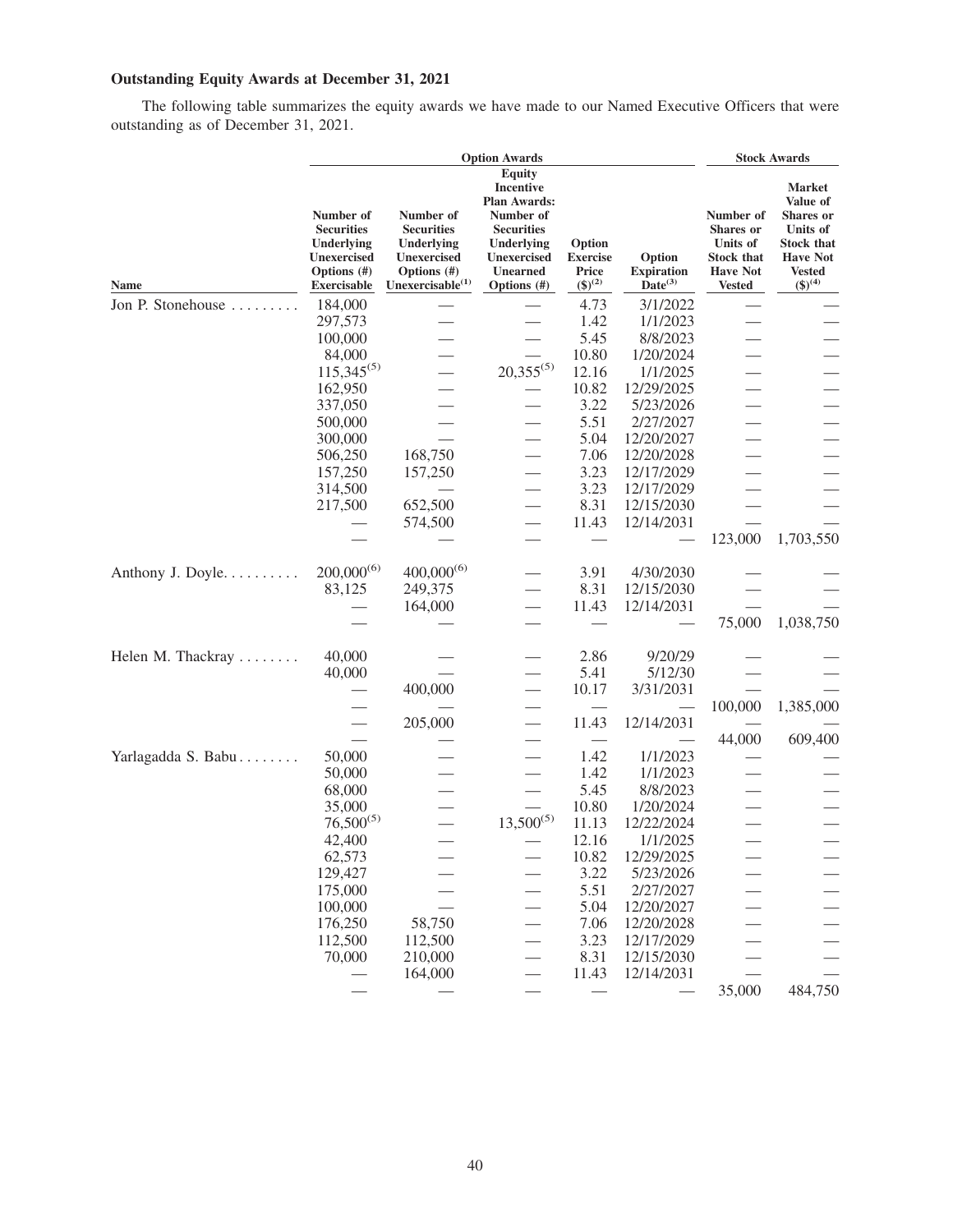### Outstanding Equity Awards at December 31, 2021

The following table summarizes the equity awards we have made to our Named Executive Officers that were outstanding as of December 31, 2021.

| | Option Awards | | | | | Stock Awards | |
|---|---|---|---|---|---|---|---|
| Name | Number of Securities Underlying Unexercised Options (#) Exercisable | Number of Securities Underlying Unexercised Options (#) Unexercisable[(1)] | Equity Incentive Plan Awards: Number of Securities Underlying Unexercised Unearned Options (#) | Option Exercise Price ($)[(2)] | Option Expiration Date[(3)] | Number of Shares or Units of Stock that Have Not Vested | Market Value of Shares or Units of Stock that Have Not Vested ($)[(4)] |
| Jon P. Stonehouse | 184,000 | — | — | 4.73 | 3/1/2022 | — | — |
| | 297,573 | — | — | 1.42 | 1/1/2023 | — | — |
| | 100,000 | — | — | 5.45 | 8/8/2023 | — | — |
| | 84,000 | — | — | 10.80 | 1/20/2024 | — | — |
| | 115,345[(5)] | — | 20,355[(5)] | 12.16 | 1/1/2025 | — | — |
| | 162,950 | — | — | 10.82 | 12/29/2025 | — | — |
| | 337,050 | — | — | 3.22 | 5/23/2026 | — | — |
| | 500,000 | — | — | 5.51 | 2/27/2027 | — | — |
| | 300,000 | — | — | 5.04 | 12/20/2027 | — | — |
| | 506,250 | 168,750 | — | 7.06 | 12/20/2028 | — | — |
| | 157,250 | 157,250 | — | 3.23 | 12/17/2029 | — | — |
| | 314,500 | — | — | 3.23 | 12/17/2029 | — | — |
| | 217,500 | 652,500 | — | 8.31 | 12/15/2030 | — | — |
| | — | 574,500 | — | 11.43 | 12/14/2031 | — | — |
| | — | — | — | — | — | 123,000 | 1,703,550 |
| Anthony J. Doyle | 200,000[(6)] | 400,000[(6)] | — | 3.91 | 4/30/2030 | — | — |
| | 83,125 | 249,375 | — | 8.31 | 12/15/2030 | — | — |
| | — | 164,000 | — | 11.43 | 12/14/2031 | — | — |
| | — | — | — | — | — | 75,000 | 1,038,750 |
| Helen M. Thackray | 40,000 | — | — | 2.86 | 9/20/29 | — | — |
| | 40,000 | — | — | 5.41 | 5/12/30 | — | — |
| | — | 400,000 | — | 10.17 | 3/31/2031 | — | — |
| | — | — | — | — | — | 100,000 | 1,385,000 |
| | — | 205,000 | — | 11.43 | 12/14/2031 | — | — |
| | — | — | — | — | — | 44,000 | 609,400 |
| Yarlagadda S. Babu | 50,000 | — | — | 1.42 | 1/1/2023 | — | — |
| | 50,000 | — | — | 1.42 | 1/1/2023 | — | — |
| | 68,000 | — | — | 5.45 | 8/8/2023 | — | — |
| | 35,000 | — | — | 10.80 | 1/20/2024 | — | — |
| | 76,500[(5)] | — | 13,500[(5)] | 11.13 | 12/22/2024 | — | — |
| | 42,400 | — | — | 12.16 | 1/1/2025 | — | — |
| | 62,573 | — | — | 10.82 | 12/29/2025 | — | — |
| | 129,427 | — | — | 3.22 | 5/23/2026 | — | — |
| | 175,000 | — | — | 5.51 | 2/27/2027 | — | — |
| | 100,000 | — | — | 5.04 | 12/20/2027 | — | — |
| | 176,250 | 58,750 | — | 7.06 | 12/20/2028 | — | — |
| | 112,500 | 112,500 | — | 3.23 | 12/17/2029 | — | — |
| | 70,000 | 210,000 | — | 8.31 | 12/15/2030 | — | — |
| | — | 164,000 | — | 11.43 | 12/14/2031 | — | — |
| | — | — | — | — | — | 35,000 | 484,750 |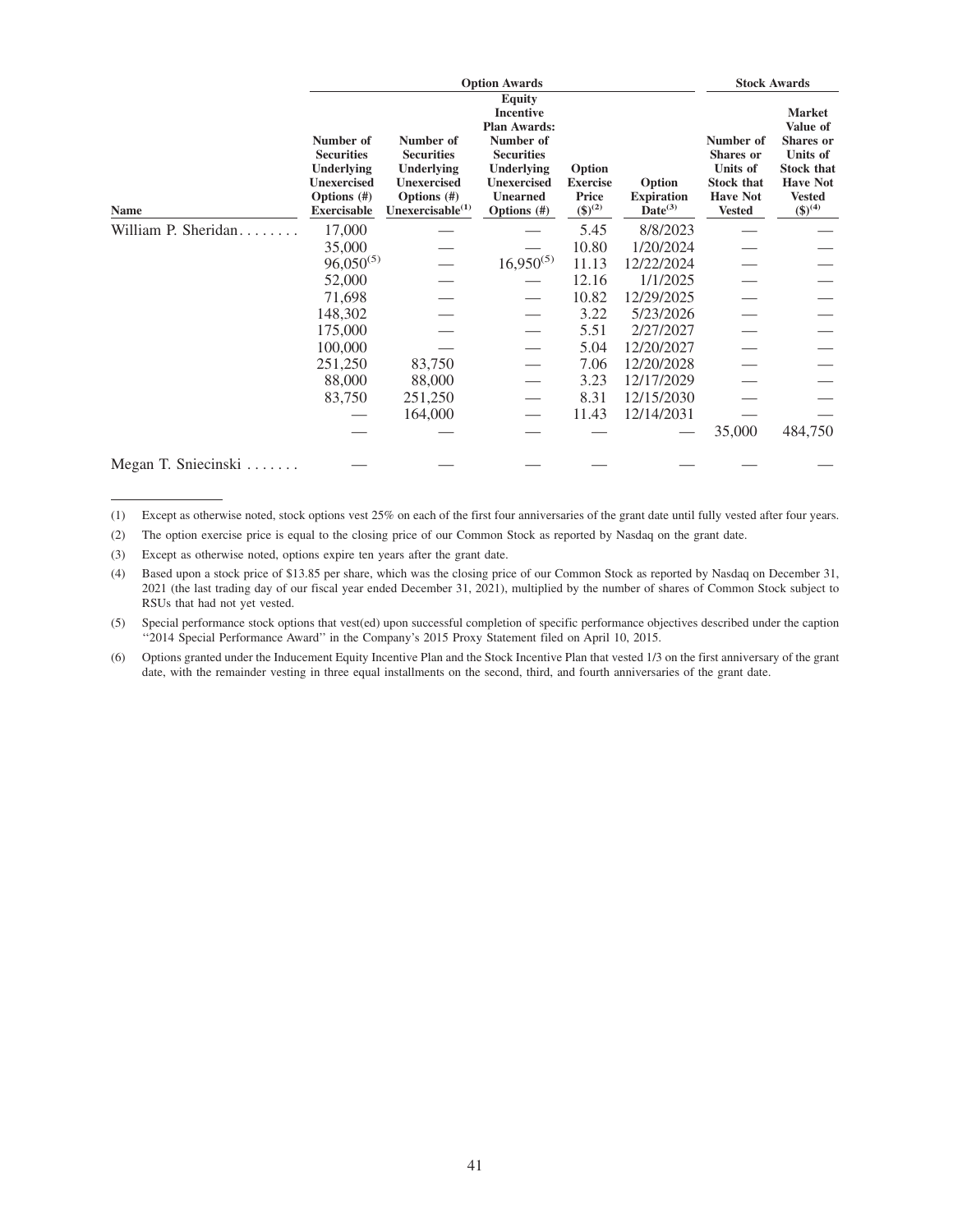| | Option Awards | | | | | Stock Awards | |
|---|---|---|---|---|---|---|---|
| Name | Number of Securities Underlying Unexercised Options (#) Exercisable | Number of Securities Underlying Unexercised Options (#) Unexercisable[(1)] | Equity Incentive Plan Awards: Number of Securities Underlying Unexercised Unearned Options (#) | Option Exercise Price ($)[(2)] | Option Expiration Date[(3)] | Number of Shares or Units of Stock that Have Not Vested | Market Value of Shares or Units of Stock that Have Not Vested ($)[(4)] |
| William P. Sheridan | 17,000 | — | — | 5.45 | 8/8/2023 | — | — |
| | 35,000 | — | — | 10.80 | 1/20/2024 | — | — |
| | 96,050[(5)] | — | 16,950[(5)] | 11.13 | 12/22/2024 | — | — |
| | 52,000 | — | — | 12.16 | 1/1/2025 | — | — |
| | 71,698 | — | — | 10.82 | 12/29/2025 | — | — |
| | 148,302 | — | — | 3.22 | 5/23/2026 | — | — |
| | 175,000 | — | — | 5.51 | 2/27/2027 | — | — |
| | 100,000 | — | — | 5.04 | 12/20/2027 | — | — |
| | 251,250 | 83,750 | — | 7.06 | 12/20/2028 | — | — |
| | 88,000 | 88,000 | — | 3.23 | 12/17/2029 | — | — |
| | 83,750 | 251,250 | — | 8.31 | 12/15/2030 | — | — |
| | — | 164,000 | — | 11.43 | 12/14/2031 | — | — |
| | — | — | — | — | — | 35,000 | 484,750 |
| Megan T. Sniecinski | — | — | — | — | — | — | — |

(1) Except as otherwise noted, stock options vest 25% on each of the first four anniversaries of the grant date until fully vested after four years.

(2) The option exercise price is equal to the closing price of our Common Stock as reported by Nasdaq on the grant date.

(3) Except as otherwise noted, options expire ten years after the grant date.

(4) Based upon a stock price of $13.85 per share, which was the closing price of our Common Stock as reported by Nasdaq on December 31, 2021 (the last trading day of our fiscal year ended December 31, 2021), multiplied by the number of shares of Common Stock subject to RSUs that had not yet vested.

(5) Special performance stock options that vest(ed) upon successful completion of specific performance objectives described under the caption "2014 Special Performance Award" in the Company's 2015 Proxy Statement filed on April 10, 2015.

(6) Options granted under the Inducement Equity Incentive Plan and the Stock Incentive Plan that vested 1/3 on the first anniversary of the grant date, with the remainder vesting in three equal installments on the second, third, and fourth anniversaries of the grant date.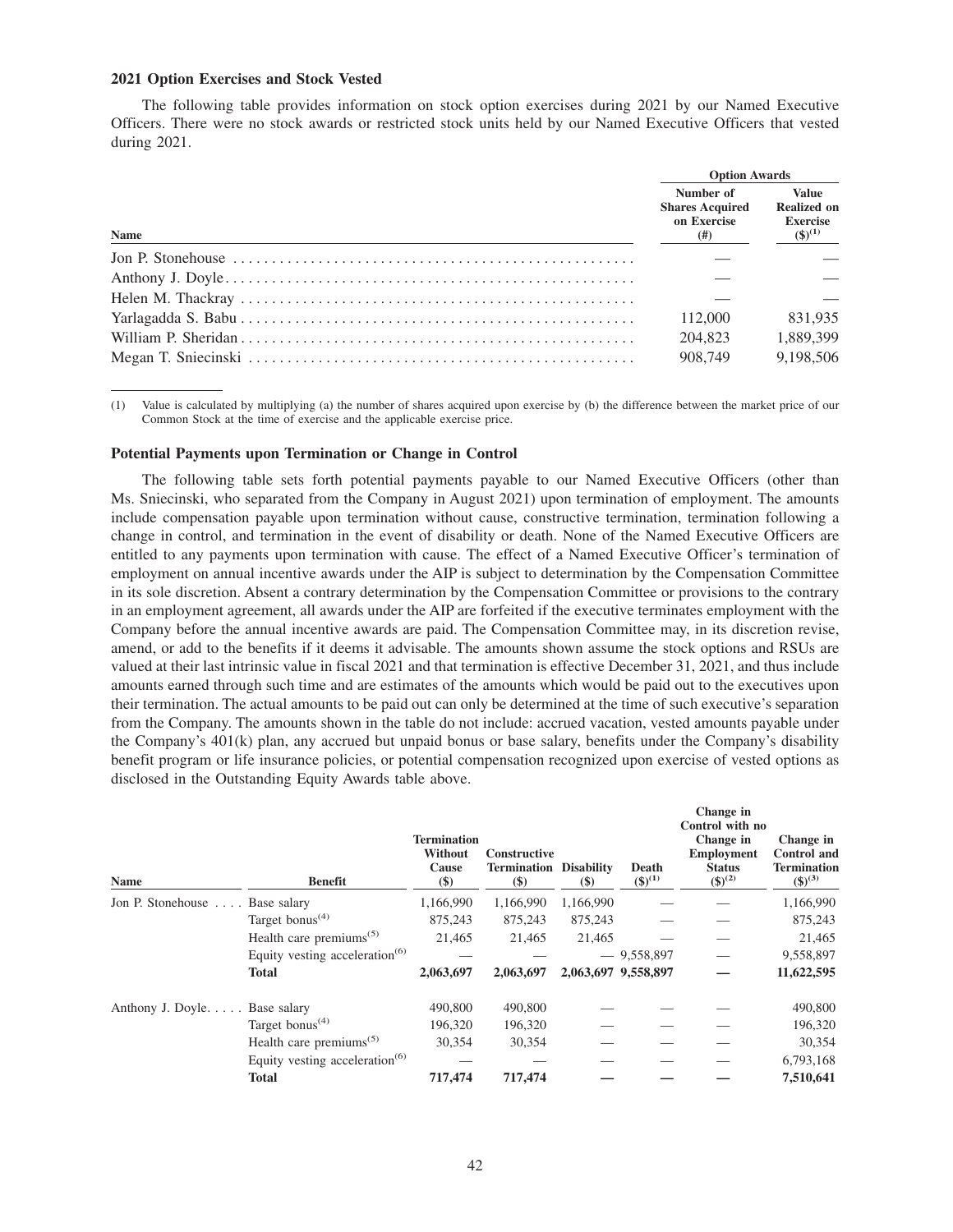**2021 Option Exercises and Stock Vested**

The following table provides information on stock option exercises during 2021 by our Named Executive Officers. There were no stock awards or restricted stock units held by our Named Executive Officers that vested during 2021.

| | Option Awards | |
|---|---|---|
| Name | Number of Shares Acquired on Exercise (#) | Value Realized on Exercise ($)(1) |
| Jon P. Stonehouse | — | — |
| Anthony J. Doyle | — | — |
| Helen M. Thackray | — | — |
| Yarlagadda S. Babu | 112,000 | 831,935 |
| William P. Sheridan | 204,823 | 1,889,399 |
| Megan T. Sniecinski | 908,749 | 9,198,506 |

(1) Value is calculated by multiplying (a) the number of shares acquired upon exercise by (b) the difference between the market price of our Common Stock at the time of exercise and the applicable exercise price.

**Potential Payments upon Termination or Change in Control**

The following table sets forth potential payments payable to our Named Executive Officers (other than Ms. Sniecinski, who separated from the Company in August 2021) upon termination of employment. The amounts include compensation payable upon termination without cause, constructive termination, termination following a change in control, and termination in the event of disability or death. None of the Named Executive Officers are entitled to any payments upon termination with cause. The effect of a Named Executive Officer's termination of employment on annual incentive awards under the AIP is subject to determination by the Compensation Committee in its sole discretion. Absent a contrary determination by the Compensation Committee or provisions to the contrary in an employment agreement, all awards under the AIP are forfeited if the executive terminates employment with the Company before the annual incentive awards are paid. The Compensation Committee may, in its discretion revise, amend, or add to the benefits if it deems it advisable. The amounts shown assume the stock options and RSUs are valued at their last intrinsic value in fiscal 2021 and that termination is effective December 31, 2021, and thus include amounts earned through such time and are estimates of the amounts which would be paid out to the executives upon their termination. The actual amounts to be paid out can only be determined at the time of such executive's separation from the Company. The amounts shown in the table do not include: accrued vacation, vested amounts payable under the Company's 401(k) plan, any accrued but unpaid bonus or base salary, benefits under the Company's disability benefit program or life insurance policies, or potential compensation recognized upon exercise of vested options as disclosed in the Outstanding Equity Awards table above.

| Name | Benefit | Termination Without Cause ($) | Constructive Termination ($) | Disability ($) | Death ($)(1) | Change in Control with no Change in Employment Status ($)(2) | Change in Control and Termination ($)(3) |
|---|---|---|---|---|---|---|---|
| Jon P. Stonehouse | Base salary | 1,166,990 | 1,166,990 | 1,166,990 | — | — | 1,166,990 |
| | Target bonus(4) | 875,243 | 875,243 | 875,243 | — | — | 875,243 |
| | Health care premiums(5) | 21,465 | 21,465 | 21,465 | — | — | 21,465 |
| | Equity vesting acceleration(6) | — | — | — | 9,558,897 | — | 9,558,897 |
| | **Total** | **2,063,697** | **2,063,697** | **2,063,697** | **9,558,897** | **—** | **11,622,595** |
| Anthony J. Doyle | Base salary | 490,800 | 490,800 | — | — | — | 490,800 |
| | Target bonus(4) | 196,320 | 196,320 | — | — | — | 196,320 |
| | Health care premiums(5) | 30,354 | 30,354 | — | — | — | 30,354 |
| | Equity vesting acceleration(6) | — | — | — | — | — | 6,793,168 |
| | **Total** | **717,474** | **717,474** | **—** | **—** | **—** | **7,510,641** |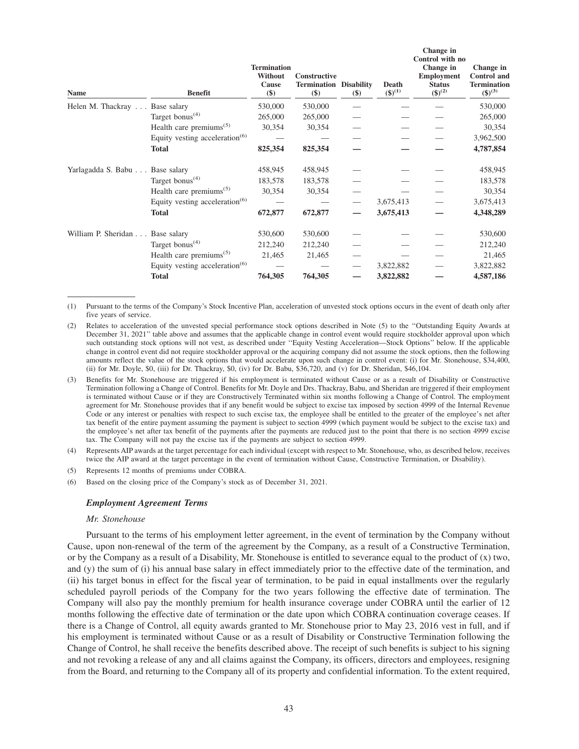| Name | Benefit | Termination Without Cause ($) | Constructive Termination ($) | Disability ($) | Death ($)[(1)] | Change in Control with no Change in Employment Status ($)[(2)] | Change in Control and Termination ($)[(3)] |
|---|---|---|---|---|---|---|---|
| Helen M. Thackray . . . | Base salary | 530,000 | 530,000 | — | — | — | 530,000 |
| | Target bonus[(4)] | 265,000 | 265,000 | — | — | — | 265,000 |
| | Health care premiums[(5)] | 30,354 | 30,354 | — | — | — | 30,354 |
| | Equity vesting acceleration[(6)] | — | — | — | — | — | 3,962,500 |
| | **Total** | **825,354** | **825,354** | **—** | **—** | **—** | **4,787,854** |
| Yarlagadda S. Babu . . . | Base salary | 458,945 | 458,945 | — | — | — | 458,945 |
| | Target bonus[(4)] | 183,578 | 183,578 | — | — | — | 183,578 |
| | Health care premiums[(5)] | 30,354 | 30,354 | — | — | — | 30,354 |
| | Equity vesting acceleration[(6)] | — | — | — | 3,675,413 | — | 3,675,413 |
| | **Total** | **672,877** | **672,877** | **—** | **3,675,413** | **—** | **4,348,289** |
| William P. Sheridan . . . | Base salary | 530,600 | 530,600 | — | — | — | 530,600 |
| | Target bonus[(4)] | 212,240 | 212,240 | — | — | — | 212,240 |
| | Health care premiums[(5)] | 21,465 | 21,465 | — | — | — | 21,465 |
| | Equity vesting acceleration[(6)] | — | — | — | 3,822,882 | — | 3,822,882 |
| | **Total** | **764,305** | **764,305** | **—** | **3,822,882** | **—** | **4,587,186** |

(1) Pursuant to the terms of the Company's Stock Incentive Plan, acceleration of unvested stock options occurs in the event of death only after five years of service.

(2) Relates to acceleration of the unvested special performance stock options described in Note (5) to the "Outstanding Equity Awards at December 31, 2021" table above and assumes that the applicable change in control event would require stockholder approval upon which such outstanding stock options will not vest, as described under "Equity Vesting Acceleration—Stock Options" below. If the applicable change in control event did not require stockholder approval or the acquiring company did not assume the stock options, then the following amounts reflect the value of the stock options that would accelerate upon such change in control event: (i) for Mr. Stonehouse, $34,400, (ii) for Mr. Doyle, $0, (iii) for Dr. Thackray, $0, (iv) for Dr. Babu, $36,720, and (v) for Dr. Sheridan, $46,104.

(3) Benefits for Mr. Stonehouse are triggered if his employment is terminated without Cause or as a result of Disability or Constructive Termination following a Change of Control. Benefits for Mr. Doyle and Drs. Thackray, Babu, and Sheridan are triggered if their employment is terminated without Cause or if they are Constructively Terminated within six months following a Change of Control. The employment agreement for Mr. Stonehouse provides that if any benefit would be subject to excise tax imposed by section 4999 of the Internal Revenue Code or any interest or penalties with respect to such excise tax, the employee shall be entitled to the greater of the employee's net after tax benefit of the entire payment assuming the payment is subject to section 4999 (which payment would be subject to the excise tax) and the employee's net after tax benefit of the payments after the payments are reduced just to the point that there is no section 4999 excise tax. The Company will not pay the excise tax if the payments are subject to section 4999.

(4) Represents AIP awards at the target percentage for each individual (except with respect to Mr. Stonehouse, who, as described below, receives twice the AIP award at the target percentage in the event of termination without Cause, Constructive Termination, or Disability).

(5) Represents 12 months of premiums under COBRA.

(6) Based on the closing price of the Company's stock as of December 31, 2021.

### *Employment Agreement Terms*

*Mr. Stonehouse*

Pursuant to the terms of his employment letter agreement, in the event of termination by the Company without Cause, upon non-renewal of the term of the agreement by the Company, as a result of a Constructive Termination, or by the Company as a result of a Disability, Mr. Stonehouse is entitled to severance equal to the product of (x) two, and (y) the sum of (i) his annual base salary in effect immediately prior to the effective date of the termination, and (ii) his target bonus in effect for the fiscal year of termination, to be paid in equal installments over the regularly scheduled payroll periods of the Company for the two years following the effective date of termination. The Company will also pay the monthly premium for health insurance coverage under COBRA until the earlier of 12 months following the effective date of termination or the date upon which COBRA continuation coverage ceases. If there is a Change of Control, all equity awards granted to Mr. Stonehouse prior to May 23, 2016 vest in full, and if his employment is terminated without Cause or as a result of Disability or Constructive Termination following the Change of Control, he shall receive the benefits described above. The receipt of such benefits is subject to his signing and not revoking a release of any and all claims against the Company, its officers, directors and employees, resigning from the Board, and returning to the Company all of its property and confidential information. To the extent required,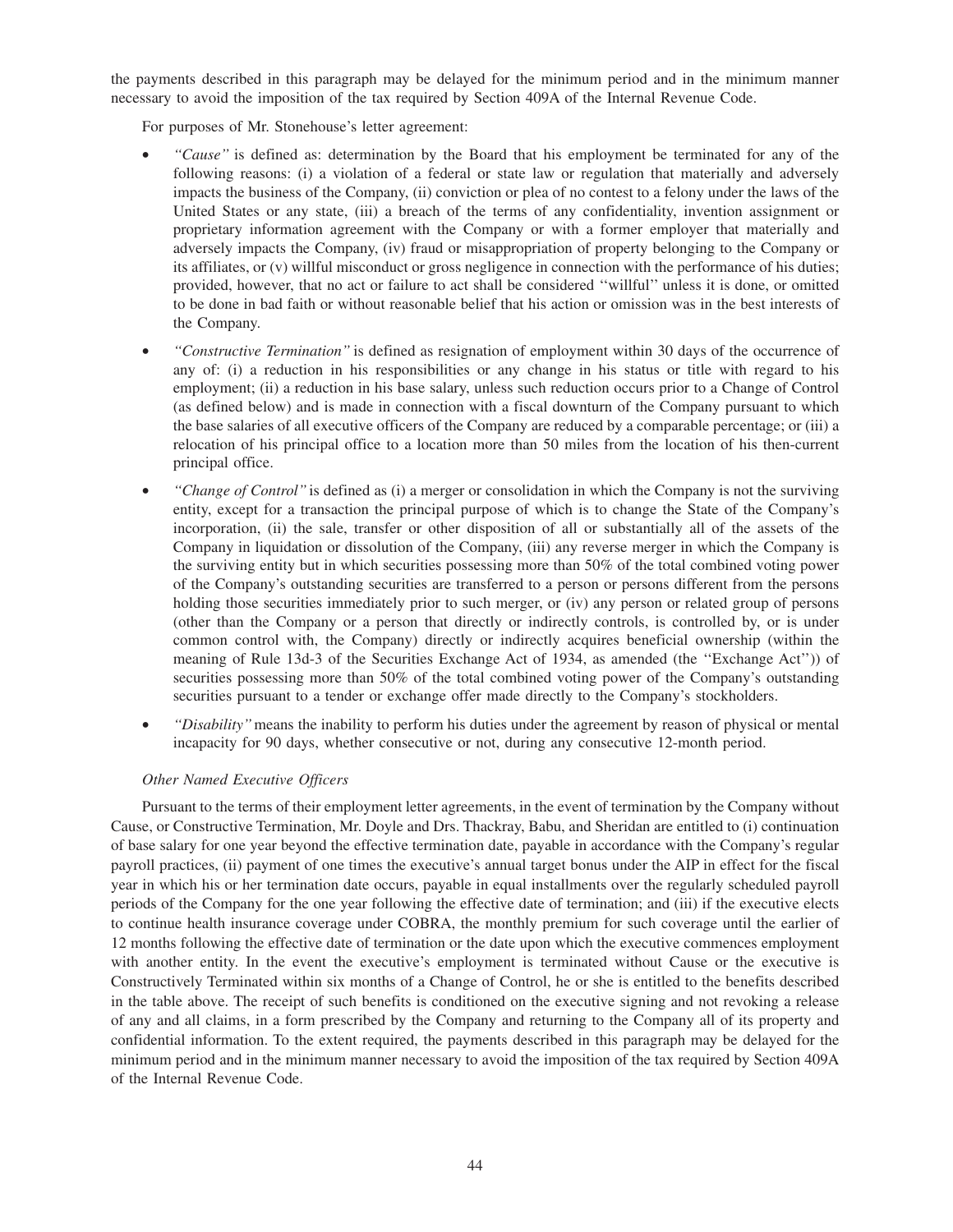the payments described in this paragraph may be delayed for the minimum period and in the minimum manner necessary to avoid the imposition of the tax required by Section 409A of the Internal Revenue Code.

For purposes of Mr. Stonehouse's letter agreement:

- *"Cause"* is defined as: determination by the Board that his employment be terminated for any of the following reasons: (i) a violation of a federal or state law or regulation that materially and adversely impacts the business of the Company, (ii) conviction or plea of no contest to a felony under the laws of the United States or any state, (iii) a breach of the terms of any confidentiality, invention assignment or proprietary information agreement with the Company or with a former employer that materially and adversely impacts the Company, (iv) fraud or misappropriation of property belonging to the Company or its affiliates, or (v) willful misconduct or gross negligence in connection with the performance of his duties; provided, however, that no act or failure to act shall be considered "willful" unless it is done, or omitted to be done in bad faith or without reasonable belief that his action or omission was in the best interests of the Company.
- *"Constructive Termination"* is defined as resignation of employment within 30 days of the occurrence of any of: (i) a reduction in his responsibilities or any change in his status or title with regard to his employment; (ii) a reduction in his base salary, unless such reduction occurs prior to a Change of Control (as defined below) and is made in connection with a fiscal downturn of the Company pursuant to which the base salaries of all executive officers of the Company are reduced by a comparable percentage; or (iii) a relocation of his principal office to a location more than 50 miles from the location of his then-current principal office.
- *"Change of Control"* is defined as (i) a merger or consolidation in which the Company is not the surviving entity, except for a transaction the principal purpose of which is to change the State of the Company's incorporation, (ii) the sale, transfer or other disposition of all or substantially all of the assets of the Company in liquidation or dissolution of the Company, (iii) any reverse merger in which the Company is the surviving entity but in which securities possessing more than 50% of the total combined voting power of the Company's outstanding securities are transferred to a person or persons different from the persons holding those securities immediately prior to such merger, or (iv) any person or related group of persons (other than the Company or a person that directly or indirectly controls, is controlled by, or is under common control with, the Company) directly or indirectly acquires beneficial ownership (within the meaning of Rule 13d-3 of the Securities Exchange Act of 1934, as amended (the "Exchange Act")) of securities possessing more than 50% of the total combined voting power of the Company's outstanding securities pursuant to a tender or exchange offer made directly to the Company's stockholders.
- *"Disability"* means the inability to perform his duties under the agreement by reason of physical or mental incapacity for 90 days, whether consecutive or not, during any consecutive 12-month period.

*Other Named Executive Officers*

Pursuant to the terms of their employment letter agreements, in the event of termination by the Company without Cause, or Constructive Termination, Mr. Doyle and Drs. Thackray, Babu, and Sheridan are entitled to (i) continuation of base salary for one year beyond the effective termination date, payable in accordance with the Company's regular payroll practices, (ii) payment of one times the executive's annual target bonus under the AIP in effect for the fiscal year in which his or her termination date occurs, payable in equal installments over the regularly scheduled payroll periods of the Company for the one year following the effective date of termination; and (iii) if the executive elects to continue health insurance coverage under COBRA, the monthly premium for such coverage until the earlier of 12 months following the effective date of termination or the date upon which the executive commences employment with another entity. In the event the executive's employment is terminated without Cause or the executive is Constructively Terminated within six months of a Change of Control, he or she is entitled to the benefits described in the table above. The receipt of such benefits is conditioned on the executive signing and not revoking a release of any and all claims, in a form prescribed by the Company and returning to the Company all of its property and confidential information. To the extent required, the payments described in this paragraph may be delayed for the minimum period and in the minimum manner necessary to avoid the imposition of the tax required by Section 409A of the Internal Revenue Code.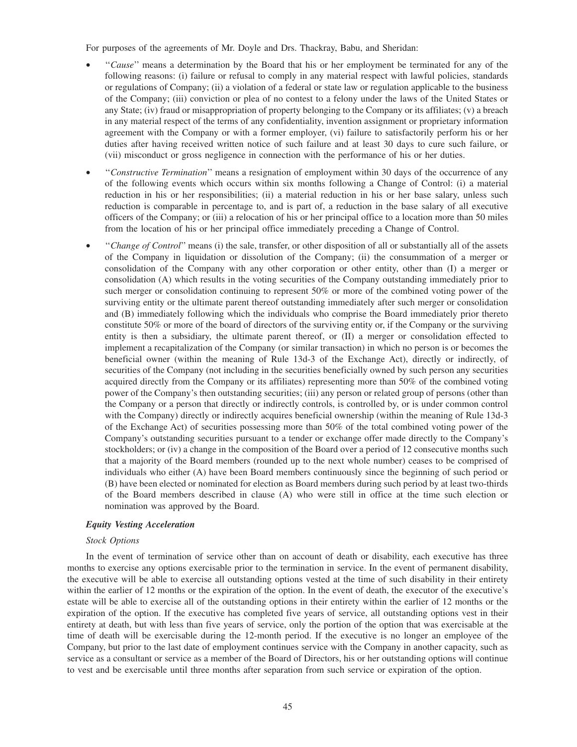For purposes of the agreements of Mr. Doyle and Drs. Thackray, Babu, and Sheridan:

- "*Cause*" means a determination by the Board that his or her employment be terminated for any of the following reasons: (i) failure or refusal to comply in any material respect with lawful policies, standards or regulations of Company; (ii) a violation of a federal or state law or regulation applicable to the business of the Company; (iii) conviction or plea of no contest to a felony under the laws of the United States or any State; (iv) fraud or misappropriation of property belonging to the Company or its affiliates; (v) a breach in any material respect of the terms of any confidentiality, invention assignment or proprietary information agreement with the Company or with a former employer, (vi) failure to satisfactorily perform his or her duties after having received written notice of such failure and at least 30 days to cure such failure, or (vii) misconduct or gross negligence in connection with the performance of his or her duties.

- "*Constructive Termination*" means a resignation of employment within 30 days of the occurrence of any of the following events which occurs within six months following a Change of Control: (i) a material reduction in his or her responsibilities; (ii) a material reduction in his or her base salary, unless such reduction is comparable in percentage to, and is part of, a reduction in the base salary of all executive officers of the Company; or (iii) a relocation of his or her principal office to a location more than 50 miles from the location of his or her principal office immediately preceding a Change of Control.

- "*Change of Control*" means (i) the sale, transfer, or other disposition of all or substantially all of the assets of the Company in liquidation or dissolution of the Company; (ii) the consummation of a merger or consolidation of the Company with any other corporation or other entity, other than (I) a merger or consolidation (A) which results in the voting securities of the Company outstanding immediately prior to such merger or consolidation continuing to represent 50% or more of the combined voting power of the surviving entity or the ultimate parent thereof outstanding immediately after such merger or consolidation and (B) immediately following which the individuals who comprise the Board immediately prior thereto constitute 50% or more of the board of directors of the surviving entity or, if the Company or the surviving entity is then a subsidiary, the ultimate parent thereof, or (II) a merger or consolidation effected to implement a recapitalization of the Company (or similar transaction) in which no person is or becomes the beneficial owner (within the meaning of Rule 13d-3 of the Exchange Act), directly or indirectly, of securities of the Company (not including in the securities beneficially owned by such person any securities acquired directly from the Company or its affiliates) representing more than 50% of the combined voting power of the Company's then outstanding securities; (iii) any person or related group of persons (other than the Company or a person that directly or indirectly controls, is controlled by, or is under common control with the Company) directly or indirectly acquires beneficial ownership (within the meaning of Rule 13d-3 of the Exchange Act) of securities possessing more than 50% of the total combined voting power of the Company's outstanding securities pursuant to a tender or exchange offer made directly to the Company's stockholders; or (iv) a change in the composition of the Board over a period of 12 consecutive months such that a majority of the Board members (rounded up to the next whole number) ceases to be comprised of individuals who either (A) have been Board members continuously since the beginning of such period or (B) have been elected or nominated for election as Board members during such period by at least two-thirds of the Board members described in clause (A) who were still in office at the time such election or nomination was approved by the Board.

### *Equity Vesting Acceleration*

*Stock Options*

In the event of termination of service other than on account of death or disability, each executive has three months to exercise any options exercisable prior to the termination in service. In the event of permanent disability, the executive will be able to exercise all outstanding options vested at the time of such disability in their entirety within the earlier of 12 months or the expiration of the option. In the event of death, the executor of the executive's estate will be able to exercise all of the outstanding options in their entirety within the earlier of 12 months or the expiration of the option. If the executive has completed five years of service, all outstanding options vest in their entirety at death, but with less than five years of service, only the portion of the option that was exercisable at the time of death will be exercisable during the 12-month period. If the executive is no longer an employee of the Company, but prior to the last date of employment continues service with the Company in another capacity, such as service as a consultant or service as a member of the Board of Directors, his or her outstanding options will continue to vest and be exercisable until three months after separation from such service or expiration of the option.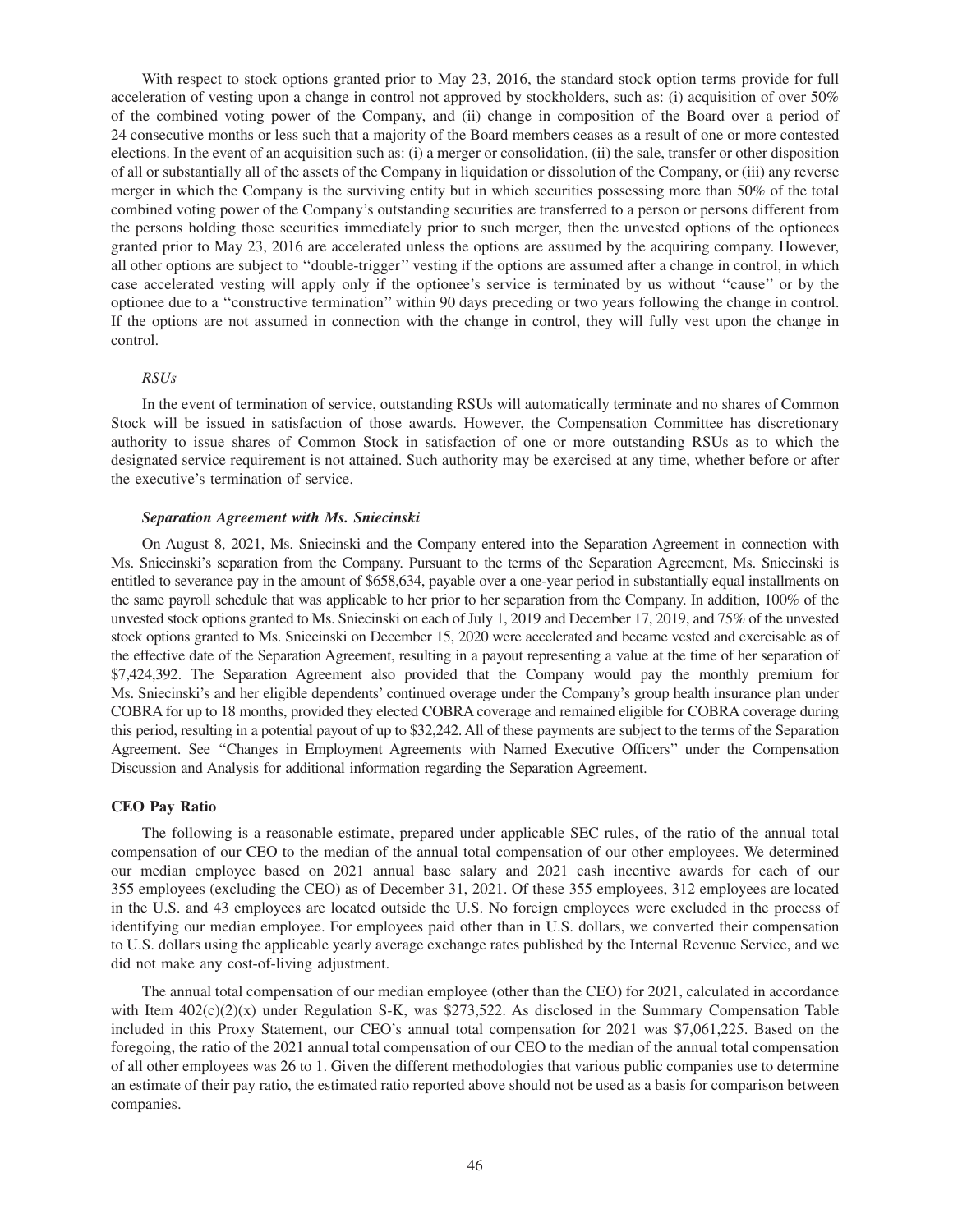With respect to stock options granted prior to May 23, 2016, the standard stock option terms provide for full acceleration of vesting upon a change in control not approved by stockholders, such as: (i) acquisition of over 50% of the combined voting power of the Company, and (ii) change in composition of the Board over a period of 24 consecutive months or less such that a majority of the Board members ceases as a result of one or more contested elections. In the event of an acquisition such as: (i) a merger or consolidation, (ii) the sale, transfer or other disposition of all or substantially all of the assets of the Company in liquidation or dissolution of the Company, or (iii) any reverse merger in which the Company is the surviving entity but in which securities possessing more than 50% of the total combined voting power of the Company's outstanding securities are transferred to a person or persons different from the persons holding those securities immediately prior to such merger, then the unvested options of the optionees granted prior to May 23, 2016 are accelerated unless the options are assumed by the acquiring company. However, all other options are subject to ''double-trigger'' vesting if the options are assumed after a change in control, in which case accelerated vesting will apply only if the optionee's service is terminated by us without ''cause'' or by the optionee due to a ''constructive termination'' within 90 days preceding or two years following the change in control. If the options are not assumed in connection with the change in control, they will fully vest upon the change in control.

*RSUs*

In the event of termination of service, outstanding RSUs will automatically terminate and no shares of Common Stock will be issued in satisfaction of those awards. However, the Compensation Committee has discretionary authority to issue shares of Common Stock in satisfaction of one or more outstanding RSUs as to which the designated service requirement is not attained. Such authority may be exercised at any time, whether before or after the executive's termination of service.

***Separation Agreement with Ms. Sniecinski***

On August 8, 2021, Ms. Sniecinski and the Company entered into the Separation Agreement in connection with Ms. Sniecinski's separation from the Company. Pursuant to the terms of the Separation Agreement, Ms. Sniecinski is entitled to severance pay in the amount of $658,634, payable over a one-year period in substantially equal installments on the same payroll schedule that was applicable to her prior to her separation from the Company. In addition, 100% of the unvested stock options granted to Ms. Sniecinski on each of July 1, 2019 and December 17, 2019, and 75% of the unvested stock options granted to Ms. Sniecinski on December 15, 2020 were accelerated and became vested and exercisable as of the effective date of the Separation Agreement, resulting in a payout representing a value at the time of her separation of $7,424,392. The Separation Agreement also provided that the Company would pay the monthly premium for Ms. Sniecinski's and her eligible dependents' continued overage under the Company's group health insurance plan under COBRA for up to 18 months, provided they elected COBRA coverage and remained eligible for COBRA coverage during this period, resulting in a potential payout of up to $32,242. All of these payments are subject to the terms of the Separation Agreement. See ''Changes in Employment Agreements with Named Executive Officers'' under the Compensation Discussion and Analysis for additional information regarding the Separation Agreement.

**CEO Pay Ratio**

The following is a reasonable estimate, prepared under applicable SEC rules, of the ratio of the annual total compensation of our CEO to the median of the annual total compensation of our other employees. We determined our median employee based on 2021 annual base salary and 2021 cash incentive awards for each of our 355 employees (excluding the CEO) as of December 31, 2021. Of these 355 employees, 312 employees are located in the U.S. and 43 employees are located outside the U.S. No foreign employees were excluded in the process of identifying our median employee. For employees paid other than in U.S. dollars, we converted their compensation to U.S. dollars using the applicable yearly average exchange rates published by the Internal Revenue Service, and we did not make any cost-of-living adjustment.

The annual total compensation of our median employee (other than the CEO) for 2021, calculated in accordance with Item 402(c)(2)(x) under Regulation S-K, was $273,522. As disclosed in the Summary Compensation Table included in this Proxy Statement, our CEO's annual total compensation for 2021 was $7,061,225. Based on the foregoing, the ratio of the 2021 annual total compensation of our CEO to the median of the annual total compensation of all other employees was 26 to 1. Given the different methodologies that various public companies use to determine an estimate of their pay ratio, the estimated ratio reported above should not be used as a basis for comparison between companies.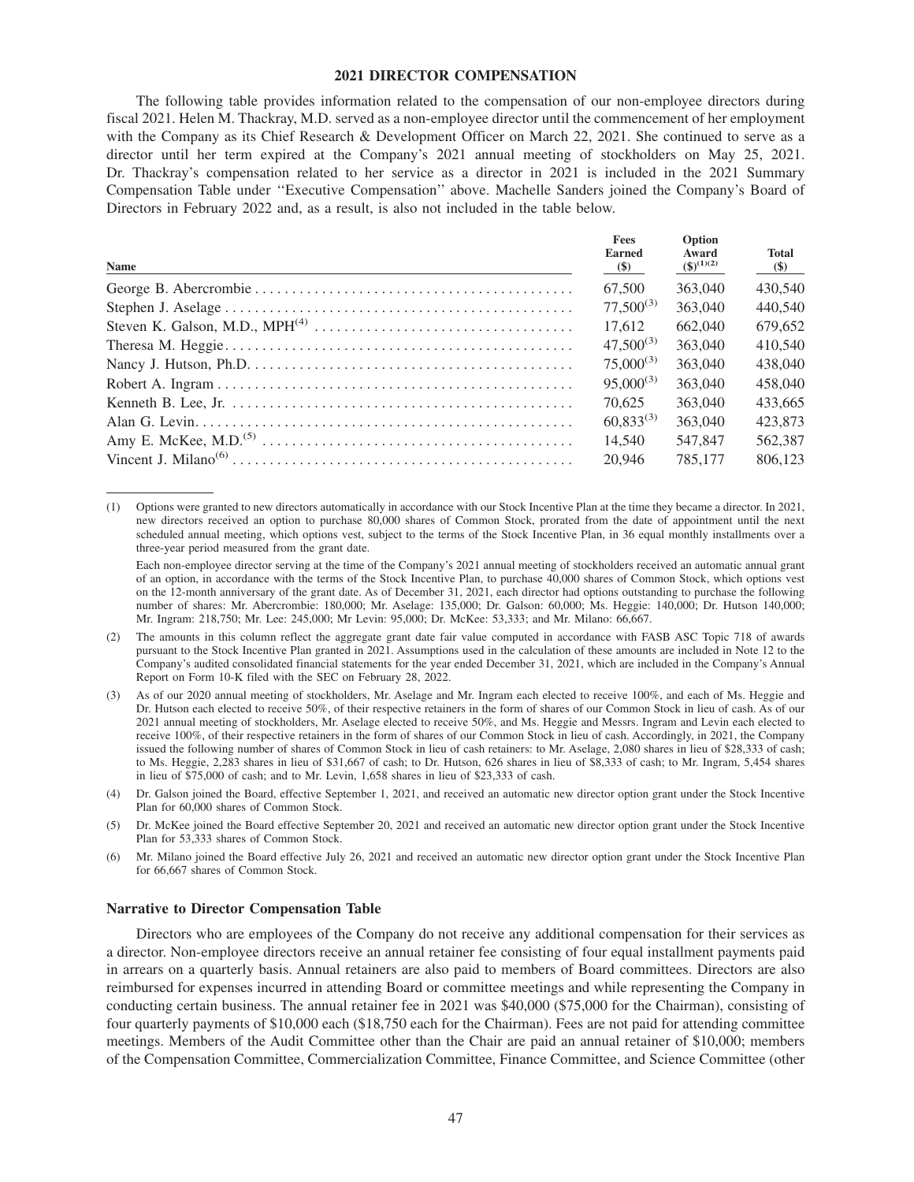## 2021 DIRECTOR COMPENSATION

The following table provides information related to the compensation of our non-employee directors during fiscal 2021. Helen M. Thackray, M.D. served as a non-employee director until the commencement of her employment with the Company as its Chief Research & Development Officer on March 22, 2021. She continued to serve as a director until her term expired at the Company's 2021 annual meeting of stockholders on May 25, 2021. Dr. Thackray's compensation related to her service as a director in 2021 is included in the 2021 Summary Compensation Table under "Executive Compensation" above. Machelle Sanders joined the Company's Board of Directors in February 2022 and, as a result, is also not included in the table below.

| Name | Fees Earned ($) | Option Award ($)[(1)(2)] | Total ($) |
|---|---|---|---|
| George B. Abercrombie | 67,500 | 363,040 | 430,540 |
| Stephen J. Aselage | 77,500[(3)] | 363,040 | 440,540 |
| Steven K. Galson, M.D., MPH[(4)] | 17,612 | 662,040 | 679,652 |
| Theresa M. Heggie | 47,500[(3)] | 363,040 | 410,540 |
| Nancy J. Hutson, Ph.D. | 75,000[(3)] | 363,040 | 438,040 |
| Robert A. Ingram | 95,000[(3)] | 363,040 | 458,040 |
| Kenneth B. Lee, Jr. | 70,625 | 363,040 | 433,665 |
| Alan G. Levin | 60,833[(3)] | 363,040 | 423,873 |
| Amy E. McKee, M.D.[(5)] | 14,540 | 547,847 | 562,387 |
| Vincent J. Milano[(6)] | 20,946 | 785,177 | 806,123 |

(1) Options were granted to new directors automatically in accordance with our Stock Incentive Plan at the time they became a director. In 2021, new directors received an option to purchase 80,000 shares of Common Stock, prorated from the date of appointment until the next scheduled annual meeting, which options vest, subject to the terms of the Stock Incentive Plan, in 36 equal monthly installments over a three-year period measured from the grant date.

Each non-employee director serving at the time of the Company's 2021 annual meeting of stockholders received an automatic annual grant of an option, in accordance with the terms of the Stock Incentive Plan, to purchase 40,000 shares of Common Stock, which options vest on the 12-month anniversary of the grant date. As of December 31, 2021, each director had options outstanding to purchase the following number of shares: Mr. Abercrombie: 180,000; Mr. Aselage: 135,000; Dr. Galson: 60,000; Ms. Heggie: 140,000; Dr. Hutson 140,000; Mr. Ingram: 218,750; Mr. Lee: 245,000; Mr Levin: 95,000; Dr. McKee: 53,333; and Mr. Milano: 66,667.

(2) The amounts in this column reflect the aggregate grant date fair value computed in accordance with FASB ASC Topic 718 of awards pursuant to the Stock Incentive Plan granted in 2021. Assumptions used in the calculation of these amounts are included in Note 12 to the Company's audited consolidated financial statements for the year ended December 31, 2021, which are included in the Company's Annual Report on Form 10-K filed with the SEC on February 28, 2022.

(3) As of our 2020 annual meeting of stockholders, Mr. Aselage and Mr. Ingram each elected to receive 100%, and each of Ms. Heggie and Dr. Hutson each elected to receive 50%, of their respective retainers in the form of shares of our Common Stock in lieu of cash. As of our 2021 annual meeting of stockholders, Mr. Aselage elected to receive 50%, and Ms. Heggie and Messrs. Ingram and Levin each elected to receive 100%, of their respective retainers in the form of shares of our Common Stock in lieu of cash. Accordingly, in 2021, the Company issued the following number of shares of Common Stock in lieu of cash retainers: to Mr. Aselage, 2,080 shares in lieu of $28,333 of cash; to Ms. Heggie, 2,283 shares in lieu of $31,667 of cash; to Dr. Hutson, 626 shares in lieu of $8,333 of cash; to Mr. Ingram, 5,454 shares in lieu of $75,000 of cash; and to Mr. Levin, 1,658 shares in lieu of $23,333 of cash.

(4) Dr. Galson joined the Board, effective September 1, 2021, and received an automatic new director option grant under the Stock Incentive Plan for 60,000 shares of Common Stock.

(5) Dr. McKee joined the Board effective September 20, 2021 and received an automatic new director option grant under the Stock Incentive Plan for 53,333 shares of Common Stock.

(6) Mr. Milano joined the Board effective July 26, 2021 and received an automatic new director option grant under the Stock Incentive Plan for 66,667 shares of Common Stock.

### Narrative to Director Compensation Table

Directors who are employees of the Company do not receive any additional compensation for their services as a director. Non-employee directors receive an annual retainer fee consisting of four equal installment payments paid in arrears on a quarterly basis. Annual retainers are also paid to members of Board committees. Directors are also reimbursed for expenses incurred in attending Board or committee meetings and while representing the Company in conducting certain business. The annual retainer fee in 2021 was $40,000 ($75,000 for the Chairman), consisting of four quarterly payments of $10,000 each ($18,750 each for the Chairman). Fees are not paid for attending committee meetings. Members of the Audit Committee other than the Chair are paid an annual retainer of $10,000; members of the Compensation Committee, Commercialization Committee, Finance Committee, and Science Committee (other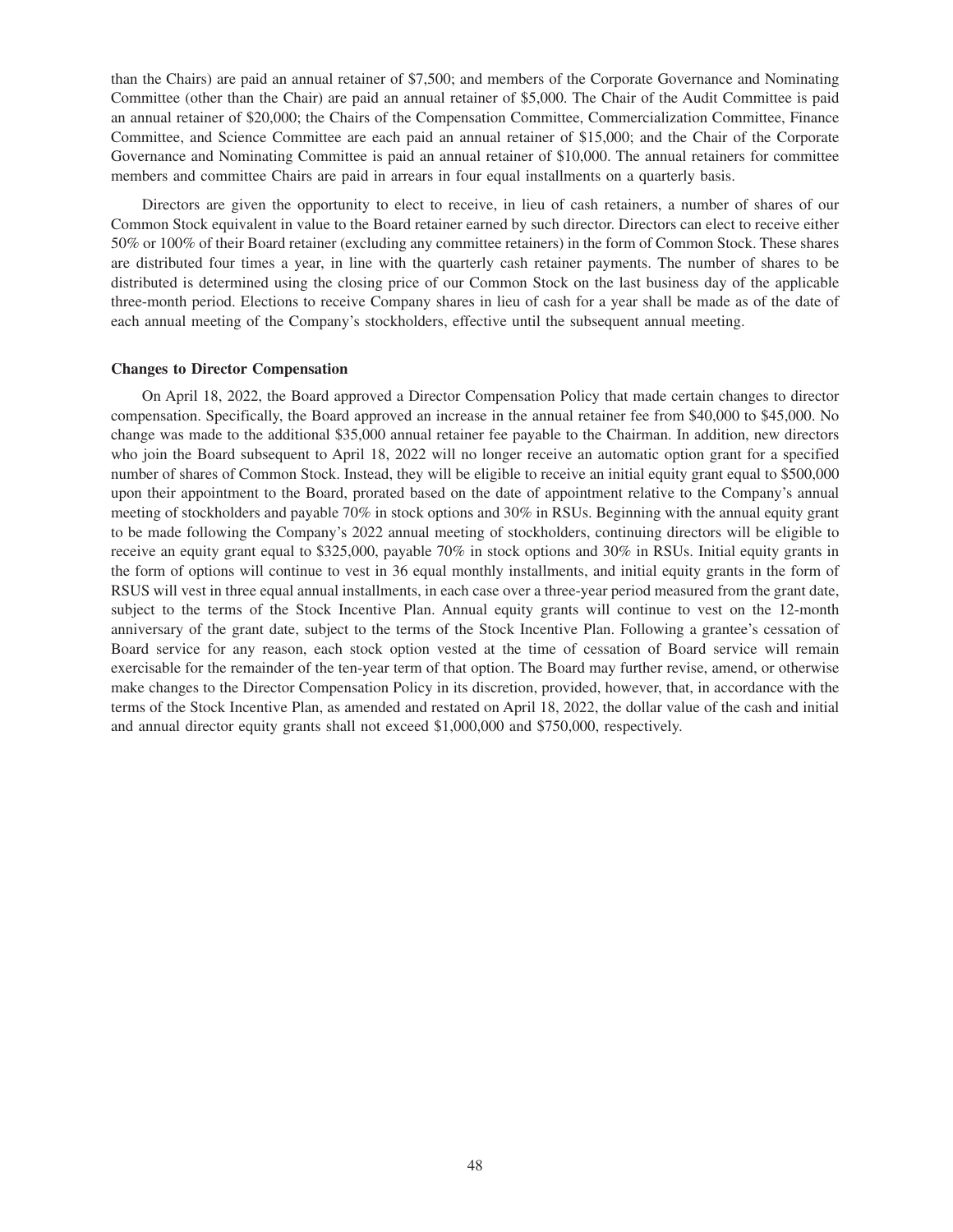than the Chairs) are paid an annual retainer of $7,500; and members of the Corporate Governance and Nominating Committee (other than the Chair) are paid an annual retainer of $5,000. The Chair of the Audit Committee is paid an annual retainer of $20,000; the Chairs of the Compensation Committee, Commercialization Committee, Finance Committee, and Science Committee are each paid an annual retainer of $15,000; and the Chair of the Corporate Governance and Nominating Committee is paid an annual retainer of $10,000. The annual retainers for committee members and committee Chairs are paid in arrears in four equal installments on a quarterly basis.

Directors are given the opportunity to elect to receive, in lieu of cash retainers, a number of shares of our Common Stock equivalent in value to the Board retainer earned by such director. Directors can elect to receive either 50% or 100% of their Board retainer (excluding any committee retainers) in the form of Common Stock. These shares are distributed four times a year, in line with the quarterly cash retainer payments. The number of shares to be distributed is determined using the closing price of our Common Stock on the last business day of the applicable three-month period. Elections to receive Company shares in lieu of cash for a year shall be made as of the date of each annual meeting of the Company's stockholders, effective until the subsequent annual meeting.

**Changes to Director Compensation**

On April 18, 2022, the Board approved a Director Compensation Policy that made certain changes to director compensation. Specifically, the Board approved an increase in the annual retainer fee from $40,000 to $45,000. No change was made to the additional $35,000 annual retainer fee payable to the Chairman. In addition, new directors who join the Board subsequent to April 18, 2022 will no longer receive an automatic option grant for a specified number of shares of Common Stock. Instead, they will be eligible to receive an initial equity grant equal to $500,000 upon their appointment to the Board, prorated based on the date of appointment relative to the Company's annual meeting of stockholders and payable 70% in stock options and 30% in RSUs. Beginning with the annual equity grant to be made following the Company's 2022 annual meeting of stockholders, continuing directors will be eligible to receive an equity grant equal to $325,000, payable 70% in stock options and 30% in RSUs. Initial equity grants in the form of options will continue to vest in 36 equal monthly installments, and initial equity grants in the form of RSUS will vest in three equal annual installments, in each case over a three-year period measured from the grant date, subject to the terms of the Stock Incentive Plan. Annual equity grants will continue to vest on the 12-month anniversary of the grant date, subject to the terms of the Stock Incentive Plan. Following a grantee's cessation of Board service for any reason, each stock option vested at the time of cessation of Board service will remain exercisable for the remainder of the ten-year term of that option. The Board may further revise, amend, or otherwise make changes to the Director Compensation Policy in its discretion, provided, however, that, in accordance with the terms of the Stock Incentive Plan, as amended and restated on April 18, 2022, the dollar value of the cash and initial and annual director equity grants shall not exceed $1,000,000 and $750,000, respectively.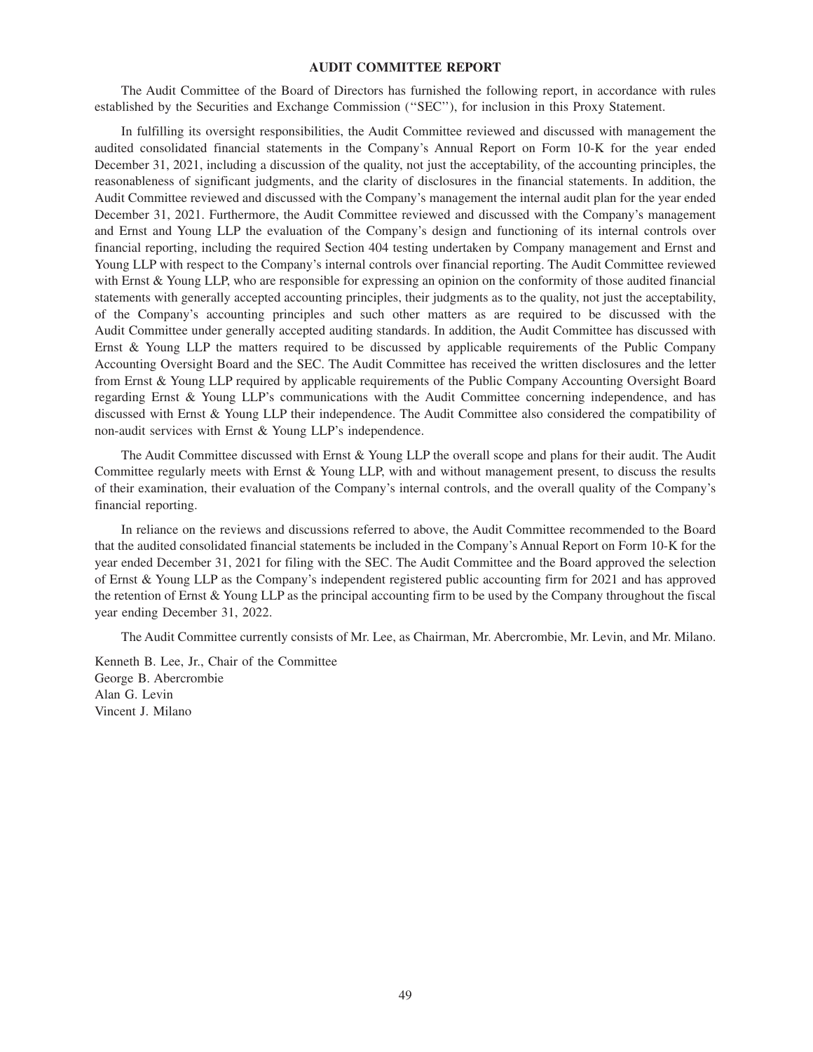## AUDIT COMMITTEE REPORT

The Audit Committee of the Board of Directors has furnished the following report, in accordance with rules established by the Securities and Exchange Commission (''SEC''), for inclusion in this Proxy Statement.

In fulfilling its oversight responsibilities, the Audit Committee reviewed and discussed with management the audited consolidated financial statements in the Company's Annual Report on Form 10-K for the year ended December 31, 2021, including a discussion of the quality, not just the acceptability, of the accounting principles, the reasonableness of significant judgments, and the clarity of disclosures in the financial statements. In addition, the Audit Committee reviewed and discussed with the Company's management the internal audit plan for the year ended December 31, 2021. Furthermore, the Audit Committee reviewed and discussed with the Company's management and Ernst and Young LLP the evaluation of the Company's design and functioning of its internal controls over financial reporting, including the required Section 404 testing undertaken by Company management and Ernst and Young LLP with respect to the Company's internal controls over financial reporting. The Audit Committee reviewed with Ernst & Young LLP, who are responsible for expressing an opinion on the conformity of those audited financial statements with generally accepted accounting principles, their judgments as to the quality, not just the acceptability, of the Company's accounting principles and such other matters as are required to be discussed with the Audit Committee under generally accepted auditing standards. In addition, the Audit Committee has discussed with Ernst & Young LLP the matters required to be discussed by applicable requirements of the Public Company Accounting Oversight Board and the SEC. The Audit Committee has received the written disclosures and the letter from Ernst & Young LLP required by applicable requirements of the Public Company Accounting Oversight Board regarding Ernst & Young LLP's communications with the Audit Committee concerning independence, and has discussed with Ernst & Young LLP their independence. The Audit Committee also considered the compatibility of non-audit services with Ernst & Young LLP's independence.

The Audit Committee discussed with Ernst & Young LLP the overall scope and plans for their audit. The Audit Committee regularly meets with Ernst & Young LLP, with and without management present, to discuss the results of their examination, their evaluation of the Company's internal controls, and the overall quality of the Company's financial reporting.

In reliance on the reviews and discussions referred to above, the Audit Committee recommended to the Board that the audited consolidated financial statements be included in the Company's Annual Report on Form 10-K for the year ended December 31, 2021 for filing with the SEC. The Audit Committee and the Board approved the selection of Ernst & Young LLP as the Company's independent registered public accounting firm for 2021 and has approved the retention of Ernst & Young LLP as the principal accounting firm to be used by the Company throughout the fiscal year ending December 31, 2022.

The Audit Committee currently consists of Mr. Lee, as Chairman, Mr. Abercrombie, Mr. Levin, and Mr. Milano.

Kenneth B. Lee, Jr., Chair of the Committee
George B. Abercrombie
Alan G. Levin
Vincent J. Milano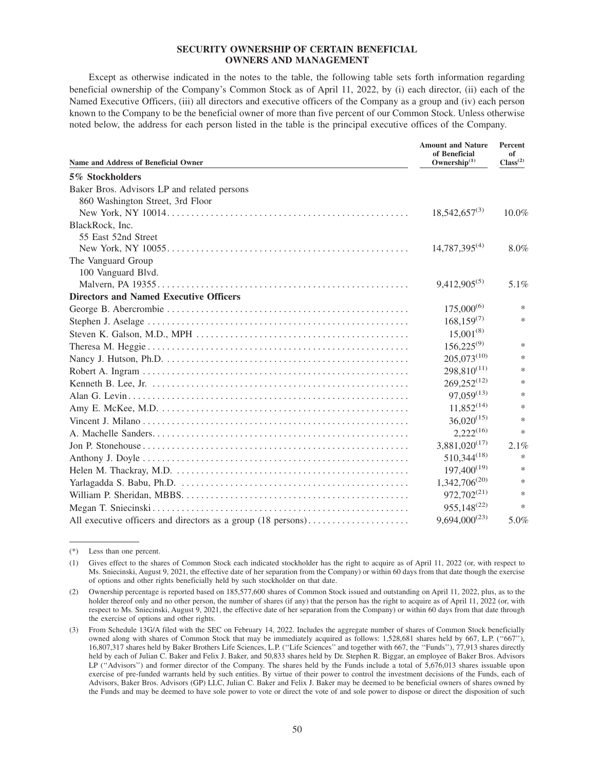## SECURITY OWNERSHIP OF CERTAIN BENEFICIAL OWNERS AND MANAGEMENT

Except as otherwise indicated in the notes to the table, the following table sets forth information regarding beneficial ownership of the Company's Common Stock as of April 11, 2022, by (i) each director, (ii) each of the Named Executive Officers, (iii) all directors and executive officers of the Company as a group and (iv) each person known to the Company to be the beneficial owner of more than five percent of our Common Stock. Unless otherwise noted below, the address for each person listed in the table is the principal executive offices of the Company.

| Name and Address of Beneficial Owner | Amount and Nature of Beneficial Ownership[(1)] | Percent of Class[(2)] |
|---|---|---|
| **5% Stockholders** | | |
| Baker Bros. Advisors LP and related persons<br>860 Washington Street, 3rd Floor<br>New York, NY 10014 | 18,542,657[(3)] | 10.0% |
| BlackRock, Inc.<br>55 East 52nd Street<br>New York, NY 10055 | 14,787,395[(4)] | 8.0% |
| The Vanguard Group<br>100 Vanguard Blvd.<br>Malvern, PA 19355 | 9,412,905[(5)] | 5.1% |
| **Directors and Named Executive Officers** | | |
| George B. Abercrombie | 175,000[(6)] | * |
| Stephen J. Aselage | 168,159[(7)] | * |
| Steven K. Galson, M.D., MPH | 15,001[(8)] | |
| Theresa M. Heggie | 156,225[(9)] | * |
| Nancy J. Hutson, Ph.D. | 205,073[(10)] | * |
| Robert A. Ingram | 298,810[(11)] | * |
| Kenneth B. Lee, Jr. | 269,252[(12)] | * |
| Alan G. Levin | 97,059[(13)] | * |
| Amy E. McKee, M.D. | 11,852[(14)] | * |
| Vincent J. Milano | 36,020[(15)] | * |
| A. Machelle Sanders | 2,222[(16)] | * |
| Jon P. Stonehouse | 3,881,020[(17)] | 2.1% |
| Anthony J. Doyle | 510,344[(18)] | * |
| Helen M. Thackray, M.D. | 197,400[(19)] | * |
| Yarlagadda S. Babu, Ph.D. | 1,342,706[(20)] | * |
| William P. Sheridan, MBBS. | 972,702[(21)] | * |
| Megan T. Sniecinski | 955,148[(22)] | * |
| All executive officers and directors as a group (18 persons) | 9,694,000[(23)] | 5.0% |

(*) Less than one percent.

(1) Gives effect to the shares of Common Stock each indicated stockholder has the right to acquire as of April 11, 2022 (or, with respect to Ms. Sniecinski, August 9, 2021, the effective date of her separation from the Company) or within 60 days from that date though the exercise of options and other rights beneficially held by such stockholder on that date.

(2) Ownership percentage is reported based on 185,577,600 shares of Common Stock issued and outstanding on April 11, 2022, plus, as to the holder thereof only and no other person, the number of shares (if any) that the person has the right to acquire as of April 11, 2022 (or, with respect to Ms. Sniecinski, August 9, 2021, the effective date of her separation from the Company) or within 60 days from that date through the exercise of options and other rights.

(3) From Schedule 13G/A filed with the SEC on February 14, 2022. Includes the aggregate number of shares of Common Stock beneficially owned along with shares of Common Stock that may be immediately acquired as follows: 1,528,681 shares held by 667, L.P. ("667"), 16,807,317 shares held by Baker Brothers Life Sciences, L.P. ("Life Sciences" and together with 667, the "Funds"), 77,913 shares directly held by each of Julian C. Baker and Felix J. Baker, and 50,833 shares held by Dr. Stephen R. Biggar, an employee of Baker Bros. Advisors LP ("Advisors") and former director of the Company. The shares held by the Funds include a total of 5,676,013 shares issuable upon exercise of pre-funded warrants held by such entities. By virtue of their power to control the investment decisions of the Funds, each of Advisors, Baker Bros. Advisors (GP) LLC, Julian C. Baker and Felix J. Baker may be deemed to be beneficial owners of shares owned by the Funds and may be deemed to have sole power to vote or direct the vote of and sole power to dispose or direct the disposition of such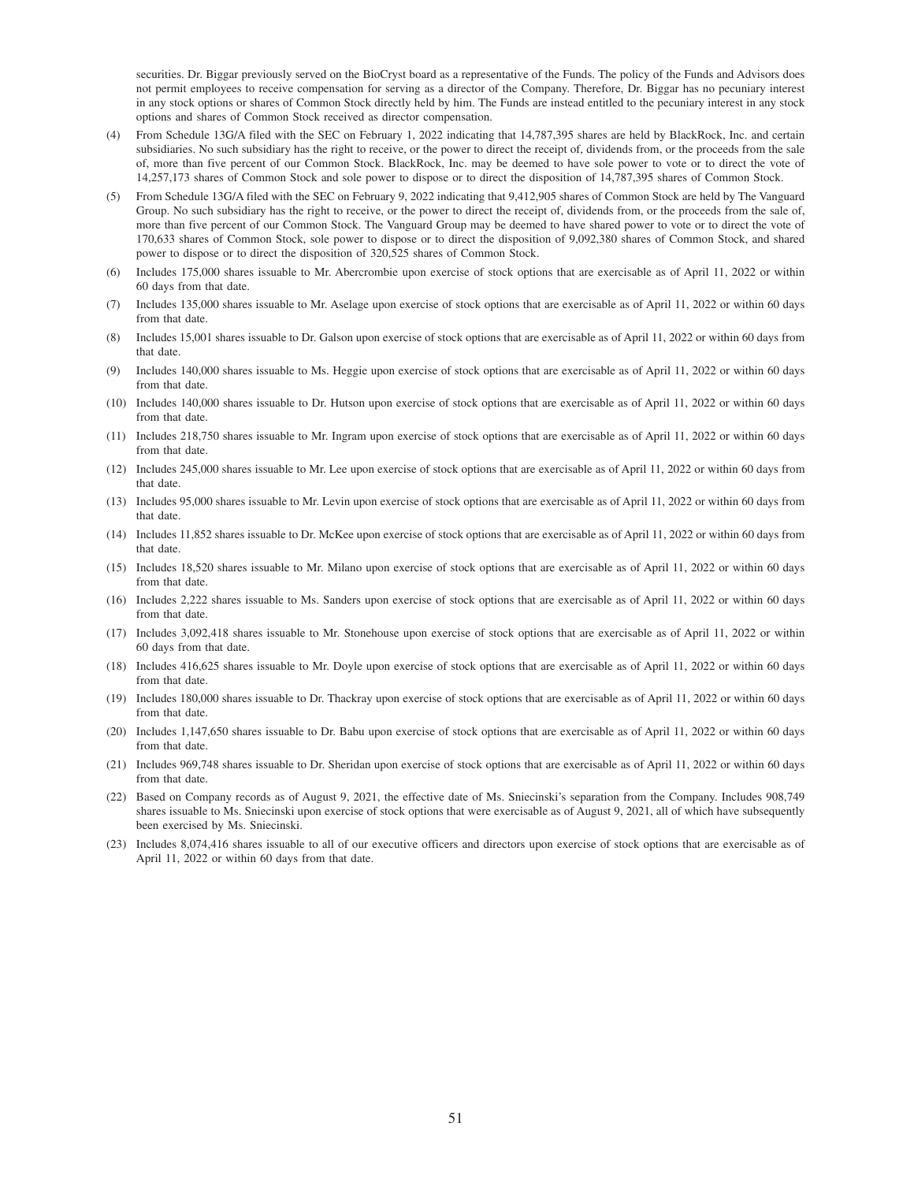securities. Dr. Biggar previously served on the BioCryst board as a representative of the Funds. The policy of the Funds and Advisors does not permit employees to receive compensation for serving as a director of the Company. Therefore, Dr. Biggar has no pecuniary interest in any stock options or shares of Common Stock directly held by him. The Funds are instead entitled to the pecuniary interest in any stock options and shares of Common Stock received as director compensation.

(4) From Schedule 13G/A filed with the SEC on February 1, 2022 indicating that 14,787,395 shares are held by BlackRock, Inc. and certain subsidiaries. No such subsidiary has the right to receive, or the power to direct the receipt of, dividends from, or the proceeds from the sale of, more than five percent of our Common Stock. BlackRock, Inc. may be deemed to have sole power to vote or to direct the vote of 14,257,173 shares of Common Stock and sole power to dispose or to direct the disposition of 14,787,395 shares of Common Stock.

(5) From Schedule 13G/A filed with the SEC on February 9, 2022 indicating that 9,412,905 shares of Common Stock are held by The Vanguard Group. No such subsidiary has the right to receive, or the power to direct the receipt of, dividends from, or the proceeds from the sale of, more than five percent of our Common Stock. The Vanguard Group may be deemed to have shared power to vote or to direct the vote of 170,633 shares of Common Stock, sole power to dispose or to direct the disposition of 9,092,380 shares of Common Stock, and shared power to dispose or to direct the disposition of 320,525 shares of Common Stock.

(6) Includes 175,000 shares issuable to Mr. Abercrombie upon exercise of stock options that are exercisable as of April 11, 2022 or within 60 days from that date.

(7) Includes 135,000 shares issuable to Mr. Aselage upon exercise of stock options that are exercisable as of April 11, 2022 or within 60 days from that date.

(8) Includes 15,001 shares issuable to Dr. Galson upon exercise of stock options that are exercisable as of April 11, 2022 or within 60 days from that date.

(9) Includes 140,000 shares issuable to Ms. Heggie upon exercise of stock options that are exercisable as of April 11, 2022 or within 60 days from that date.

(10) Includes 140,000 shares issuable to Dr. Hutson upon exercise of stock options that are exercisable as of April 11, 2022 or within 60 days from that date.

(11) Includes 218,750 shares issuable to Mr. Ingram upon exercise of stock options that are exercisable as of April 11, 2022 or within 60 days from that date.

(12) Includes 245,000 shares issuable to Mr. Lee upon exercise of stock options that are exercisable as of April 11, 2022 or within 60 days from that date.

(13) Includes 95,000 shares issuable to Mr. Levin upon exercise of stock options that are exercisable as of April 11, 2022 or within 60 days from that date.

(14) Includes 11,852 shares issuable to Dr. McKee upon exercise of stock options that are exercisable as of April 11, 2022 or within 60 days from that date.

(15) Includes 18,520 shares issuable to Mr. Milano upon exercise of stock options that are exercisable as of April 11, 2022 or within 60 days from that date.

(16) Includes 2,222 shares issuable to Ms. Sanders upon exercise of stock options that are exercisable as of April 11, 2022 or within 60 days from that date.

(17) Includes 3,092,418 shares issuable to Mr. Stonehouse upon exercise of stock options that are exercisable as of April 11, 2022 or within 60 days from that date.

(18) Includes 416,625 shares issuable to Mr. Doyle upon exercise of stock options that are exercisable as of April 11, 2022 or within 60 days from that date.

(19) Includes 180,000 shares issuable to Dr. Thackray upon exercise of stock options that are exercisable as of April 11, 2022 or within 60 days from that date.

(20) Includes 1,147,650 shares issuable to Dr. Babu upon exercise of stock options that are exercisable as of April 11, 2022 or within 60 days from that date.

(21) Includes 969,748 shares issuable to Dr. Sheridan upon exercise of stock options that are exercisable as of April 11, 2022 or within 60 days from that date.

(22) Based on Company records as of August 9, 2021, the effective date of Ms. Sniecinski's separation from the Company. Includes 908,749 shares issuable to Ms. Sniecinski upon exercise of stock options that were exercisable as of August 9, 2021, all of which have subsequently been exercised by Ms. Sniecinski.

(23) Includes 8,074,416 shares issuable to all of our executive officers and directors upon exercise of stock options that are exercisable as of April 11, 2022 or within 60 days from that date.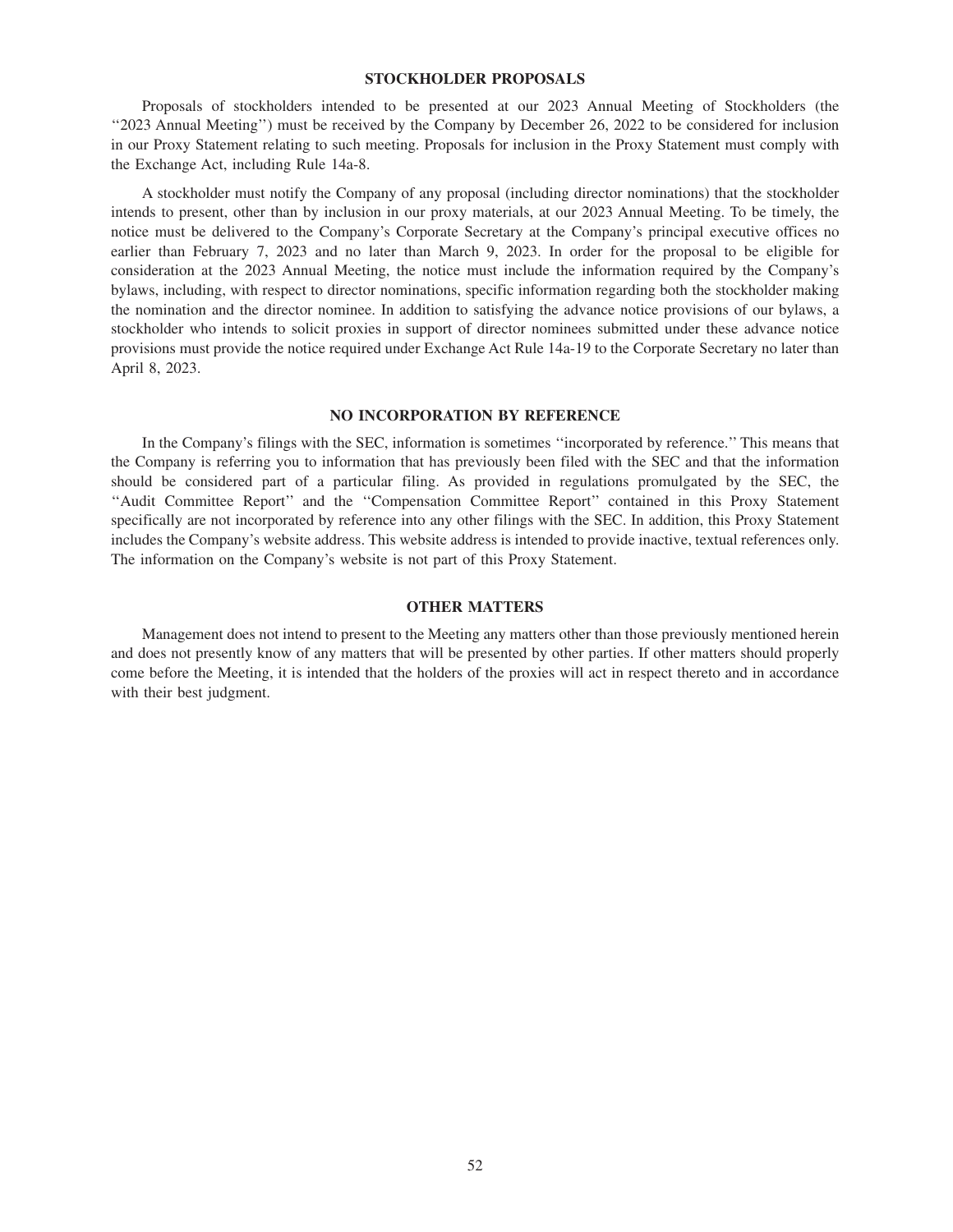## STOCKHOLDER PROPOSALS

Proposals of stockholders intended to be presented at our 2023 Annual Meeting of Stockholders (the ''2023 Annual Meeting'') must be received by the Company by December 26, 2022 to be considered for inclusion in our Proxy Statement relating to such meeting. Proposals for inclusion in the Proxy Statement must comply with the Exchange Act, including Rule 14a-8.

A stockholder must notify the Company of any proposal (including director nominations) that the stockholder intends to present, other than by inclusion in our proxy materials, at our 2023 Annual Meeting. To be timely, the notice must be delivered to the Company's Corporate Secretary at the Company's principal executive offices no earlier than February 7, 2023 and no later than March 9, 2023. In order for the proposal to be eligible for consideration at the 2023 Annual Meeting, the notice must include the information required by the Company's bylaws, including, with respect to director nominations, specific information regarding both the stockholder making the nomination and the director nominee. In addition to satisfying the advance notice provisions of our bylaws, a stockholder who intends to solicit proxies in support of director nominees submitted under these advance notice provisions must provide the notice required under Exchange Act Rule 14a-19 to the Corporate Secretary no later than April 8, 2023.

## NO INCORPORATION BY REFERENCE

In the Company's filings with the SEC, information is sometimes ''incorporated by reference.'' This means that the Company is referring you to information that has previously been filed with the SEC and that the information should be considered part of a particular filing. As provided in regulations promulgated by the SEC, the ''Audit Committee Report'' and the ''Compensation Committee Report'' contained in this Proxy Statement specifically are not incorporated by reference into any other filings with the SEC. In addition, this Proxy Statement includes the Company's website address. This website address is intended to provide inactive, textual references only. The information on the Company's website is not part of this Proxy Statement.

## OTHER MATTERS

Management does not intend to present to the Meeting any matters other than those previously mentioned herein and does not presently know of any matters that will be presented by other parties. If other matters should properly come before the Meeting, it is intended that the holders of the proxies will act in respect thereto and in accordance with their best judgment.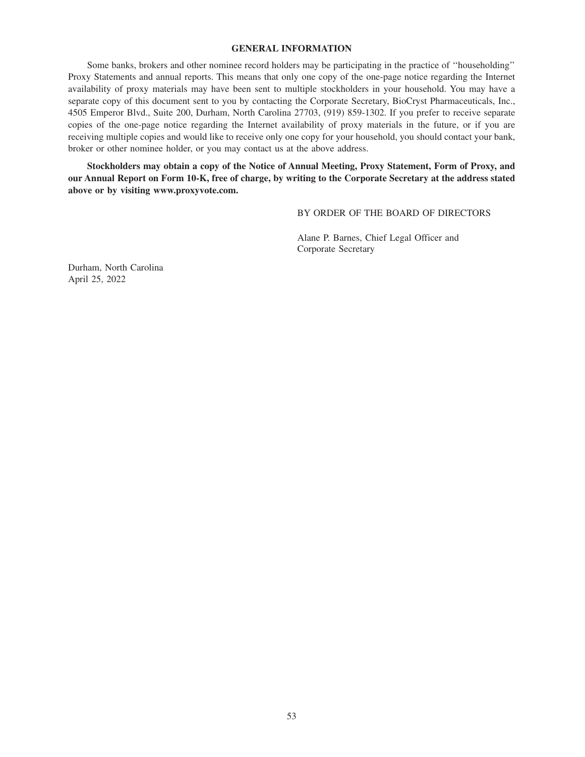## GENERAL INFORMATION

Some banks, brokers and other nominee record holders may be participating in the practice of ''householding'' Proxy Statements and annual reports. This means that only one copy of the one-page notice regarding the Internet availability of proxy materials may have been sent to multiple stockholders in your household. You may have a separate copy of this document sent to you by contacting the Corporate Secretary, BioCryst Pharmaceuticals, Inc., 4505 Emperor Blvd., Suite 200, Durham, North Carolina 27703, (919) 859-1302. If you prefer to receive separate copies of the one-page notice regarding the Internet availability of proxy materials in the future, or if you are receiving multiple copies and would like to receive only one copy for your household, you should contact your bank, broker or other nominee holder, or you may contact us at the above address.

**Stockholders may obtain a copy of the Notice of Annual Meeting, Proxy Statement, Form of Proxy, and our Annual Report on Form 10-K, free of charge, by writing to the Corporate Secretary at the address stated above or by visiting www.proxyvote.com.**

BY ORDER OF THE BOARD OF DIRECTORS

Alane P. Barnes, Chief Legal Officer and
Corporate Secretary

Durham, North Carolina
April 25, 2022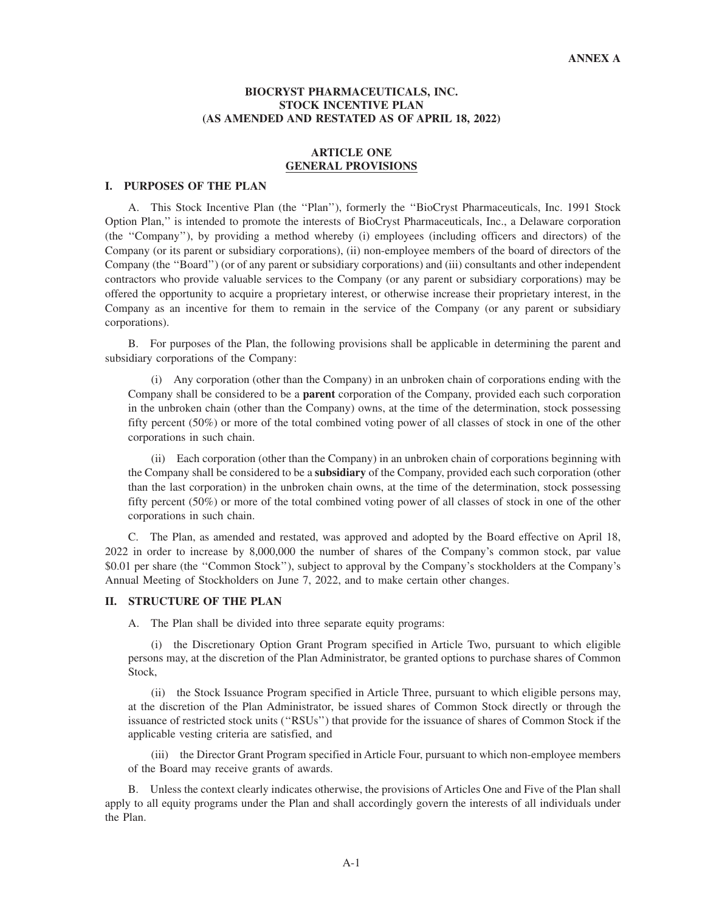**ANNEX A**

# BIOCRYST PHARMACEUTICALS, INC.
# STOCK INCENTIVE PLAN
# (AS AMENDED AND RESTATED AS OF APRIL 18, 2022)

## ARTICLE ONE
## GENERAL PROVISIONS

### I. PURPOSES OF THE PLAN

A. This Stock Incentive Plan (the ''Plan''), formerly the ''BioCryst Pharmaceuticals, Inc. 1991 Stock Option Plan,'' is intended to promote the interests of BioCryst Pharmaceuticals, Inc., a Delaware corporation (the ''Company''), by providing a method whereby (i) employees (including officers and directors) of the Company (or its parent or subsidiary corporations), (ii) non-employee members of the board of directors of the Company (the ''Board'') (or of any parent or subsidiary corporations) and (iii) consultants and other independent contractors who provide valuable services to the Company (or any parent or subsidiary corporations) may be offered the opportunity to acquire a proprietary interest, or otherwise increase their proprietary interest, in the Company as an incentive for them to remain in the service of the Company (or any parent or subsidiary corporations).

B. For purposes of the Plan, the following provisions shall be applicable in determining the parent and subsidiary corporations of the Company:

(i) Any corporation (other than the Company) in an unbroken chain of corporations ending with the Company shall be considered to be a **parent** corporation of the Company, provided each such corporation in the unbroken chain (other than the Company) owns, at the time of the determination, stock possessing fifty percent (50%) or more of the total combined voting power of all classes of stock in one of the other corporations in such chain.

(ii) Each corporation (other than the Company) in an unbroken chain of corporations beginning with the Company shall be considered to be a **subsidiary** of the Company, provided each such corporation (other than the last corporation) in the unbroken chain owns, at the time of the determination, stock possessing fifty percent (50%) or more of the total combined voting power of all classes of stock in one of the other corporations in such chain.

C. The Plan, as amended and restated, was approved and adopted by the Board effective on April 18, 2022 in order to increase by 8,000,000 the number of shares of the Company's common stock, par value $0.01 per share (the ''Common Stock''), subject to approval by the Company's stockholders at the Company's Annual Meeting of Stockholders on June 7, 2022, and to make certain other changes.

### II. STRUCTURE OF THE PLAN

A. The Plan shall be divided into three separate equity programs:

(i) the Discretionary Option Grant Program specified in Article Two, pursuant to which eligible persons may, at the discretion of the Plan Administrator, be granted options to purchase shares of Common Stock,

(ii) the Stock Issuance Program specified in Article Three, pursuant to which eligible persons may, at the discretion of the Plan Administrator, be issued shares of Common Stock directly or through the issuance of restricted stock units (''RSUs'') that provide for the issuance of shares of Common Stock if the applicable vesting criteria are satisfied, and

(iii) the Director Grant Program specified in Article Four, pursuant to which non-employee members of the Board may receive grants of awards.

B. Unless the context clearly indicates otherwise, the provisions of Articles One and Five of the Plan shall apply to all equity programs under the Plan and shall accordingly govern the interests of all individuals under the Plan.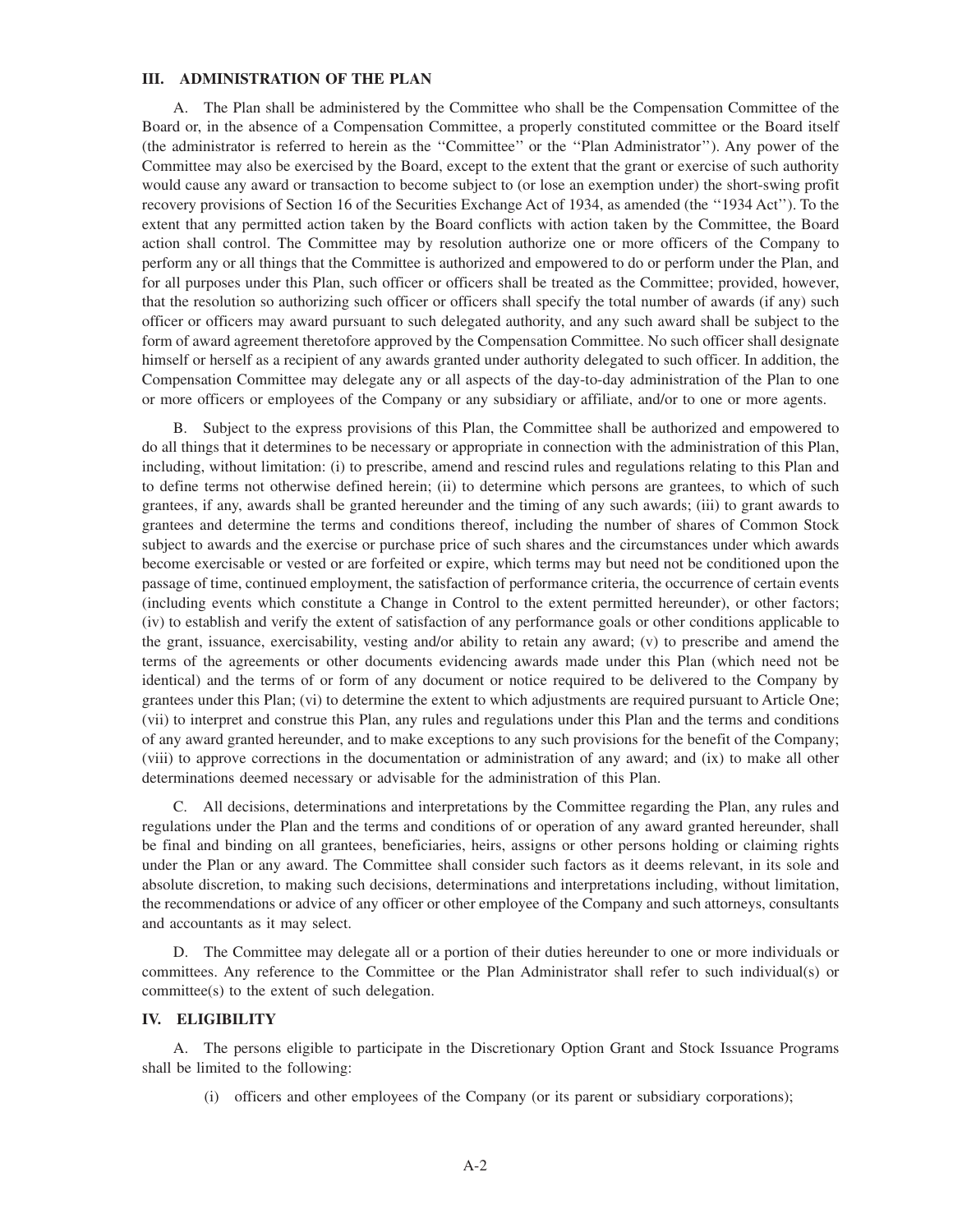## III. ADMINISTRATION OF THE PLAN

A. The Plan shall be administered by the Committee who shall be the Compensation Committee of the Board or, in the absence of a Compensation Committee, a properly constituted committee or the Board itself (the administrator is referred to herein as the ''Committee'' or the ''Plan Administrator''). Any power of the Committee may also be exercised by the Board, except to the extent that the grant or exercise of such authority would cause any award or transaction to become subject to (or lose an exemption under) the short-swing profit recovery provisions of Section 16 of the Securities Exchange Act of 1934, as amended (the ''1934 Act''). To the extent that any permitted action taken by the Board conflicts with action taken by the Committee, the Board action shall control. The Committee may by resolution authorize one or more officers of the Company to perform any or all things that the Committee is authorized and empowered to do or perform under the Plan, and for all purposes under this Plan, such officer or officers shall be treated as the Committee; provided, however, that the resolution so authorizing such officer or officers shall specify the total number of awards (if any) such officer or officers may award pursuant to such delegated authority, and any such award shall be subject to the form of award agreement theretofore approved by the Compensation Committee. No such officer shall designate himself or herself as a recipient of any awards granted under authority delegated to such officer. In addition, the Compensation Committee may delegate any or all aspects of the day-to-day administration of the Plan to one or more officers or employees of the Company or any subsidiary or affiliate, and/or to one or more agents.

B. Subject to the express provisions of this Plan, the Committee shall be authorized and empowered to do all things that it determines to be necessary or appropriate in connection with the administration of this Plan, including, without limitation: (i) to prescribe, amend and rescind rules and regulations relating to this Plan and to define terms not otherwise defined herein; (ii) to determine which persons are grantees, to which of such grantees, if any, awards shall be granted hereunder and the timing of any such awards; (iii) to grant awards to grantees and determine the terms and conditions thereof, including the number of shares of Common Stock subject to awards and the exercise or purchase price of such shares and the circumstances under which awards become exercisable or vested or are forfeited or expire, which terms may but need not be conditioned upon the passage of time, continued employment, the satisfaction of performance criteria, the occurrence of certain events (including events which constitute a Change in Control to the extent permitted hereunder), or other factors; (iv) to establish and verify the extent of satisfaction of any performance goals or other conditions applicable to the grant, issuance, exercisability, vesting and/or ability to retain any award; (v) to prescribe and amend the terms of the agreements or other documents evidencing awards made under this Plan (which need not be identical) and the terms of or form of any document or notice required to be delivered to the Company by grantees under this Plan; (vi) to determine the extent to which adjustments are required pursuant to Article One; (vii) to interpret and construe this Plan, any rules and regulations under this Plan and the terms and conditions of any award granted hereunder, and to make exceptions to any such provisions for the benefit of the Company; (viii) to approve corrections in the documentation or administration of any award; and (ix) to make all other determinations deemed necessary or advisable for the administration of this Plan.

C. All decisions, determinations and interpretations by the Committee regarding the Plan, any rules and regulations under the Plan and the terms and conditions of or operation of any award granted hereunder, shall be final and binding on all grantees, beneficiaries, heirs, assigns or other persons holding or claiming rights under the Plan or any award. The Committee shall consider such factors as it deems relevant, in its sole and absolute discretion, to making such decisions, determinations and interpretations including, without limitation, the recommendations or advice of any officer or other employee of the Company and such attorneys, consultants and accountants as it may select.

D. The Committee may delegate all or a portion of their duties hereunder to one or more individuals or committees. Any reference to the Committee or the Plan Administrator shall refer to such individual(s) or committee(s) to the extent of such delegation.

## IV. ELIGIBILITY

A. The persons eligible to participate in the Discretionary Option Grant and Stock Issuance Programs shall be limited to the following:

(i) officers and other employees of the Company (or its parent or subsidiary corporations);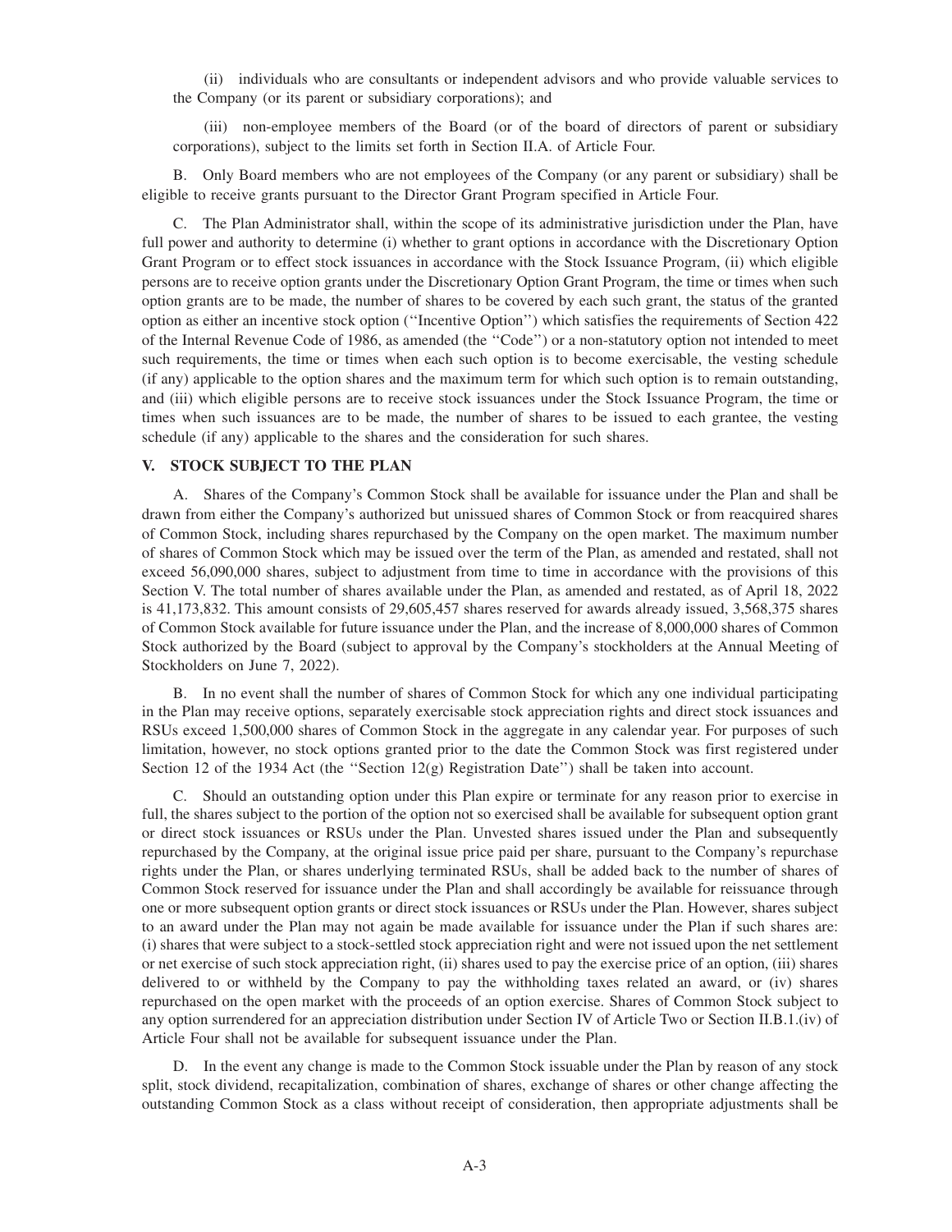(ii) individuals who are consultants or independent advisors and who provide valuable services to the Company (or its parent or subsidiary corporations); and

(iii) non-employee members of the Board (or of the board of directors of parent or subsidiary corporations), subject to the limits set forth in Section II.A. of Article Four.

B. Only Board members who are not employees of the Company (or any parent or subsidiary) shall be eligible to receive grants pursuant to the Director Grant Program specified in Article Four.

C. The Plan Administrator shall, within the scope of its administrative jurisdiction under the Plan, have full power and authority to determine (i) whether to grant options in accordance with the Discretionary Option Grant Program or to effect stock issuances in accordance with the Stock Issuance Program, (ii) which eligible persons are to receive option grants under the Discretionary Option Grant Program, the time or times when such option grants are to be made, the number of shares to be covered by each such grant, the status of the granted option as either an incentive stock option (''Incentive Option'') which satisfies the requirements of Section 422 of the Internal Revenue Code of 1986, as amended (the ''Code'') or a non-statutory option not intended to meet such requirements, the time or times when each such option is to become exercisable, the vesting schedule (if any) applicable to the option shares and the maximum term for which such option is to remain outstanding, and (iii) which eligible persons are to receive stock issuances under the Stock Issuance Program, the time or times when such issuances are to be made, the number of shares to be issued to each grantee, the vesting schedule (if any) applicable to the shares and the consideration for such shares.

### V. STOCK SUBJECT TO THE PLAN

A. Shares of the Company's Common Stock shall be available for issuance under the Plan and shall be drawn from either the Company's authorized but unissued shares of Common Stock or from reacquired shares of Common Stock, including shares repurchased by the Company on the open market. The maximum number of shares of Common Stock which may be issued over the term of the Plan, as amended and restated, shall not exceed 56,090,000 shares, subject to adjustment from time to time in accordance with the provisions of this Section V. The total number of shares available under the Plan, as amended and restated, as of April 18, 2022 is 41,173,832. This amount consists of 29,605,457 shares reserved for awards already issued, 3,568,375 shares of Common Stock available for future issuance under the Plan, and the increase of 8,000,000 shares of Common Stock authorized by the Board (subject to approval by the Company's stockholders at the Annual Meeting of Stockholders on June 7, 2022).

B. In no event shall the number of shares of Common Stock for which any one individual participating in the Plan may receive options, separately exercisable stock appreciation rights and direct stock issuances and RSUs exceed 1,500,000 shares of Common Stock in the aggregate in any calendar year. For purposes of such limitation, however, no stock options granted prior to the date the Common Stock was first registered under Section 12 of the 1934 Act (the ''Section 12(g) Registration Date'') shall be taken into account.

C. Should an outstanding option under this Plan expire or terminate for any reason prior to exercise in full, the shares subject to the portion of the option not so exercised shall be available for subsequent option grant or direct stock issuances or RSUs under the Plan. Unvested shares issued under the Plan and subsequently repurchased by the Company, at the original issue price paid per share, pursuant to the Company's repurchase rights under the Plan, or shares underlying terminated RSUs, shall be added back to the number of shares of Common Stock reserved for issuance under the Plan and shall accordingly be available for reissuance through one or more subsequent option grants or direct stock issuances or RSUs under the Plan. However, shares subject to an award under the Plan may not again be made available for issuance under the Plan if such shares are: (i) shares that were subject to a stock-settled stock appreciation right and were not issued upon the net settlement or net exercise of such stock appreciation right, (ii) shares used to pay the exercise price of an option, (iii) shares delivered to or withheld by the Company to pay the withholding taxes related an award, or (iv) shares repurchased on the open market with the proceeds of an option exercise. Shares of Common Stock subject to any option surrendered for an appreciation distribution under Section IV of Article Two or Section II.B.1.(iv) of Article Four shall not be available for subsequent issuance under the Plan.

D. In the event any change is made to the Common Stock issuable under the Plan by reason of any stock split, stock dividend, recapitalization, combination of shares, exchange of shares or other change affecting the outstanding Common Stock as a class without receipt of consideration, then appropriate adjustments shall be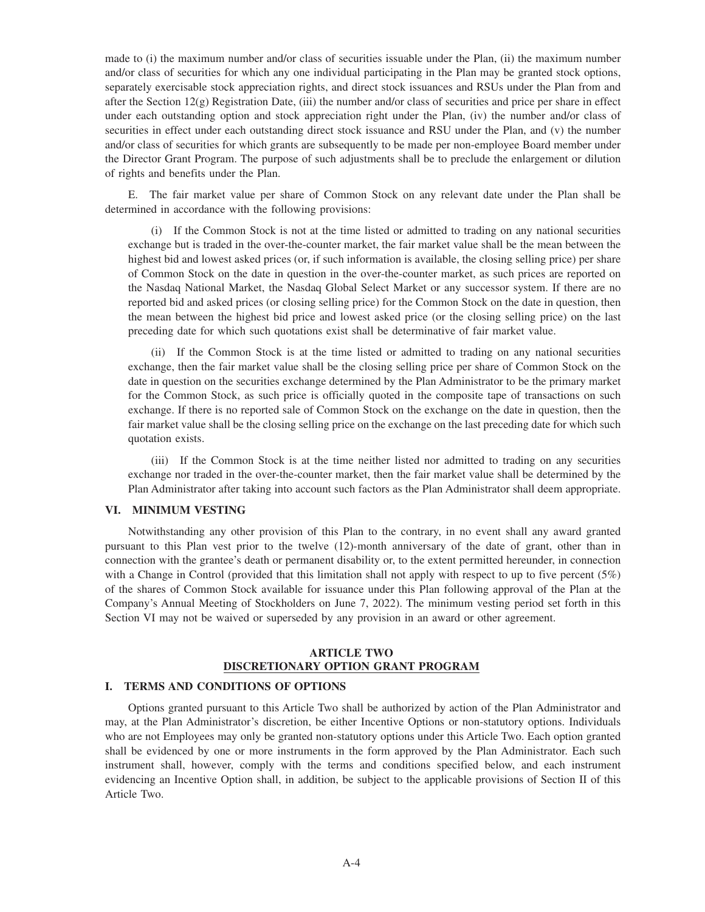made to (i) the maximum number and/or class of securities issuable under the Plan, (ii) the maximum number and/or class of securities for which any one individual participating in the Plan may be granted stock options, separately exercisable stock appreciation rights, and direct stock issuances and RSUs under the Plan from and after the Section 12(g) Registration Date, (iii) the number and/or class of securities and price per share in effect under each outstanding option and stock appreciation right under the Plan, (iv) the number and/or class of securities in effect under each outstanding direct stock issuance and RSU under the Plan, and (v) the number and/or class of securities for which grants are subsequently to be made per non-employee Board member under the Director Grant Program. The purpose of such adjustments shall be to preclude the enlargement or dilution of rights and benefits under the Plan.

E. The fair market value per share of Common Stock on any relevant date under the Plan shall be determined in accordance with the following provisions:

(i) If the Common Stock is not at the time listed or admitted to trading on any national securities exchange but is traded in the over-the-counter market, the fair market value shall be the mean between the highest bid and lowest asked prices (or, if such information is available, the closing selling price) per share of Common Stock on the date in question in the over-the-counter market, as such prices are reported on the Nasdaq National Market, the Nasdaq Global Select Market or any successor system. If there are no reported bid and asked prices (or closing selling price) for the Common Stock on the date in question, then the mean between the highest bid price and lowest asked price (or the closing selling price) on the last preceding date for which such quotations exist shall be determinative of fair market value.

(ii) If the Common Stock is at the time listed or admitted to trading on any national securities exchange, then the fair market value shall be the closing selling price per share of Common Stock on the date in question on the securities exchange determined by the Plan Administrator to be the primary market for the Common Stock, as such price is officially quoted in the composite tape of transactions on such exchange. If there is no reported sale of Common Stock on the exchange on the date in question, then the fair market value shall be the closing selling price on the exchange on the last preceding date for which such quotation exists.

(iii) If the Common Stock is at the time neither listed nor admitted to trading on any securities exchange nor traded in the over-the-counter market, then the fair market value shall be determined by the Plan Administrator after taking into account such factors as the Plan Administrator shall deem appropriate.

### VI. MINIMUM VESTING

Notwithstanding any other provision of this Plan to the contrary, in no event shall any award granted pursuant to this Plan vest prior to the twelve (12)-month anniversary of the date of grant, other than in connection with the grantee's death or permanent disability or, to the extent permitted hereunder, in connection with a Change in Control (provided that this limitation shall not apply with respect to up to five percent (5%) of the shares of Common Stock available for issuance under this Plan following approval of the Plan at the Company's Annual Meeting of Stockholders on June 7, 2022). The minimum vesting period set forth in this Section VI may not be waived or superseded by any provision in an award or other agreement.

## ARTICLE TWO
## DISCRETIONARY OPTION GRANT PROGRAM

### I. TERMS AND CONDITIONS OF OPTIONS

Options granted pursuant to this Article Two shall be authorized by action of the Plan Administrator and may, at the Plan Administrator's discretion, be either Incentive Options or non-statutory options. Individuals who are not Employees may only be granted non-statutory options under this Article Two. Each option granted shall be evidenced by one or more instruments in the form approved by the Plan Administrator. Each such instrument shall, however, comply with the terms and conditions specified below, and each instrument evidencing an Incentive Option shall, in addition, be subject to the applicable provisions of Section II of this Article Two.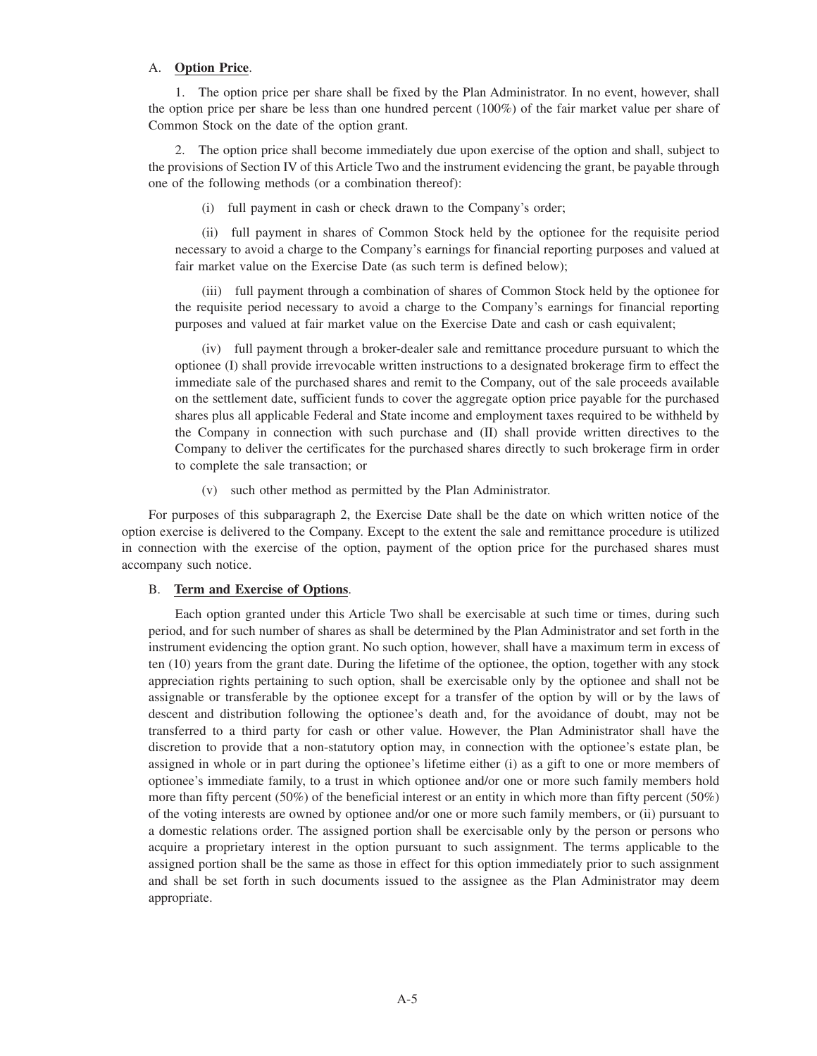A. **Option Price**.

1. The option price per share shall be fixed by the Plan Administrator. In no event, however, shall the option price per share be less than one hundred percent (100%) of the fair market value per share of Common Stock on the date of the option grant.

2. The option price shall become immediately due upon exercise of the option and shall, subject to the provisions of Section IV of this Article Two and the instrument evidencing the grant, be payable through one of the following methods (or a combination thereof):

(i) full payment in cash or check drawn to the Company's order;

(ii) full payment in shares of Common Stock held by the optionee for the requisite period necessary to avoid a charge to the Company's earnings for financial reporting purposes and valued at fair market value on the Exercise Date (as such term is defined below);

(iii) full payment through a combination of shares of Common Stock held by the optionee for the requisite period necessary to avoid a charge to the Company's earnings for financial reporting purposes and valued at fair market value on the Exercise Date and cash or cash equivalent;

(iv) full payment through a broker-dealer sale and remittance procedure pursuant to which the optionee (I) shall provide irrevocable written instructions to a designated brokerage firm to effect the immediate sale of the purchased shares and remit to the Company, out of the sale proceeds available on the settlement date, sufficient funds to cover the aggregate option price payable for the purchased shares plus all applicable Federal and State income and employment taxes required to be withheld by the Company in connection with such purchase and (II) shall provide written directives to the Company to deliver the certificates for the purchased shares directly to such brokerage firm in order to complete the sale transaction; or

(v) such other method as permitted by the Plan Administrator.

For purposes of this subparagraph 2, the Exercise Date shall be the date on which written notice of the option exercise is delivered to the Company. Except to the extent the sale and remittance procedure is utilized in connection with the exercise of the option, payment of the option price for the purchased shares must accompany such notice.

B. **Term and Exercise of Options**.

Each option granted under this Article Two shall be exercisable at such time or times, during such period, and for such number of shares as shall be determined by the Plan Administrator and set forth in the instrument evidencing the option grant. No such option, however, shall have a maximum term in excess of ten (10) years from the grant date. During the lifetime of the optionee, the option, together with any stock appreciation rights pertaining to such option, shall be exercisable only by the optionee and shall not be assignable or transferable by the optionee except for a transfer of the option by will or by the laws of descent and distribution following the optionee's death and, for the avoidance of doubt, may not be transferred to a third party for cash or other value. However, the Plan Administrator shall have the discretion to provide that a non-statutory option may, in connection with the optionee's estate plan, be assigned in whole or in part during the optionee's lifetime either (i) as a gift to one or more members of optionee's immediate family, to a trust in which optionee and/or one or more such family members hold more than fifty percent (50%) of the beneficial interest or an entity in which more than fifty percent (50%) of the voting interests are owned by optionee and/or one or more such family members, or (ii) pursuant to a domestic relations order. The assigned portion shall be exercisable only by the person or persons who acquire a proprietary interest in the option pursuant to such assignment. The terms applicable to the assigned portion shall be the same as those in effect for this option immediately prior to such assignment and shall be set forth in such documents issued to the assignee as the Plan Administrator may deem appropriate.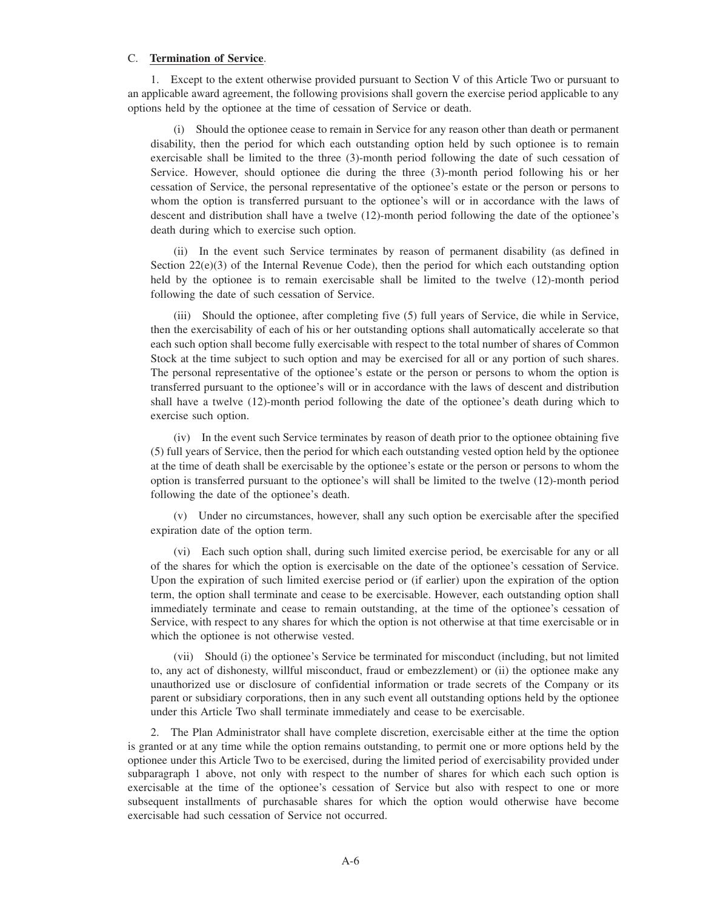C. **Termination of Service**.

1. Except to the extent otherwise provided pursuant to Section V of this Article Two or pursuant to an applicable award agreement, the following provisions shall govern the exercise period applicable to any options held by the optionee at the time of cessation of Service or death.

(i) Should the optionee cease to remain in Service for any reason other than death or permanent disability, then the period for which each outstanding option held by such optionee is to remain exercisable shall be limited to the three (3)-month period following the date of such cessation of Service. However, should optionee die during the three (3)-month period following his or her cessation of Service, the personal representative of the optionee's estate or the person or persons to whom the option is transferred pursuant to the optionee's will or in accordance with the laws of descent and distribution shall have a twelve (12)-month period following the date of the optionee's death during which to exercise such option.

(ii) In the event such Service terminates by reason of permanent disability (as defined in Section 22(e)(3) of the Internal Revenue Code), then the period for which each outstanding option held by the optionee is to remain exercisable shall be limited to the twelve (12)-month period following the date of such cessation of Service.

(iii) Should the optionee, after completing five (5) full years of Service, die while in Service, then the exercisability of each of his or her outstanding options shall automatically accelerate so that each such option shall become fully exercisable with respect to the total number of shares of Common Stock at the time subject to such option and may be exercised for all or any portion of such shares. The personal representative of the optionee's estate or the person or persons to whom the option is transferred pursuant to the optionee's will or in accordance with the laws of descent and distribution shall have a twelve (12)-month period following the date of the optionee's death during which to exercise such option.

(iv) In the event such Service terminates by reason of death prior to the optionee obtaining five (5) full years of Service, then the period for which each outstanding vested option held by the optionee at the time of death shall be exercisable by the optionee's estate or the person or persons to whom the option is transferred pursuant to the optionee's will shall be limited to the twelve (12)-month period following the date of the optionee's death.

(v) Under no circumstances, however, shall any such option be exercisable after the specified expiration date of the option term.

(vi) Each such option shall, during such limited exercise period, be exercisable for any or all of the shares for which the option is exercisable on the date of the optionee's cessation of Service. Upon the expiration of such limited exercise period or (if earlier) upon the expiration of the option term, the option shall terminate and cease to be exercisable. However, each outstanding option shall immediately terminate and cease to remain outstanding, at the time of the optionee's cessation of Service, with respect to any shares for which the option is not otherwise at that time exercisable or in which the optionee is not otherwise vested.

(vii) Should (i) the optionee's Service be terminated for misconduct (including, but not limited to, any act of dishonesty, willful misconduct, fraud or embezzlement) or (ii) the optionee make any unauthorized use or disclosure of confidential information or trade secrets of the Company or its parent or subsidiary corporations, then in any such event all outstanding options held by the optionee under this Article Two shall terminate immediately and cease to be exercisable.

2. The Plan Administrator shall have complete discretion, exercisable either at the time the option is granted or at any time while the option remains outstanding, to permit one or more options held by the optionee under this Article Two to be exercised, during the limited period of exercisability provided under subparagraph 1 above, not only with respect to the number of shares for which each such option is exercisable at the time of the optionee's cessation of Service but also with respect to one or more subsequent installments of purchasable shares for which the option would otherwise have become exercisable had such cessation of Service not occurred.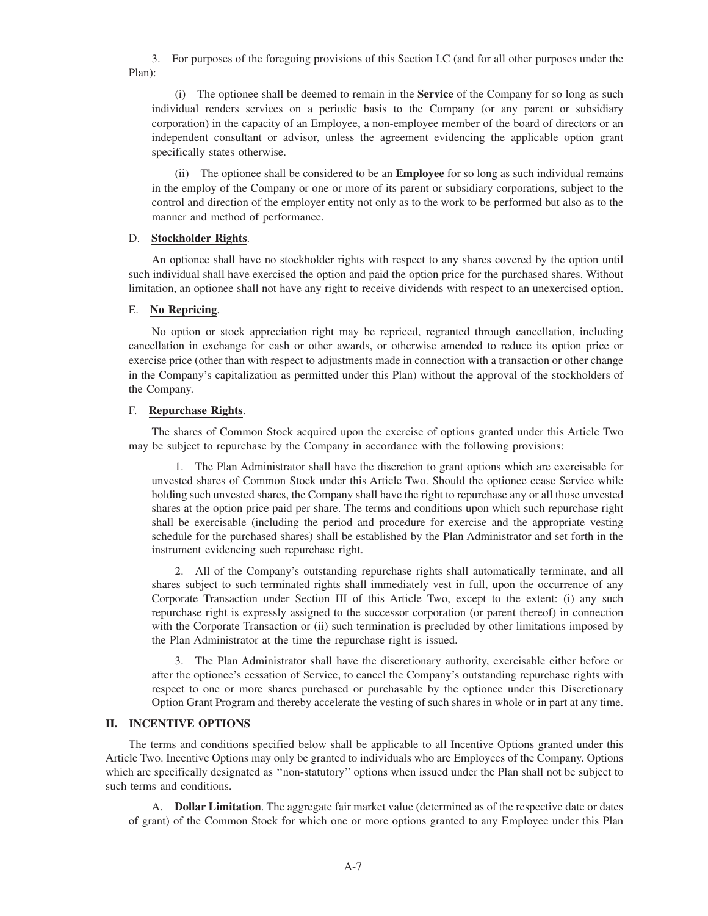3. For purposes of the foregoing provisions of this Section I.C (and for all other purposes under the Plan):

(i) The optionee shall be deemed to remain in the **Service** of the Company for so long as such individual renders services on a periodic basis to the Company (or any parent or subsidiary corporation) in the capacity of an Employee, a non-employee member of the board of directors or an independent consultant or advisor, unless the agreement evidencing the applicable option grant specifically states otherwise.

(ii) The optionee shall be considered to be an **Employee** for so long as such individual remains in the employ of the Company or one or more of its parent or subsidiary corporations, subject to the control and direction of the employer entity not only as to the work to be performed but also as to the manner and method of performance.

D. **Stockholder Rights**.

An optionee shall have no stockholder rights with respect to any shares covered by the option until such individual shall have exercised the option and paid the option price for the purchased shares. Without limitation, an optionee shall not have any right to receive dividends with respect to an unexercised option.

E. **No Repricing**.

No option or stock appreciation right may be repriced, regranted through cancellation, including cancellation in exchange for cash or other awards, or otherwise amended to reduce its option price or exercise price (other than with respect to adjustments made in connection with a transaction or other change in the Company's capitalization as permitted under this Plan) without the approval of the stockholders of the Company.

F. **Repurchase Rights**.

The shares of Common Stock acquired upon the exercise of options granted under this Article Two may be subject to repurchase by the Company in accordance with the following provisions:

1. The Plan Administrator shall have the discretion to grant options which are exercisable for unvested shares of Common Stock under this Article Two. Should the optionee cease Service while holding such unvested shares, the Company shall have the right to repurchase any or all those unvested shares at the option price paid per share. The terms and conditions upon which such repurchase right shall be exercisable (including the period and procedure for exercise and the appropriate vesting schedule for the purchased shares) shall be established by the Plan Administrator and set forth in the instrument evidencing such repurchase right.

2. All of the Company's outstanding repurchase rights shall automatically terminate, and all shares subject to such terminated rights shall immediately vest in full, upon the occurrence of any Corporate Transaction under Section III of this Article Two, except to the extent: (i) any such repurchase right is expressly assigned to the successor corporation (or parent thereof) in connection with the Corporate Transaction or (ii) such termination is precluded by other limitations imposed by the Plan Administrator at the time the repurchase right is issued.

3. The Plan Administrator shall have the discretionary authority, exercisable either before or after the optionee's cessation of Service, to cancel the Company's outstanding repurchase rights with respect to one or more shares purchased or purchasable by the optionee under this Discretionary Option Grant Program and thereby accelerate the vesting of such shares in whole or in part at any time.

## II. INCENTIVE OPTIONS

The terms and conditions specified below shall be applicable to all Incentive Options granted under this Article Two. Incentive Options may only be granted to individuals who are Employees of the Company. Options which are specifically designated as "non-statutory" options when issued under the Plan shall not be subject to such terms and conditions.

A. **Dollar Limitation**. The aggregate fair market value (determined as of the respective date or dates of grant) of the Common Stock for which one or more options granted to any Employee under this Plan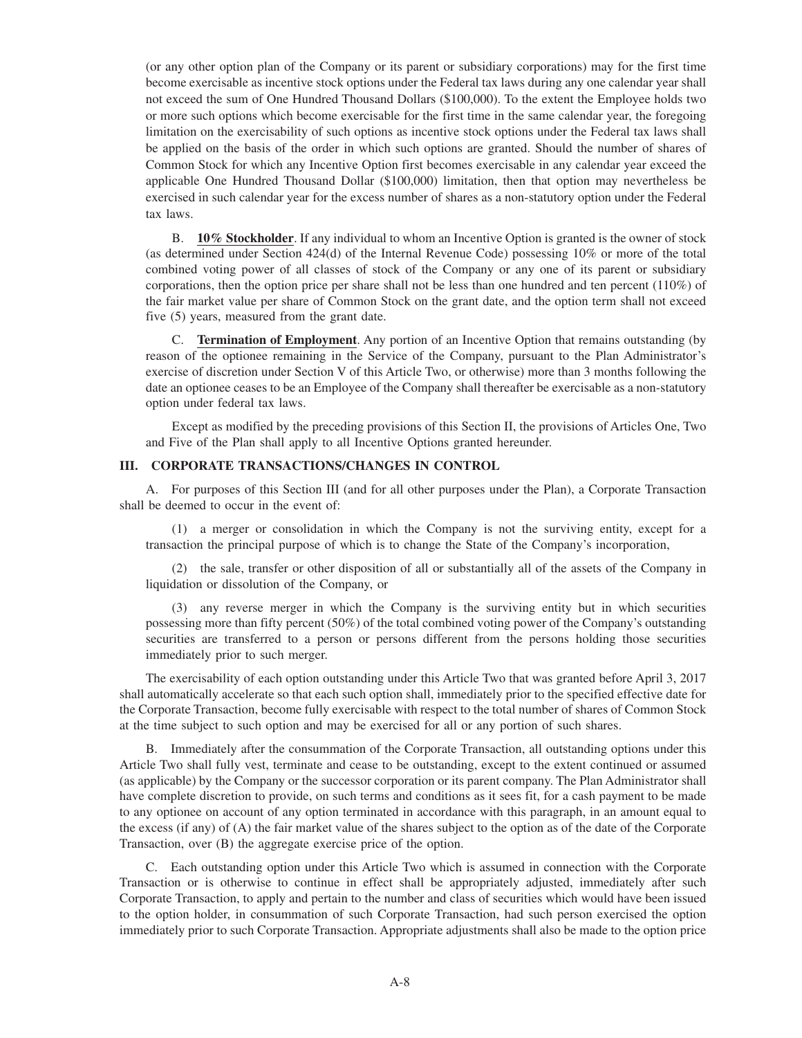(or any other option plan of the Company or its parent or subsidiary corporations) may for the first time become exercisable as incentive stock options under the Federal tax laws during any one calendar year shall not exceed the sum of One Hundred Thousand Dollars ($100,000). To the extent the Employee holds two or more such options which become exercisable for the first time in the same calendar year, the foregoing limitation on the exercisability of such options as incentive stock options under the Federal tax laws shall be applied on the basis of the order in which such options are granted. Should the number of shares of Common Stock for which any Incentive Option first becomes exercisable in any calendar year exceed the applicable One Hundred Thousand Dollar ($100,000) limitation, then that option may nevertheless be exercised in such calendar year for the excess number of shares as a non-statutory option under the Federal tax laws.

B. **10% Stockholder**. If any individual to whom an Incentive Option is granted is the owner of stock (as determined under Section 424(d) of the Internal Revenue Code) possessing 10% or more of the total combined voting power of all classes of stock of the Company or any one of its parent or subsidiary corporations, then the option price per share shall not be less than one hundred and ten percent (110%) of the fair market value per share of Common Stock on the grant date, and the option term shall not exceed five (5) years, measured from the grant date.

C. **Termination of Employment**. Any portion of an Incentive Option that remains outstanding (by reason of the optionee remaining in the Service of the Company, pursuant to the Plan Administrator's exercise of discretion under Section V of this Article Two, or otherwise) more than 3 months following the date an optionee ceases to be an Employee of the Company shall thereafter be exercisable as a non-statutory option under federal tax laws.

Except as modified by the preceding provisions of this Section II, the provisions of Articles One, Two and Five of the Plan shall apply to all Incentive Options granted hereunder.

### III. CORPORATE TRANSACTIONS/CHANGES IN CONTROL

A. For purposes of this Section III (and for all other purposes under the Plan), a Corporate Transaction shall be deemed to occur in the event of:

(1) a merger or consolidation in which the Company is not the surviving entity, except for a transaction the principal purpose of which is to change the State of the Company's incorporation,

(2) the sale, transfer or other disposition of all or substantially all of the assets of the Company in liquidation or dissolution of the Company, or

(3) any reverse merger in which the Company is the surviving entity but in which securities possessing more than fifty percent (50%) of the total combined voting power of the Company's outstanding securities are transferred to a person or persons different from the persons holding those securities immediately prior to such merger.

The exercisability of each option outstanding under this Article Two that was granted before April 3, 2017 shall automatically accelerate so that each such option shall, immediately prior to the specified effective date for the Corporate Transaction, become fully exercisable with respect to the total number of shares of Common Stock at the time subject to such option and may be exercised for all or any portion of such shares.

B. Immediately after the consummation of the Corporate Transaction, all outstanding options under this Article Two shall fully vest, terminate and cease to be outstanding, except to the extent continued or assumed (as applicable) by the Company or the successor corporation or its parent company. The Plan Administrator shall have complete discretion to provide, on such terms and conditions as it sees fit, for a cash payment to be made to any optionee on account of any option terminated in accordance with this paragraph, in an amount equal to the excess (if any) of (A) the fair market value of the shares subject to the option as of the date of the Corporate Transaction, over (B) the aggregate exercise price of the option.

C. Each outstanding option under this Article Two which is assumed in connection with the Corporate Transaction or is otherwise to continue in effect shall be appropriately adjusted, immediately after such Corporate Transaction, to apply and pertain to the number and class of securities which would have been issued to the option holder, in consummation of such Corporate Transaction, had such person exercised the option immediately prior to such Corporate Transaction. Appropriate adjustments shall also be made to the option price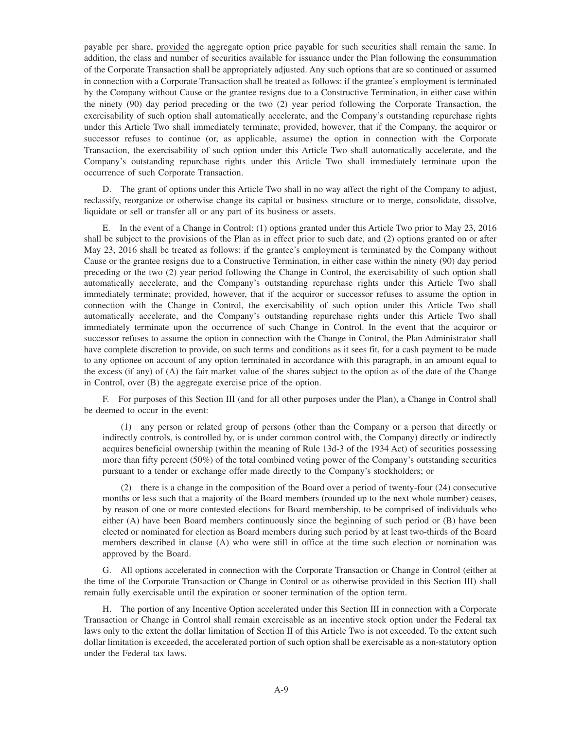payable per share, provided the aggregate option price payable for such securities shall remain the same. In addition, the class and number of securities available for issuance under the Plan following the consummation of the Corporate Transaction shall be appropriately adjusted. Any such options that are so continued or assumed in connection with a Corporate Transaction shall be treated as follows: if the grantee's employment is terminated by the Company without Cause or the grantee resigns due to a Constructive Termination, in either case within the ninety (90) day period preceding or the two (2) year period following the Corporate Transaction, the exercisability of such option shall automatically accelerate, and the Company's outstanding repurchase rights under this Article Two shall immediately terminate; provided, however, that if the Company, the acquiror or successor refuses to continue (or, as applicable, assume) the option in connection with the Corporate Transaction, the exercisability of such option under this Article Two shall automatically accelerate, and the Company's outstanding repurchase rights under this Article Two shall immediately terminate upon the occurrence of such Corporate Transaction.

D. The grant of options under this Article Two shall in no way affect the right of the Company to adjust, reclassify, reorganize or otherwise change its capital or business structure or to merge, consolidate, dissolve, liquidate or sell or transfer all or any part of its business or assets.

E. In the event of a Change in Control: (1) options granted under this Article Two prior to May 23, 2016 shall be subject to the provisions of the Plan as in effect prior to such date, and (2) options granted on or after May 23, 2016 shall be treated as follows: if the grantee's employment is terminated by the Company without Cause or the grantee resigns due to a Constructive Termination, in either case within the ninety (90) day period preceding or the two (2) year period following the Change in Control, the exercisability of such option shall automatically accelerate, and the Company's outstanding repurchase rights under this Article Two shall immediately terminate; provided, however, that if the acquiror or successor refuses to assume the option in connection with the Change in Control, the exercisability of such option under this Article Two shall automatically accelerate, and the Company's outstanding repurchase rights under this Article Two shall immediately terminate upon the occurrence of such Change in Control. In the event that the acquiror or successor refuses to assume the option in connection with the Change in Control, the Plan Administrator shall have complete discretion to provide, on such terms and conditions as it sees fit, for a cash payment to be made to any optionee on account of any option terminated in accordance with this paragraph, in an amount equal to the excess (if any) of (A) the fair market value of the shares subject to the option as of the date of the Change in Control, over (B) the aggregate exercise price of the option.

F. For purposes of this Section III (and for all other purposes under the Plan), a Change in Control shall be deemed to occur in the event:

(1) any person or related group of persons (other than the Company or a person that directly or indirectly controls, is controlled by, or is under common control with, the Company) directly or indirectly acquires beneficial ownership (within the meaning of Rule 13d-3 of the 1934 Act) of securities possessing more than fifty percent (50%) of the total combined voting power of the Company's outstanding securities pursuant to a tender or exchange offer made directly to the Company's stockholders; or

(2) there is a change in the composition of the Board over a period of twenty-four (24) consecutive months or less such that a majority of the Board members (rounded up to the next whole number) ceases, by reason of one or more contested elections for Board membership, to be comprised of individuals who either (A) have been Board members continuously since the beginning of such period or (B) have been elected or nominated for election as Board members during such period by at least two-thirds of the Board members described in clause (A) who were still in office at the time such election or nomination was approved by the Board.

G. All options accelerated in connection with the Corporate Transaction or Change in Control (either at the time of the Corporate Transaction or Change in Control or as otherwise provided in this Section III) shall remain fully exercisable until the expiration or sooner termination of the option term.

H. The portion of any Incentive Option accelerated under this Section III in connection with a Corporate Transaction or Change in Control shall remain exercisable as an incentive stock option under the Federal tax laws only to the extent the dollar limitation of Section II of this Article Two is not exceeded. To the extent such dollar limitation is exceeded, the accelerated portion of such option shall be exercisable as a non-statutory option under the Federal tax laws.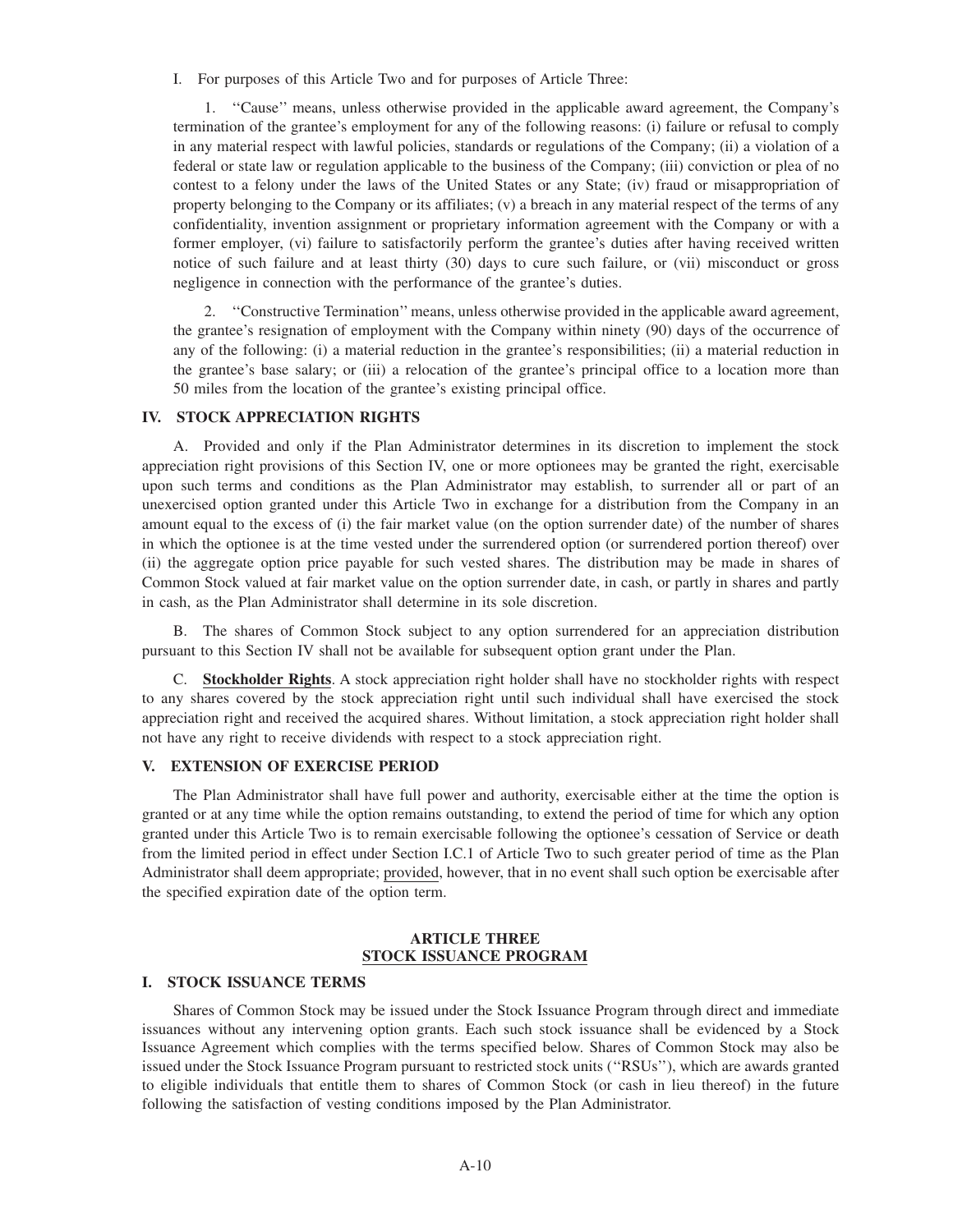I. For purposes of this Article Two and for purposes of Article Three:

1. "Cause" means, unless otherwise provided in the applicable award agreement, the Company's termination of the grantee's employment for any of the following reasons: (i) failure or refusal to comply in any material respect with lawful policies, standards or regulations of the Company; (ii) a violation of a federal or state law or regulation applicable to the business of the Company; (iii) conviction or plea of no contest to a felony under the laws of the United States or any State; (iv) fraud or misappropriation of property belonging to the Company or its affiliates; (v) a breach in any material respect of the terms of any confidentiality, invention assignment or proprietary information agreement with the Company or with a former employer, (vi) failure to satisfactorily perform the grantee's duties after having received written notice of such failure and at least thirty (30) days to cure such failure, or (vii) misconduct or gross negligence in connection with the performance of the grantee's duties.

2. "Constructive Termination" means, unless otherwise provided in the applicable award agreement, the grantee's resignation of employment with the Company within ninety (90) days of the occurrence of any of the following: (i) a material reduction in the grantee's responsibilities; (ii) a material reduction in the grantee's base salary; or (iii) a relocation of the grantee's principal office to a location more than 50 miles from the location of the grantee's existing principal office.

### IV. STOCK APPRECIATION RIGHTS

A. Provided and only if the Plan Administrator determines in its discretion to implement the stock appreciation right provisions of this Section IV, one or more optionees may be granted the right, exercisable upon such terms and conditions as the Plan Administrator may establish, to surrender all or part of an unexercised option granted under this Article Two in exchange for a distribution from the Company in an amount equal to the excess of (i) the fair market value (on the option surrender date) of the number of shares in which the optionee is at the time vested under the surrendered option (or surrendered portion thereof) over (ii) the aggregate option price payable for such vested shares. The distribution may be made in shares of Common Stock valued at fair market value on the option surrender date, in cash, or partly in shares and partly in cash, as the Plan Administrator shall determine in its sole discretion.

B. The shares of Common Stock subject to any option surrendered for an appreciation distribution pursuant to this Section IV shall not be available for subsequent option grant under the Plan.

C. **Stockholder Rights**. A stock appreciation right holder shall have no stockholder rights with respect to any shares covered by the stock appreciation right until such individual shall have exercised the stock appreciation right and received the acquired shares. Without limitation, a stock appreciation right holder shall not have any right to receive dividends with respect to a stock appreciation right.

### V. EXTENSION OF EXERCISE PERIOD

The Plan Administrator shall have full power and authority, exercisable either at the time the option is granted or at any time while the option remains outstanding, to extend the period of time for which any option granted under this Article Two is to remain exercisable following the optionee's cessation of Service or death from the limited period in effect under Section I.C.1 of Article Two to such greater period of time as the Plan Administrator shall deem appropriate; provided, however, that in no event shall such option be exercisable after the specified expiration date of the option term.

## ARTICLE THREE
## STOCK ISSUANCE PROGRAM

### I. STOCK ISSUANCE TERMS

Shares of Common Stock may be issued under the Stock Issuance Program through direct and immediate issuances without any intervening option grants. Each such stock issuance shall be evidenced by a Stock Issuance Agreement which complies with the terms specified below. Shares of Common Stock may also be issued under the Stock Issuance Program pursuant to restricted stock units ("RSUs"), which are awards granted to eligible individuals that entitle them to shares of Common Stock (or cash in lieu thereof) in the future following the satisfaction of vesting conditions imposed by the Plan Administrator.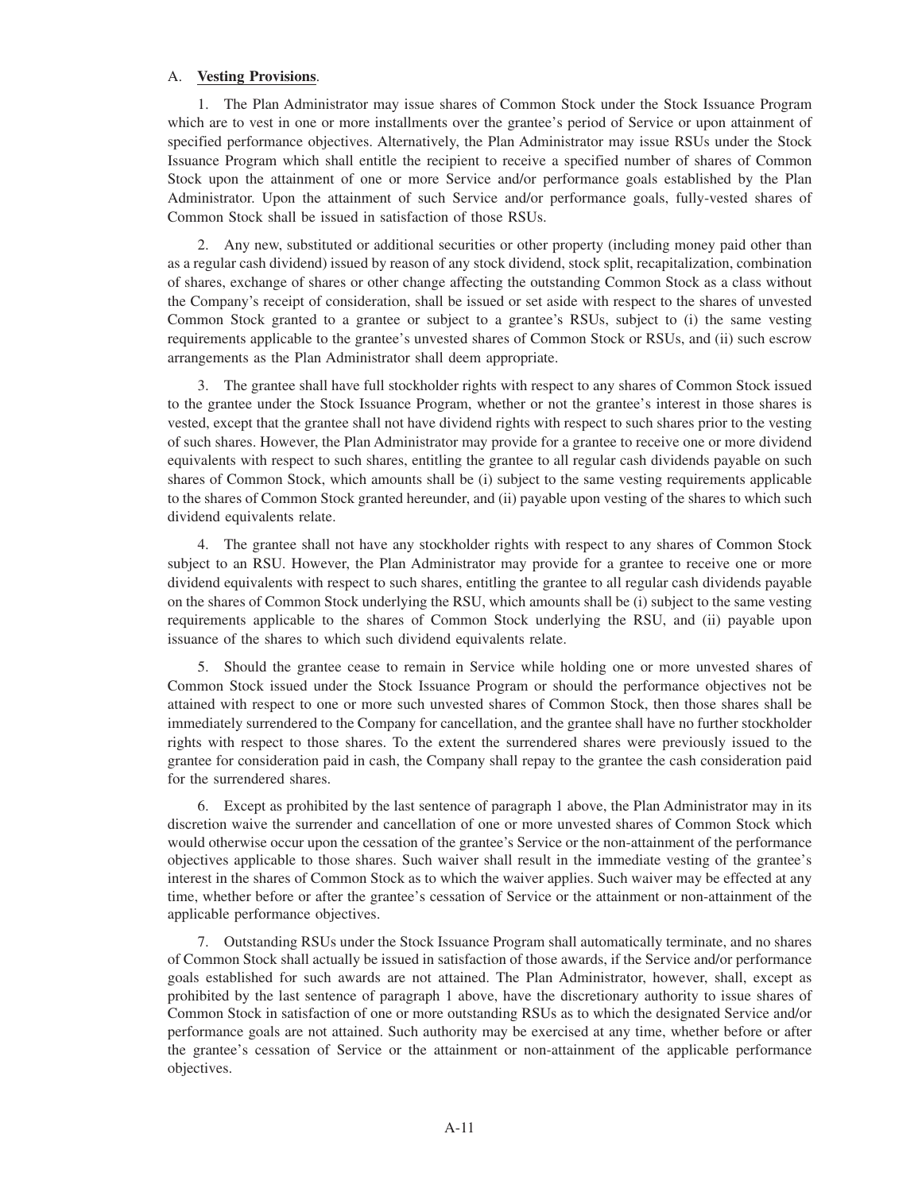A. **Vesting Provisions**.

1. The Plan Administrator may issue shares of Common Stock under the Stock Issuance Program which are to vest in one or more installments over the grantee's period of Service or upon attainment of specified performance objectives. Alternatively, the Plan Administrator may issue RSUs under the Stock Issuance Program which shall entitle the recipient to receive a specified number of shares of Common Stock upon the attainment of one or more Service and/or performance goals established by the Plan Administrator. Upon the attainment of such Service and/or performance goals, fully-vested shares of Common Stock shall be issued in satisfaction of those RSUs.

2. Any new, substituted or additional securities or other property (including money paid other than as a regular cash dividend) issued by reason of any stock dividend, stock split, recapitalization, combination of shares, exchange of shares or other change affecting the outstanding Common Stock as a class without the Company's receipt of consideration, shall be issued or set aside with respect to the shares of unvested Common Stock granted to a grantee or subject to a grantee's RSUs, subject to (i) the same vesting requirements applicable to the grantee's unvested shares of Common Stock or RSUs, and (ii) such escrow arrangements as the Plan Administrator shall deem appropriate.

3. The grantee shall have full stockholder rights with respect to any shares of Common Stock issued to the grantee under the Stock Issuance Program, whether or not the grantee's interest in those shares is vested, except that the grantee shall not have dividend rights with respect to such shares prior to the vesting of such shares. However, the Plan Administrator may provide for a grantee to receive one or more dividend equivalents with respect to such shares, entitling the grantee to all regular cash dividends payable on such shares of Common Stock, which amounts shall be (i) subject to the same vesting requirements applicable to the shares of Common Stock granted hereunder, and (ii) payable upon vesting of the shares to which such dividend equivalents relate.

4. The grantee shall not have any stockholder rights with respect to any shares of Common Stock subject to an RSU. However, the Plan Administrator may provide for a grantee to receive one or more dividend equivalents with respect to such shares, entitling the grantee to all regular cash dividends payable on the shares of Common Stock underlying the RSU, which amounts shall be (i) subject to the same vesting requirements applicable to the shares of Common Stock underlying the RSU, and (ii) payable upon issuance of the shares to which such dividend equivalents relate.

5. Should the grantee cease to remain in Service while holding one or more unvested shares of Common Stock issued under the Stock Issuance Program or should the performance objectives not be attained with respect to one or more such unvested shares of Common Stock, then those shares shall be immediately surrendered to the Company for cancellation, and the grantee shall have no further stockholder rights with respect to those shares. To the extent the surrendered shares were previously issued to the grantee for consideration paid in cash, the Company shall repay to the grantee the cash consideration paid for the surrendered shares.

6. Except as prohibited by the last sentence of paragraph 1 above, the Plan Administrator may in its discretion waive the surrender and cancellation of one or more unvested shares of Common Stock which would otherwise occur upon the cessation of the grantee's Service or the non-attainment of the performance objectives applicable to those shares. Such waiver shall result in the immediate vesting of the grantee's interest in the shares of Common Stock as to which the waiver applies. Such waiver may be effected at any time, whether before or after the grantee's cessation of Service or the attainment or non-attainment of the applicable performance objectives.

7. Outstanding RSUs under the Stock Issuance Program shall automatically terminate, and no shares of Common Stock shall actually be issued in satisfaction of those awards, if the Service and/or performance goals established for such awards are not attained. The Plan Administrator, however, shall, except as prohibited by the last sentence of paragraph 1 above, have the discretionary authority to issue shares of Common Stock in satisfaction of one or more outstanding RSUs as to which the designated Service and/or performance goals are not attained. Such authority may be exercised at any time, whether before or after the grantee's cessation of Service or the attainment or non-attainment of the applicable performance objectives.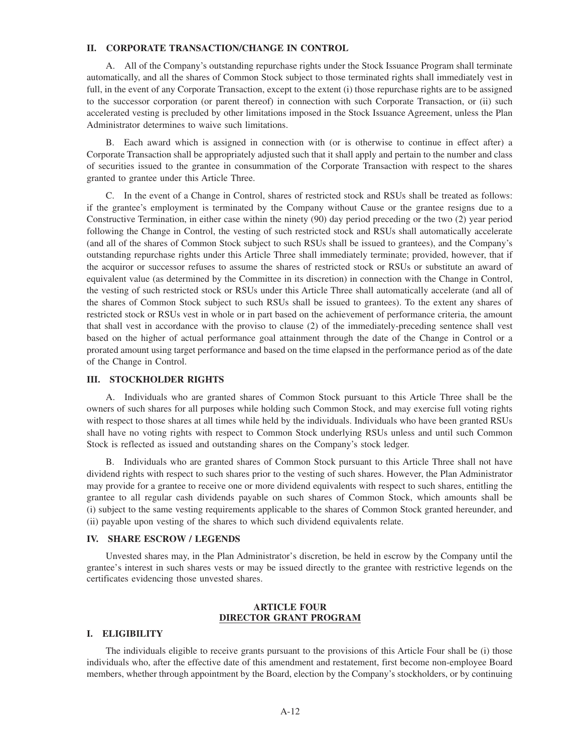### II. CORPORATE TRANSACTION/CHANGE IN CONTROL

A. All of the Company's outstanding repurchase rights under the Stock Issuance Program shall terminate automatically, and all the shares of Common Stock subject to those terminated rights shall immediately vest in full, in the event of any Corporate Transaction, except to the extent (i) those repurchase rights are to be assigned to the successor corporation (or parent thereof) in connection with such Corporate Transaction, or (ii) such accelerated vesting is precluded by other limitations imposed in the Stock Issuance Agreement, unless the Plan Administrator determines to waive such limitations.

B. Each award which is assigned in connection with (or is otherwise to continue in effect after) a Corporate Transaction shall be appropriately adjusted such that it shall apply and pertain to the number and class of securities issued to the grantee in consummation of the Corporate Transaction with respect to the shares granted to grantee under this Article Three.

C. In the event of a Change in Control, shares of restricted stock and RSUs shall be treated as follows: if the grantee's employment is terminated by the Company without Cause or the grantee resigns due to a Constructive Termination, in either case within the ninety (90) day period preceding or the two (2) year period following the Change in Control, the vesting of such restricted stock and RSUs shall automatically accelerate (and all of the shares of Common Stock subject to such RSUs shall be issued to grantees), and the Company's outstanding repurchase rights under this Article Three shall immediately terminate; provided, however, that if the acquiror or successor refuses to assume the shares of restricted stock or RSUs or substitute an award of equivalent value (as determined by the Committee in its discretion) in connection with the Change in Control, the vesting of such restricted stock or RSUs under this Article Three shall automatically accelerate (and all of the shares of Common Stock subject to such RSUs shall be issued to grantees). To the extent any shares of restricted stock or RSUs vest in whole or in part based on the achievement of performance criteria, the amount that shall vest in accordance with the proviso to clause (2) of the immediately-preceding sentence shall vest based on the higher of actual performance goal attainment through the date of the Change in Control or a prorated amount using target performance and based on the time elapsed in the performance period as of the date of the Change in Control.

### III. STOCKHOLDER RIGHTS

A. Individuals who are granted shares of Common Stock pursuant to this Article Three shall be the owners of such shares for all purposes while holding such Common Stock, and may exercise full voting rights with respect to those shares at all times while held by the individuals. Individuals who have been granted RSUs shall have no voting rights with respect to Common Stock underlying RSUs unless and until such Common Stock is reflected as issued and outstanding shares on the Company's stock ledger.

B. Individuals who are granted shares of Common Stock pursuant to this Article Three shall not have dividend rights with respect to such shares prior to the vesting of such shares. However, the Plan Administrator may provide for a grantee to receive one or more dividend equivalents with respect to such shares, entitling the grantee to all regular cash dividends payable on such shares of Common Stock, which amounts shall be (i) subject to the same vesting requirements applicable to the shares of Common Stock granted hereunder, and (ii) payable upon vesting of the shares to which such dividend equivalents relate.

### IV. SHARE ESCROW / LEGENDS

Unvested shares may, in the Plan Administrator's discretion, be held in escrow by the Company until the grantee's interest in such shares vests or may be issued directly to the grantee with restrictive legends on the certificates evidencing those unvested shares.

## ARTICLE FOUR
## DIRECTOR GRANT PROGRAM

### I. ELIGIBILITY

The individuals eligible to receive grants pursuant to the provisions of this Article Four shall be (i) those individuals who, after the effective date of this amendment and restatement, first become non-employee Board members, whether through appointment by the Board, election by the Company's stockholders, or by continuing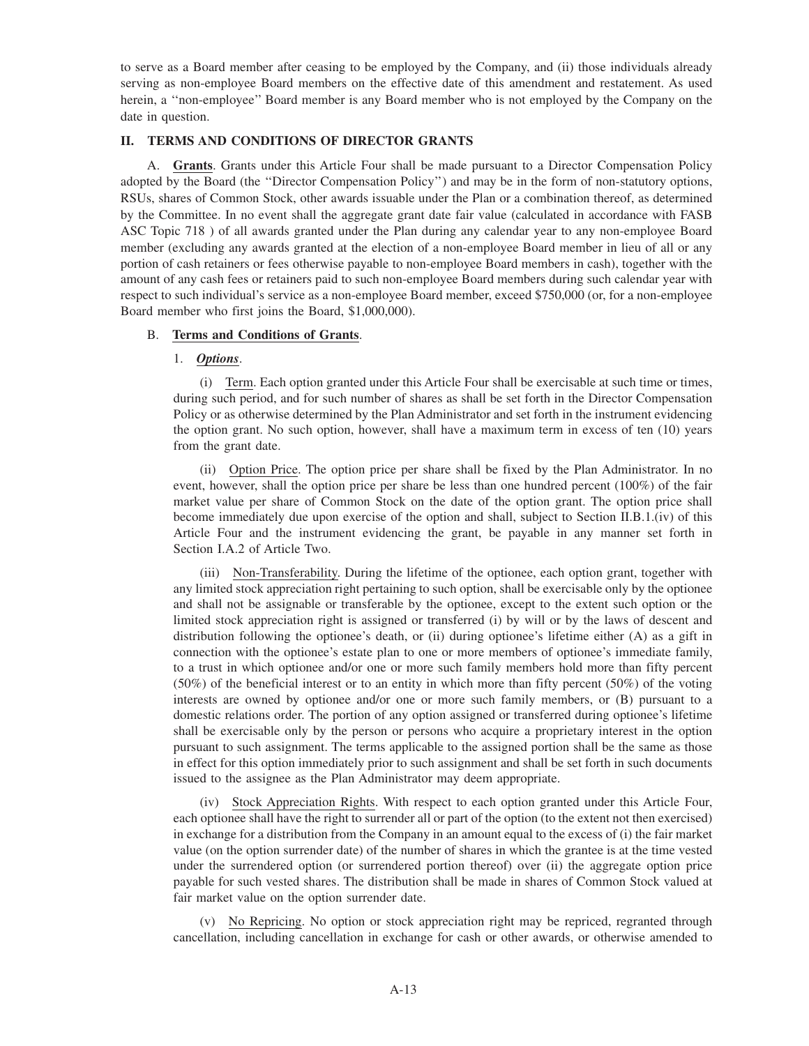to serve as a Board member after ceasing to be employed by the Company, and (ii) those individuals already serving as non-employee Board members on the effective date of this amendment and restatement. As used herein, a ''non-employee'' Board member is any Board member who is not employed by the Company on the date in question.

## II. TERMS AND CONDITIONS OF DIRECTOR GRANTS

A. **Grants**. Grants under this Article Four shall be made pursuant to a Director Compensation Policy adopted by the Board (the ''Director Compensation Policy'') and may be in the form of non-statutory options, RSUs, shares of Common Stock, other awards issuable under the Plan or a combination thereof, as determined by the Committee. In no event shall the aggregate grant date fair value (calculated in accordance with FASB ASC Topic 718 ) of all awards granted under the Plan during any calendar year to any non-employee Board member (excluding any awards granted at the election of a non-employee Board member in lieu of all or any portion of cash retainers or fees otherwise payable to non-employee Board members in cash), together with the amount of any cash fees or retainers paid to such non-employee Board members during such calendar year with respect to such individual's service as a non-employee Board member, exceed $750,000 (or, for a non-employee Board member who first joins the Board, $1,000,000).

B. **Terms and Conditions of Grants**.

1. ***Options***.

(i) Term. Each option granted under this Article Four shall be exercisable at such time or times, during such period, and for such number of shares as shall be set forth in the Director Compensation Policy or as otherwise determined by the Plan Administrator and set forth in the instrument evidencing the option grant. No such option, however, shall have a maximum term in excess of ten (10) years from the grant date.

(ii) Option Price. The option price per share shall be fixed by the Plan Administrator. In no event, however, shall the option price per share be less than one hundred percent (100%) of the fair market value per share of Common Stock on the date of the option grant. The option price shall become immediately due upon exercise of the option and shall, subject to Section II.B.1.(iv) of this Article Four and the instrument evidencing the grant, be payable in any manner set forth in Section I.A.2 of Article Two.

(iii) Non-Transferability. During the lifetime of the optionee, each option grant, together with any limited stock appreciation right pertaining to such option, shall be exercisable only by the optionee and shall not be assignable or transferable by the optionee, except to the extent such option or the limited stock appreciation right is assigned or transferred (i) by will or by the laws of descent and distribution following the optionee's death, or (ii) during optionee's lifetime either (A) as a gift in connection with the optionee's estate plan to one or more members of optionee's immediate family, to a trust in which optionee and/or one or more such family members hold more than fifty percent (50%) of the beneficial interest or to an entity in which more than fifty percent (50%) of the voting interests are owned by optionee and/or one or more such family members, or (B) pursuant to a domestic relations order. The portion of any option assigned or transferred during optionee's lifetime shall be exercisable only by the person or persons who acquire a proprietary interest in the option pursuant to such assignment. The terms applicable to the assigned portion shall be the same as those in effect for this option immediately prior to such assignment and shall be set forth in such documents issued to the assignee as the Plan Administrator may deem appropriate.

(iv) Stock Appreciation Rights. With respect to each option granted under this Article Four, each optionee shall have the right to surrender all or part of the option (to the extent not then exercised) in exchange for a distribution from the Company in an amount equal to the excess of (i) the fair market value (on the option surrender date) of the number of shares in which the grantee is at the time vested under the surrendered option (or surrendered portion thereof) over (ii) the aggregate option price payable for such vested shares. The distribution shall be made in shares of Common Stock valued at fair market value on the option surrender date.

(v) No Repricing. No option or stock appreciation right may be repriced, regranted through cancellation, including cancellation in exchange for cash or other awards, or otherwise amended to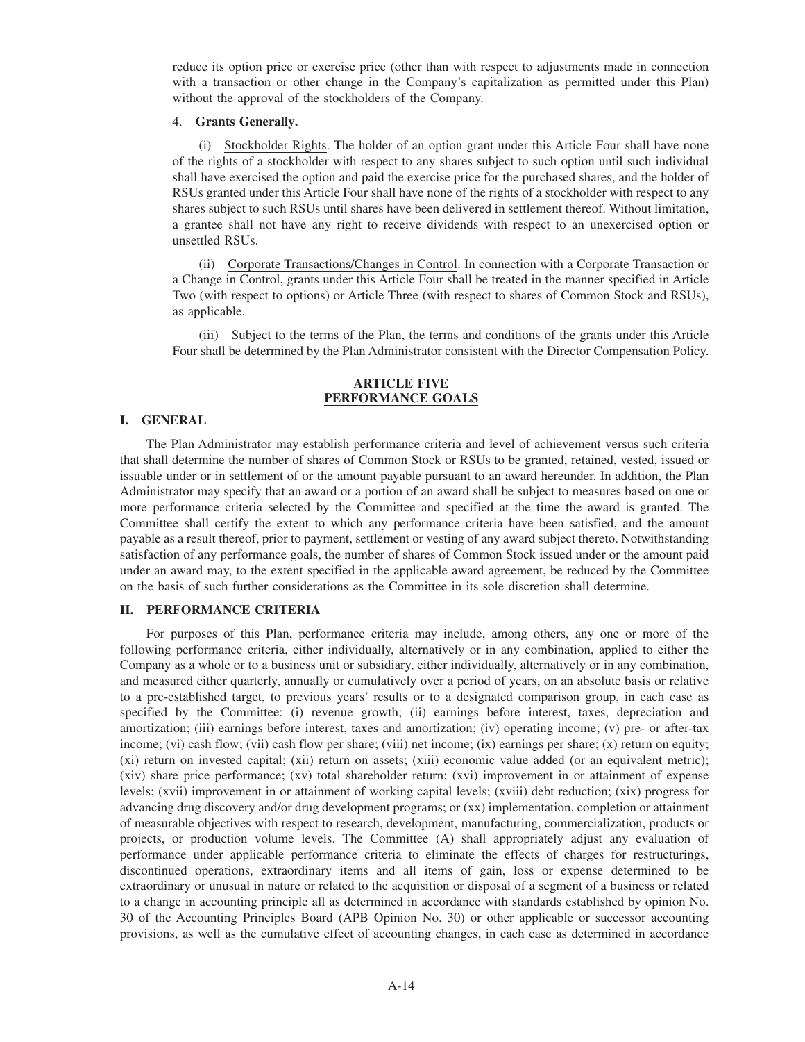reduce its option price or exercise price (other than with respect to adjustments made in connection with a transaction or other change in the Company's capitalization as permitted under this Plan) without the approval of the stockholders of the Company.

4. **Grants Generally.**

(i) Stockholder Rights. The holder of an option grant under this Article Four shall have none of the rights of a stockholder with respect to any shares subject to such option until such individual shall have exercised the option and paid the exercise price for the purchased shares, and the holder of RSUs granted under this Article Four shall have none of the rights of a stockholder with respect to any shares subject to such RSUs until shares have been delivered in settlement thereof. Without limitation, a grantee shall not have any right to receive dividends with respect to an unexercised option or unsettled RSUs.

(ii) Corporate Transactions/Changes in Control. In connection with a Corporate Transaction or a Change in Control, grants under this Article Four shall be treated in the manner specified in Article Two (with respect to options) or Article Three (with respect to shares of Common Stock and RSUs), as applicable.

(iii) Subject to the terms of the Plan, the terms and conditions of the grants under this Article Four shall be determined by the Plan Administrator consistent with the Director Compensation Policy.

## ARTICLE FIVE
## PERFORMANCE GOALS

### I. GENERAL

The Plan Administrator may establish performance criteria and level of achievement versus such criteria that shall determine the number of shares of Common Stock or RSUs to be granted, retained, vested, issued or issuable under or in settlement of or the amount payable pursuant to an award hereunder. In addition, the Plan Administrator may specify that an award or a portion of an award shall be subject to measures based on one or more performance criteria selected by the Committee and specified at the time the award is granted. The Committee shall certify the extent to which any performance criteria have been satisfied, and the amount payable as a result thereof, prior to payment, settlement or vesting of any award subject thereto. Notwithstanding satisfaction of any performance goals, the number of shares of Common Stock issued under or the amount paid under an award may, to the extent specified in the applicable award agreement, be reduced by the Committee on the basis of such further considerations as the Committee in its sole discretion shall determine.

### II. PERFORMANCE CRITERIA

For purposes of this Plan, performance criteria may include, among others, any one or more of the following performance criteria, either individually, alternatively or in any combination, applied to either the Company as a whole or to a business unit or subsidiary, either individually, alternatively or in any combination, and measured either quarterly, annually or cumulatively over a period of years, on an absolute basis or relative to a pre-established target, to previous years' results or to a designated comparison group, in each case as specified by the Committee: (i) revenue growth; (ii) earnings before interest, taxes, depreciation and amortization; (iii) earnings before interest, taxes and amortization; (iv) operating income; (v) pre- or after-tax income; (vi) cash flow; (vii) cash flow per share; (viii) net income; (ix) earnings per share; (x) return on equity; (xi) return on invested capital; (xii) return on assets; (xiii) economic value added (or an equivalent metric); (xiv) share price performance; (xv) total shareholder return; (xvi) improvement in or attainment of expense levels; (xvii) improvement in or attainment of working capital levels; (xviii) debt reduction; (xix) progress for advancing drug discovery and/or drug development programs; or (xx) implementation, completion or attainment of measurable objectives with respect to research, development, manufacturing, commercialization, products or projects, or production volume levels. The Committee (A) shall appropriately adjust any evaluation of performance under applicable performance criteria to eliminate the effects of charges for restructurings, discontinued operations, extraordinary items and all items of gain, loss or expense determined to be extraordinary or unusual in nature or related to the acquisition or disposal of a segment of a business or related to a change in accounting principle all as determined in accordance with standards established by opinion No. 30 of the Accounting Principles Board (APB Opinion No. 30) or other applicable or successor accounting provisions, as well as the cumulative effect of accounting changes, in each case as determined in accordance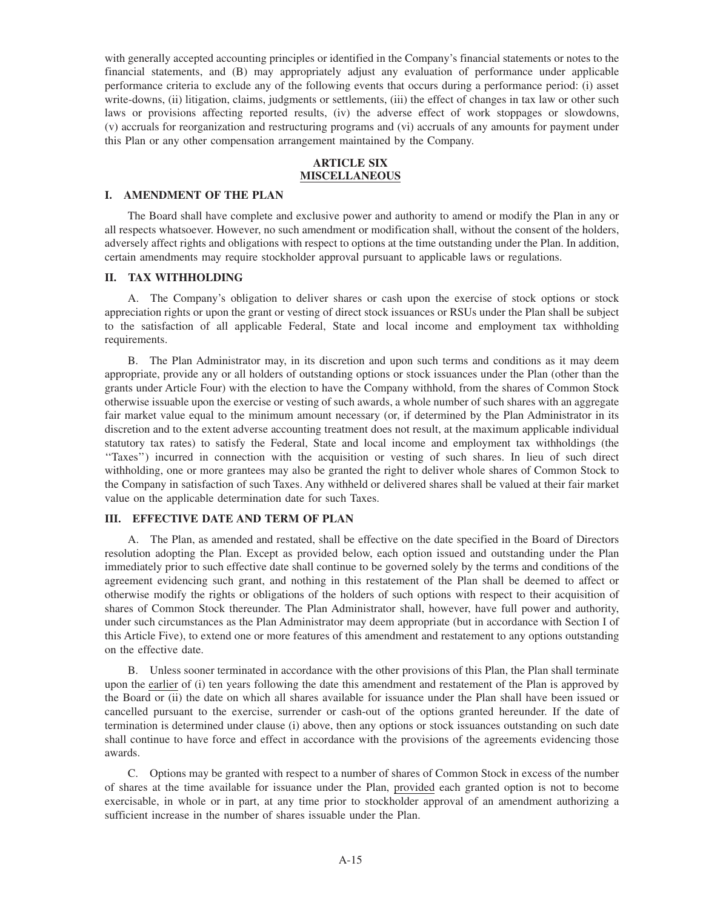with generally accepted accounting principles or identified in the Company's financial statements or notes to the financial statements, and (B) may appropriately adjust any evaluation of performance under applicable performance criteria to exclude any of the following events that occurs during a performance period: (i) asset write-downs, (ii) litigation, claims, judgments or settlements, (iii) the effect of changes in tax law or other such laws or provisions affecting reported results, (iv) the adverse effect of work stoppages or slowdowns, (v) accruals for reorganization and restructuring programs and (vi) accruals of any amounts for payment under this Plan or any other compensation arrangement maintained by the Company.

## ARTICLE SIX
## MISCELLANEOUS

### I. AMENDMENT OF THE PLAN

The Board shall have complete and exclusive power and authority to amend or modify the Plan in any or all respects whatsoever. However, no such amendment or modification shall, without the consent of the holders, adversely affect rights and obligations with respect to options at the time outstanding under the Plan. In addition, certain amendments may require stockholder approval pursuant to applicable laws or regulations.

### II. TAX WITHHOLDING

A. The Company's obligation to deliver shares or cash upon the exercise of stock options or stock appreciation rights or upon the grant or vesting of direct stock issuances or RSUs under the Plan shall be subject to the satisfaction of all applicable Federal, State and local income and employment tax withholding requirements.

B. The Plan Administrator may, in its discretion and upon such terms and conditions as it may deem appropriate, provide any or all holders of outstanding options or stock issuances under the Plan (other than the grants under Article Four) with the election to have the Company withhold, from the shares of Common Stock otherwise issuable upon the exercise or vesting of such awards, a whole number of such shares with an aggregate fair market value equal to the minimum amount necessary (or, if determined by the Plan Administrator in its discretion and to the extent adverse accounting treatment does not result, at the maximum applicable individual statutory tax rates) to satisfy the Federal, State and local income and employment tax withholdings (the "Taxes") incurred in connection with the acquisition or vesting of such shares. In lieu of such direct withholding, one or more grantees may also be granted the right to deliver whole shares of Common Stock to the Company in satisfaction of such Taxes. Any withheld or delivered shares shall be valued at their fair market value on the applicable determination date for such Taxes.

### III. EFFECTIVE DATE AND TERM OF PLAN

A. The Plan, as amended and restated, shall be effective on the date specified in the Board of Directors resolution adopting the Plan. Except as provided below, each option issued and outstanding under the Plan immediately prior to such effective date shall continue to be governed solely by the terms and conditions of the agreement evidencing such grant, and nothing in this restatement of the Plan shall be deemed to affect or otherwise modify the rights or obligations of the holders of such options with respect to their acquisition of shares of Common Stock thereunder. The Plan Administrator shall, however, have full power and authority, under such circumstances as the Plan Administrator may deem appropriate (but in accordance with Section I of this Article Five), to extend one or more features of this amendment and restatement to any options outstanding on the effective date.

B. Unless sooner terminated in accordance with the other provisions of this Plan, the Plan shall terminate upon the earlier of (i) ten years following the date this amendment and restatement of the Plan is approved by the Board or (ii) the date on which all shares available for issuance under the Plan shall have been issued or cancelled pursuant to the exercise, surrender or cash-out of the options granted hereunder. If the date of termination is determined under clause (i) above, then any options or stock issuances outstanding on such date shall continue to have force and effect in accordance with the provisions of the agreements evidencing those awards.

C. Options may be granted with respect to a number of shares of Common Stock in excess of the number of shares at the time available for issuance under the Plan, provided each granted option is not to become exercisable, in whole or in part, at any time prior to stockholder approval of an amendment authorizing a sufficient increase in the number of shares issuable under the Plan.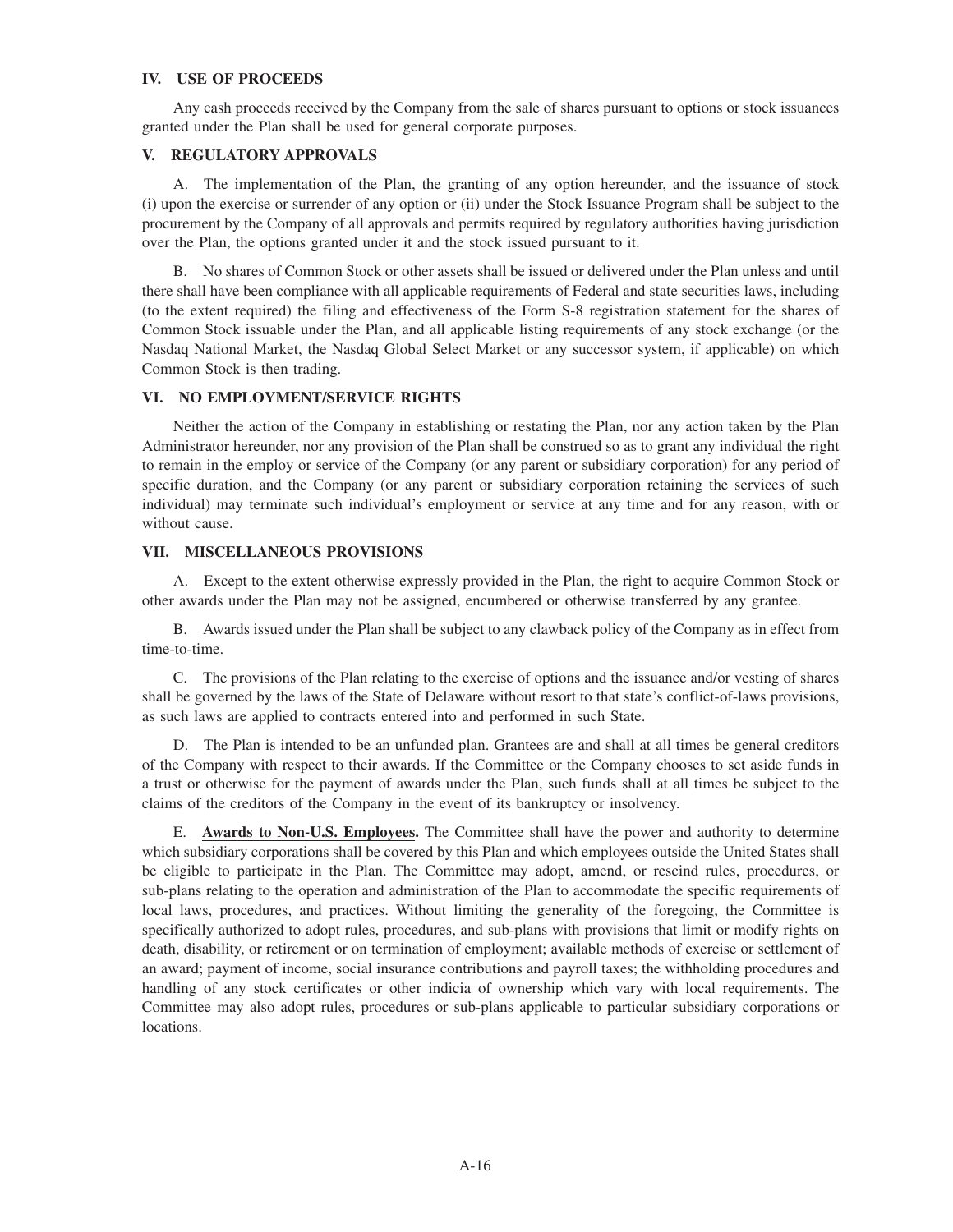### IV. USE OF PROCEEDS

Any cash proceeds received by the Company from the sale of shares pursuant to options or stock issuances granted under the Plan shall be used for general corporate purposes.

### V. REGULATORY APPROVALS

A. The implementation of the Plan, the granting of any option hereunder, and the issuance of stock (i) upon the exercise or surrender of any option or (ii) under the Stock Issuance Program shall be subject to the procurement by the Company of all approvals and permits required by regulatory authorities having jurisdiction over the Plan, the options granted under it and the stock issued pursuant to it.

B. No shares of Common Stock or other assets shall be issued or delivered under the Plan unless and until there shall have been compliance with all applicable requirements of Federal and state securities laws, including (to the extent required) the filing and effectiveness of the Form S-8 registration statement for the shares of Common Stock issuable under the Plan, and all applicable listing requirements of any stock exchange (or the Nasdaq National Market, the Nasdaq Global Select Market or any successor system, if applicable) on which Common Stock is then trading.

### VI. NO EMPLOYMENT/SERVICE RIGHTS

Neither the action of the Company in establishing or restating the Plan, nor any action taken by the Plan Administrator hereunder, nor any provision of the Plan shall be construed so as to grant any individual the right to remain in the employ or service of the Company (or any parent or subsidiary corporation) for any period of specific duration, and the Company (or any parent or subsidiary corporation retaining the services of such individual) may terminate such individual's employment or service at any time and for any reason, with or without cause.

### VII. MISCELLANEOUS PROVISIONS

A. Except to the extent otherwise expressly provided in the Plan, the right to acquire Common Stock or other awards under the Plan may not be assigned, encumbered or otherwise transferred by any grantee.

B. Awards issued under the Plan shall be subject to any clawback policy of the Company as in effect from time-to-time.

C. The provisions of the Plan relating to the exercise of options and the issuance and/or vesting of shares shall be governed by the laws of the State of Delaware without resort to that state's conflict-of-laws provisions, as such laws are applied to contracts entered into and performed in such State.

D. The Plan is intended to be an unfunded plan. Grantees are and shall at all times be general creditors of the Company with respect to their awards. If the Committee or the Company chooses to set aside funds in a trust or otherwise for the payment of awards under the Plan, such funds shall at all times be subject to the claims of the creditors of the Company in the event of its bankruptcy or insolvency.

E. **Awards to Non-U.S. Employees.** The Committee shall have the power and authority to determine which subsidiary corporations shall be covered by this Plan and which employees outside the United States shall be eligible to participate in the Plan. The Committee may adopt, amend, or rescind rules, procedures, or sub-plans relating to the operation and administration of the Plan to accommodate the specific requirements of local laws, procedures, and practices. Without limiting the generality of the foregoing, the Committee is specifically authorized to adopt rules, procedures, and sub-plans with provisions that limit or modify rights on death, disability, or retirement or on termination of employment; available methods of exercise or settlement of an award; payment of income, social insurance contributions and payroll taxes; the withholding procedures and handling of any stock certificates or other indicia of ownership which vary with local requirements. The Committee may also adopt rules, procedures or sub-plans applicable to particular subsidiary corporations or locations.